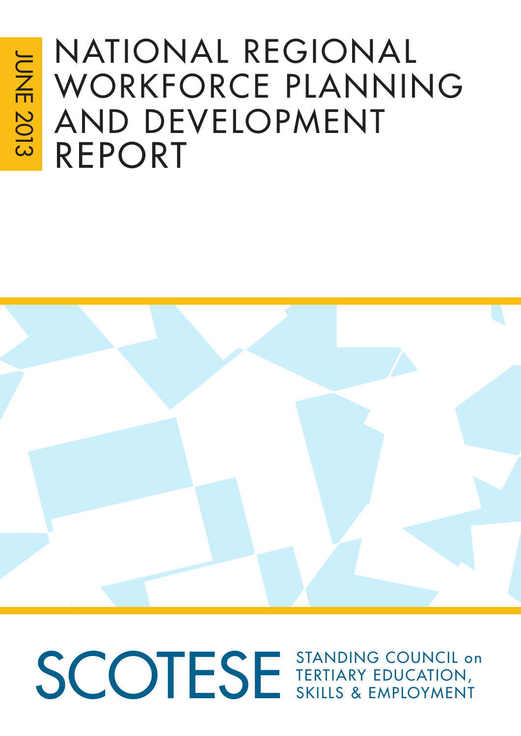JUNE 2013

# NATIONAL REGIONAL WORKFORCE PLANNING AND DEVELOPMENT REPORT

SCOTESE STANDING COUNCIL on TERTIARY EDUCATION, SKILLS & EMPLOYMENT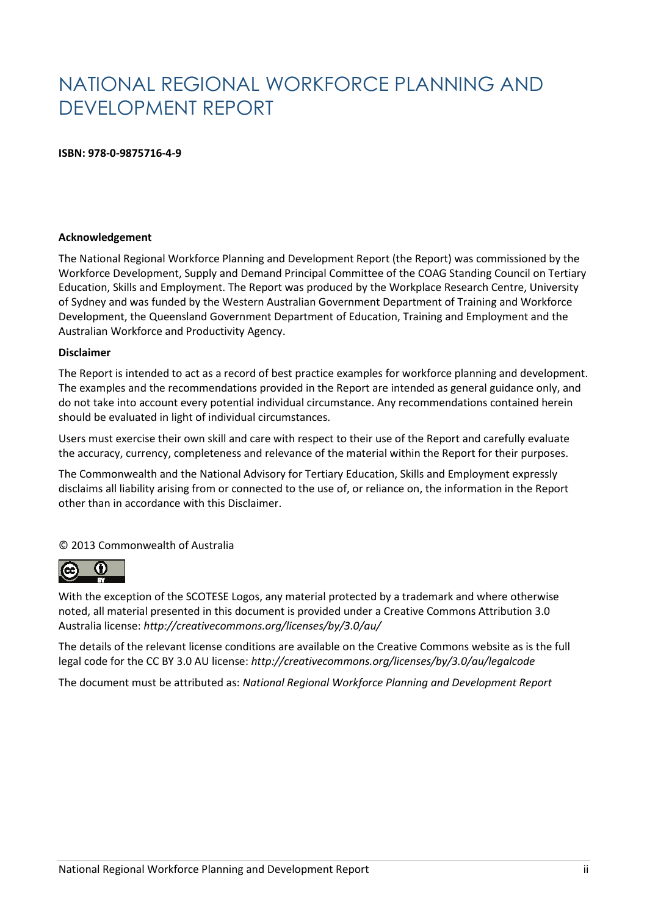# NATIONAL REGIONAL WORKFORCE PLANNING AND DEVELOPMENT REPORT

**ISBN: 978-0-9875716-4-9**

**Acknowledgement**

The National Regional Workforce Planning and Development Report (the Report) was commissioned by the Workforce Development, Supply and Demand Principal Committee of the COAG Standing Council on Tertiary Education, Skills and Employment. The Report was produced by the Workplace Research Centre, University of Sydney and was funded by the Western Australian Government Department of Training and Workforce Development, the Queensland Government Department of Education, Training and Employment and the Australian Workforce and Productivity Agency.

**Disclaimer**

The Report is intended to act as a record of best practice examples for workforce planning and development. The examples and the recommendations provided in the Report are intended as general guidance only, and do not take into account every potential individual circumstance. Any recommendations contained herein should be evaluated in light of individual circumstances.

Users must exercise their own skill and care with respect to their use of the Report and carefully evaluate the accuracy, currency, completeness and relevance of the material within the Report for their purposes.

The Commonwealth and the National Advisory for Tertiary Education, Skills and Employment expressly disclaims all liability arising from or connected to the use of, or reliance on, the information in the Report other than in accordance with this Disclaimer.

© 2013 Commonwealth of Australia

With the exception of the SCOTESE Logos, any material protected by a trademark and where otherwise noted, all material presented in this document is provided under a Creative Commons Attribution 3.0 Australia license: *http://creativecommons.org/licenses/by/3.0/au/*

The details of the relevant license conditions are available on the Creative Commons website as is the full legal code for the CC BY 3.0 AU license: *http://creativecommons.org/licenses/by/3.0/au/legalcode*

The document must be attributed as: *National Regional Workforce Planning and Development Report*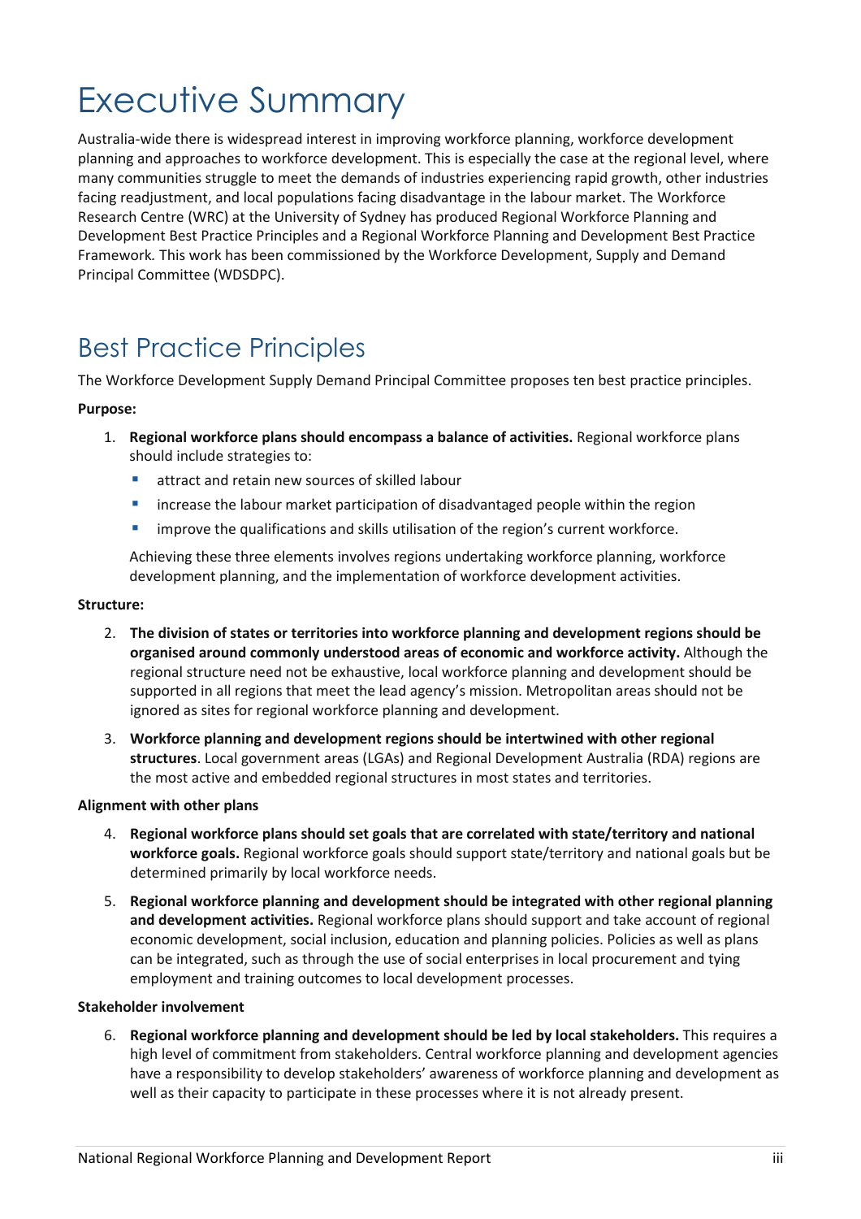# Executive Summary

Australia-wide there is widespread interest in improving workforce planning, workforce development planning and approaches to workforce development. This is especially the case at the regional level, where many communities struggle to meet the demands of industries experiencing rapid growth, other industries facing readjustment, and local populations facing disadvantage in the labour market. The Workforce Research Centre (WRC) at the University of Sydney has produced Regional Workforce Planning and Development Best Practice Principles and a Regional Workforce Planning and Development Best Practice Framework*.* This work has been commissioned by the Workforce Development, Supply and Demand Principal Committee (WDSDPC).

## Best Practice Principles

The Workforce Development Supply Demand Principal Committee proposes ten best practice principles.

**Purpose:**

1. **Regional workforce plans should encompass a balance of activities.** Regional workforce plans should include strategies to:
   - attract and retain new sources of skilled labour
   - increase the labour market participation of disadvantaged people within the region
   - improve the qualifications and skills utilisation of the region's current workforce.

   Achieving these three elements involves regions undertaking workforce planning, workforce development planning, and the implementation of workforce development activities.

**Structure:**

2. **The division of states or territories into workforce planning and development regions should be organised around commonly understood areas of economic and workforce activity.** Although the regional structure need not be exhaustive, local workforce planning and development should be supported in all regions that meet the lead agency's mission. Metropolitan areas should not be ignored as sites for regional workforce planning and development.

3. **Workforce planning and development regions should be intertwined with other regional structures**. Local government areas (LGAs) and Regional Development Australia (RDA) regions are the most active and embedded regional structures in most states and territories.

**Alignment with other plans**

4. **Regional workforce plans should set goals that are correlated with state/territory and national workforce goals.** Regional workforce goals should support state/territory and national goals but be determined primarily by local workforce needs.

5. **Regional workforce planning and development should be integrated with other regional planning and development activities.** Regional workforce plans should support and take account of regional economic development, social inclusion, education and planning policies. Policies as well as plans can be integrated, such as through the use of social enterprises in local procurement and tying employment and training outcomes to local development processes.

**Stakeholder involvement**

6. **Regional workforce planning and development should be led by local stakeholders.** This requires a high level of commitment from stakeholders. Central workforce planning and development agencies have a responsibility to develop stakeholders' awareness of workforce planning and development as well as their capacity to participate in these processes where it is not already present.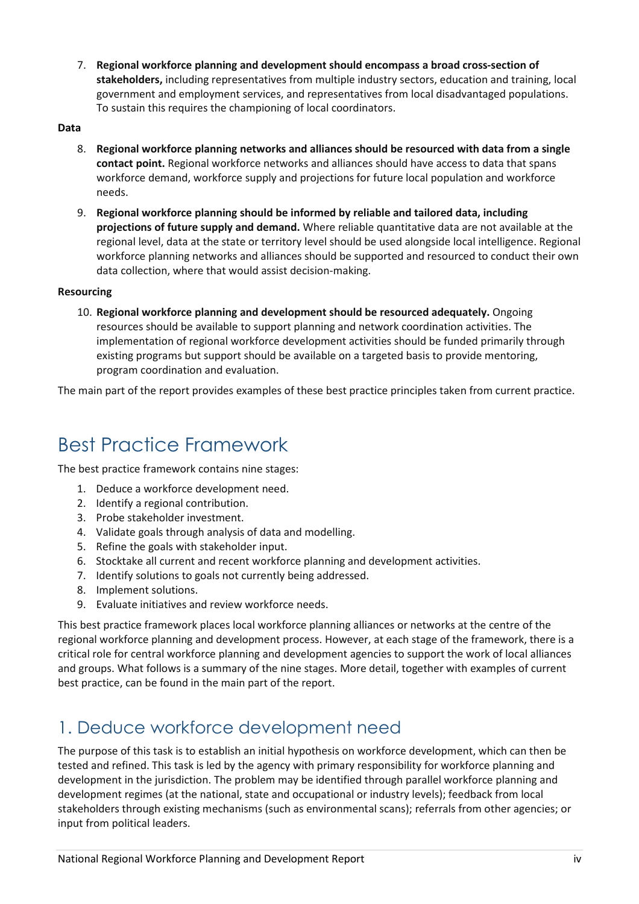7. **Regional workforce planning and development should encompass a broad cross-section of stakeholders,** including representatives from multiple industry sectors, education and training, local government and employment services, and representatives from local disadvantaged populations. To sustain this requires the championing of local coordinators.

**Data**

8. **Regional workforce planning networks and alliances should be resourced with data from a single contact point.** Regional workforce networks and alliances should have access to data that spans workforce demand, workforce supply and projections for future local population and workforce needs.

9. **Regional workforce planning should be informed by reliable and tailored data, including projections of future supply and demand.** Where reliable quantitative data are not available at the regional level, data at the state or territory level should be used alongside local intelligence. Regional workforce planning networks and alliances should be supported and resourced to conduct their own data collection, where that would assist decision-making.

**Resourcing**

10. **Regional workforce planning and development should be resourced adequately.** Ongoing resources should be available to support planning and network coordination activities. The implementation of regional workforce development activities should be funded primarily through existing programs but support should be available on a targeted basis to provide mentoring, program coordination and evaluation.

The main part of the report provides examples of these best practice principles taken from current practice.

# Best Practice Framework

The best practice framework contains nine stages:

1. Deduce a workforce development need.
2. Identify a regional contribution.
3. Probe stakeholder investment.
4. Validate goals through analysis of data and modelling.
5. Refine the goals with stakeholder input.
6. Stocktake all current and recent workforce planning and development activities.
7. Identify solutions to goals not currently being addressed.
8. Implement solutions.
9. Evaluate initiatives and review workforce needs.

This best practice framework places local workforce planning alliances or networks at the centre of the regional workforce planning and development process. However, at each stage of the framework, there is a critical role for central workforce planning and development agencies to support the work of local alliances and groups. What follows is a summary of the nine stages. More detail, together with examples of current best practice, can be found in the main part of the report.

## 1. Deduce workforce development need

The purpose of this task is to establish an initial hypothesis on workforce development, which can then be tested and refined. This task is led by the agency with primary responsibility for workforce planning and development in the jurisdiction. The problem may be identified through parallel workforce planning and development regimes (at the national, state and occupational or industry levels); feedback from local stakeholders through existing mechanisms (such as environmental scans); referrals from other agencies; or input from political leaders.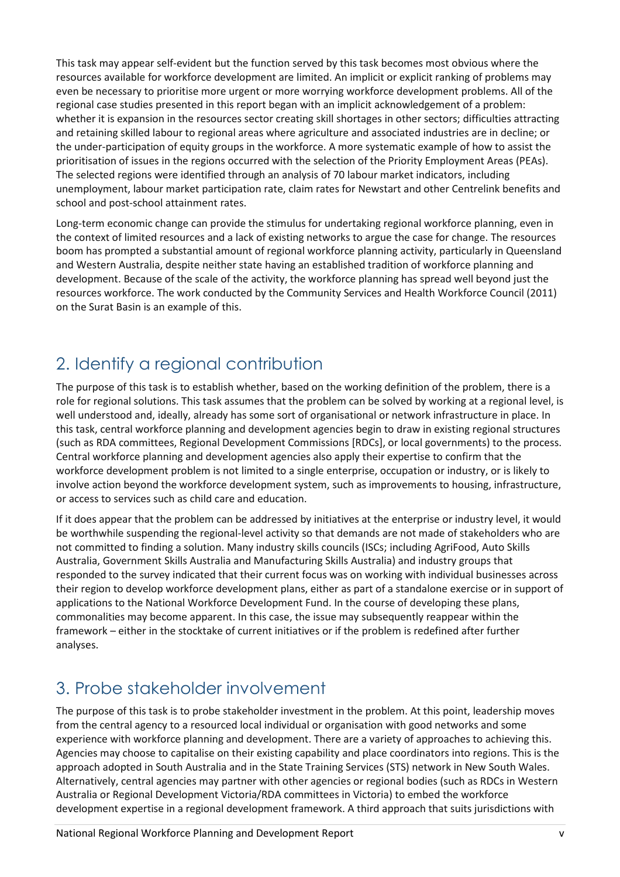This task may appear self-evident but the function served by this task becomes most obvious where the resources available for workforce development are limited. An implicit or explicit ranking of problems may even be necessary to prioritise more urgent or more worrying workforce development problems. All of the regional case studies presented in this report began with an implicit acknowledgement of a problem: whether it is expansion in the resources sector creating skill shortages in other sectors; difficulties attracting and retaining skilled labour to regional areas where agriculture and associated industries are in decline; or the under-participation of equity groups in the workforce. A more systematic example of how to assist the prioritisation of issues in the regions occurred with the selection of the Priority Employment Areas (PEAs). The selected regions were identified through an analysis of 70 labour market indicators, including unemployment, labour market participation rate, claim rates for Newstart and other Centrelink benefits and school and post-school attainment rates.

Long-term economic change can provide the stimulus for undertaking regional workforce planning, even in the context of limited resources and a lack of existing networks to argue the case for change. The resources boom has prompted a substantial amount of regional workforce planning activity, particularly in Queensland and Western Australia, despite neither state having an established tradition of workforce planning and development. Because of the scale of the activity, the workforce planning has spread well beyond just the resources workforce. The work conducted by the Community Services and Health Workforce Council (2011) on the Surat Basin is an example of this.

## 2. Identify a regional contribution

The purpose of this task is to establish whether, based on the working definition of the problem, there is a role for regional solutions. This task assumes that the problem can be solved by working at a regional level, is well understood and, ideally, already has some sort of organisational or network infrastructure in place. In this task, central workforce planning and development agencies begin to draw in existing regional structures (such as RDA committees, Regional Development Commissions [RDCs], or local governments) to the process. Central workforce planning and development agencies also apply their expertise to confirm that the workforce development problem is not limited to a single enterprise, occupation or industry, or is likely to involve action beyond the workforce development system, such as improvements to housing, infrastructure, or access to services such as child care and education.

If it does appear that the problem can be addressed by initiatives at the enterprise or industry level, it would be worthwhile suspending the regional-level activity so that demands are not made of stakeholders who are not committed to finding a solution. Many industry skills councils (ISCs; including AgriFood, Auto Skills Australia, Government Skills Australia and Manufacturing Skills Australia) and industry groups that responded to the survey indicated that their current focus was on working with individual businesses across their region to develop workforce development plans, either as part of a standalone exercise or in support of applications to the National Workforce Development Fund. In the course of developing these plans, commonalities may become apparent. In this case, the issue may subsequently reappear within the framework – either in the stocktake of current initiatives or if the problem is redefined after further analyses.

## 3. Probe stakeholder involvement

The purpose of this task is to probe stakeholder investment in the problem. At this point, leadership moves from the central agency to a resourced local individual or organisation with good networks and some experience with workforce planning and development. There are a variety of approaches to achieving this. Agencies may choose to capitalise on their existing capability and place coordinators into regions. This is the approach adopted in South Australia and in the State Training Services (STS) network in New South Wales. Alternatively, central agencies may partner with other agencies or regional bodies (such as RDCs in Western Australia or Regional Development Victoria/RDA committees in Victoria) to embed the workforce development expertise in a regional development framework. A third approach that suits jurisdictions with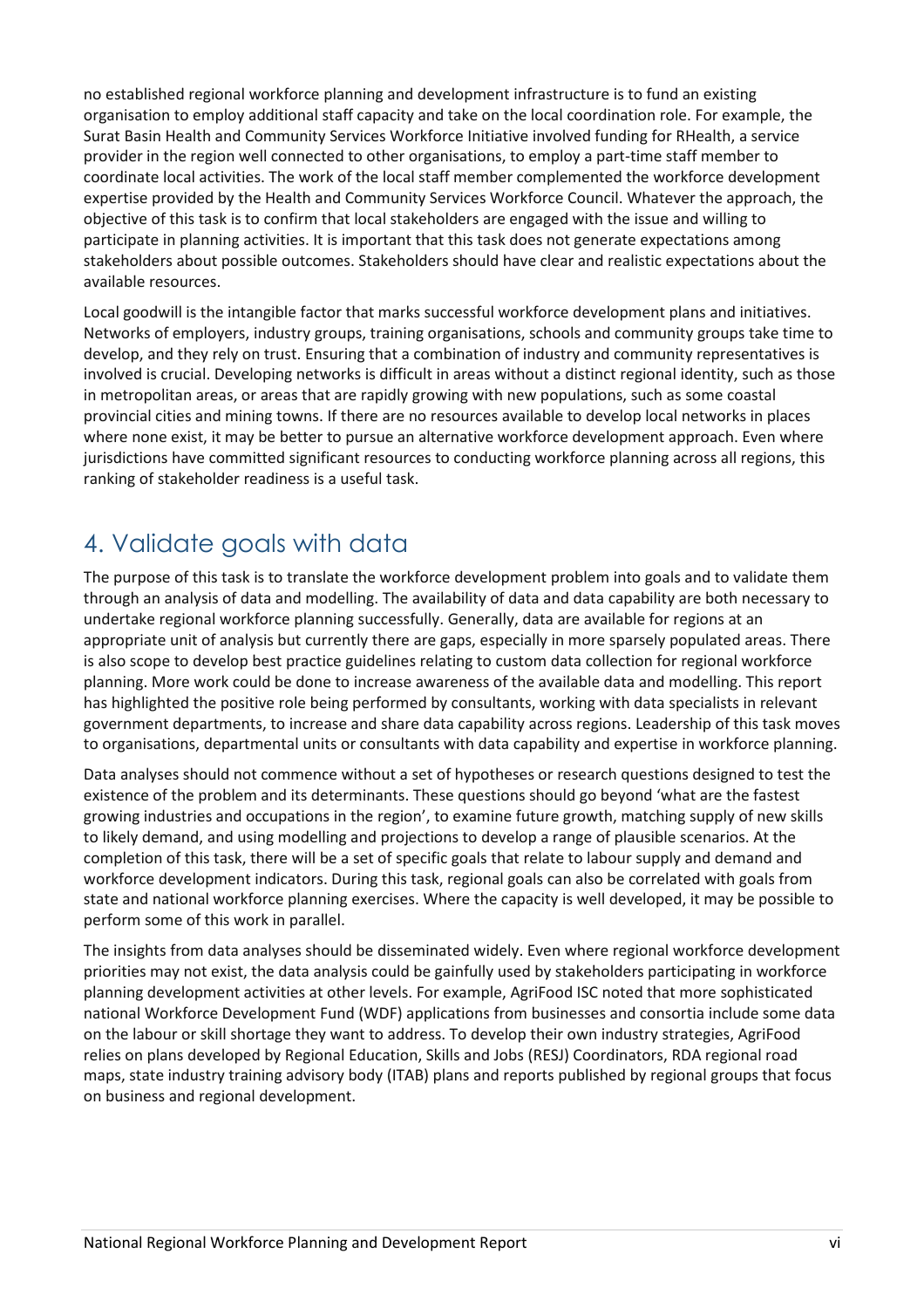no established regional workforce planning and development infrastructure is to fund an existing organisation to employ additional staff capacity and take on the local coordination role. For example, the Surat Basin Health and Community Services Workforce Initiative involved funding for RHealth, a service provider in the region well connected to other organisations, to employ a part-time staff member to coordinate local activities. The work of the local staff member complemented the workforce development expertise provided by the Health and Community Services Workforce Council. Whatever the approach, the objective of this task is to confirm that local stakeholders are engaged with the issue and willing to participate in planning activities. It is important that this task does not generate expectations among stakeholders about possible outcomes. Stakeholders should have clear and realistic expectations about the available resources.

Local goodwill is the intangible factor that marks successful workforce development plans and initiatives. Networks of employers, industry groups, training organisations, schools and community groups take time to develop, and they rely on trust. Ensuring that a combination of industry and community representatives is involved is crucial. Developing networks is difficult in areas without a distinct regional identity, such as those in metropolitan areas, or areas that are rapidly growing with new populations, such as some coastal provincial cities and mining towns. If there are no resources available to develop local networks in places where none exist, it may be better to pursue an alternative workforce development approach. Even where jurisdictions have committed significant resources to conducting workforce planning across all regions, this ranking of stakeholder readiness is a useful task.

## 4. Validate goals with data

The purpose of this task is to translate the workforce development problem into goals and to validate them through an analysis of data and modelling. The availability of data and data capability are both necessary to undertake regional workforce planning successfully. Generally, data are available for regions at an appropriate unit of analysis but currently there are gaps, especially in more sparsely populated areas. There is also scope to develop best practice guidelines relating to custom data collection for regional workforce planning. More work could be done to increase awareness of the available data and modelling. This report has highlighted the positive role being performed by consultants, working with data specialists in relevant government departments, to increase and share data capability across regions. Leadership of this task moves to organisations, departmental units or consultants with data capability and expertise in workforce planning.

Data analyses should not commence without a set of hypotheses or research questions designed to test the existence of the problem and its determinants. These questions should go beyond 'what are the fastest growing industries and occupations in the region', to examine future growth, matching supply of new skills to likely demand, and using modelling and projections to develop a range of plausible scenarios. At the completion of this task, there will be a set of specific goals that relate to labour supply and demand and workforce development indicators. During this task, regional goals can also be correlated with goals from state and national workforce planning exercises. Where the capacity is well developed, it may be possible to perform some of this work in parallel.

The insights from data analyses should be disseminated widely. Even where regional workforce development priorities may not exist, the data analysis could be gainfully used by stakeholders participating in workforce planning development activities at other levels. For example, AgriFood ISC noted that more sophisticated national Workforce Development Fund (WDF) applications from businesses and consortia include some data on the labour or skill shortage they want to address. To develop their own industry strategies, AgriFood relies on plans developed by Regional Education, Skills and Jobs (RESJ) Coordinators, RDA regional road maps, state industry training advisory body (ITAB) plans and reports published by regional groups that focus on business and regional development.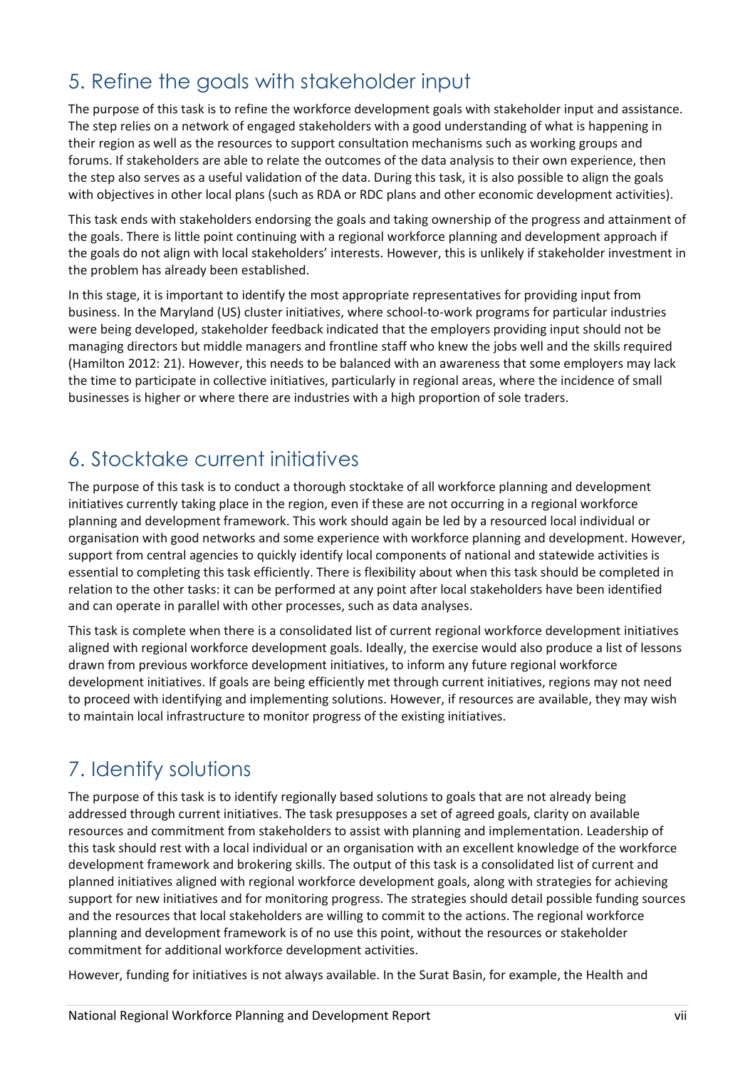## 5. Refine the goals with stakeholder input

The purpose of this task is to refine the workforce development goals with stakeholder input and assistance. The step relies on a network of engaged stakeholders with a good understanding of what is happening in their region as well as the resources to support consultation mechanisms such as working groups and forums. If stakeholders are able to relate the outcomes of the data analysis to their own experience, then the step also serves as a useful validation of the data. During this task, it is also possible to align the goals with objectives in other local plans (such as RDA or RDC plans and other economic development activities).

This task ends with stakeholders endorsing the goals and taking ownership of the progress and attainment of the goals. There is little point continuing with a regional workforce planning and development approach if the goals do not align with local stakeholders' interests. However, this is unlikely if stakeholder investment in the problem has already been established.

In this stage, it is important to identify the most appropriate representatives for providing input from business. In the Maryland (US) cluster initiatives, where school-to-work programs for particular industries were being developed, stakeholder feedback indicated that the employers providing input should not be managing directors but middle managers and frontline staff who knew the jobs well and the skills required (Hamilton 2012: 21). However, this needs to be balanced with an awareness that some employers may lack the time to participate in collective initiatives, particularly in regional areas, where the incidence of small businesses is higher or where there are industries with a high proportion of sole traders.

## 6. Stocktake current initiatives

The purpose of this task is to conduct a thorough stocktake of all workforce planning and development initiatives currently taking place in the region, even if these are not occurring in a regional workforce planning and development framework. This work should again be led by a resourced local individual or organisation with good networks and some experience with workforce planning and development. However, support from central agencies to quickly identify local components of national and statewide activities is essential to completing this task efficiently. There is flexibility about when this task should be completed in relation to the other tasks: it can be performed at any point after local stakeholders have been identified and can operate in parallel with other processes, such as data analyses.

This task is complete when there is a consolidated list of current regional workforce development initiatives aligned with regional workforce development goals. Ideally, the exercise would also produce a list of lessons drawn from previous workforce development initiatives, to inform any future regional workforce development initiatives. If goals are being efficiently met through current initiatives, regions may not need to proceed with identifying and implementing solutions. However, if resources are available, they may wish to maintain local infrastructure to monitor progress of the existing initiatives.

## 7. Identify solutions

The purpose of this task is to identify regionally based solutions to goals that are not already being addressed through current initiatives. The task presupposes a set of agreed goals, clarity on available resources and commitment from stakeholders to assist with planning and implementation. Leadership of this task should rest with a local individual or an organisation with an excellent knowledge of the workforce development framework and brokering skills. The output of this task is a consolidated list of current and planned initiatives aligned with regional workforce development goals, along with strategies for achieving support for new initiatives and for monitoring progress. The strategies should detail possible funding sources and the resources that local stakeholders are willing to commit to the actions. The regional workforce planning and development framework is of no use this point, without the resources or stakeholder commitment for additional workforce development activities.

However, funding for initiatives is not always available. In the Surat Basin, for example, the Health and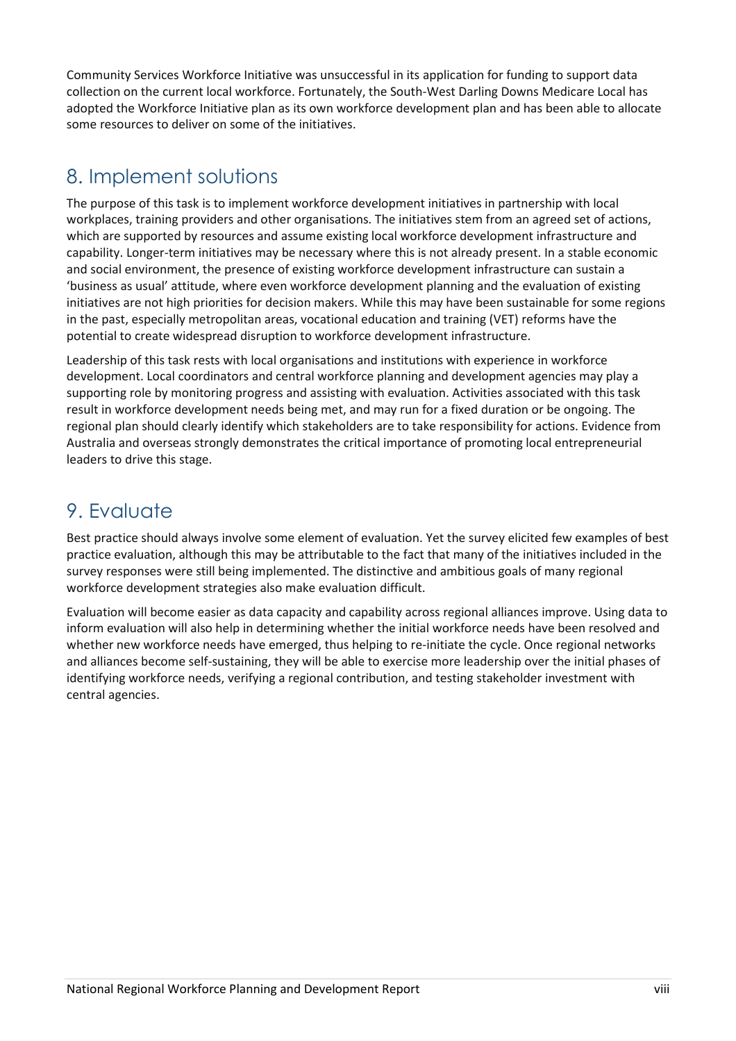Community Services Workforce Initiative was unsuccessful in its application for funding to support data collection on the current local workforce. Fortunately, the South-West Darling Downs Medicare Local has adopted the Workforce Initiative plan as its own workforce development plan and has been able to allocate some resources to deliver on some of the initiatives.

## 8. Implement solutions

The purpose of this task is to implement workforce development initiatives in partnership with local workplaces, training providers and other organisations. The initiatives stem from an agreed set of actions, which are supported by resources and assume existing local workforce development infrastructure and capability. Longer-term initiatives may be necessary where this is not already present. In a stable economic and social environment, the presence of existing workforce development infrastructure can sustain a 'business as usual' attitude, where even workforce development planning and the evaluation of existing initiatives are not high priorities for decision makers. While this may have been sustainable for some regions in the past, especially metropolitan areas, vocational education and training (VET) reforms have the potential to create widespread disruption to workforce development infrastructure.

Leadership of this task rests with local organisations and institutions with experience in workforce development. Local coordinators and central workforce planning and development agencies may play a supporting role by monitoring progress and assisting with evaluation. Activities associated with this task result in workforce development needs being met, and may run for a fixed duration or be ongoing. The regional plan should clearly identify which stakeholders are to take responsibility for actions. Evidence from Australia and overseas strongly demonstrates the critical importance of promoting local entrepreneurial leaders to drive this stage.

## 9. Evaluate

Best practice should always involve some element of evaluation. Yet the survey elicited few examples of best practice evaluation, although this may be attributable to the fact that many of the initiatives included in the survey responses were still being implemented. The distinctive and ambitious goals of many regional workforce development strategies also make evaluation difficult.

Evaluation will become easier as data capacity and capability across regional alliances improve. Using data to inform evaluation will also help in determining whether the initial workforce needs have been resolved and whether new workforce needs have emerged, thus helping to re-initiate the cycle. Once regional networks and alliances become self-sustaining, they will be able to exercise more leadership over the initial phases of identifying workforce needs, verifying a regional contribution, and testing stakeholder investment with central agencies.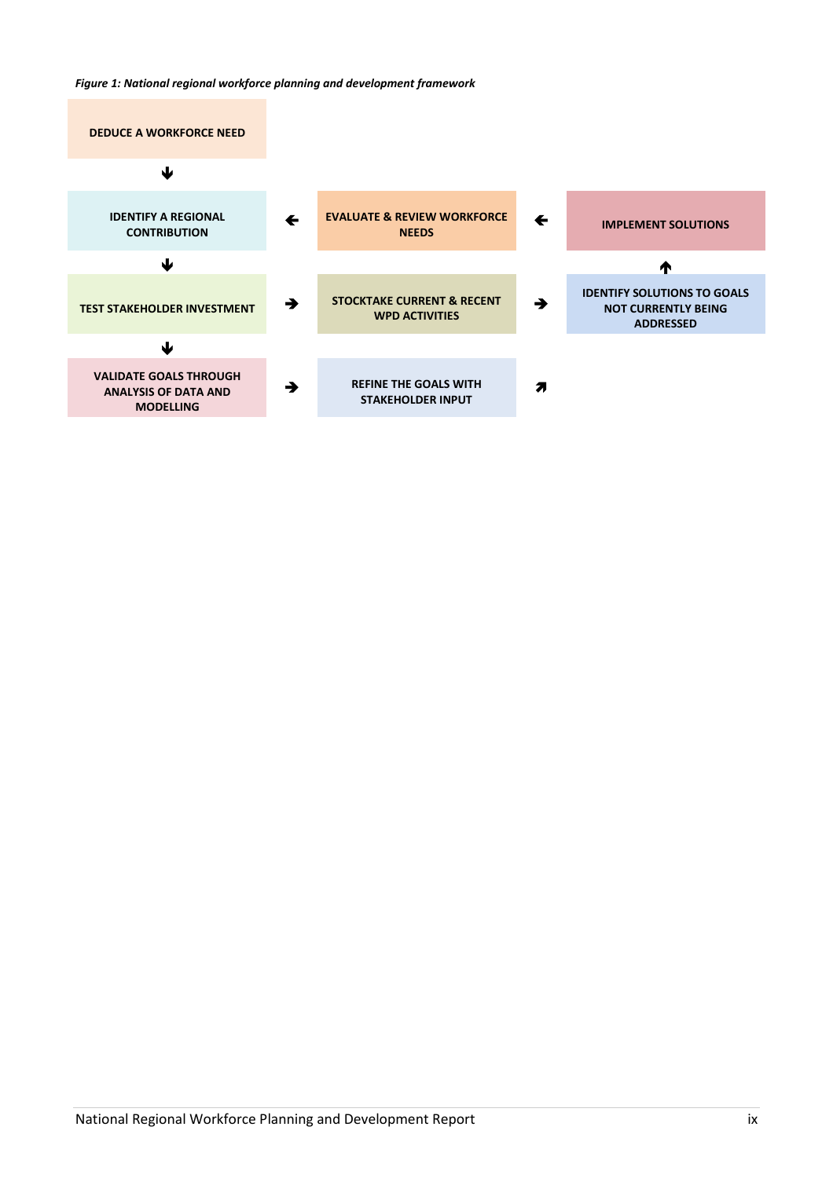*Figure 1: National regional workforce planning and development framework*

DEDUCE A WORKFORCE NEED

↓

IDENTIFY A REGIONAL CONTRIBUTION ← EVALUATE & REVIEW WORKFORCE NEEDS ← IMPLEMENT SOLUTIONS

↓ ↑

TEST STAKEHOLDER INVESTMENT → STOCKTAKE CURRENT & RECENT WPD ACTIVITIES → IDENTIFY SOLUTIONS TO GOALS NOT CURRENTLY BEING ADDRESSED

↓

VALIDATE GOALS THROUGH ANALYSIS OF DATA AND MODELLING → REFINE THE GOALS WITH STAKEHOLDER INPUT ↗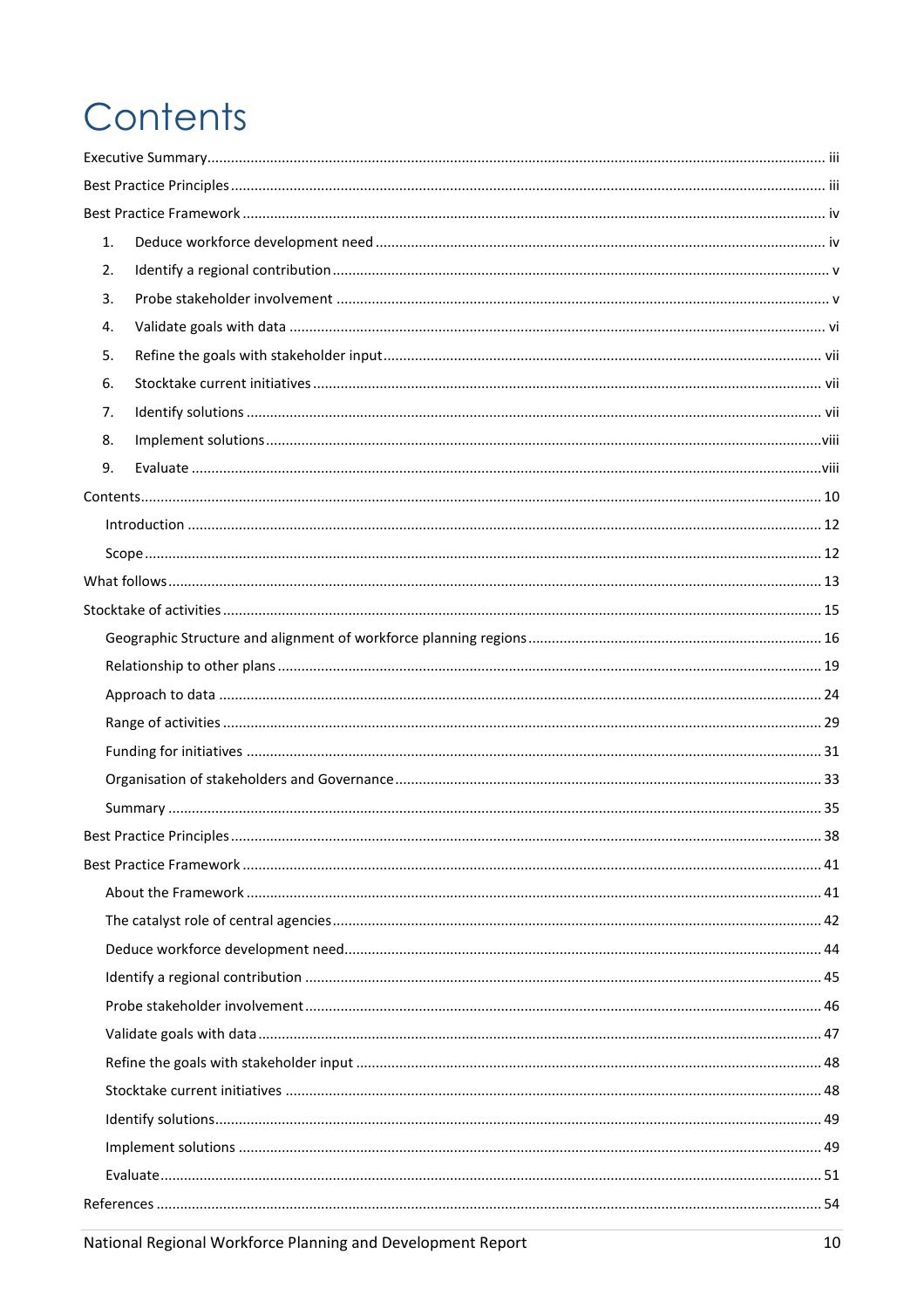# Contents

Executive Summary ..... iii

Best Practice Principles ..... iii

Best Practice Framework ..... iv

1. Deduce workforce development need ..... iv
2. Identify a regional contribution ..... v
3. Probe stakeholder involvement ..... v
4. Validate goals with data ..... vi
5. Refine the goals with stakeholder input ..... vii
6. Stocktake current initiatives ..... vii
7. Identify solutions ..... vii
8. Implement solutions ..... viii
9. Evaluate ..... viii

Contents ..... 10

- Introduction ..... 12
- Scope ..... 12

What follows ..... 13

Stocktake of activities ..... 15

- Geographic Structure and alignment of workforce planning regions ..... 16
- Relationship to other plans ..... 19
- Approach to data ..... 24
- Range of activities ..... 29
- Funding for initiatives ..... 31
- Organisation of stakeholders and Governance ..... 33
- Summary ..... 35

Best Practice Principles ..... 38

Best Practice Framework ..... 41

- About the Framework ..... 41
- The catalyst role of central agencies ..... 42
- Deduce workforce development need ..... 44
- Identify a regional contribution ..... 45
- Probe stakeholder involvement ..... 46
- Validate goals with data ..... 47
- Refine the goals with stakeholder input ..... 48
- Stocktake current initiatives ..... 48
- Identify solutions ..... 49
- Implement solutions ..... 49
- Evaluate ..... 51

References ..... 54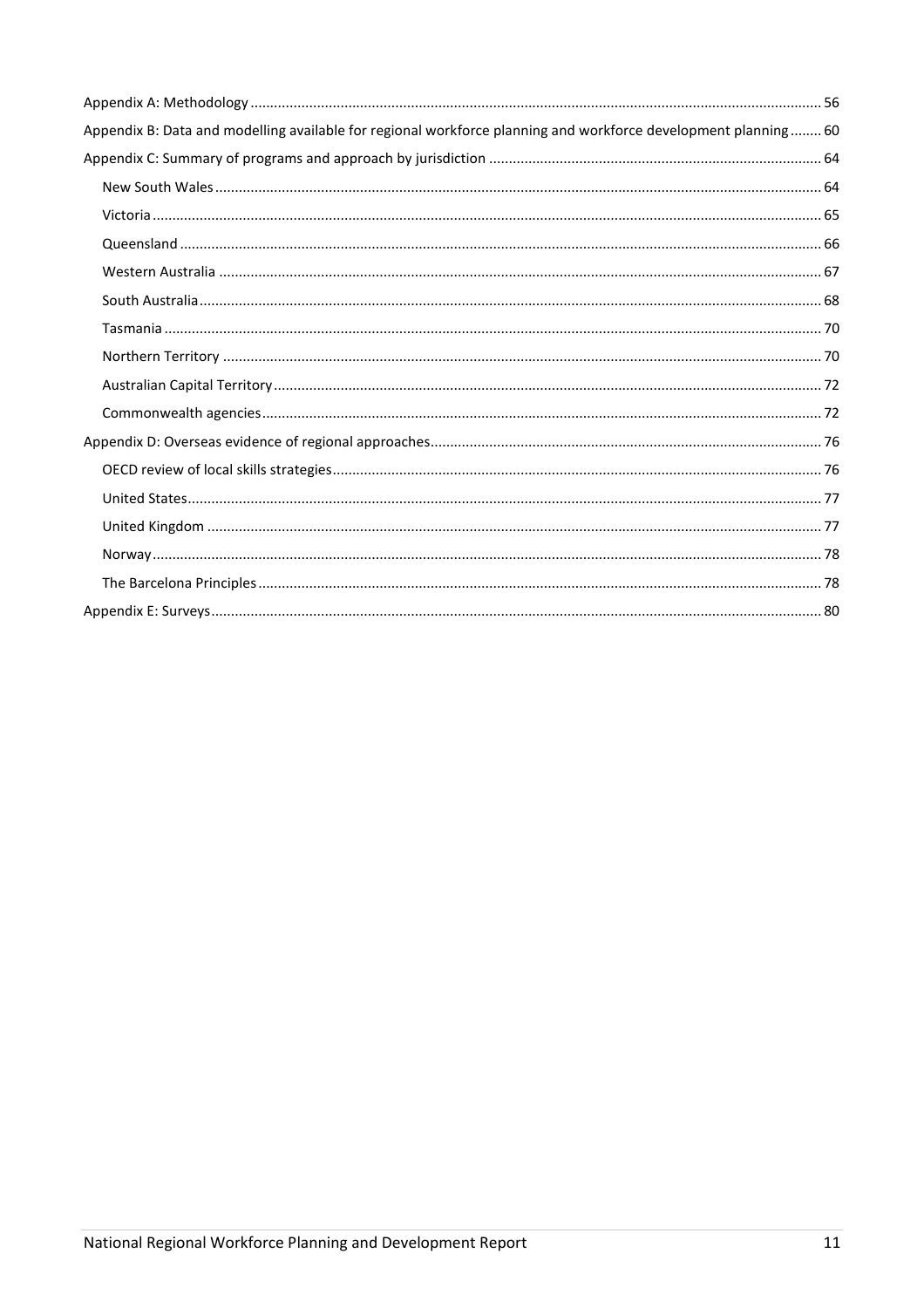- Appendix A: Methodology ........ 56
- Appendix B: Data and modelling available for regional workforce planning and workforce development planning ........ 60
- Appendix C: Summary of programs and approach by jurisdiction ........ 64
  - New South Wales ........ 64
  - Victoria ........ 65
  - Queensland ........ 66
  - Western Australia ........ 67
  - South Australia ........ 68
  - Tasmania ........ 70
  - Northern Territory ........ 70
  - Australian Capital Territory ........ 72
  - Commonwealth agencies ........ 72
- Appendix D: Overseas evidence of regional approaches ........ 76
  - OECD review of local skills strategies ........ 76
  - United States ........ 77
  - United Kingdom ........ 77
  - Norway ........ 78
  - The Barcelona Principles ........ 78
- Appendix E: Surveys ........ 80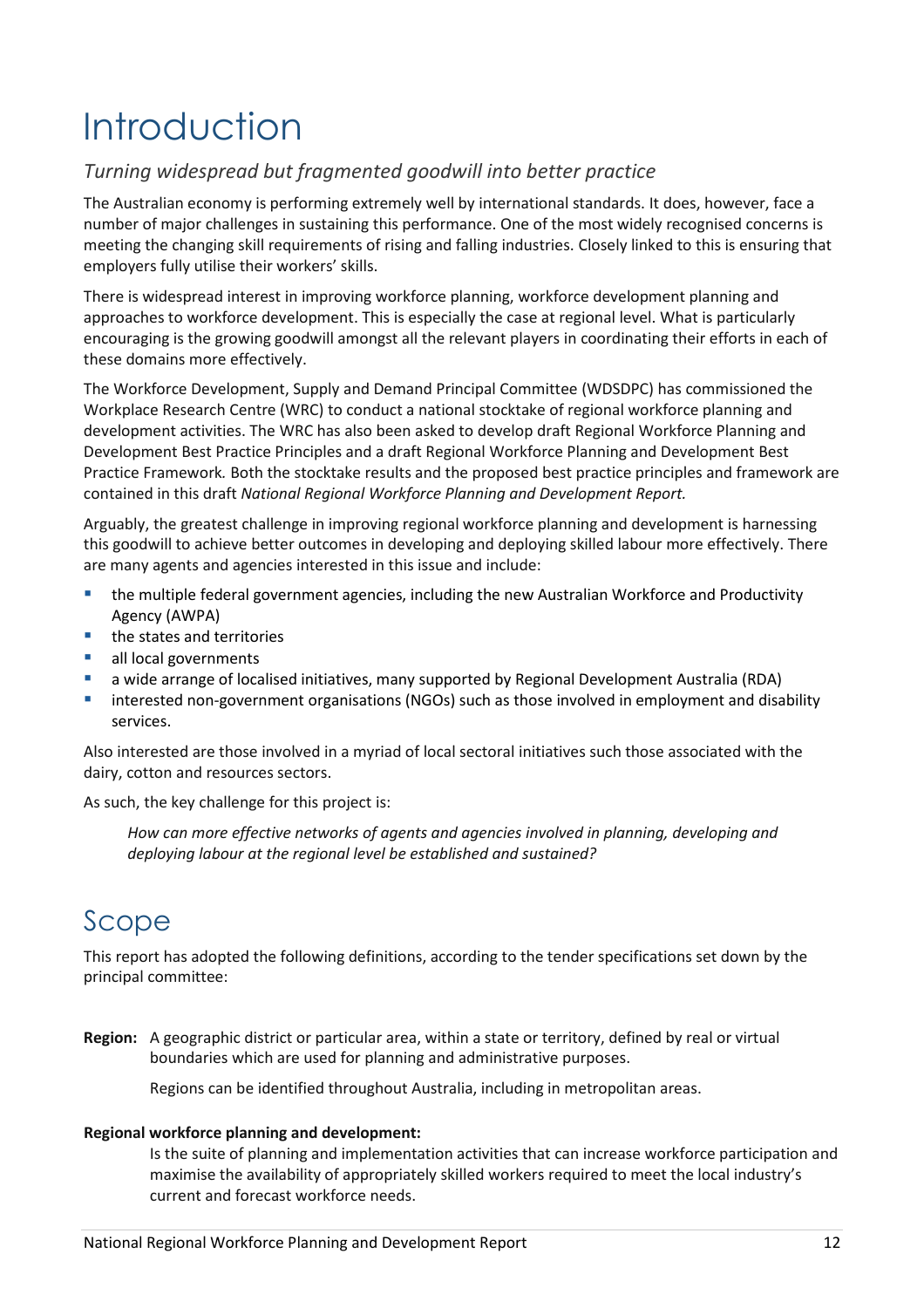# Introduction

*Turning widespread but fragmented goodwill into better practice*

The Australian economy is performing extremely well by international standards. It does, however, face a number of major challenges in sustaining this performance. One of the most widely recognised concerns is meeting the changing skill requirements of rising and falling industries. Closely linked to this is ensuring that employers fully utilise their workers' skills.

There is widespread interest in improving workforce planning, workforce development planning and approaches to workforce development. This is especially the case at regional level. What is particularly encouraging is the growing goodwill amongst all the relevant players in coordinating their efforts in each of these domains more effectively.

The Workforce Development, Supply and Demand Principal Committee (WDSDPC) has commissioned the Workplace Research Centre (WRC) to conduct a national stocktake of regional workforce planning and development activities. The WRC has also been asked to develop draft Regional Workforce Planning and Development Best Practice Principles and a draft Regional Workforce Planning and Development Best Practice Framework*.* Both the stocktake results and the proposed best practice principles and framework are contained in this draft *National Regional Workforce Planning and Development Report.*

Arguably, the greatest challenge in improving regional workforce planning and development is harnessing this goodwill to achieve better outcomes in developing and deploying skilled labour more effectively. There are many agents and agencies interested in this issue and include:

- the multiple federal government agencies, including the new Australian Workforce and Productivity Agency (AWPA)
- the states and territories
- all local governments
- a wide arrange of localised initiatives, many supported by Regional Development Australia (RDA)
- interested non-government organisations (NGOs) such as those involved in employment and disability services.

Also interested are those involved in a myriad of local sectoral initiatives such those associated with the dairy, cotton and resources sectors.

As such, the key challenge for this project is:

> *How can more effective networks of agents and agencies involved in planning, developing and deploying labour at the regional level be established and sustained?*

# Scope

This report has adopted the following definitions, according to the tender specifications set down by the principal committee:

**Region:** A geographic district or particular area, within a state or territory, defined by real or virtual boundaries which are used for planning and administrative purposes.

Regions can be identified throughout Australia, including in metropolitan areas.

**Regional workforce planning and development:**

Is the suite of planning and implementation activities that can increase workforce participation and maximise the availability of appropriately skilled workers required to meet the local industry's current and forecast workforce needs.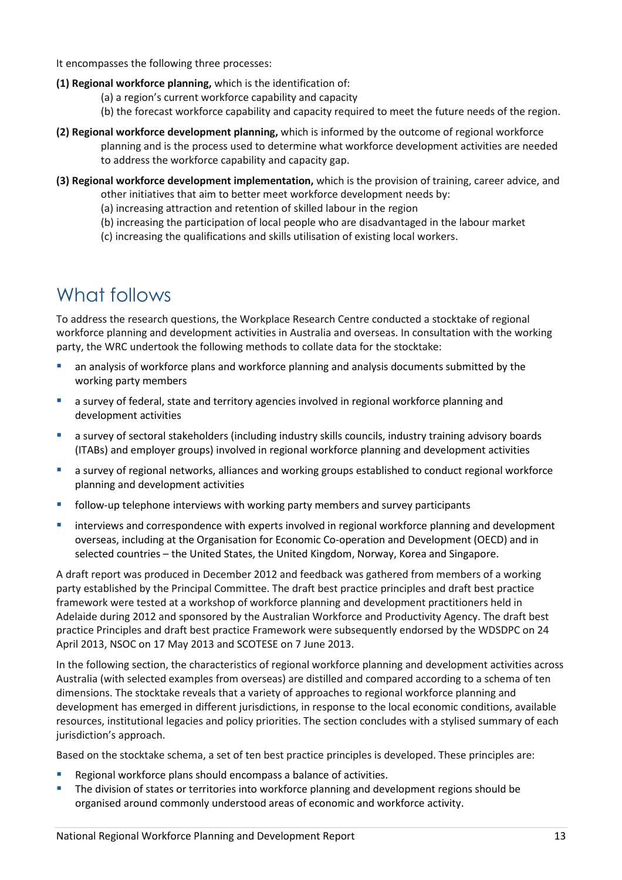It encompasses the following three processes:

**(1) Regional workforce planning,** which is the identification of:

(a) a region's current workforce capability and capacity

(b) the forecast workforce capability and capacity required to meet the future needs of the region.

**(2) Regional workforce development planning,** which is informed by the outcome of regional workforce planning and is the process used to determine what workforce development activities are needed to address the workforce capability and capacity gap.

**(3) Regional workforce development implementation,** which is the provision of training, career advice, and other initiatives that aim to better meet workforce development needs by:

(a) increasing attraction and retention of skilled labour in the region

(b) increasing the participation of local people who are disadvantaged in the labour market

(c) increasing the qualifications and skills utilisation of existing local workers.

# What follows

To address the research questions, the Workplace Research Centre conducted a stocktake of regional workforce planning and development activities in Australia and overseas. In consultation with the working party, the WRC undertook the following methods to collate data for the stocktake:

- an analysis of workforce plans and workforce planning and analysis documents submitted by the working party members
- a survey of federal, state and territory agencies involved in regional workforce planning and development activities
- a survey of sectoral stakeholders (including industry skills councils, industry training advisory boards (ITABs) and employer groups) involved in regional workforce planning and development activities
- a survey of regional networks, alliances and working groups established to conduct regional workforce planning and development activities
- follow-up telephone interviews with working party members and survey participants
- interviews and correspondence with experts involved in regional workforce planning and development overseas, including at the Organisation for Economic Co-operation and Development (OECD) and in selected countries – the United States, the United Kingdom, Norway, Korea and Singapore.

A draft report was produced in December 2012 and feedback was gathered from members of a working party established by the Principal Committee. The draft best practice principles and draft best practice framework were tested at a workshop of workforce planning and development practitioners held in Adelaide during 2012 and sponsored by the Australian Workforce and Productivity Agency. The draft best practice Principles and draft best practice Framework were subsequently endorsed by the WDSDPC on 24 April 2013, NSOC on 17 May 2013 and SCOTESE on 7 June 2013.

In the following section, the characteristics of regional workforce planning and development activities across Australia (with selected examples from overseas) are distilled and compared according to a schema of ten dimensions. The stocktake reveals that a variety of approaches to regional workforce planning and development has emerged in different jurisdictions, in response to the local economic conditions, available resources, institutional legacies and policy priorities. The section concludes with a stylised summary of each jurisdiction's approach.

Based on the stocktake schema, a set of ten best practice principles is developed. These principles are:

- Regional workforce plans should encompass a balance of activities.
- The division of states or territories into workforce planning and development regions should be organised around commonly understood areas of economic and workforce activity.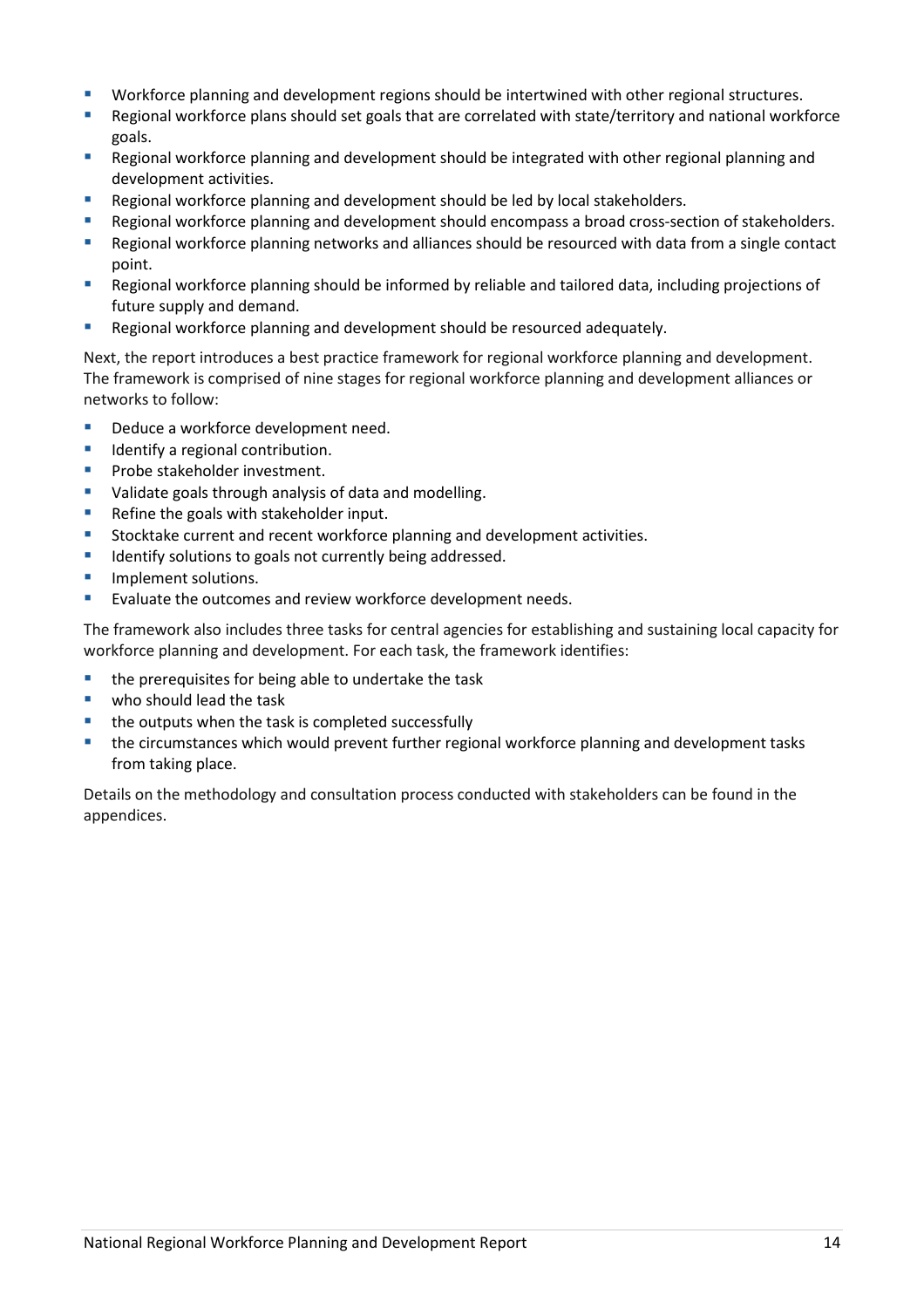- Workforce planning and development regions should be intertwined with other regional structures.
- Regional workforce plans should set goals that are correlated with state/territory and national workforce goals.
- Regional workforce planning and development should be integrated with other regional planning and development activities.
- Regional workforce planning and development should be led by local stakeholders.
- Regional workforce planning and development should encompass a broad cross-section of stakeholders.
- Regional workforce planning networks and alliances should be resourced with data from a single contact point.
- Regional workforce planning should be informed by reliable and tailored data, including projections of future supply and demand.
- Regional workforce planning and development should be resourced adequately.

Next, the report introduces a best practice framework for regional workforce planning and development. The framework is comprised of nine stages for regional workforce planning and development alliances or networks to follow:

- Deduce a workforce development need.
- Identify a regional contribution.
- Probe stakeholder investment.
- Validate goals through analysis of data and modelling.
- Refine the goals with stakeholder input.
- Stocktake current and recent workforce planning and development activities.
- Identify solutions to goals not currently being addressed.
- Implement solutions.
- Evaluate the outcomes and review workforce development needs.

The framework also includes three tasks for central agencies for establishing and sustaining local capacity for workforce planning and development. For each task, the framework identifies:

- the prerequisites for being able to undertake the task
- who should lead the task
- the outputs when the task is completed successfully
- the circumstances which would prevent further regional workforce planning and development tasks from taking place.

Details on the methodology and consultation process conducted with stakeholders can be found in the appendices.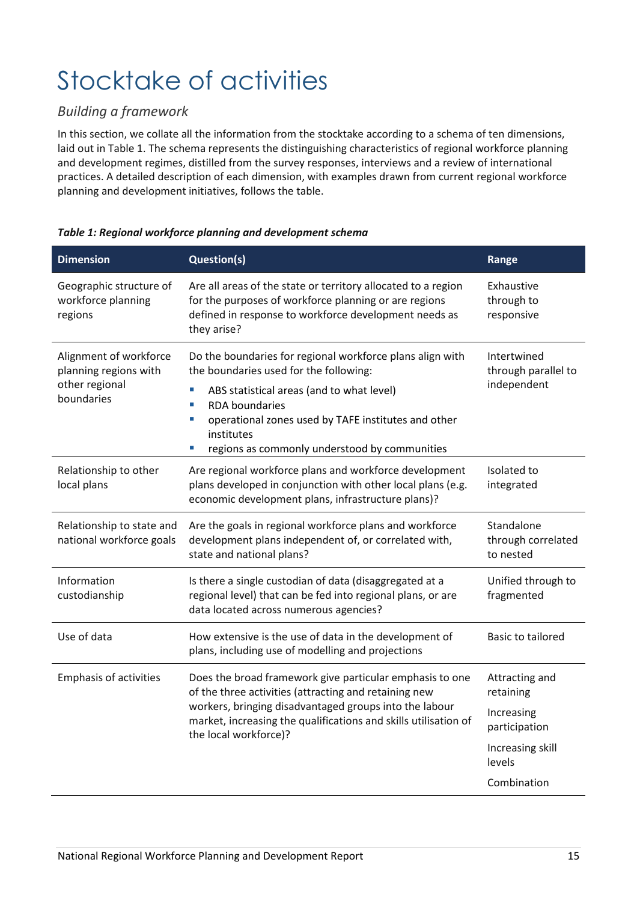# Stocktake of activities

## *Building a framework*

In this section, we collate all the information from the stocktake according to a schema of ten dimensions, laid out in Table 1. The schema represents the distinguishing characteristics of regional workforce planning and development regimes, distilled from the survey responses, interviews and a review of international practices. A detailed description of each dimension, with examples drawn from current regional workforce planning and development initiatives, follows the table.

***Table 1: Regional workforce planning and development schema***

| Dimension | Question(s) | Range |
|---|---|---|
| Geographic structure of workforce planning regions | Are all areas of the state or territory allocated to a region for the purposes of workforce planning or are regions defined in response to workforce development needs as they arise? | Exhaustive through to responsive |
| Alignment of workforce planning regions with other regional boundaries | Do the boundaries for regional workforce plans align with the boundaries used for the following:<br>▪ ABS statistical areas (and to what level)<br>▪ RDA boundaries<br>▪ operational zones used by TAFE institutes and other institutes<br>▪ regions as commonly understood by communities | Intertwined through parallel to independent |
| Relationship to other local plans | Are regional workforce plans and workforce development plans developed in conjunction with other local plans (e.g. economic development plans, infrastructure plans)? | Isolated to integrated |
| Relationship to state and national workforce goals | Are the goals in regional workforce plans and workforce development plans independent of, or correlated with, state and national plans? | Standalone through correlated to nested |
| Information custodianship | Is there a single custodian of data (disaggregated at a regional level) that can be fed into regional plans, or are data located across numerous agencies? | Unified through to fragmented |
| Use of data | How extensive is the use of data in the development of plans, including use of modelling and projections | Basic to tailored |
| Emphasis of activities | Does the broad framework give particular emphasis to one of the three activities (attracting and retaining new workers, bringing disadvantaged groups into the labour market, increasing the qualifications and skills utilisation of the local workforce)? | Attracting and retaining<br>Increasing participation<br>Increasing skill levels<br>Combination |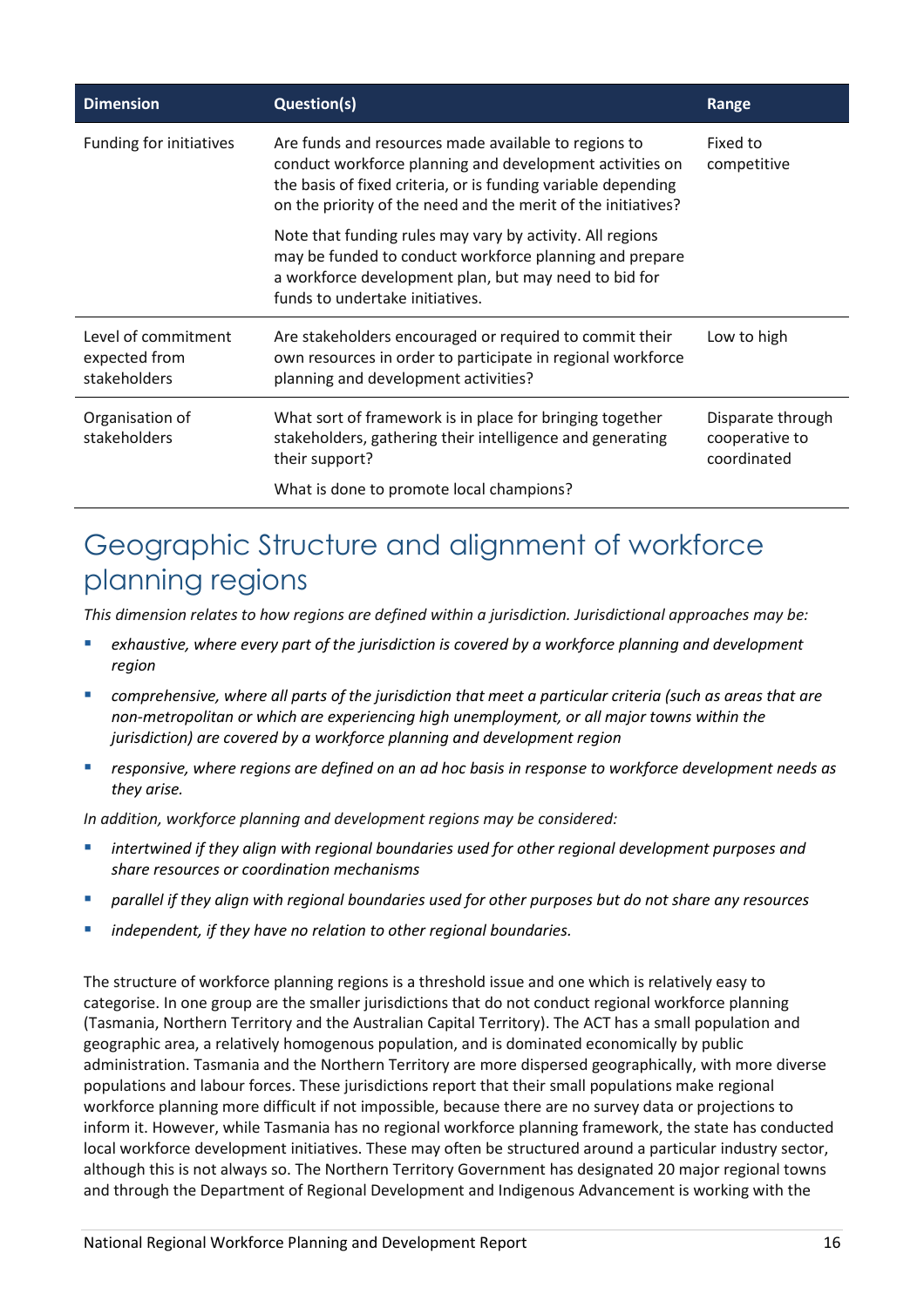| Dimension | Question(s) | Range |
|---|---|---|
| Funding for initiatives | Are funds and resources made available to regions to conduct workforce planning and development activities on the basis of fixed criteria, or is funding variable depending on the priority of the need and the merit of the initiatives?<br><br>Note that funding rules may vary by activity. All regions may be funded to conduct workforce planning and prepare a workforce development plan, but may need to bid for funds to undertake initiatives. | Fixed to competitive |
| Level of commitment expected from stakeholders | Are stakeholders encouraged or required to commit their own resources in order to participate in regional workforce planning and development activities? | Low to high |
| Organisation of stakeholders | What sort of framework is in place for bringing together stakeholders, gathering their intelligence and generating their support?<br><br>What is done to promote local champions? | Disparate through cooperative to coordinated |

## Geographic Structure and alignment of workforce planning regions

*This dimension relates to how regions are defined within a jurisdiction. Jurisdictional approaches may be:*

- *exhaustive, where every part of the jurisdiction is covered by a workforce planning and development region*
- *comprehensive, where all parts of the jurisdiction that meet a particular criteria (such as areas that are non-metropolitan or which are experiencing high unemployment, or all major towns within the jurisdiction) are covered by a workforce planning and development region*
- *responsive, where regions are defined on an ad hoc basis in response to workforce development needs as they arise.*

*In addition, workforce planning and development regions may be considered:*

- *intertwined if they align with regional boundaries used for other regional development purposes and share resources or coordination mechanisms*
- *parallel if they align with regional boundaries used for other purposes but do not share any resources*
- *independent, if they have no relation to other regional boundaries.*

The structure of workforce planning regions is a threshold issue and one which is relatively easy to categorise. In one group are the smaller jurisdictions that do not conduct regional workforce planning (Tasmania, Northern Territory and the Australian Capital Territory). The ACT has a small population and geographic area, a relatively homogenous population, and is dominated economically by public administration. Tasmania and the Northern Territory are more dispersed geographically, with more diverse populations and labour forces. These jurisdictions report that their small populations make regional workforce planning more difficult if not impossible, because there are no survey data or projections to inform it. However, while Tasmania has no regional workforce planning framework, the state has conducted local workforce development initiatives. These may often be structured around a particular industry sector, although this is not always so. The Northern Territory Government has designated 20 major regional towns and through the Department of Regional Development and Indigenous Advancement is working with the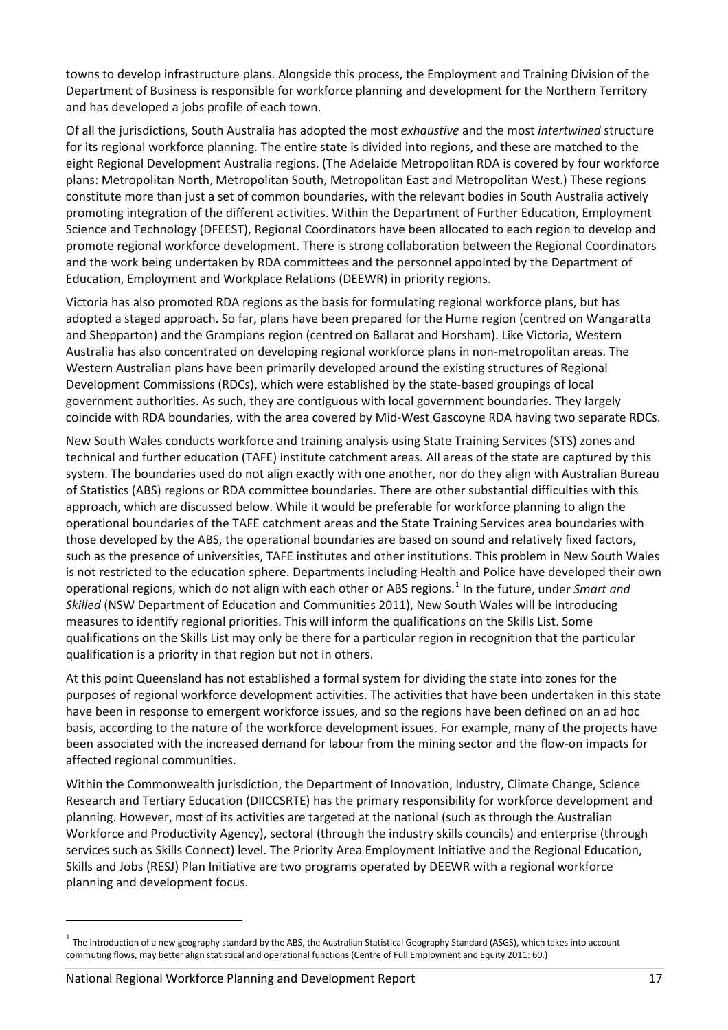towns to develop infrastructure plans. Alongside this process, the Employment and Training Division of the Department of Business is responsible for workforce planning and development for the Northern Territory and has developed a jobs profile of each town.

Of all the jurisdictions, South Australia has adopted the most *exhaustive* and the most *intertwined* structure for its regional workforce planning. The entire state is divided into regions, and these are matched to the eight Regional Development Australia regions. (The Adelaide Metropolitan RDA is covered by four workforce plans: Metropolitan North, Metropolitan South, Metropolitan East and Metropolitan West.) These regions constitute more than just a set of common boundaries, with the relevant bodies in South Australia actively promoting integration of the different activities. Within the Department of Further Education, Employment Science and Technology (DFEEST), Regional Coordinators have been allocated to each region to develop and promote regional workforce development. There is strong collaboration between the Regional Coordinators and the work being undertaken by RDA committees and the personnel appointed by the Department of Education, Employment and Workplace Relations (DEEWR) in priority regions.

Victoria has also promoted RDA regions as the basis for formulating regional workforce plans, but has adopted a staged approach. So far, plans have been prepared for the Hume region (centred on Wangaratta and Shepparton) and the Grampians region (centred on Ballarat and Horsham). Like Victoria, Western Australia has also concentrated on developing regional workforce plans in non-metropolitan areas. The Western Australian plans have been primarily developed around the existing structures of Regional Development Commissions (RDCs), which were established by the state-based groupings of local government authorities. As such, they are contiguous with local government boundaries. They largely coincide with RDA boundaries, with the area covered by Mid-West Gascoyne RDA having two separate RDCs.

New South Wales conducts workforce and training analysis using State Training Services (STS) zones and technical and further education (TAFE) institute catchment areas. All areas of the state are captured by this system. The boundaries used do not align exactly with one another, nor do they align with Australian Bureau of Statistics (ABS) regions or RDA committee boundaries. There are other substantial difficulties with this approach, which are discussed below. While it would be preferable for workforce planning to align the operational boundaries of the TAFE catchment areas and the State Training Services area boundaries with those developed by the ABS, the operational boundaries are based on sound and relatively fixed factors, such as the presence of universities, TAFE institutes and other institutions. This problem in New South Wales is not restricted to the education sphere. Departments including Health and Police have developed their own operational regions, which do not align with each other or ABS regions.[1] In the future, under *Smart and Skilled* (NSW Department of Education and Communities 2011), New South Wales will be introducing measures to identify regional priorities. This will inform the qualifications on the Skills List. Some qualifications on the Skills List may only be there for a particular region in recognition that the particular qualification is a priority in that region but not in others.

At this point Queensland has not established a formal system for dividing the state into zones for the purposes of regional workforce development activities. The activities that have been undertaken in this state have been in response to emergent workforce issues, and so the regions have been defined on an ad hoc basis, according to the nature of the workforce development issues. For example, many of the projects have been associated with the increased demand for labour from the mining sector and the flow-on impacts for affected regional communities.

Within the Commonwealth jurisdiction, the Department of Innovation, Industry, Climate Change, Science Research and Tertiary Education (DIICCSRTE) has the primary responsibility for workforce development and planning. However, most of its activities are targeted at the national (such as through the Australian Workforce and Productivity Agency), sectoral (through the industry skills councils) and enterprise (through services such as Skills Connect) level. The Priority Area Employment Initiative and the Regional Education, Skills and Jobs (RESJ) Plan Initiative are two programs operated by DEEWR with a regional workforce planning and development focus.

---

[1] The introduction of a new geography standard by the ABS, the Australian Statistical Geography Standard (ASGS), which takes into account commuting flows, may better align statistical and operational functions (Centre of Full Employment and Equity 2011: 60.)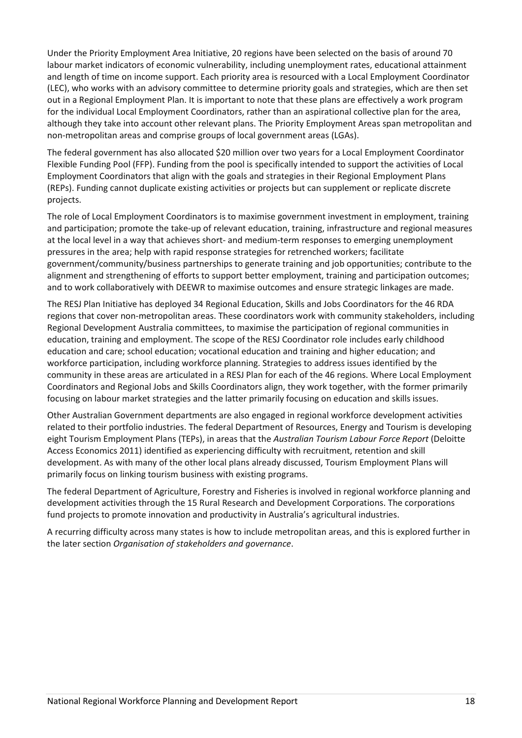Under the Priority Employment Area Initiative, 20 regions have been selected on the basis of around 70 labour market indicators of economic vulnerability, including unemployment rates, educational attainment and length of time on income support. Each priority area is resourced with a Local Employment Coordinator (LEC), who works with an advisory committee to determine priority goals and strategies, which are then set out in a Regional Employment Plan. It is important to note that these plans are effectively a work program for the individual Local Employment Coordinators, rather than an aspirational collective plan for the area, although they take into account other relevant plans. The Priority Employment Areas span metropolitan and non-metropolitan areas and comprise groups of local government areas (LGAs).

The federal government has also allocated $20 million over two years for a Local Employment Coordinator Flexible Funding Pool (FFP). Funding from the pool is specifically intended to support the activities of Local Employment Coordinators that align with the goals and strategies in their Regional Employment Plans (REPs). Funding cannot duplicate existing activities or projects but can supplement or replicate discrete projects.

The role of Local Employment Coordinators is to maximise government investment in employment, training and participation; promote the take-up of relevant education, training, infrastructure and regional measures at the local level in a way that achieves short- and medium-term responses to emerging unemployment pressures in the area; help with rapid response strategies for retrenched workers; facilitate government/community/business partnerships to generate training and job opportunities; contribute to the alignment and strengthening of efforts to support better employment, training and participation outcomes; and to work collaboratively with DEEWR to maximise outcomes and ensure strategic linkages are made.

The RESJ Plan Initiative has deployed 34 Regional Education, Skills and Jobs Coordinators for the 46 RDA regions that cover non-metropolitan areas. These coordinators work with community stakeholders, including Regional Development Australia committees, to maximise the participation of regional communities in education, training and employment. The scope of the RESJ Coordinator role includes early childhood education and care; school education; vocational education and training and higher education; and workforce participation, including workforce planning. Strategies to address issues identified by the community in these areas are articulated in a RESJ Plan for each of the 46 regions. Where Local Employment Coordinators and Regional Jobs and Skills Coordinators align, they work together, with the former primarily focusing on labour market strategies and the latter primarily focusing on education and skills issues.

Other Australian Government departments are also engaged in regional workforce development activities related to their portfolio industries. The federal Department of Resources, Energy and Tourism is developing eight Tourism Employment Plans (TEPs), in areas that the *Australian Tourism Labour Force Report* (Deloitte Access Economics 2011) identified as experiencing difficulty with recruitment, retention and skill development. As with many of the other local plans already discussed, Tourism Employment Plans will primarily focus on linking tourism business with existing programs.

The federal Department of Agriculture, Forestry and Fisheries is involved in regional workforce planning and development activities through the 15 Rural Research and Development Corporations. The corporations fund projects to promote innovation and productivity in Australia's agricultural industries.

A recurring difficulty across many states is how to include metropolitan areas, and this is explored further in the later section *Organisation of stakeholders and governance*.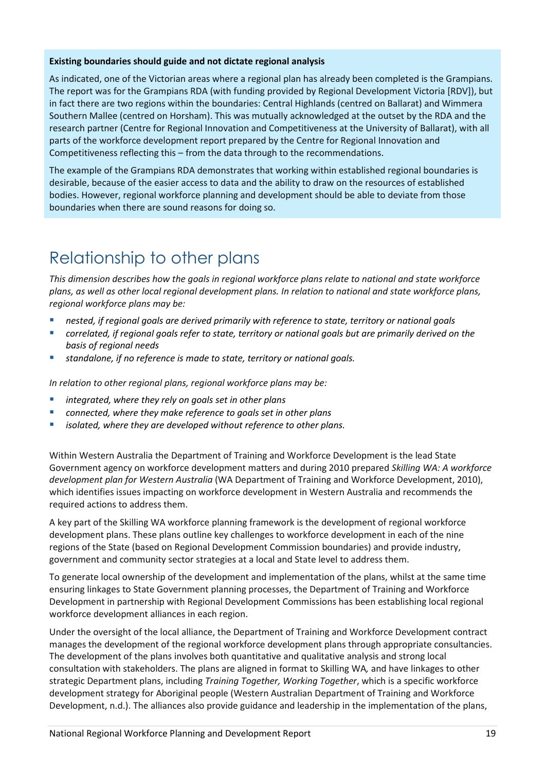**Existing boundaries should guide and not dictate regional analysis**

As indicated, one of the Victorian areas where a regional plan has already been completed is the Grampians. The report was for the Grampians RDA (with funding provided by Regional Development Victoria [RDV]), but in fact there are two regions within the boundaries: Central Highlands (centred on Ballarat) and Wimmera Southern Mallee (centred on Horsham). This was mutually acknowledged at the outset by the RDA and the research partner (Centre for Regional Innovation and Competitiveness at the University of Ballarat), with all parts of the workforce development report prepared by the Centre for Regional Innovation and Competitiveness reflecting this – from the data through to the recommendations.

The example of the Grampians RDA demonstrates that working within established regional boundaries is desirable, because of the easier access to data and the ability to draw on the resources of established bodies. However, regional workforce planning and development should be able to deviate from those boundaries when there are sound reasons for doing so.

## Relationship to other plans

*This dimension describes how the goals in regional workforce plans relate to national and state workforce plans, as well as other local regional development plans. In relation to national and state workforce plans, regional workforce plans may be:*

- *nested, if regional goals are derived primarily with reference to state, territory or national goals*
- *correlated, if regional goals refer to state, territory or national goals but are primarily derived on the basis of regional needs*
- *standalone, if no reference is made to state, territory or national goals.*

*In relation to other regional plans, regional workforce plans may be:*

- *integrated, where they rely on goals set in other plans*
- *connected, where they make reference to goals set in other plans*
- *isolated, where they are developed without reference to other plans.*

Within Western Australia the Department of Training and Workforce Development is the lead State Government agency on workforce development matters and during 2010 prepared *Skilling WA: A workforce development plan for Western Australia* (WA Department of Training and Workforce Development, 2010), which identifies issues impacting on workforce development in Western Australia and recommends the required actions to address them.

A key part of the Skilling WA workforce planning framework is the development of regional workforce development plans. These plans outline key challenges to workforce development in each of the nine regions of the State (based on Regional Development Commission boundaries) and provide industry, government and community sector strategies at a local and State level to address them.

To generate local ownership of the development and implementation of the plans, whilst at the same time ensuring linkages to State Government planning processes, the Department of Training and Workforce Development in partnership with Regional Development Commissions has been establishing local regional workforce development alliances in each region.

Under the oversight of the local alliance, the Department of Training and Workforce Development contract manages the development of the regional workforce development plans through appropriate consultancies. The development of the plans involves both quantitative and qualitative analysis and strong local consultation with stakeholders. The plans are aligned in format to Skilling WA, and have linkages to other strategic Department plans, including *Training Together, Working Together*, which is a specific workforce development strategy for Aboriginal people (Western Australian Department of Training and Workforce Development, n.d.). The alliances also provide guidance and leadership in the implementation of the plans,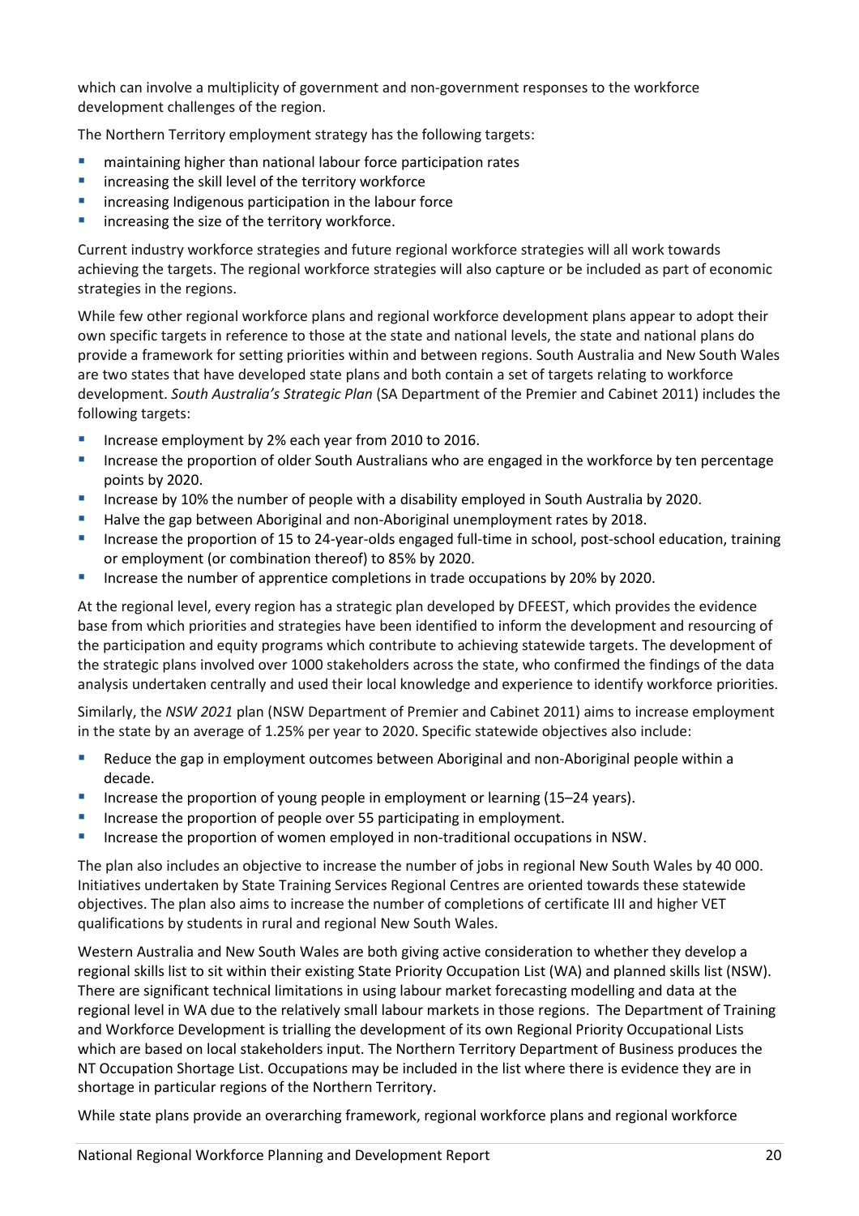which can involve a multiplicity of government and non-government responses to the workforce development challenges of the region.

The Northern Territory employment strategy has the following targets:

- maintaining higher than national labour force participation rates
- increasing the skill level of the territory workforce
- increasing Indigenous participation in the labour force
- increasing the size of the territory workforce.

Current industry workforce strategies and future regional workforce strategies will all work towards achieving the targets. The regional workforce strategies will also capture or be included as part of economic strategies in the regions.

While few other regional workforce plans and regional workforce development plans appear to adopt their own specific targets in reference to those at the state and national levels, the state and national plans do provide a framework for setting priorities within and between regions. South Australia and New South Wales are two states that have developed state plans and both contain a set of targets relating to workforce development. *South Australia's Strategic Plan* (SA Department of the Premier and Cabinet 2011) includes the following targets:

- Increase employment by 2% each year from 2010 to 2016.
- Increase the proportion of older South Australians who are engaged in the workforce by ten percentage points by 2020.
- Increase by 10% the number of people with a disability employed in South Australia by 2020.
- Halve the gap between Aboriginal and non-Aboriginal unemployment rates by 2018.
- Increase the proportion of 15 to 24-year-olds engaged full-time in school, post-school education, training or employment (or combination thereof) to 85% by 2020.
- Increase the number of apprentice completions in trade occupations by 20% by 2020.

At the regional level, every region has a strategic plan developed by DFEEST, which provides the evidence base from which priorities and strategies have been identified to inform the development and resourcing of the participation and equity programs which contribute to achieving statewide targets. The development of the strategic plans involved over 1000 stakeholders across the state, who confirmed the findings of the data analysis undertaken centrally and used their local knowledge and experience to identify workforce priorities.

Similarly, the *NSW 2021* plan (NSW Department of Premier and Cabinet 2011) aims to increase employment in the state by an average of 1.25% per year to 2020. Specific statewide objectives also include:

- Reduce the gap in employment outcomes between Aboriginal and non-Aboriginal people within a decade.
- Increase the proportion of young people in employment or learning (15–24 years).
- Increase the proportion of people over 55 participating in employment.
- Increase the proportion of women employed in non-traditional occupations in NSW.

The plan also includes an objective to increase the number of jobs in regional New South Wales by 40 000. Initiatives undertaken by State Training Services Regional Centres are oriented towards these statewide objectives. The plan also aims to increase the number of completions of certificate III and higher VET qualifications by students in rural and regional New South Wales.

Western Australia and New South Wales are both giving active consideration to whether they develop a regional skills list to sit within their existing State Priority Occupation List (WA) and planned skills list (NSW). There are significant technical limitations in using labour market forecasting modelling and data at the regional level in WA due to the relatively small labour markets in those regions. The Department of Training and Workforce Development is trialling the development of its own Regional Priority Occupational Lists which are based on local stakeholders input. The Northern Territory Department of Business produces the NT Occupation Shortage List. Occupations may be included in the list where there is evidence they are in shortage in particular regions of the Northern Territory.

While state plans provide an overarching framework, regional workforce plans and regional workforce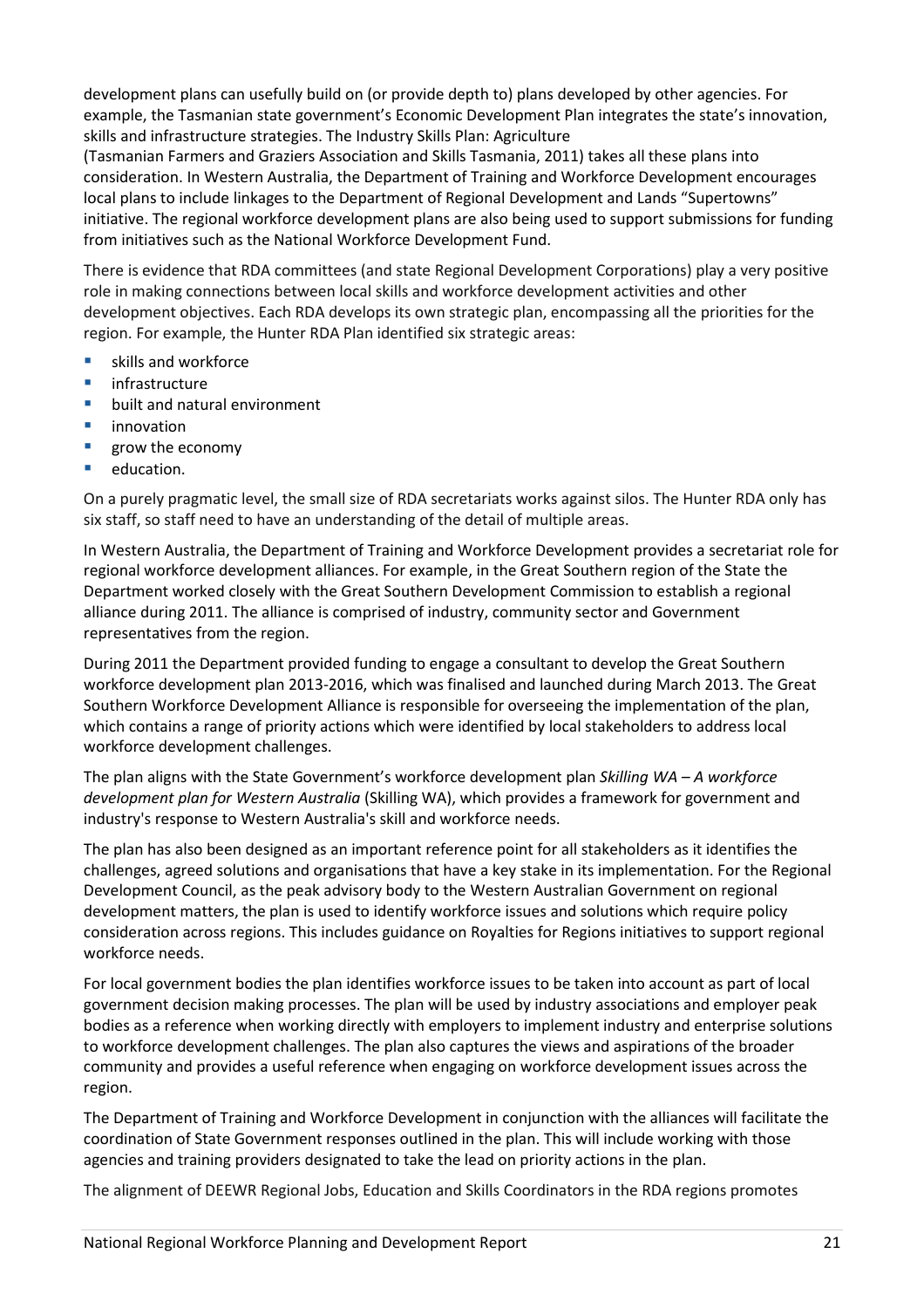development plans can usefully build on (or provide depth to) plans developed by other agencies. For example, the Tasmanian state government's Economic Development Plan integrates the state's innovation, skills and infrastructure strategies. The Industry Skills Plan: Agriculture (Tasmanian Farmers and Graziers Association and Skills Tasmania, 2011) takes all these plans into consideration. In Western Australia, the Department of Training and Workforce Development encourages local plans to include linkages to the Department of Regional Development and Lands "Supertowns" initiative. The regional workforce development plans are also being used to support submissions for funding from initiatives such as the National Workforce Development Fund.

There is evidence that RDA committees (and state Regional Development Corporations) play a very positive role in making connections between local skills and workforce development activities and other development objectives. Each RDA develops its own strategic plan, encompassing all the priorities for the region. For example, the Hunter RDA Plan identified six strategic areas:

- skills and workforce
- infrastructure
- built and natural environment
- innovation
- grow the economy
- education.

On a purely pragmatic level, the small size of RDA secretariats works against silos. The Hunter RDA only has six staff, so staff need to have an understanding of the detail of multiple areas.

In Western Australia, the Department of Training and Workforce Development provides a secretariat role for regional workforce development alliances. For example, in the Great Southern region of the State the Department worked closely with the Great Southern Development Commission to establish a regional alliance during 2011. The alliance is comprised of industry, community sector and Government representatives from the region.

During 2011 the Department provided funding to engage a consultant to develop the Great Southern workforce development plan 2013-2016, which was finalised and launched during March 2013. The Great Southern Workforce Development Alliance is responsible for overseeing the implementation of the plan, which contains a range of priority actions which were identified by local stakeholders to address local workforce development challenges.

The plan aligns with the State Government's workforce development plan *Skilling WA – A workforce development plan for Western Australia* (Skilling WA), which provides a framework for government and industry's response to Western Australia's skill and workforce needs.

The plan has also been designed as an important reference point for all stakeholders as it identifies the challenges, agreed solutions and organisations that have a key stake in its implementation. For the Regional Development Council, as the peak advisory body to the Western Australian Government on regional development matters, the plan is used to identify workforce issues and solutions which require policy consideration across regions. This includes guidance on Royalties for Regions initiatives to support regional workforce needs.

For local government bodies the plan identifies workforce issues to be taken into account as part of local government decision making processes. The plan will be used by industry associations and employer peak bodies as a reference when working directly with employers to implement industry and enterprise solutions to workforce development challenges. The plan also captures the views and aspirations of the broader community and provides a useful reference when engaging on workforce development issues across the region.

The Department of Training and Workforce Development in conjunction with the alliances will facilitate the coordination of State Government responses outlined in the plan. This will include working with those agencies and training providers designated to take the lead on priority actions in the plan.

The alignment of DEEWR Regional Jobs, Education and Skills Coordinators in the RDA regions promotes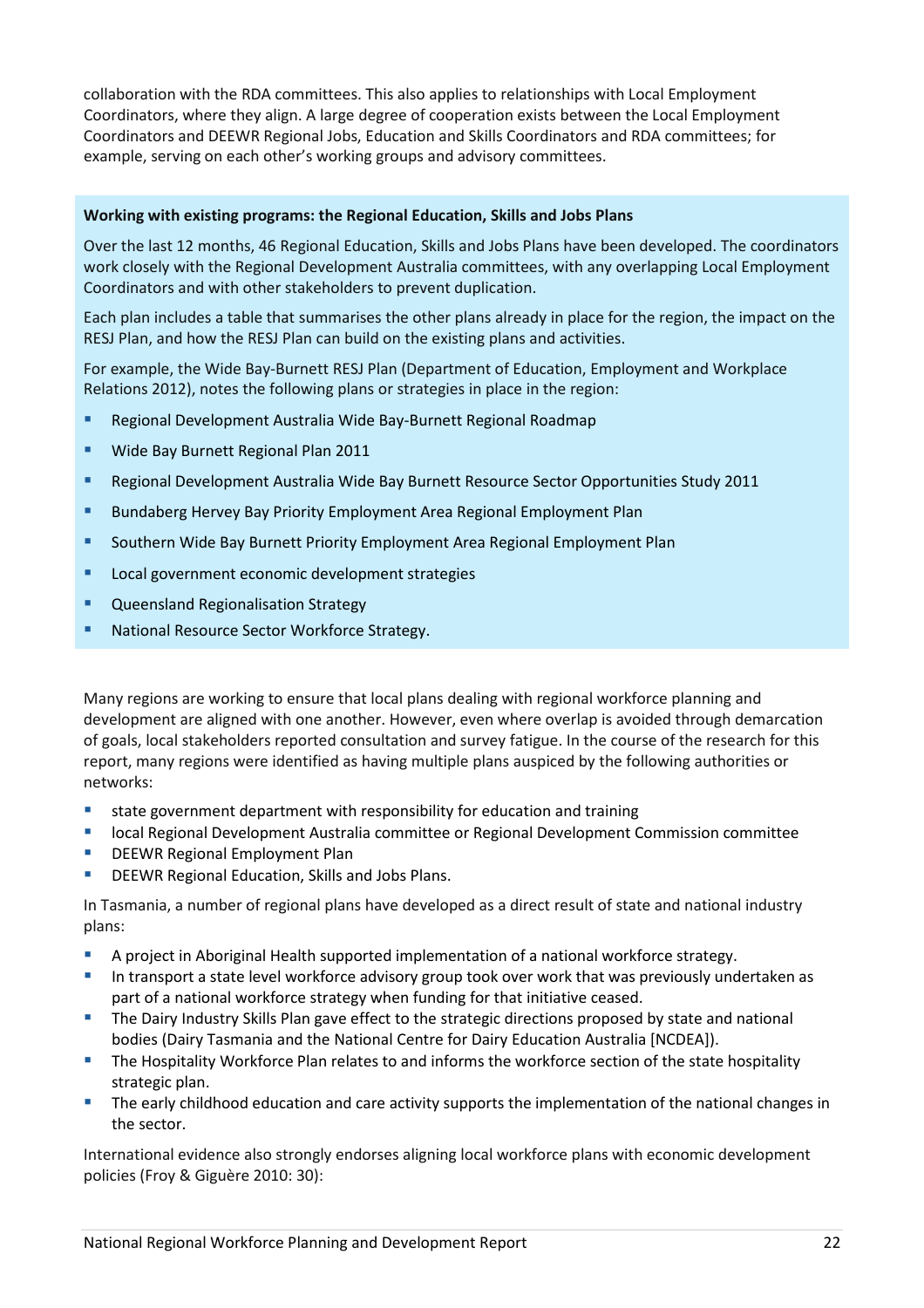collaboration with the RDA committees. This also applies to relationships with Local Employment Coordinators, where they align. A large degree of cooperation exists between the Local Employment Coordinators and DEEWR Regional Jobs, Education and Skills Coordinators and RDA committees; for example, serving on each other's working groups and advisory committees.

**Working with existing programs: the Regional Education, Skills and Jobs Plans**

Over the last 12 months, 46 Regional Education, Skills and Jobs Plans have been developed. The coordinators work closely with the Regional Development Australia committees, with any overlapping Local Employment Coordinators and with other stakeholders to prevent duplication.

Each plan includes a table that summarises the other plans already in place for the region, the impact on the RESJ Plan, and how the RESJ Plan can build on the existing plans and activities.

For example, the Wide Bay-Burnett RESJ Plan (Department of Education, Employment and Workplace Relations 2012), notes the following plans or strategies in place in the region:

- Regional Development Australia Wide Bay-Burnett Regional Roadmap
- Wide Bay Burnett Regional Plan 2011
- Regional Development Australia Wide Bay Burnett Resource Sector Opportunities Study 2011
- Bundaberg Hervey Bay Priority Employment Area Regional Employment Plan
- Southern Wide Bay Burnett Priority Employment Area Regional Employment Plan
- Local government economic development strategies
- Queensland Regionalisation Strategy
- National Resource Sector Workforce Strategy.

Many regions are working to ensure that local plans dealing with regional workforce planning and development are aligned with one another. However, even where overlap is avoided through demarcation of goals, local stakeholders reported consultation and survey fatigue. In the course of the research for this report, many regions were identified as having multiple plans auspiced by the following authorities or networks:

- state government department with responsibility for education and training
- local Regional Development Australia committee or Regional Development Commission committee
- DEEWR Regional Employment Plan
- DEEWR Regional Education, Skills and Jobs Plans.

In Tasmania, a number of regional plans have developed as a direct result of state and national industry plans:

- A project in Aboriginal Health supported implementation of a national workforce strategy.
- In transport a state level workforce advisory group took over work that was previously undertaken as part of a national workforce strategy when funding for that initiative ceased.
- The Dairy Industry Skills Plan gave effect to the strategic directions proposed by state and national bodies (Dairy Tasmania and the National Centre for Dairy Education Australia [NCDEA]).
- The Hospitality Workforce Plan relates to and informs the workforce section of the state hospitality strategic plan.
- The early childhood education and care activity supports the implementation of the national changes in the sector.

International evidence also strongly endorses aligning local workforce plans with economic development policies (Froy & Giguère 2010: 30):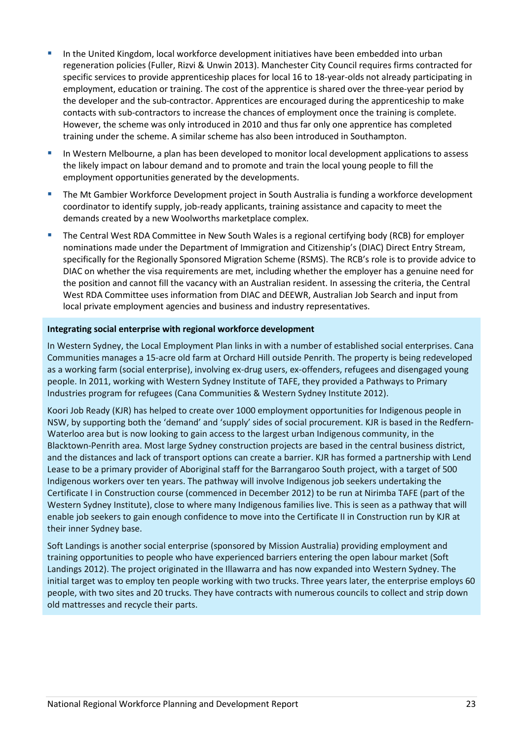- In the United Kingdom, local workforce development initiatives have been embedded into urban regeneration policies (Fuller, Rizvi & Unwin 2013). Manchester City Council requires firms contracted for specific services to provide apprenticeship places for local 16 to 18-year-olds not already participating in employment, education or training. The cost of the apprentice is shared over the three-year period by the developer and the sub-contractor. Apprentices are encouraged during the apprenticeship to make contacts with sub-contractors to increase the chances of employment once the training is complete. However, the scheme was only introduced in 2010 and thus far only one apprentice has completed training under the scheme. A similar scheme has also been introduced in Southampton.
- In Western Melbourne, a plan has been developed to monitor local development applications to assess the likely impact on labour demand and to promote and train the local young people to fill the employment opportunities generated by the developments.
- The Mt Gambier Workforce Development project in South Australia is funding a workforce development coordinator to identify supply, job-ready applicants, training assistance and capacity to meet the demands created by a new Woolworths marketplace complex.
- The Central West RDA Committee in New South Wales is a regional certifying body (RCB) for employer nominations made under the Department of Immigration and Citizenship's (DIAC) Direct Entry Stream, specifically for the Regionally Sponsored Migration Scheme (RSMS). The RCB's role is to provide advice to DIAC on whether the visa requirements are met, including whether the employer has a genuine need for the position and cannot fill the vacancy with an Australian resident. In assessing the criteria, the Central West RDA Committee uses information from DIAC and DEEWR, Australian Job Search and input from local private employment agencies and business and industry representatives.

**Integrating social enterprise with regional workforce development**

In Western Sydney, the Local Employment Plan links in with a number of established social enterprises. Cana Communities manages a 15-acre old farm at Orchard Hill outside Penrith. The property is being redeveloped as a working farm (social enterprise), involving ex-drug users, ex-offenders, refugees and disengaged young people. In 2011, working with Western Sydney Institute of TAFE, they provided a Pathways to Primary Industries program for refugees (Cana Communities & Western Sydney Institute 2012).

Koori Job Ready (KJR) has helped to create over 1000 employment opportunities for Indigenous people in NSW, by supporting both the 'demand' and 'supply' sides of social procurement. KJR is based in the Redfern-Waterloo area but is now looking to gain access to the largest urban Indigenous community, in the Blacktown-Penrith area. Most large Sydney construction projects are based in the central business district, and the distances and lack of transport options can create a barrier. KJR has formed a partnership with Lend Lease to be a primary provider of Aboriginal staff for the Barrangaroo South project, with a target of 500 Indigenous workers over ten years. The pathway will involve Indigenous job seekers undertaking the Certificate I in Construction course (commenced in December 2012) to be run at Nirimba TAFE (part of the Western Sydney Institute), close to where many Indigenous families live. This is seen as a pathway that will enable job seekers to gain enough confidence to move into the Certificate II in Construction run by KJR at their inner Sydney base.

Soft Landings is another social enterprise (sponsored by Mission Australia) providing employment and training opportunities to people who have experienced barriers entering the open labour market (Soft Landings 2012). The project originated in the Illawarra and has now expanded into Western Sydney. The initial target was to employ ten people working with two trucks. Three years later, the enterprise employs 60 people, with two sites and 20 trucks. They have contracts with numerous councils to collect and strip down old mattresses and recycle their parts.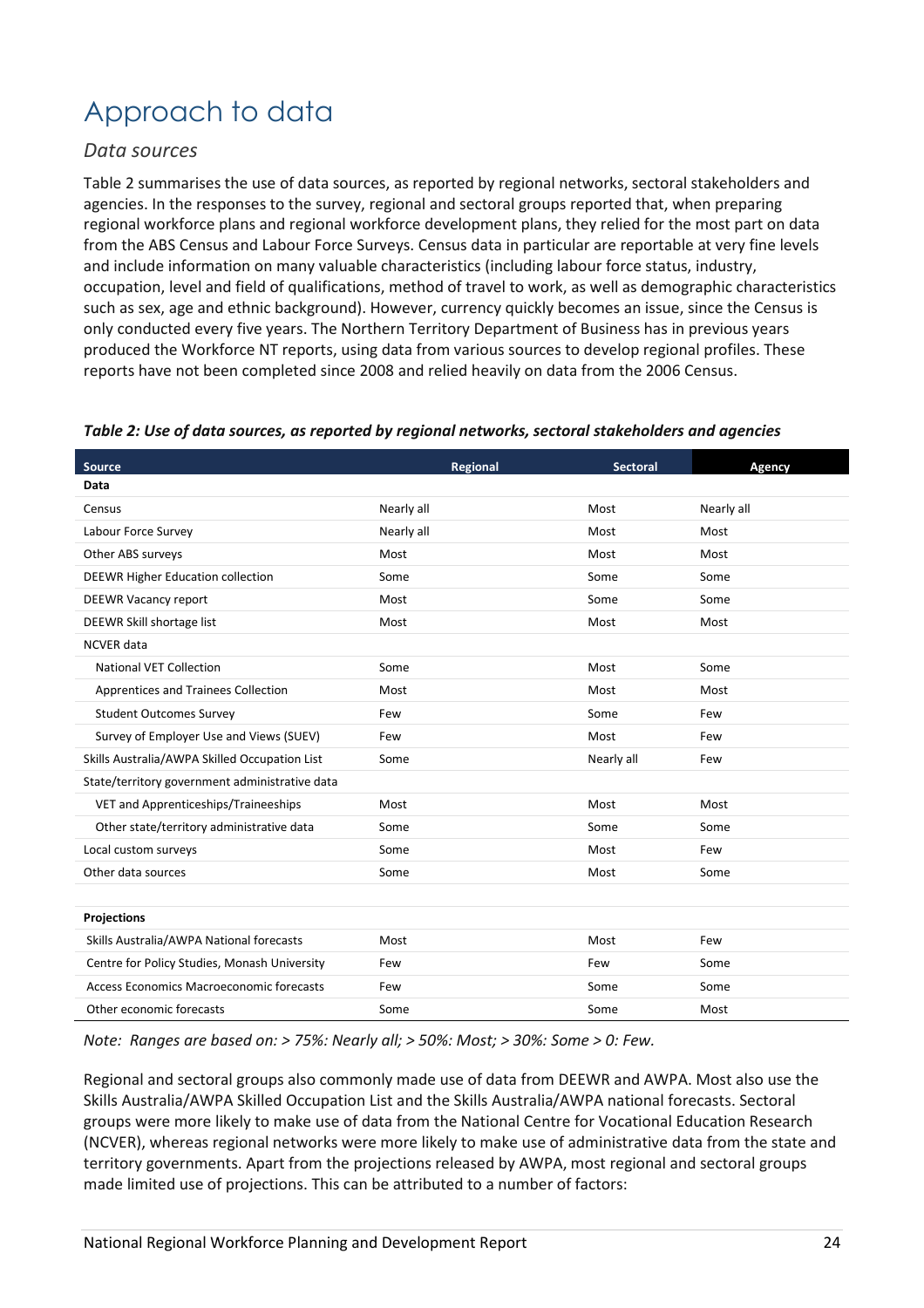# Approach to data

## *Data sources*

Table 2 summarises the use of data sources, as reported by regional networks, sectoral stakeholders and agencies. In the responses to the survey, regional and sectoral groups reported that, when preparing regional workforce plans and regional workforce development plans, they relied for the most part on data from the ABS Census and Labour Force Surveys. Census data in particular are reportable at very fine levels and include information on many valuable characteristics (including labour force status, industry, occupation, level and field of qualifications, method of travel to work, as well as demographic characteristics such as sex, age and ethnic background). However, currency quickly becomes an issue, since the Census is only conducted every five years. The Northern Territory Department of Business has in previous years produced the Workforce NT reports, using data from various sources to develop regional profiles. These reports have not been completed since 2008 and relied heavily on data from the 2006 Census.

***Table 2: Use of data sources, as reported by regional networks, sectoral stakeholders and agencies***

| Source | Regional | Sectoral | Agency |
|---|---|---|---|
| **Data** | | | |
| Census | Nearly all | Most | Nearly all |
| Labour Force Survey | Nearly all | Most | Most |
| Other ABS surveys | Most | Most | Most |
| DEEWR Higher Education collection | Some | Some | Some |
| DEEWR Vacancy report | Most | Some | Some |
| DEEWR Skill shortage list | Most | Most | Most |
| NCVER data | | | |
| National VET Collection | Some | Most | Some |
| Apprentices and Trainees Collection | Most | Most | Most |
| Student Outcomes Survey | Few | Some | Few |
| Survey of Employer Use and Views (SUEV) | Few | Most | Few |
| Skills Australia/AWPA Skilled Occupation List | Some | Nearly all | Few |
| State/territory government administrative data | | | |
| VET and Apprenticeships/Traineeships | Most | Most | Most |
| Other state/territory administrative data | Some | Some | Some |
| Local custom surveys | Some | Most | Few |
| Other data sources | Some | Most | Some |
| | | | |
| **Projections** | | | |
| Skills Australia/AWPA National forecasts | Most | Most | Few |
| Centre for Policy Studies, Monash University | Few | Few | Some |
| Access Economics Macroeconomic forecasts | Few | Some | Some |
| Other economic forecasts | Some | Some | Most |

*Note: Ranges are based on: > 75%: Nearly all; > 50%: Most; > 30%: Some > 0: Few.*

Regional and sectoral groups also commonly made use of data from DEEWR and AWPA. Most also use the Skills Australia/AWPA Skilled Occupation List and the Skills Australia/AWPA national forecasts. Sectoral groups were more likely to make use of data from the National Centre for Vocational Education Research (NCVER), whereas regional networks were more likely to make use of administrative data from the state and territory governments. Apart from the projections released by AWPA, most regional and sectoral groups made limited use of projections. This can be attributed to a number of factors: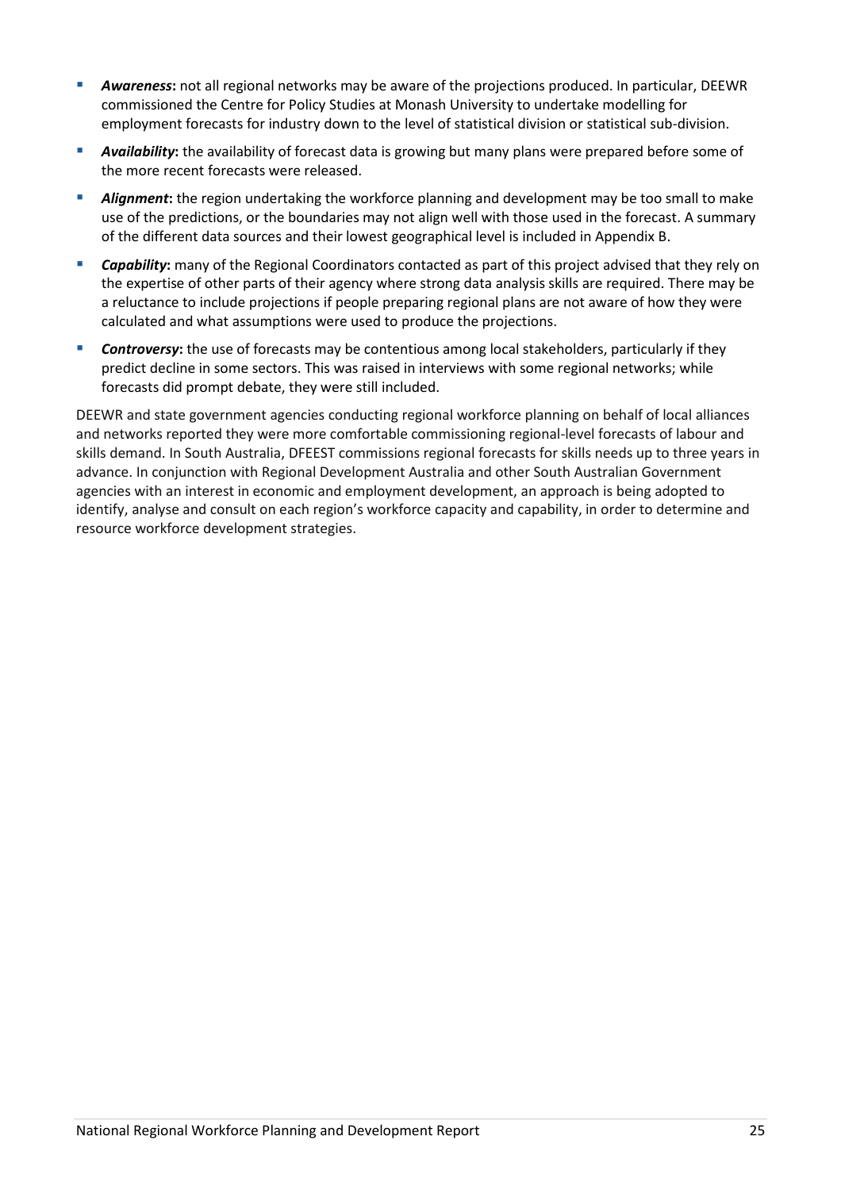- ***Awareness*:** not all regional networks may be aware of the projections produced. In particular, DEEWR commissioned the Centre for Policy Studies at Monash University to undertake modelling for employment forecasts for industry down to the level of statistical division or statistical sub-division.
- ***Availability*:** the availability of forecast data is growing but many plans were prepared before some of the more recent forecasts were released.
- ***Alignment*:** the region undertaking the workforce planning and development may be too small to make use of the predictions, or the boundaries may not align well with those used in the forecast. A summary of the different data sources and their lowest geographical level is included in Appendix B.
- ***Capability*:** many of the Regional Coordinators contacted as part of this project advised that they rely on the expertise of other parts of their agency where strong data analysis skills are required. There may be a reluctance to include projections if people preparing regional plans are not aware of how they were calculated and what assumptions were used to produce the projections.
- ***Controversy*:** the use of forecasts may be contentious among local stakeholders, particularly if they predict decline in some sectors. This was raised in interviews with some regional networks; while forecasts did prompt debate, they were still included.

DEEWR and state government agencies conducting regional workforce planning on behalf of local alliances and networks reported they were more comfortable commissioning regional-level forecasts of labour and skills demand. In South Australia, DFEEST commissions regional forecasts for skills needs up to three years in advance. In conjunction with Regional Development Australia and other South Australian Government agencies with an interest in economic and employment development, an approach is being adopted to identify, analyse and consult on each region's workforce capacity and capability, in order to determine and resource workforce development strategies.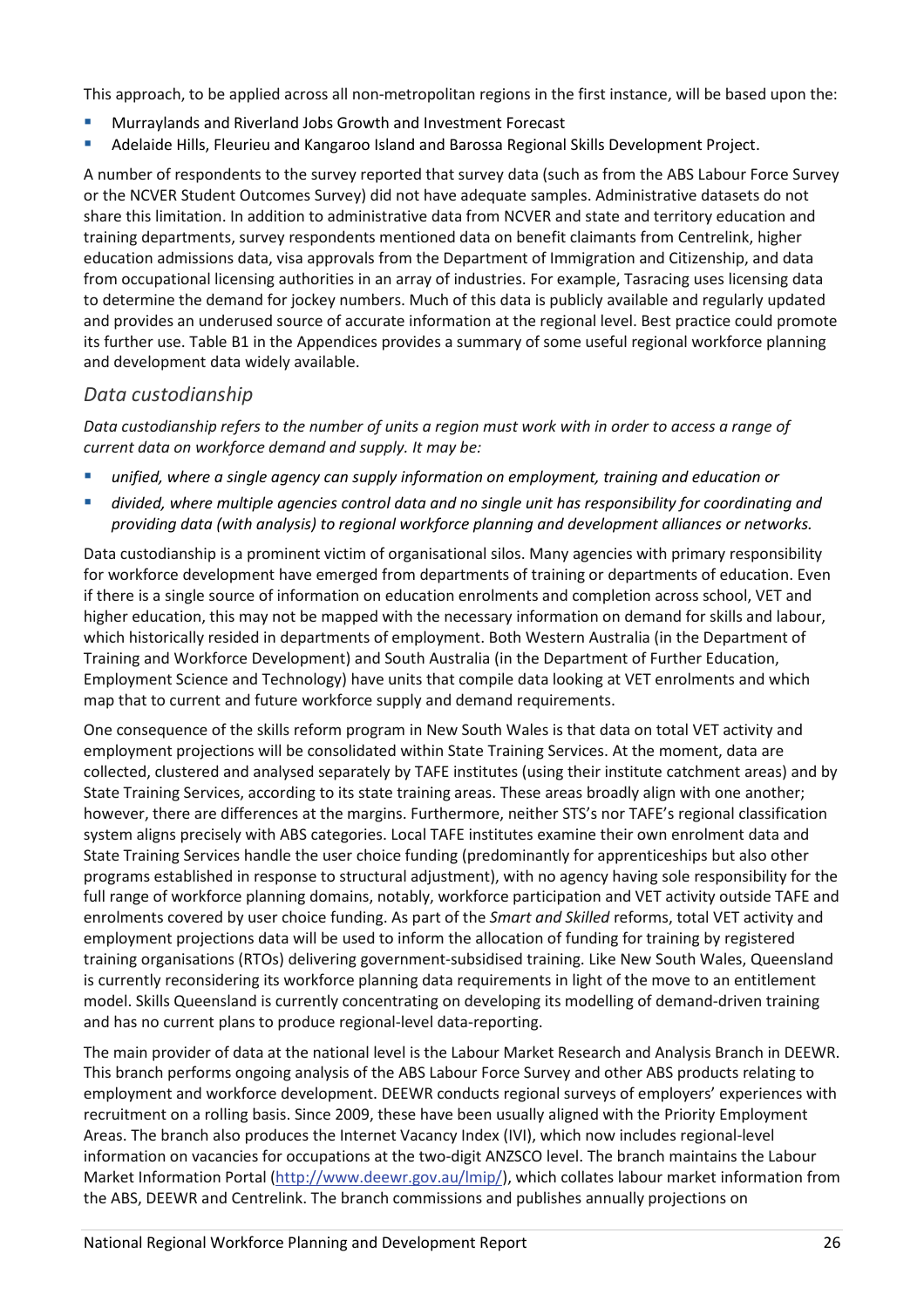This approach, to be applied across all non-metropolitan regions in the first instance, will be based upon the:

- Murraylands and Riverland Jobs Growth and Investment Forecast
- Adelaide Hills, Fleurieu and Kangaroo Island and Barossa Regional Skills Development Project.

A number of respondents to the survey reported that survey data (such as from the ABS Labour Force Survey or the NCVER Student Outcomes Survey) did not have adequate samples. Administrative datasets do not share this limitation. In addition to administrative data from NCVER and state and territory education and training departments, survey respondents mentioned data on benefit claimants from Centrelink, higher education admissions data, visa approvals from the Department of Immigration and Citizenship, and data from occupational licensing authorities in an array of industries. For example, Tasracing uses licensing data to determine the demand for jockey numbers. Much of this data is publicly available and regularly updated and provides an underused source of accurate information at the regional level. Best practice could promote its further use. Table B1 in the Appendices provides a summary of some useful regional workforce planning and development data widely available.

### *Data custodianship*

*Data custodianship refers to the number of units a region must work with in order to access a range of current data on workforce demand and supply. It may be:*

- *unified, where a single agency can supply information on employment, training and education or*
- *divided, where multiple agencies control data and no single unit has responsibility for coordinating and providing data (with analysis) to regional workforce planning and development alliances or networks.*

Data custodianship is a prominent victim of organisational silos. Many agencies with primary responsibility for workforce development have emerged from departments of training or departments of education. Even if there is a single source of information on education enrolments and completion across school, VET and higher education, this may not be mapped with the necessary information on demand for skills and labour, which historically resided in departments of employment. Both Western Australia (in the Department of Training and Workforce Development) and South Australia (in the Department of Further Education, Employment Science and Technology) have units that compile data looking at VET enrolments and which map that to current and future workforce supply and demand requirements.

One consequence of the skills reform program in New South Wales is that data on total VET activity and employment projections will be consolidated within State Training Services. At the moment, data are collected, clustered and analysed separately by TAFE institutes (using their institute catchment areas) and by State Training Services, according to its state training areas. These areas broadly align with one another; however, there are differences at the margins. Furthermore, neither STS's nor TAFE's regional classification system aligns precisely with ABS categories. Local TAFE institutes examine their own enrolment data and State Training Services handle the user choice funding (predominantly for apprenticeships but also other programs established in response to structural adjustment), with no agency having sole responsibility for the full range of workforce planning domains, notably, workforce participation and VET activity outside TAFE and enrolments covered by user choice funding. As part of the *Smart and Skilled* reforms, total VET activity and employment projections data will be used to inform the allocation of funding for training by registered training organisations (RTOs) delivering government-subsidised training. Like New South Wales, Queensland is currently reconsidering its workforce planning data requirements in light of the move to an entitlement model. Skills Queensland is currently concentrating on developing its modelling of demand-driven training and has no current plans to produce regional-level data-reporting.

The main provider of data at the national level is the Labour Market Research and Analysis Branch in DEEWR. This branch performs ongoing analysis of the ABS Labour Force Survey and other ABS products relating to employment and workforce development. DEEWR conducts regional surveys of employers' experiences with recruitment on a rolling basis. Since 2009, these have been usually aligned with the Priority Employment Areas. The branch also produces the Internet Vacancy Index (IVI), which now includes regional-level information on vacancies for occupations at the two-digit ANZSCO level. The branch maintains the Labour Market Information Portal (http://www.deewr.gov.au/lmip/), which collates labour market information from the ABS, DEEWR and Centrelink. The branch commissions and publishes annually projections on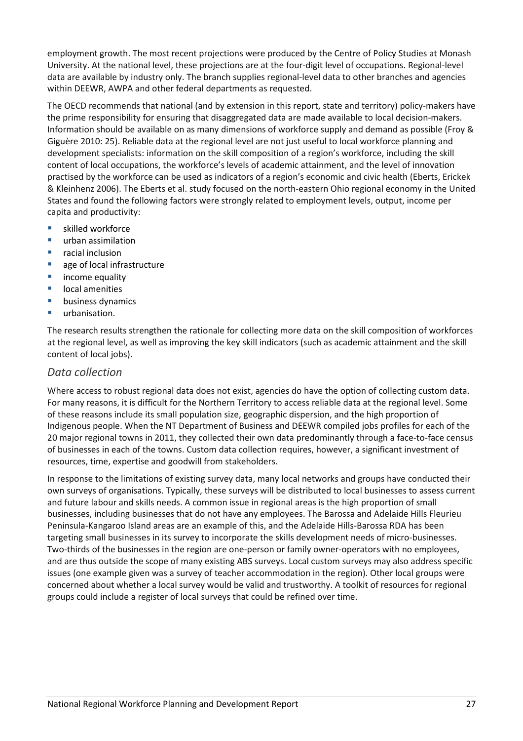employment growth. The most recent projections were produced by the Centre of Policy Studies at Monash University. At the national level, these projections are at the four-digit level of occupations. Regional-level data are available by industry only. The branch supplies regional-level data to other branches and agencies within DEEWR, AWPA and other federal departments as requested.

The OECD recommends that national (and by extension in this report, state and territory) policy-makers have the prime responsibility for ensuring that disaggregated data are made available to local decision-makers. Information should be available on as many dimensions of workforce supply and demand as possible (Froy & Giguère 2010: 25). Reliable data at the regional level are not just useful to local workforce planning and development specialists: information on the skill composition of a region's workforce, including the skill content of local occupations, the workforce's levels of academic attainment, and the level of innovation practised by the workforce can be used as indicators of a region's economic and civic health (Eberts, Erickek & Kleinhenz 2006). The Eberts et al. study focused on the north-eastern Ohio regional economy in the United States and found the following factors were strongly related to employment levels, output, income per capita and productivity:

- skilled workforce
- urban assimilation
- racial inclusion
- age of local infrastructure
- income equality
- local amenities
- business dynamics
- urbanisation.

The research results strengthen the rationale for collecting more data on the skill composition of workforces at the regional level, as well as improving the key skill indicators (such as academic attainment and the skill content of local jobs).

## *Data collection*

Where access to robust regional data does not exist, agencies do have the option of collecting custom data. For many reasons, it is difficult for the Northern Territory to access reliable data at the regional level. Some of these reasons include its small population size, geographic dispersion, and the high proportion of Indigenous people. When the NT Department of Business and DEEWR compiled jobs profiles for each of the 20 major regional towns in 2011, they collected their own data predominantly through a face-to-face census of businesses in each of the towns. Custom data collection requires, however, a significant investment of resources, time, expertise and goodwill from stakeholders.

In response to the limitations of existing survey data, many local networks and groups have conducted their own surveys of organisations. Typically, these surveys will be distributed to local businesses to assess current and future labour and skills needs. A common issue in regional areas is the high proportion of small businesses, including businesses that do not have any employees. The Barossa and Adelaide Hills Fleurieu Peninsula-Kangaroo Island areas are an example of this, and the Adelaide Hills-Barossa RDA has been targeting small businesses in its survey to incorporate the skills development needs of micro-businesses. Two-thirds of the businesses in the region are one-person or family owner-operators with no employees, and are thus outside the scope of many existing ABS surveys. Local custom surveys may also address specific issues (one example given was a survey of teacher accommodation in the region). Other local groups were concerned about whether a local survey would be valid and trustworthy. A toolkit of resources for regional groups could include a register of local surveys that could be refined over time.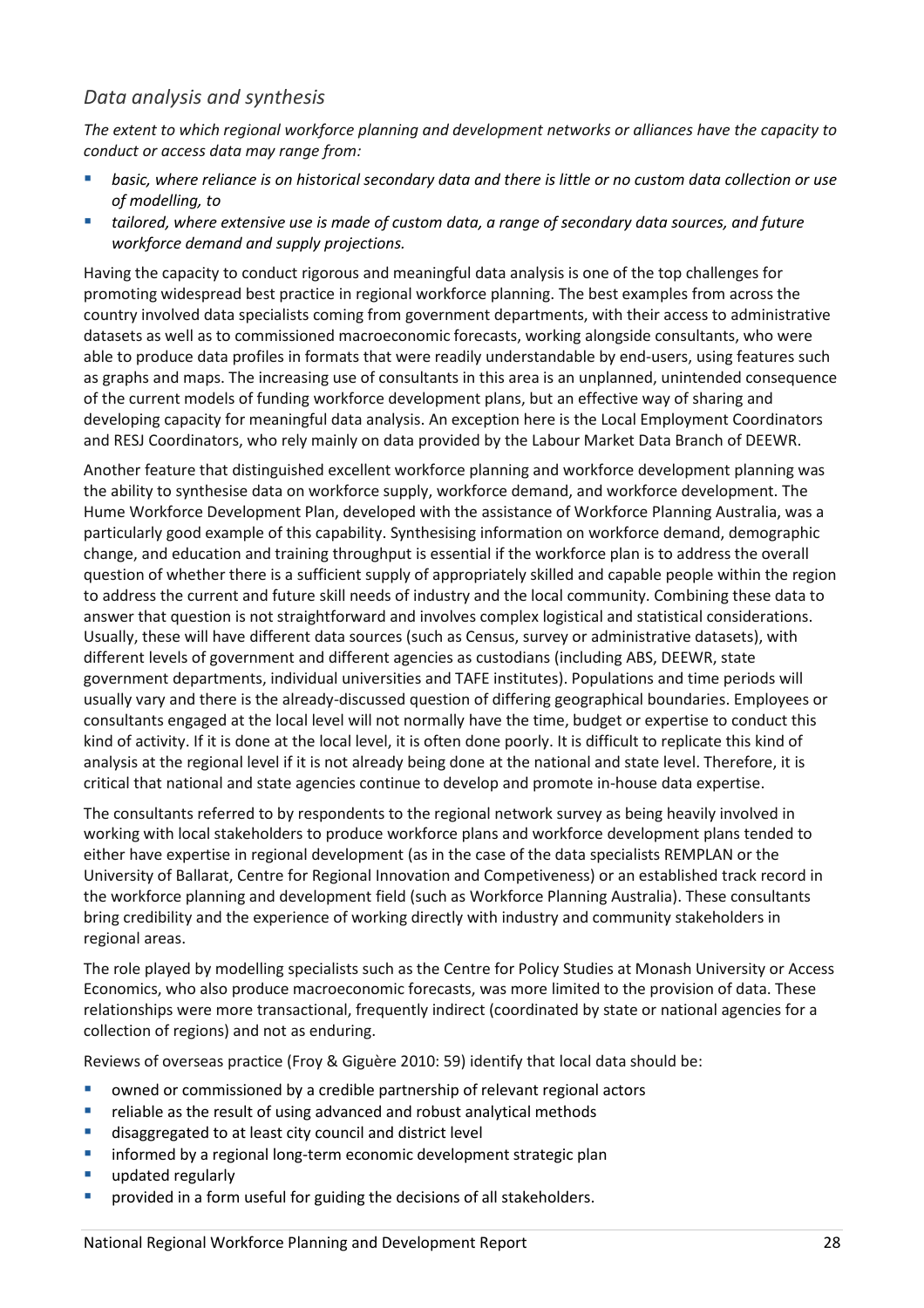## *Data analysis and synthesis*

*The extent to which regional workforce planning and development networks or alliances have the capacity to conduct or access data may range from:*

- *basic, where reliance is on historical secondary data and there is little or no custom data collection or use of modelling, to*
- *tailored, where extensive use is made of custom data, a range of secondary data sources, and future workforce demand and supply projections.*

Having the capacity to conduct rigorous and meaningful data analysis is one of the top challenges for promoting widespread best practice in regional workforce planning. The best examples from across the country involved data specialists coming from government departments, with their access to administrative datasets as well as to commissioned macroeconomic forecasts, working alongside consultants, who were able to produce data profiles in formats that were readily understandable by end-users, using features such as graphs and maps. The increasing use of consultants in this area is an unplanned, unintended consequence of the current models of funding workforce development plans, but an effective way of sharing and developing capacity for meaningful data analysis. An exception here is the Local Employment Coordinators and RESJ Coordinators, who rely mainly on data provided by the Labour Market Data Branch of DEEWR.

Another feature that distinguished excellent workforce planning and workforce development planning was the ability to synthesise data on workforce supply, workforce demand, and workforce development. The Hume Workforce Development Plan, developed with the assistance of Workforce Planning Australia, was a particularly good example of this capability. Synthesising information on workforce demand, demographic change, and education and training throughput is essential if the workforce plan is to address the overall question of whether there is a sufficient supply of appropriately skilled and capable people within the region to address the current and future skill needs of industry and the local community. Combining these data to answer that question is not straightforward and involves complex logistical and statistical considerations. Usually, these will have different data sources (such as Census, survey or administrative datasets), with different levels of government and different agencies as custodians (including ABS, DEEWR, state government departments, individual universities and TAFE institutes). Populations and time periods will usually vary and there is the already-discussed question of differing geographical boundaries. Employees or consultants engaged at the local level will not normally have the time, budget or expertise to conduct this kind of activity. If it is done at the local level, it is often done poorly. It is difficult to replicate this kind of analysis at the regional level if it is not already being done at the national and state level. Therefore, it is critical that national and state agencies continue to develop and promote in-house data expertise.

The consultants referred to by respondents to the regional network survey as being heavily involved in working with local stakeholders to produce workforce plans and workforce development plans tended to either have expertise in regional development (as in the case of the data specialists REMPLAN or the University of Ballarat, Centre for Regional Innovation and Competiveness) or an established track record in the workforce planning and development field (such as Workforce Planning Australia). These consultants bring credibility and the experience of working directly with industry and community stakeholders in regional areas.

The role played by modelling specialists such as the Centre for Policy Studies at Monash University or Access Economics, who also produce macroeconomic forecasts, was more limited to the provision of data. These relationships were more transactional, frequently indirect (coordinated by state or national agencies for a collection of regions) and not as enduring.

Reviews of overseas practice (Froy & Giguère 2010: 59) identify that local data should be:

- owned or commissioned by a credible partnership of relevant regional actors
- reliable as the result of using advanced and robust analytical methods
- disaggregated to at least city council and district level
- informed by a regional long-term economic development strategic plan
- updated regularly
- provided in a form useful for guiding the decisions of all stakeholders.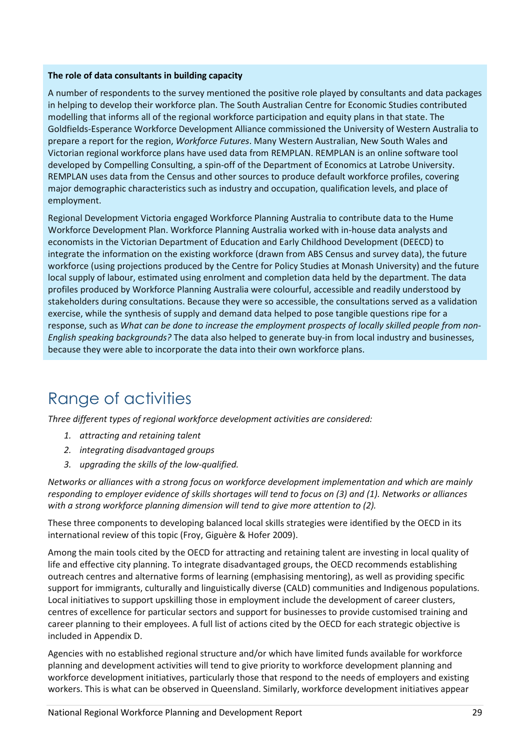**The role of data consultants in building capacity**

A number of respondents to the survey mentioned the positive role played by consultants and data packages in helping to develop their workforce plan. The South Australian Centre for Economic Studies contributed modelling that informs all of the regional workforce participation and equity plans in that state. The Goldfields-Esperance Workforce Development Alliance commissioned the University of Western Australia to prepare a report for the region, *Workforce Futures*. Many Western Australian, New South Wales and Victorian regional workforce plans have used data from REMPLAN. REMPLAN is an online software tool developed by Compelling Consulting, a spin-off of the Department of Economics at Latrobe University. REMPLAN uses data from the Census and other sources to produce default workforce profiles, covering major demographic characteristics such as industry and occupation, qualification levels, and place of employment.

Regional Development Victoria engaged Workforce Planning Australia to contribute data to the Hume Workforce Development Plan. Workforce Planning Australia worked with in-house data analysts and economists in the Victorian Department of Education and Early Childhood Development (DEECD) to integrate the information on the existing workforce (drawn from ABS Census and survey data), the future workforce (using projections produced by the Centre for Policy Studies at Monash University) and the future local supply of labour, estimated using enrolment and completion data held by the department. The data profiles produced by Workforce Planning Australia were colourful, accessible and readily understood by stakeholders during consultations. Because they were so accessible, the consultations served as a validation exercise, while the synthesis of supply and demand data helped to pose tangible questions ripe for a response, such as *What can be done to increase the employment prospects of locally skilled people from non-English speaking backgrounds?* The data also helped to generate buy-in from local industry and businesses, because they were able to incorporate the data into their own workforce plans.

# Range of activities

*Three different types of regional workforce development activities are considered:*

1. *attracting and retaining talent*
2. *integrating disadvantaged groups*
3. *upgrading the skills of the low-qualified.*

*Networks or alliances with a strong focus on workforce development implementation and which are mainly responding to employer evidence of skills shortages will tend to focus on (3) and (1). Networks or alliances with a strong workforce planning dimension will tend to give more attention to (2).*

These three components to developing balanced local skills strategies were identified by the OECD in its international review of this topic (Froy, Giguère & Hofer 2009).

Among the main tools cited by the OECD for attracting and retaining talent are investing in local quality of life and effective city planning. To integrate disadvantaged groups, the OECD recommends establishing outreach centres and alternative forms of learning (emphasising mentoring), as well as providing specific support for immigrants, culturally and linguistically diverse (CALD) communities and Indigenous populations. Local initiatives to support upskilling those in employment include the development of career clusters, centres of excellence for particular sectors and support for businesses to provide customised training and career planning to their employees. A full list of actions cited by the OECD for each strategic objective is included in Appendix D.

Agencies with no established regional structure and/or which have limited funds available for workforce planning and development activities will tend to give priority to workforce development planning and workforce development initiatives, particularly those that respond to the needs of employers and existing workers. This is what can be observed in Queensland. Similarly, workforce development initiatives appear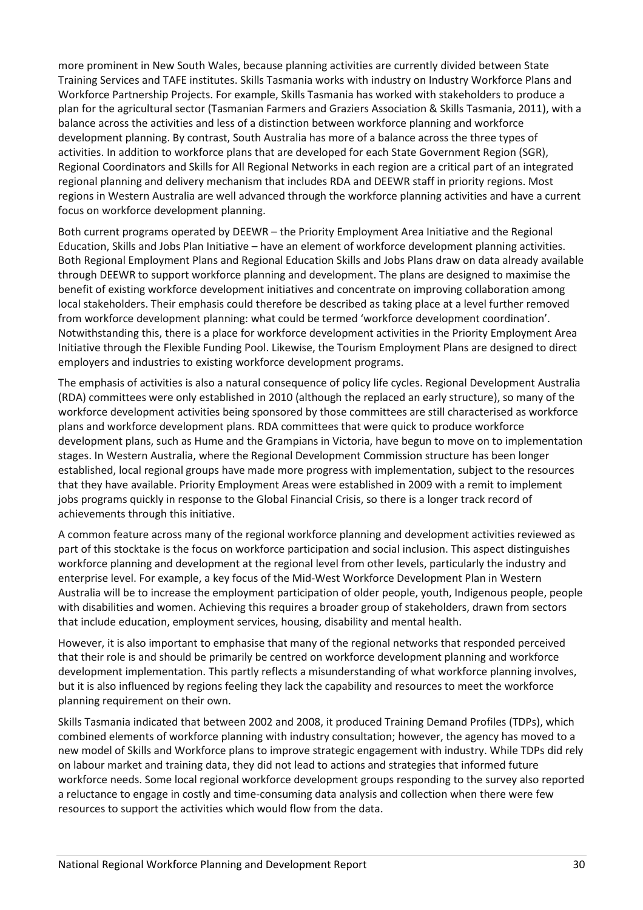more prominent in New South Wales, because planning activities are currently divided between State Training Services and TAFE institutes. Skills Tasmania works with industry on Industry Workforce Plans and Workforce Partnership Projects. For example, Skills Tasmania has worked with stakeholders to produce a plan for the agricultural sector (Tasmanian Farmers and Graziers Association & Skills Tasmania, 2011), with a balance across the activities and less of a distinction between workforce planning and workforce development planning. By contrast, South Australia has more of a balance across the three types of activities. In addition to workforce plans that are developed for each State Government Region (SGR), Regional Coordinators and Skills for All Regional Networks in each region are a critical part of an integrated regional planning and delivery mechanism that includes RDA and DEEWR staff in priority regions. Most regions in Western Australia are well advanced through the workforce planning activities and have a current focus on workforce development planning.

Both current programs operated by DEEWR – the Priority Employment Area Initiative and the Regional Education, Skills and Jobs Plan Initiative – have an element of workforce development planning activities. Both Regional Employment Plans and Regional Education Skills and Jobs Plans draw on data already available through DEEWR to support workforce planning and development. The plans are designed to maximise the benefit of existing workforce development initiatives and concentrate on improving collaboration among local stakeholders. Their emphasis could therefore be described as taking place at a level further removed from workforce development planning: what could be termed 'workforce development coordination'. Notwithstanding this, there is a place for workforce development activities in the Priority Employment Area Initiative through the Flexible Funding Pool. Likewise, the Tourism Employment Plans are designed to direct employers and industries to existing workforce development programs.

The emphasis of activities is also a natural consequence of policy life cycles. Regional Development Australia (RDA) committees were only established in 2010 (although the replaced an early structure), so many of the workforce development activities being sponsored by those committees are still characterised as workforce plans and workforce development plans. RDA committees that were quick to produce workforce development plans, such as Hume and the Grampians in Victoria, have begun to move on to implementation stages. In Western Australia, where the Regional Development Commission structure has been longer established, local regional groups have made more progress with implementation, subject to the resources that they have available. Priority Employment Areas were established in 2009 with a remit to implement jobs programs quickly in response to the Global Financial Crisis, so there is a longer track record of achievements through this initiative.

A common feature across many of the regional workforce planning and development activities reviewed as part of this stocktake is the focus on workforce participation and social inclusion. This aspect distinguishes workforce planning and development at the regional level from other levels, particularly the industry and enterprise level. For example, a key focus of the Mid-West Workforce Development Plan in Western Australia will be to increase the employment participation of older people, youth, Indigenous people, people with disabilities and women. Achieving this requires a broader group of stakeholders, drawn from sectors that include education, employment services, housing, disability and mental health.

However, it is also important to emphasise that many of the regional networks that responded perceived that their role is and should be primarily be centred on workforce development planning and workforce development implementation. This partly reflects a misunderstanding of what workforce planning involves, but it is also influenced by regions feeling they lack the capability and resources to meet the workforce planning requirement on their own.

Skills Tasmania indicated that between 2002 and 2008, it produced Training Demand Profiles (TDPs), which combined elements of workforce planning with industry consultation; however, the agency has moved to a new model of Skills and Workforce plans to improve strategic engagement with industry. While TDPs did rely on labour market and training data, they did not lead to actions and strategies that informed future workforce needs. Some local regional workforce development groups responding to the survey also reported a reluctance to engage in costly and time-consuming data analysis and collection when there were few resources to support the activities which would flow from the data.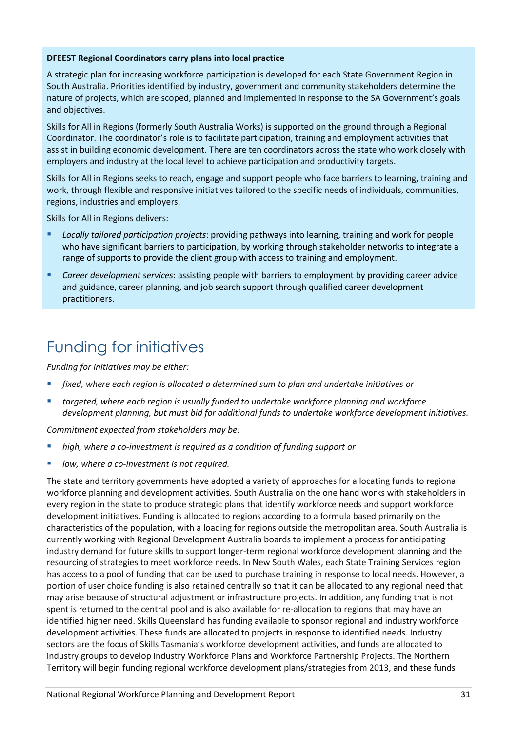**DFEEST Regional Coordinators carry plans into local practice**

A strategic plan for increasing workforce participation is developed for each State Government Region in South Australia. Priorities identified by industry, government and community stakeholders determine the nature of projects, which are scoped, planned and implemented in response to the SA Government's goals and objectives.

Skills for All in Regions (formerly South Australia Works) is supported on the ground through a Regional Coordinator. The coordinator's role is to facilitate participation, training and employment activities that assist in building economic development. There are ten coordinators across the state who work closely with employers and industry at the local level to achieve participation and productivity targets.

Skills for All in Regions seeks to reach, engage and support people who face barriers to learning, training and work, through flexible and responsive initiatives tailored to the specific needs of individuals, communities, regions, industries and employers.

Skills for All in Regions delivers:

- *Locally tailored participation projects*: providing pathways into learning, training and work for people who have significant barriers to participation, by working through stakeholder networks to integrate a range of supports to provide the client group with access to training and employment.
- *Career development services*: assisting people with barriers to employment by providing career advice and guidance, career planning, and job search support through qualified career development practitioners.

# Funding for initiatives

*Funding for initiatives may be either:*

- *fixed, where each region is allocated a determined sum to plan and undertake initiatives or*
- *targeted, where each region is usually funded to undertake workforce planning and workforce development planning, but must bid for additional funds to undertake workforce development initiatives.*

*Commitment expected from stakeholders may be:*

- *high, where a co-investment is required as a condition of funding support or*
- *low, where a co-investment is not required.*

The state and territory governments have adopted a variety of approaches for allocating funds to regional workforce planning and development activities. South Australia on the one hand works with stakeholders in every region in the state to produce strategic plans that identify workforce needs and support workforce development initiatives. Funding is allocated to regions according to a formula based primarily on the characteristics of the population, with a loading for regions outside the metropolitan area. South Australia is currently working with Regional Development Australia boards to implement a process for anticipating industry demand for future skills to support longer-term regional workforce development planning and the resourcing of strategies to meet workforce needs. In New South Wales, each State Training Services region has access to a pool of funding that can be used to purchase training in response to local needs. However, a portion of user choice funding is also retained centrally so that it can be allocated to any regional need that may arise because of structural adjustment or infrastructure projects. In addition, any funding that is not spent is returned to the central pool and is also available for re-allocation to regions that may have an identified higher need. Skills Queensland has funding available to sponsor regional and industry workforce development activities. These funds are allocated to projects in response to identified needs. Industry sectors are the focus of Skills Tasmania's workforce development activities, and funds are allocated to industry groups to develop Industry Workforce Plans and Workforce Partnership Projects. The Northern Territory will begin funding regional workforce development plans/strategies from 2013, and these funds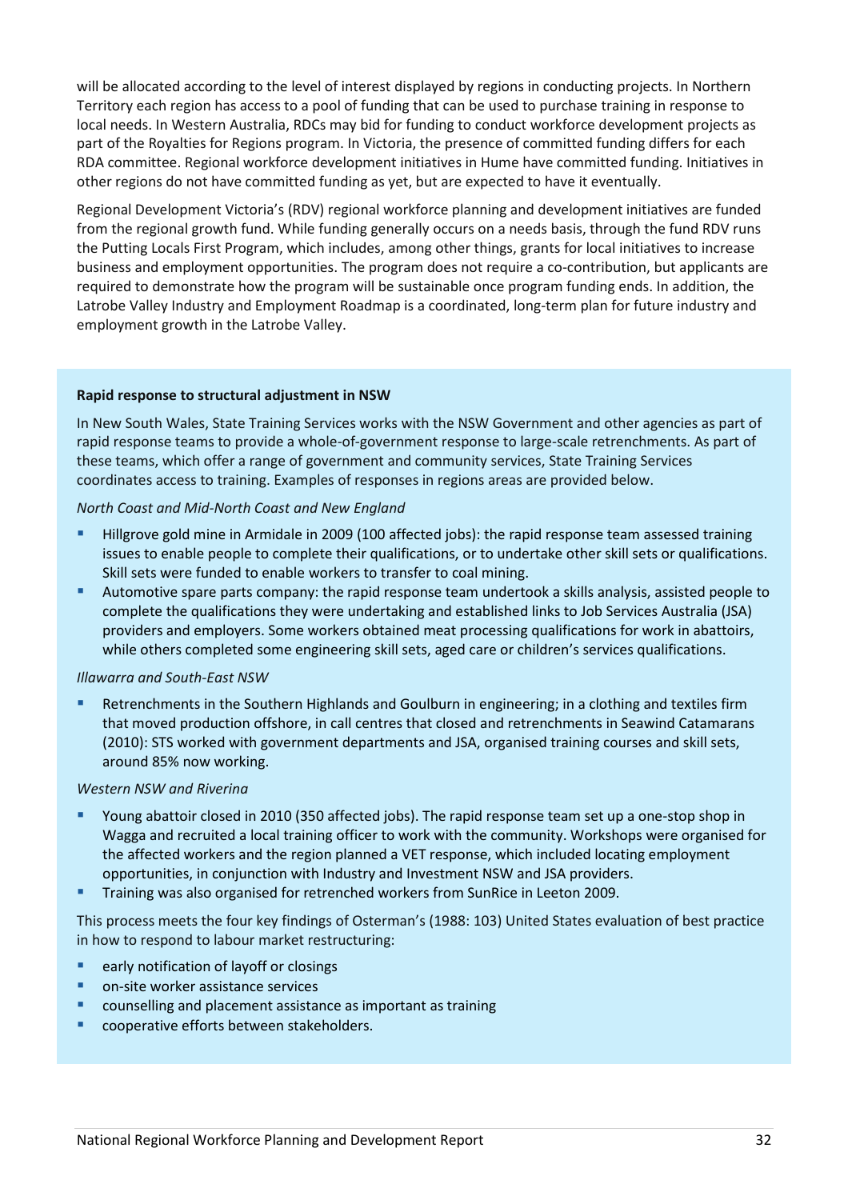will be allocated according to the level of interest displayed by regions in conducting projects. In Northern Territory each region has access to a pool of funding that can be used to purchase training in response to local needs. In Western Australia, RDCs may bid for funding to conduct workforce development projects as part of the Royalties for Regions program. In Victoria, the presence of committed funding differs for each RDA committee. Regional workforce development initiatives in Hume have committed funding. Initiatives in other regions do not have committed funding as yet, but are expected to have it eventually.

Regional Development Victoria's (RDV) regional workforce planning and development initiatives are funded from the regional growth fund. While funding generally occurs on a needs basis, through the fund RDV runs the Putting Locals First Program, which includes, among other things, grants for local initiatives to increase business and employment opportunities. The program does not require a co-contribution, but applicants are required to demonstrate how the program will be sustainable once program funding ends. In addition, the Latrobe Valley Industry and Employment Roadmap is a coordinated, long-term plan for future industry and employment growth in the Latrobe Valley.

**Rapid response to structural adjustment in NSW**

In New South Wales, State Training Services works with the NSW Government and other agencies as part of rapid response teams to provide a whole-of-government response to large-scale retrenchments. As part of these teams, which offer a range of government and community services, State Training Services coordinates access to training. Examples of responses in regions areas are provided below.

*North Coast and Mid-North Coast and New England*

- Hillgrove gold mine in Armidale in 2009 (100 affected jobs): the rapid response team assessed training issues to enable people to complete their qualifications, or to undertake other skill sets or qualifications. Skill sets were funded to enable workers to transfer to coal mining.
- Automotive spare parts company: the rapid response team undertook a skills analysis, assisted people to complete the qualifications they were undertaking and established links to Job Services Australia (JSA) providers and employers. Some workers obtained meat processing qualifications for work in abattoirs, while others completed some engineering skill sets, aged care or children's services qualifications.

*Illawarra and South-East NSW*

- Retrenchments in the Southern Highlands and Goulburn in engineering; in a clothing and textiles firm that moved production offshore, in call centres that closed and retrenchments in Seawind Catamarans (2010): STS worked with government departments and JSA, organised training courses and skill sets, around 85% now working.

*Western NSW and Riverina*

- Young abattoir closed in 2010 (350 affected jobs). The rapid response team set up a one-stop shop in Wagga and recruited a local training officer to work with the community. Workshops were organised for the affected workers and the region planned a VET response, which included locating employment opportunities, in conjunction with Industry and Investment NSW and JSA providers.
- Training was also organised for retrenched workers from SunRice in Leeton 2009.

This process meets the four key findings of Osterman's (1988: 103) United States evaluation of best practice in how to respond to labour market restructuring:

- early notification of layoff or closings
- on-site worker assistance services
- counselling and placement assistance as important as training
- cooperative efforts between stakeholders.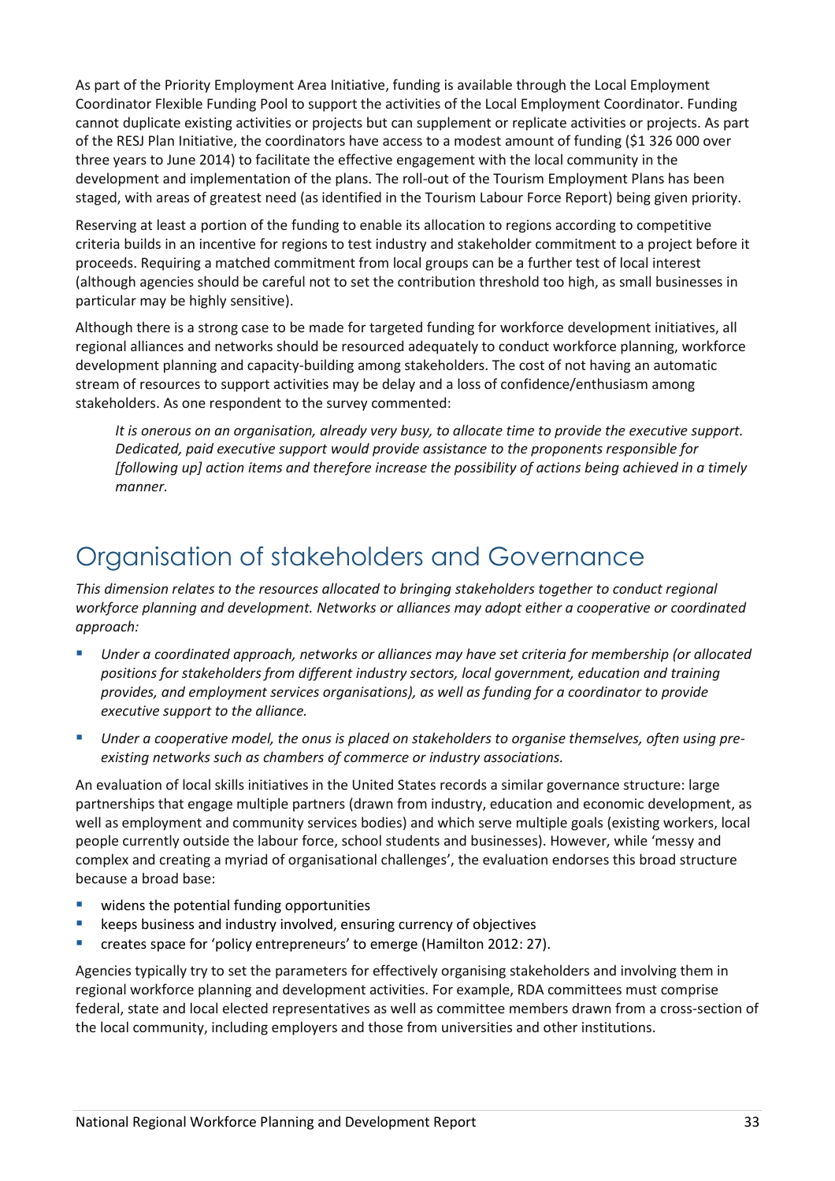As part of the Priority Employment Area Initiative, funding is available through the Local Employment Coordinator Flexible Funding Pool to support the activities of the Local Employment Coordinator. Funding cannot duplicate existing activities or projects but can supplement or replicate activities or projects. As part of the RESJ Plan Initiative, the coordinators have access to a modest amount of funding ($1 326 000 over three years to June 2014) to facilitate the effective engagement with the local community in the development and implementation of the plans. The roll-out of the Tourism Employment Plans has been staged, with areas of greatest need (as identified in the Tourism Labour Force Report) being given priority.

Reserving at least a portion of the funding to enable its allocation to regions according to competitive criteria builds in an incentive for regions to test industry and stakeholder commitment to a project before it proceeds. Requiring a matched commitment from local groups can be a further test of local interest (although agencies should be careful not to set the contribution threshold too high, as small businesses in particular may be highly sensitive).

Although there is a strong case to be made for targeted funding for workforce development initiatives, all regional alliances and networks should be resourced adequately to conduct workforce planning, workforce development planning and capacity-building among stakeholders. The cost of not having an automatic stream of resources to support activities may be delay and a loss of confidence/enthusiasm among stakeholders. As one respondent to the survey commented:

> *It is onerous on an organisation, already very busy, to allocate time to provide the executive support. Dedicated, paid executive support would provide assistance to the proponents responsible for [following up] action items and therefore increase the possibility of actions being achieved in a timely manner.*

# Organisation of stakeholders and Governance

*This dimension relates to the resources allocated to bringing stakeholders together to conduct regional workforce planning and development. Networks or alliances may adopt either a cooperative or coordinated approach:*

- *Under a coordinated approach, networks or alliances may have set criteria for membership (or allocated positions for stakeholders from different industry sectors, local government, education and training provides, and employment services organisations), as well as funding for a coordinator to provide executive support to the alliance.*
- *Under a cooperative model, the onus is placed on stakeholders to organise themselves, often using pre-existing networks such as chambers of commerce or industry associations.*

An evaluation of local skills initiatives in the United States records a similar governance structure: large partnerships that engage multiple partners (drawn from industry, education and economic development, as well as employment and community services bodies) and which serve multiple goals (existing workers, local people currently outside the labour force, school students and businesses). However, while 'messy and complex and creating a myriad of organisational challenges', the evaluation endorses this broad structure because a broad base:

- widens the potential funding opportunities
- keeps business and industry involved, ensuring currency of objectives
- creates space for 'policy entrepreneurs' to emerge (Hamilton 2012: 27).

Agencies typically try to set the parameters for effectively organising stakeholders and involving them in regional workforce planning and development activities. For example, RDA committees must comprise federal, state and local elected representatives as well as committee members drawn from a cross-section of the local community, including employers and those from universities and other institutions.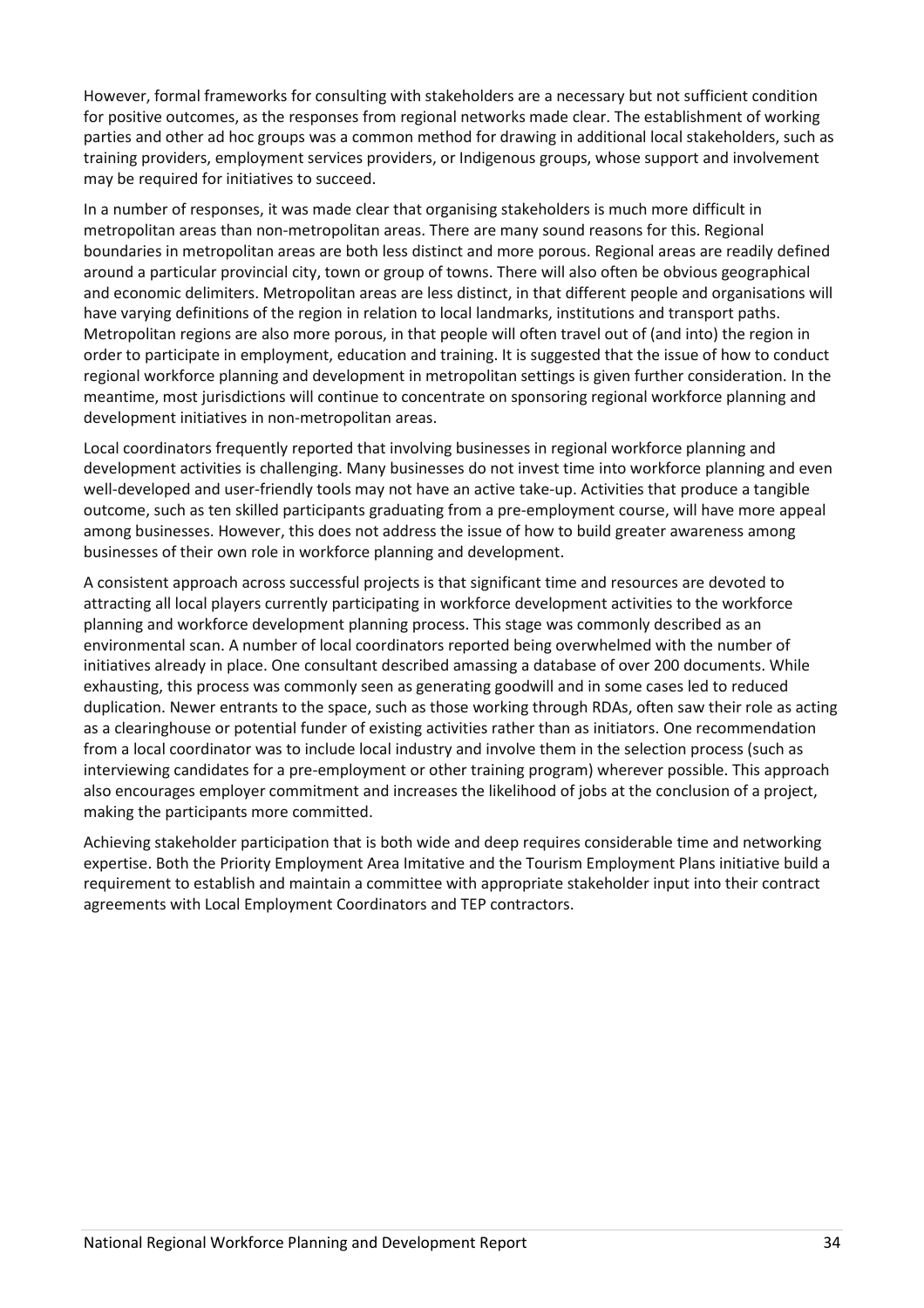However, formal frameworks for consulting with stakeholders are a necessary but not sufficient condition for positive outcomes, as the responses from regional networks made clear. The establishment of working parties and other ad hoc groups was a common method for drawing in additional local stakeholders, such as training providers, employment services providers, or Indigenous groups, whose support and involvement may be required for initiatives to succeed.

In a number of responses, it was made clear that organising stakeholders is much more difficult in metropolitan areas than non-metropolitan areas. There are many sound reasons for this. Regional boundaries in metropolitan areas are both less distinct and more porous. Regional areas are readily defined around a particular provincial city, town or group of towns. There will also often be obvious geographical and economic delimiters. Metropolitan areas are less distinct, in that different people and organisations will have varying definitions of the region in relation to local landmarks, institutions and transport paths. Metropolitan regions are also more porous, in that people will often travel out of (and into) the region in order to participate in employment, education and training. It is suggested that the issue of how to conduct regional workforce planning and development in metropolitan settings is given further consideration. In the meantime, most jurisdictions will continue to concentrate on sponsoring regional workforce planning and development initiatives in non-metropolitan areas.

Local coordinators frequently reported that involving businesses in regional workforce planning and development activities is challenging. Many businesses do not invest time into workforce planning and even well-developed and user-friendly tools may not have an active take-up. Activities that produce a tangible outcome, such as ten skilled participants graduating from a pre-employment course, will have more appeal among businesses. However, this does not address the issue of how to build greater awareness among businesses of their own role in workforce planning and development.

A consistent approach across successful projects is that significant time and resources are devoted to attracting all local players currently participating in workforce development activities to the workforce planning and workforce development planning process. This stage was commonly described as an environmental scan. A number of local coordinators reported being overwhelmed with the number of initiatives already in place. One consultant described amassing a database of over 200 documents. While exhausting, this process was commonly seen as generating goodwill and in some cases led to reduced duplication. Newer entrants to the space, such as those working through RDAs, often saw their role as acting as a clearinghouse or potential funder of existing activities rather than as initiators. One recommendation from a local coordinator was to include local industry and involve them in the selection process (such as interviewing candidates for a pre-employment or other training program) wherever possible. This approach also encourages employer commitment and increases the likelihood of jobs at the conclusion of a project, making the participants more committed.

Achieving stakeholder participation that is both wide and deep requires considerable time and networking expertise. Both the Priority Employment Area Imitative and the Tourism Employment Plans initiative build a requirement to establish and maintain a committee with appropriate stakeholder input into their contract agreements with Local Employment Coordinators and TEP contractors.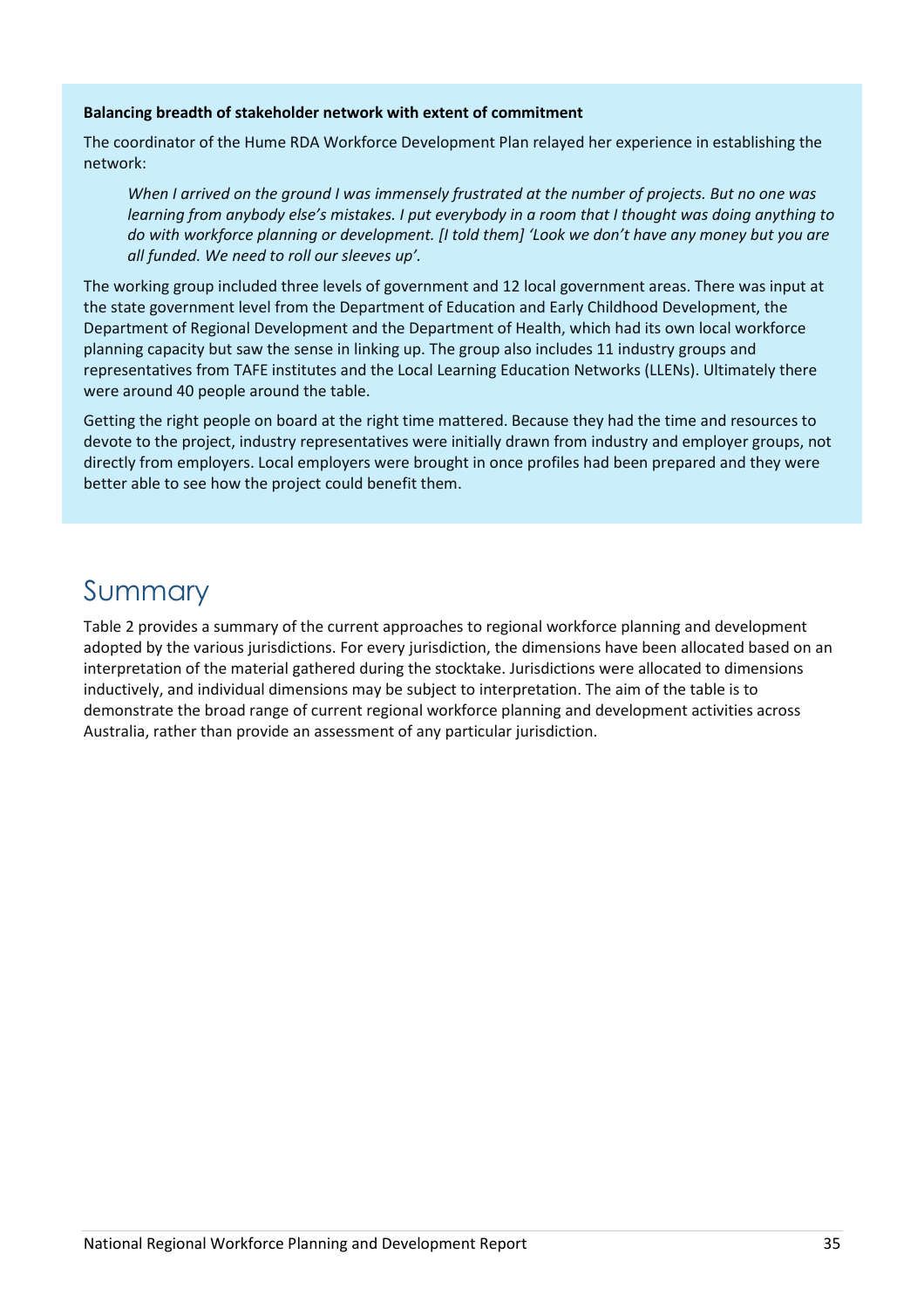**Balancing breadth of stakeholder network with extent of commitment**

The coordinator of the Hume RDA Workforce Development Plan relayed her experience in establishing the network:

> *When I arrived on the ground I was immensely frustrated at the number of projects. But no one was learning from anybody else's mistakes. I put everybody in a room that I thought was doing anything to do with workforce planning or development. [I told them] 'Look we don't have any money but you are all funded. We need to roll our sleeves up'.*

The working group included three levels of government and 12 local government areas. There was input at the state government level from the Department of Education and Early Childhood Development, the Department of Regional Development and the Department of Health, which had its own local workforce planning capacity but saw the sense in linking up. The group also includes 11 industry groups and representatives from TAFE institutes and the Local Learning Education Networks (LLENs). Ultimately there were around 40 people around the table.

Getting the right people on board at the right time mattered. Because they had the time and resources to devote to the project, industry representatives were initially drawn from industry and employer groups, not directly from employers. Local employers were brought in once profiles had been prepared and they were better able to see how the project could benefit them.

## Summary

Table 2 provides a summary of the current approaches to regional workforce planning and development adopted by the various jurisdictions. For every jurisdiction, the dimensions have been allocated based on an interpretation of the material gathered during the stocktake. Jurisdictions were allocated to dimensions inductively, and individual dimensions may be subject to interpretation. The aim of the table is to demonstrate the broad range of current regional workforce planning and development activities across Australia, rather than provide an assessment of any particular jurisdiction.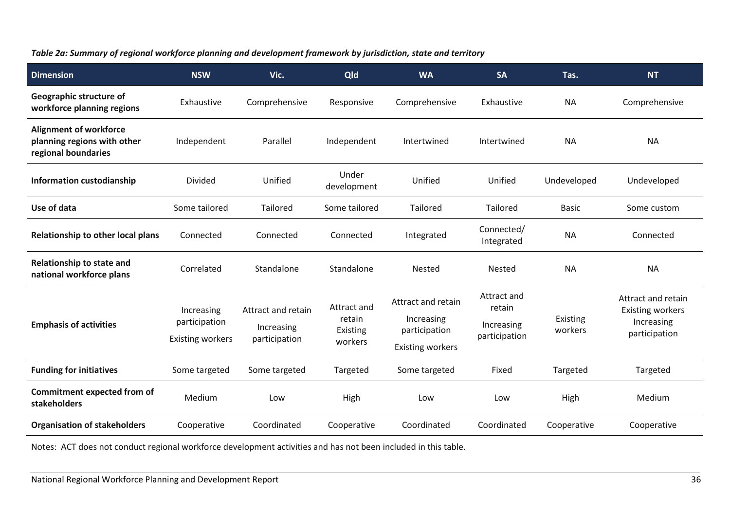*Table 2a: Summary of regional workforce planning and development framework by jurisdiction, state and territory*

| Dimension | NSW | Vic. | Qld | WA | SA | Tas. | NT |
|---|---|---|---|---|---|---|---|
| **Geographic structure of workforce planning regions** | Exhaustive | Comprehensive | Responsive | Comprehensive | Exhaustive | NA | Comprehensive |
| **Alignment of workforce planning regions with other regional boundaries** | Independent | Parallel | Independent | Intertwined | Intertwined | NA | NA |
| **Information custodianship** | Divided | Unified | Under development | Unified | Unified | Undeveloped | Undeveloped |
| **Use of data** | Some tailored | Tailored | Some tailored | Tailored | Tailored | Basic | Some custom |
| **Relationship to other local plans** | Connected | Connected | Connected | Integrated | Connected/ Integrated | NA | Connected |
| **Relationship to state and national workforce plans** | Correlated | Standalone | Standalone | Nested | Nested | NA | NA |
| **Emphasis of activities** | Increasing participation<br>Existing workers | Attract and retain<br>Increasing participation | Attract and retain<br>Existing workers | Attract and retain<br>Increasing participation<br>Existing workers | Attract and retain<br>Increasing participation | Existing workers | Attract and retain<br>Existing workers<br>Increasing participation |
| **Funding for initiatives** | Some targeted | Some targeted | Targeted | Some targeted | Fixed | Targeted | Targeted |
| **Commitment expected from of stakeholders** | Medium | Low | High | Low | Low | High | Medium |
| **Organisation of stakeholders** | Cooperative | Coordinated | Cooperative | Coordinated | Coordinated | Cooperative | Cooperative |

Notes: ACT does not conduct regional workforce development activities and has not been included in this table.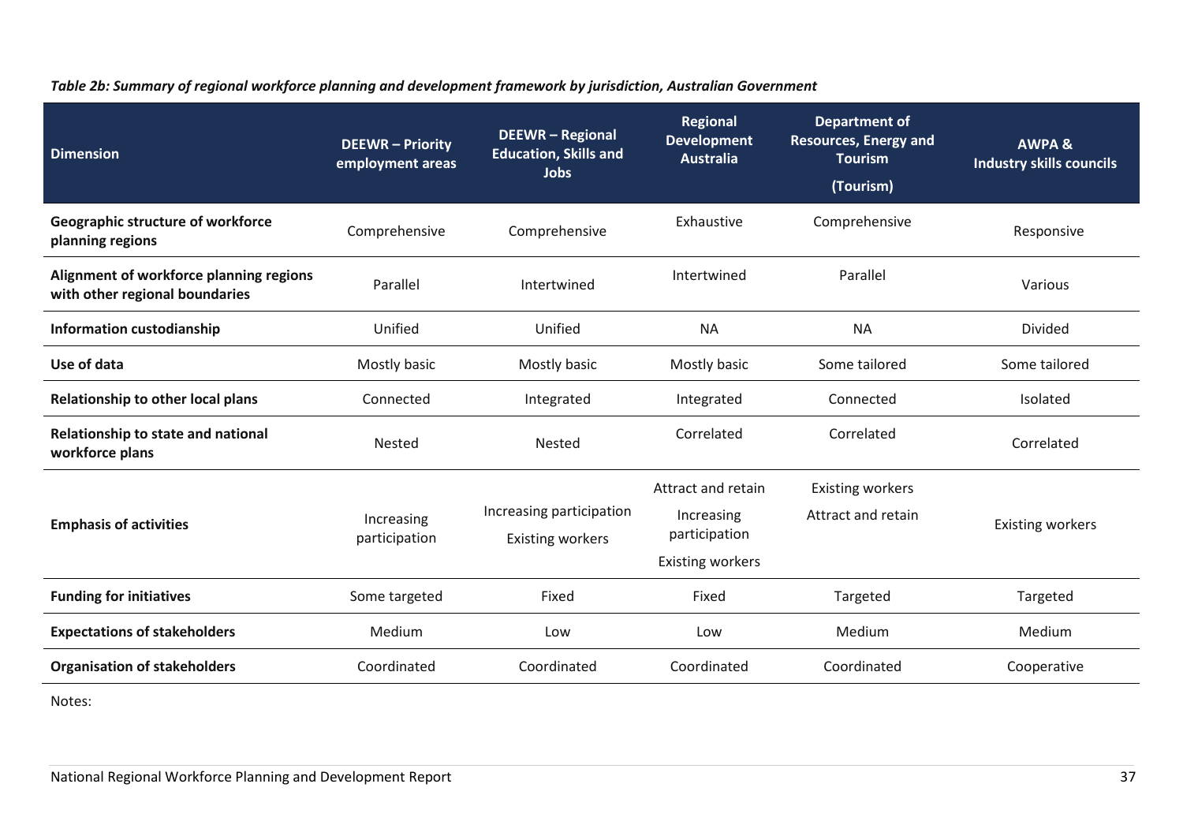*Table 2b: Summary of regional workforce planning and development framework by jurisdiction, Australian Government*

| Dimension | DEEWR – Priority employment areas | DEEWR – Regional Education, Skills and Jobs | Regional Development Australia | Department of Resources, Energy and Tourism (Tourism) | AWPA & Industry skills councils |
|---|---|---|---|---|---|
| **Geographic structure of workforce planning regions** | Comprehensive | Comprehensive | Exhaustive | Comprehensive | Responsive |
| **Alignment of workforce planning regions with other regional boundaries** | Parallel | Intertwined | Intertwined | Parallel | Various |
| **Information custodianship** | Unified | Unified | NA | NA | Divided |
| **Use of data** | Mostly basic | Mostly basic | Mostly basic | Some tailored | Some tailored |
| **Relationship to other local plans** | Connected | Integrated | Integrated | Connected | Isolated |
| **Relationship to state and national workforce plans** | Nested | Nested | Correlated | Correlated | Correlated |
| **Emphasis of activities** | Increasing participation | Increasing participation<br>Existing workers | Attract and retain<br>Increasing participation<br>Existing workers | Existing workers<br>Attract and retain | Existing workers |
| **Funding for initiatives** | Some targeted | Fixed | Fixed | Targeted | Targeted |
| **Expectations of stakeholders** | Medium | Low | Low | Medium | Medium |
| **Organisation of stakeholders** | Coordinated | Coordinated | Coordinated | Coordinated | Cooperative |

Notes: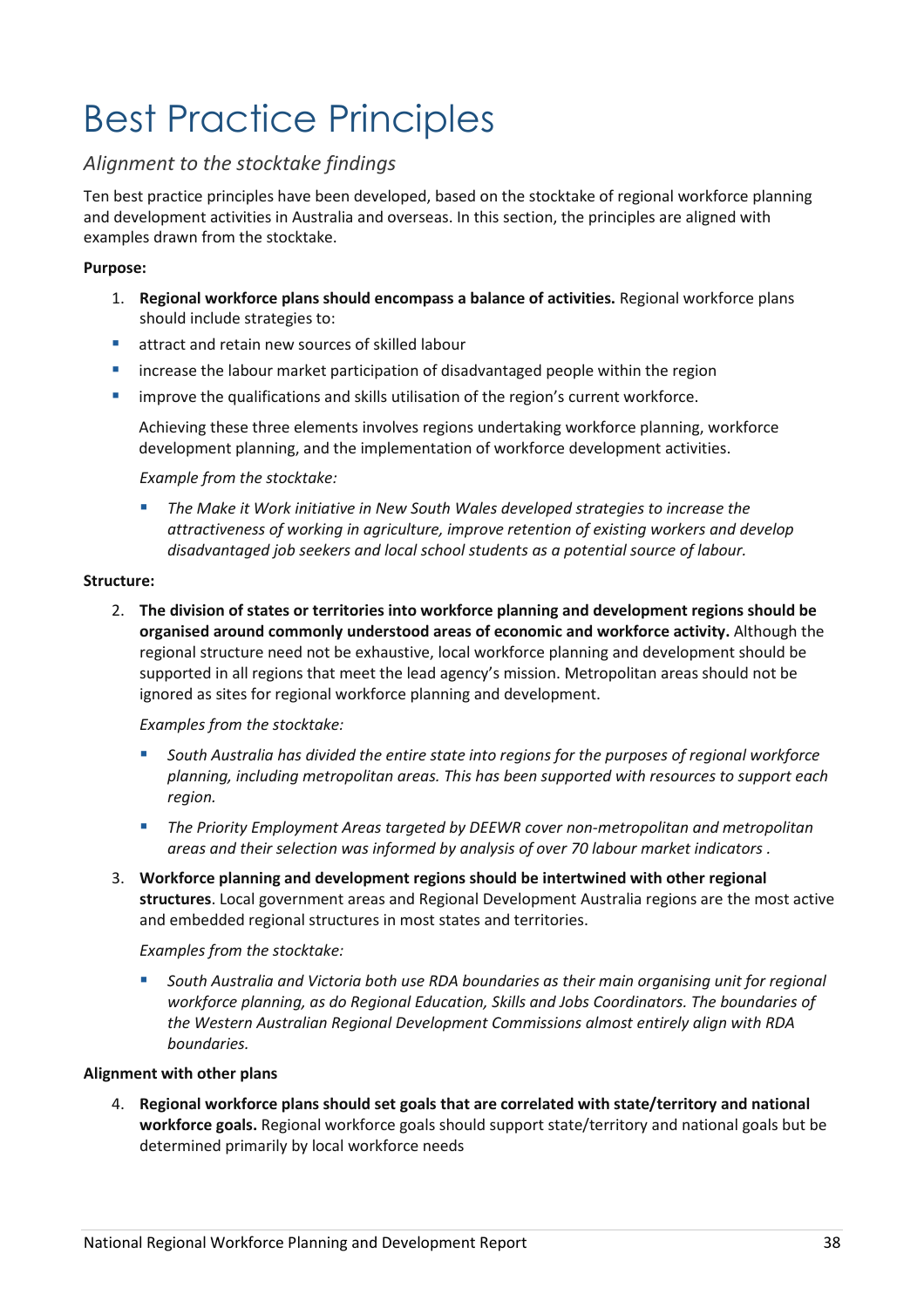# Best Practice Principles

## *Alignment to the stocktake findings*

Ten best practice principles have been developed, based on the stocktake of regional workforce planning and development activities in Australia and overseas. In this section, the principles are aligned with examples drawn from the stocktake.

**Purpose:**

1. **Regional workforce plans should encompass a balance of activities.** Regional workforce plans should include strategies to:

- attract and retain new sources of skilled labour
- increase the labour market participation of disadvantaged people within the region
- improve the qualifications and skills utilisation of the region's current workforce.

   Achieving these three elements involves regions undertaking workforce planning, workforce development planning, and the implementation of workforce development activities.

   *Example from the stocktake:*

   - *The Make it Work initiative in New South Wales developed strategies to increase the attractiveness of working in agriculture, improve retention of existing workers and develop disadvantaged job seekers and local school students as a potential source of labour.*

**Structure:**

2. **The division of states or territories into workforce planning and development regions should be organised around commonly understood areas of economic and workforce activity.** Although the regional structure need not be exhaustive, local workforce planning and development should be supported in all regions that meet the lead agency's mission. Metropolitan areas should not be ignored as sites for regional workforce planning and development.

   *Examples from the stocktake:*

   - *South Australia has divided the entire state into regions for the purposes of regional workforce planning, including metropolitan areas. This has been supported with resources to support each region.*
   - *The Priority Employment Areas targeted by DEEWR cover non-metropolitan and metropolitan areas and their selection was informed by analysis of over 70 labour market indicators .*

3. **Workforce planning and development regions should be intertwined with other regional structures**. Local government areas and Regional Development Australia regions are the most active and embedded regional structures in most states and territories.

   *Examples from the stocktake:*

   - *South Australia and Victoria both use RDA boundaries as their main organising unit for regional workforce planning, as do Regional Education, Skills and Jobs Coordinators. The boundaries of the Western Australian Regional Development Commissions almost entirely align with RDA boundaries.*

**Alignment with other plans**

4. **Regional workforce plans should set goals that are correlated with state/territory and national workforce goals.** Regional workforce goals should support state/territory and national goals but be determined primarily by local workforce needs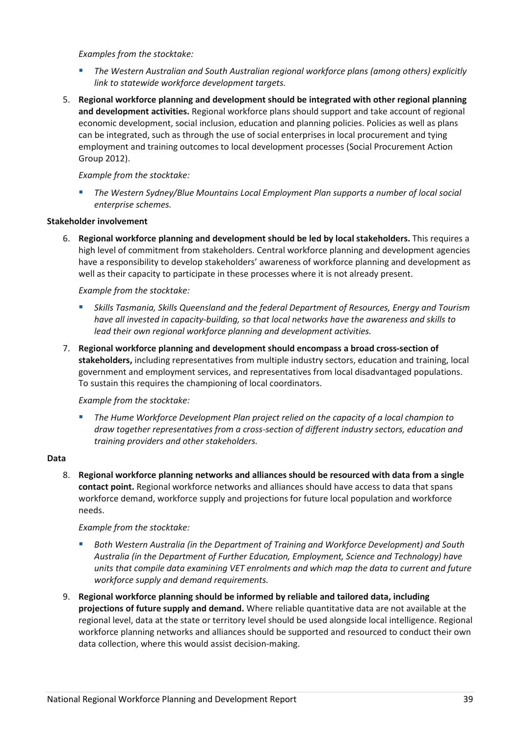*Examples from the stocktake:*

- *The Western Australian and South Australian regional workforce plans (among others) explicitly link to statewide workforce development targets.*

5. **Regional workforce planning and development should be integrated with other regional planning and development activities.** Regional workforce plans should support and take account of regional economic development, social inclusion, education and planning policies. Policies as well as plans can be integrated, such as through the use of social enterprises in local procurement and tying employment and training outcomes to local development processes (Social Procurement Action Group 2012).

   *Example from the stocktake:*

   - *The Western Sydney/Blue Mountains Local Employment Plan supports a number of local social enterprise schemes.*

**Stakeholder involvement**

6. **Regional workforce planning and development should be led by local stakeholders.** This requires a high level of commitment from stakeholders. Central workforce planning and development agencies have a responsibility to develop stakeholders' awareness of workforce planning and development as well as their capacity to participate in these processes where it is not already present.

   *Example from the stocktake:*

   - *Skills Tasmania, Skills Queensland and the federal Department of Resources, Energy and Tourism have all invested in capacity-building, so that local networks have the awareness and skills to lead their own regional workforce planning and development activities.*

7. **Regional workforce planning and development should encompass a broad cross-section of stakeholders,** including representatives from multiple industry sectors, education and training, local government and employment services, and representatives from local disadvantaged populations. To sustain this requires the championing of local coordinators.

   *Example from the stocktake:*

   - *The Hume Workforce Development Plan project relied on the capacity of a local champion to draw together representatives from a cross-section of different industry sectors, education and training providers and other stakeholders.*

**Data**

8. **Regional workforce planning networks and alliances should be resourced with data from a single contact point.** Regional workforce networks and alliances should have access to data that spans workforce demand, workforce supply and projections for future local population and workforce needs.

   *Example from the stocktake:*

   - *Both Western Australia (in the Department of Training and Workforce Development) and South Australia (in the Department of Further Education, Employment, Science and Technology) have units that compile data examining VET enrolments and which map the data to current and future workforce supply and demand requirements.*

9. **Regional workforce planning should be informed by reliable and tailored data, including projections of future supply and demand.** Where reliable quantitative data are not available at the regional level, data at the state or territory level should be used alongside local intelligence. Regional workforce planning networks and alliances should be supported and resourced to conduct their own data collection, where this would assist decision-making.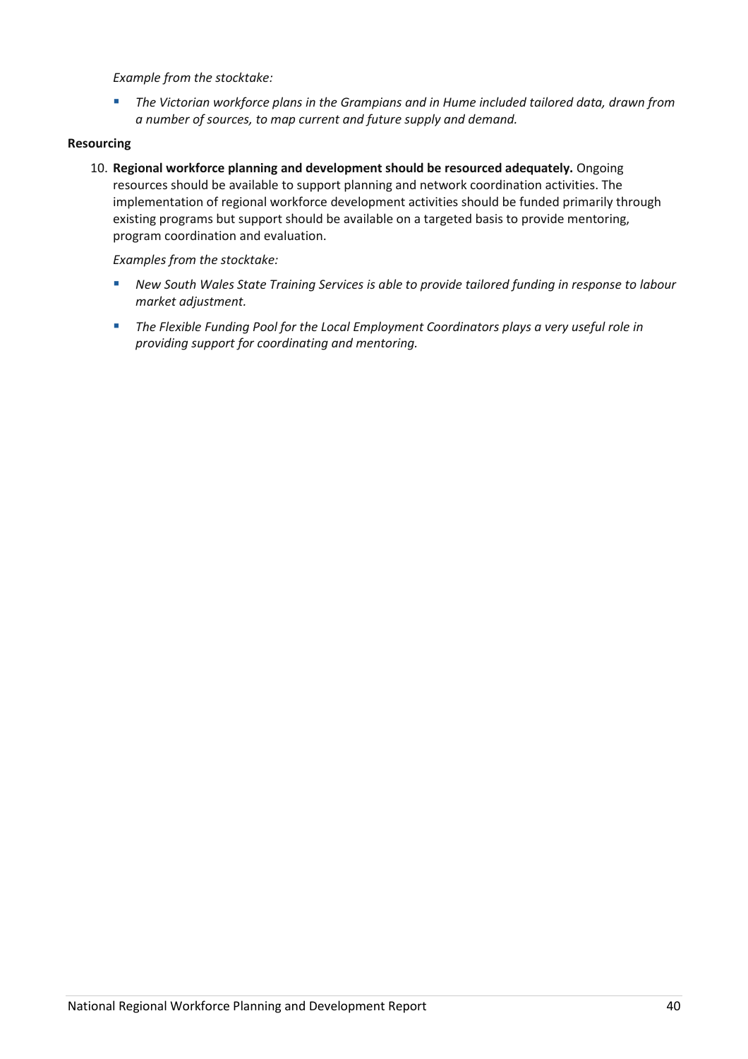*Example from the stocktake:*

- *The Victorian workforce plans in the Grampians and in Hume included tailored data, drawn from a number of sources, to map current and future supply and demand.*

**Resourcing**

10. **Regional workforce planning and development should be resourced adequately.** Ongoing resources should be available to support planning and network coordination activities. The implementation of regional workforce development activities should be funded primarily through existing programs but support should be available on a targeted basis to provide mentoring, program coordination and evaluation.

    *Examples from the stocktake:*

    - *New South Wales State Training Services is able to provide tailored funding in response to labour market adjustment.*
    - *The Flexible Funding Pool for the Local Employment Coordinators plays a very useful role in providing support for coordinating and mentoring.*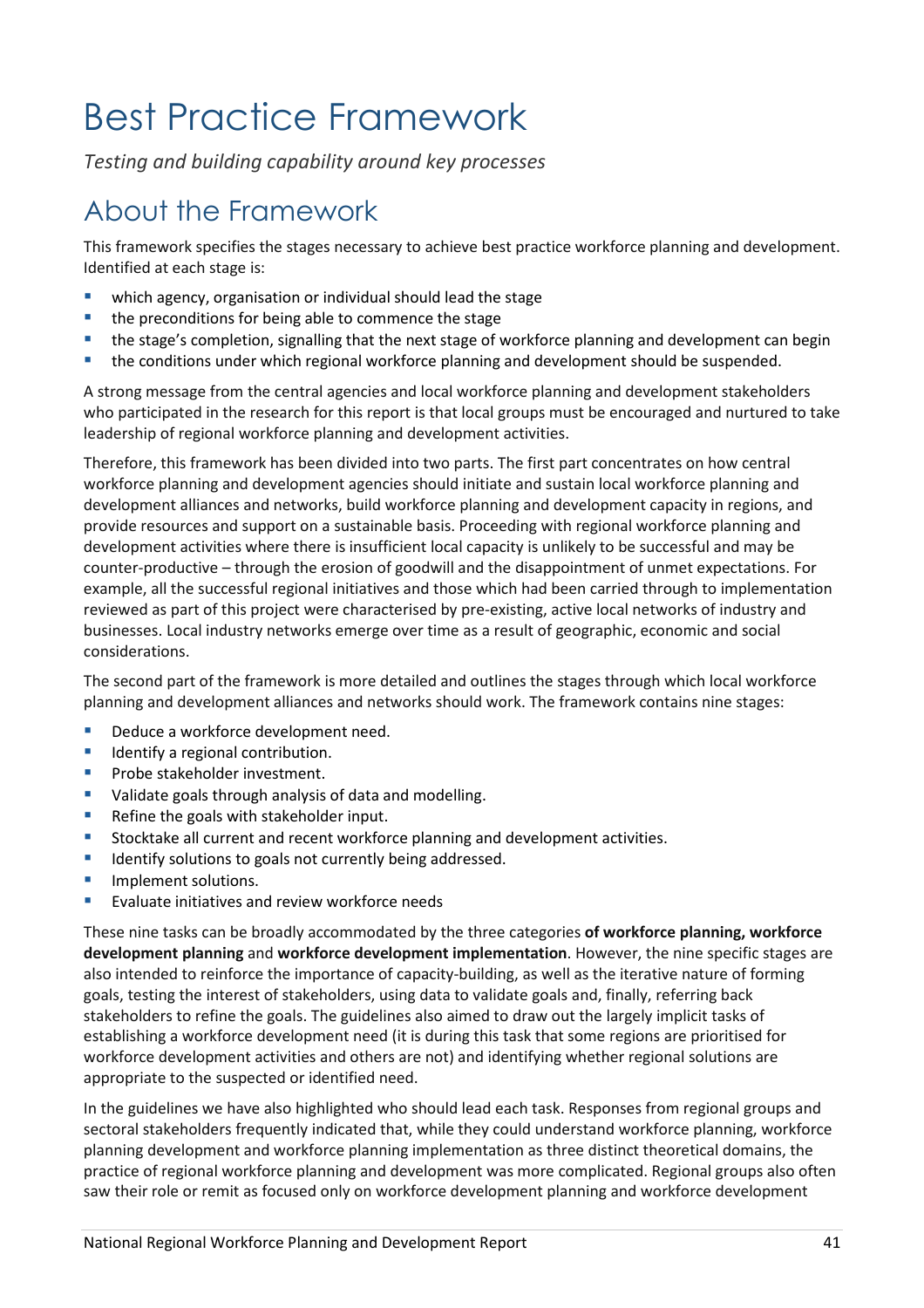# Best Practice Framework

*Testing and building capability around key processes*

## About the Framework

This framework specifies the stages necessary to achieve best practice workforce planning and development. Identified at each stage is:

- which agency, organisation or individual should lead the stage
- the preconditions for being able to commence the stage
- the stage's completion, signalling that the next stage of workforce planning and development can begin
- the conditions under which regional workforce planning and development should be suspended.

A strong message from the central agencies and local workforce planning and development stakeholders who participated in the research for this report is that local groups must be encouraged and nurtured to take leadership of regional workforce planning and development activities.

Therefore, this framework has been divided into two parts. The first part concentrates on how central workforce planning and development agencies should initiate and sustain local workforce planning and development alliances and networks, build workforce planning and development capacity in regions, and provide resources and support on a sustainable basis. Proceeding with regional workforce planning and development activities where there is insufficient local capacity is unlikely to be successful and may be counter-productive – through the erosion of goodwill and the disappointment of unmet expectations. For example, all the successful regional initiatives and those which had been carried through to implementation reviewed as part of this project were characterised by pre-existing, active local networks of industry and businesses. Local industry networks emerge over time as a result of geographic, economic and social considerations.

The second part of the framework is more detailed and outlines the stages through which local workforce planning and development alliances and networks should work. The framework contains nine stages:

- Deduce a workforce development need.
- Identify a regional contribution.
- Probe stakeholder investment.
- Validate goals through analysis of data and modelling.
- Refine the goals with stakeholder input.
- Stocktake all current and recent workforce planning and development activities.
- Identify solutions to goals not currently being addressed.
- Implement solutions.
- Evaluate initiatives and review workforce needs

These nine tasks can be broadly accommodated by the three categories **of workforce planning, workforce development planning** and **workforce development implementation**. However, the nine specific stages are also intended to reinforce the importance of capacity-building, as well as the iterative nature of forming goals, testing the interest of stakeholders, using data to validate goals and, finally, referring back stakeholders to refine the goals. The guidelines also aimed to draw out the largely implicit tasks of establishing a workforce development need (it is during this task that some regions are prioritised for workforce development activities and others are not) and identifying whether regional solutions are appropriate to the suspected or identified need.

In the guidelines we have also highlighted who should lead each task. Responses from regional groups and sectoral stakeholders frequently indicated that, while they could understand workforce planning, workforce planning development and workforce planning implementation as three distinct theoretical domains, the practice of regional workforce planning and development was more complicated. Regional groups also often saw their role or remit as focused only on workforce development planning and workforce development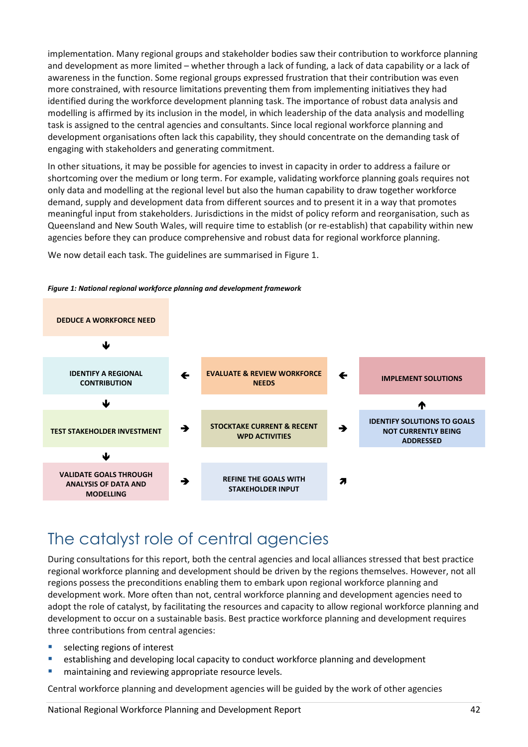implementation. Many regional groups and stakeholder bodies saw their contribution to workforce planning and development as more limited – whether through a lack of funding, a lack of data capability or a lack of awareness in the function. Some regional groups expressed frustration that their contribution was even more constrained, with resource limitations preventing them from implementing initiatives they had identified during the workforce development planning task. The importance of robust data analysis and modelling is affirmed by its inclusion in the model, in which leadership of the data analysis and modelling task is assigned to the central agencies and consultants. Since local regional workforce planning and development organisations often lack this capability, they should concentrate on the demanding task of engaging with stakeholders and generating commitment.

In other situations, it may be possible for agencies to invest in capacity in order to address a failure or shortcoming over the medium or long term. For example, validating workforce planning goals requires not only data and modelling at the regional level but also the human capability to draw together workforce demand, supply and development data from different sources and to present it in a way that promotes meaningful input from stakeholders. Jurisdictions in the midst of policy reform and reorganisation, such as Queensland and New South Wales, will require time to establish (or re-establish) that capability within new agencies before they can produce comprehensive and robust data for regional workforce planning.

We now detail each task. The guidelines are summarised in Figure 1.

***Figure 1: National regional workforce planning and development framework***

DEDUCE A WORKFORCE NEED

↓

IDENTIFY A REGIONAL CONTRIBUTION ← EVALUATE & REVIEW WORKFORCE NEEDS ← IMPLEMENT SOLUTIONS

↓ ↑

TEST STAKEHOLDER INVESTMENT → STOCKTAKE CURRENT & RECENT WPD ACTIVITIES → IDENTIFY SOLUTIONS TO GOALS NOT CURRENTLY BEING ADDRESSED

↓

VALIDATE GOALS THROUGH ANALYSIS OF DATA AND MODELLING → REFINE THE GOALS WITH STAKEHOLDER INPUT ↗

# The catalyst role of central agencies

During consultations for this report, both the central agencies and local alliances stressed that best practice regional workforce planning and development should be driven by the regions themselves. However, not all regions possess the preconditions enabling them to embark upon regional workforce planning and development work. More often than not, central workforce planning and development agencies need to adopt the role of catalyst, by facilitating the resources and capacity to allow regional workforce planning and development to occur on a sustainable basis. Best practice workforce planning and development requires three contributions from central agencies:

- selecting regions of interest
- establishing and developing local capacity to conduct workforce planning and development
- maintaining and reviewing appropriate resource levels.

Central workforce planning and development agencies will be guided by the work of other agencies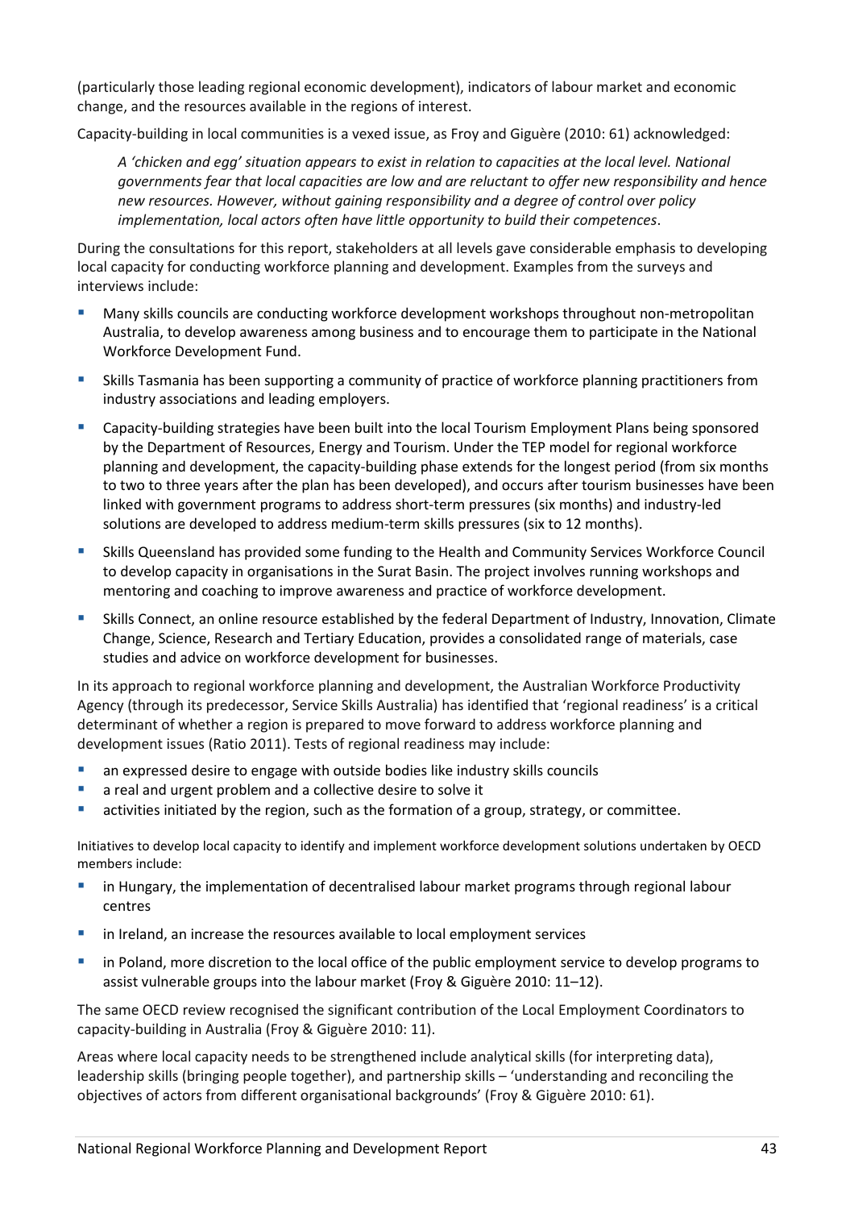(particularly those leading regional economic development), indicators of labour market and economic change, and the resources available in the regions of interest.

Capacity-building in local communities is a vexed issue, as Froy and Giguère (2010: 61) acknowledged:

> *A 'chicken and egg' situation appears to exist in relation to capacities at the local level. National governments fear that local capacities are low and are reluctant to offer new responsibility and hence new resources. However, without gaining responsibility and a degree of control over policy implementation, local actors often have little opportunity to build their competences*.

During the consultations for this report, stakeholders at all levels gave considerable emphasis to developing local capacity for conducting workforce planning and development. Examples from the surveys and interviews include:

- Many skills councils are conducting workforce development workshops throughout non-metropolitan Australia, to develop awareness among business and to encourage them to participate in the National Workforce Development Fund.
- Skills Tasmania has been supporting a community of practice of workforce planning practitioners from industry associations and leading employers.
- Capacity-building strategies have been built into the local Tourism Employment Plans being sponsored by the Department of Resources, Energy and Tourism. Under the TEP model for regional workforce planning and development, the capacity-building phase extends for the longest period (from six months to two to three years after the plan has been developed), and occurs after tourism businesses have been linked with government programs to address short-term pressures (six months) and industry-led solutions are developed to address medium-term skills pressures (six to 12 months).
- Skills Queensland has provided some funding to the Health and Community Services Workforce Council to develop capacity in organisations in the Surat Basin. The project involves running workshops and mentoring and coaching to improve awareness and practice of workforce development.
- Skills Connect, an online resource established by the federal Department of Industry, Innovation, Climate Change, Science, Research and Tertiary Education, provides a consolidated range of materials, case studies and advice on workforce development for businesses.

In its approach to regional workforce planning and development, the Australian Workforce Productivity Agency (through its predecessor, Service Skills Australia) has identified that 'regional readiness' is a critical determinant of whether a region is prepared to move forward to address workforce planning and development issues (Ratio 2011). Tests of regional readiness may include:

- an expressed desire to engage with outside bodies like industry skills councils
- a real and urgent problem and a collective desire to solve it
- activities initiated by the region, such as the formation of a group, strategy, or committee.

Initiatives to develop local capacity to identify and implement workforce development solutions undertaken by OECD members include:

- in Hungary, the implementation of decentralised labour market programs through regional labour centres
- in Ireland, an increase the resources available to local employment services
- in Poland, more discretion to the local office of the public employment service to develop programs to assist vulnerable groups into the labour market (Froy & Giguère 2010: 11–12).

The same OECD review recognised the significant contribution of the Local Employment Coordinators to capacity-building in Australia (Froy & Giguère 2010: 11).

Areas where local capacity needs to be strengthened include analytical skills (for interpreting data), leadership skills (bringing people together), and partnership skills – 'understanding and reconciling the objectives of actors from different organisational backgrounds' (Froy & Giguère 2010: 61).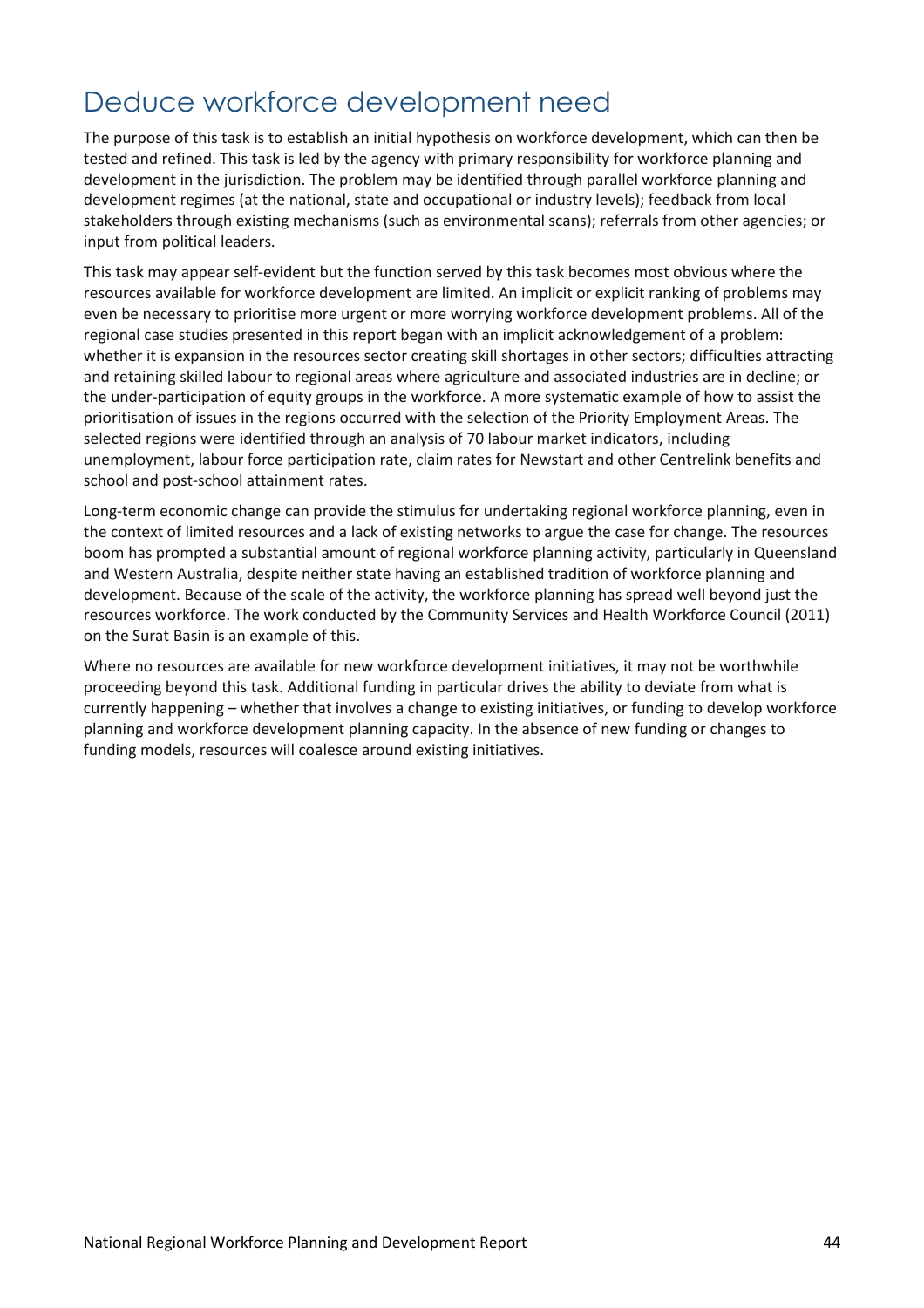# Deduce workforce development need

The purpose of this task is to establish an initial hypothesis on workforce development, which can then be tested and refined. This task is led by the agency with primary responsibility for workforce planning and development in the jurisdiction. The problem may be identified through parallel workforce planning and development regimes (at the national, state and occupational or industry levels); feedback from local stakeholders through existing mechanisms (such as environmental scans); referrals from other agencies; or input from political leaders.

This task may appear self-evident but the function served by this task becomes most obvious where the resources available for workforce development are limited. An implicit or explicit ranking of problems may even be necessary to prioritise more urgent or more worrying workforce development problems. All of the regional case studies presented in this report began with an implicit acknowledgement of a problem: whether it is expansion in the resources sector creating skill shortages in other sectors; difficulties attracting and retaining skilled labour to regional areas where agriculture and associated industries are in decline; or the under-participation of equity groups in the workforce. A more systematic example of how to assist the prioritisation of issues in the regions occurred with the selection of the Priority Employment Areas. The selected regions were identified through an analysis of 70 labour market indicators, including unemployment, labour force participation rate, claim rates for Newstart and other Centrelink benefits and school and post-school attainment rates.

Long-term economic change can provide the stimulus for undertaking regional workforce planning, even in the context of limited resources and a lack of existing networks to argue the case for change. The resources boom has prompted a substantial amount of regional workforce planning activity, particularly in Queensland and Western Australia, despite neither state having an established tradition of workforce planning and development. Because of the scale of the activity, the workforce planning has spread well beyond just the resources workforce. The work conducted by the Community Services and Health Workforce Council (2011) on the Surat Basin is an example of this.

Where no resources are available for new workforce development initiatives, it may not be worthwhile proceeding beyond this task. Additional funding in particular drives the ability to deviate from what is currently happening – whether that involves a change to existing initiatives, or funding to develop workforce planning and workforce development planning capacity. In the absence of new funding or changes to funding models, resources will coalesce around existing initiatives.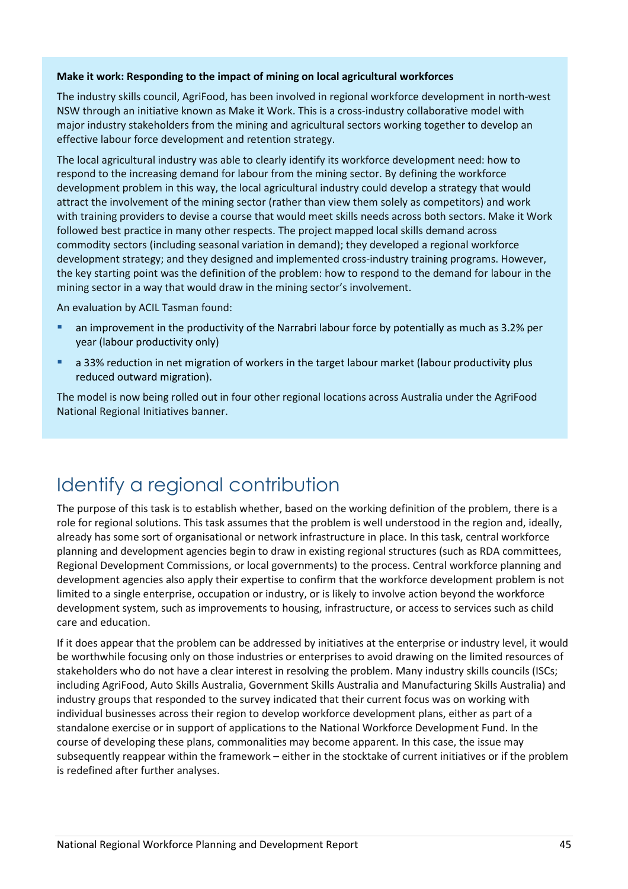**Make it work: Responding to the impact of mining on local agricultural workforces**

The industry skills council, AgriFood, has been involved in regional workforce development in north-west NSW through an initiative known as Make it Work. This is a cross-industry collaborative model with major industry stakeholders from the mining and agricultural sectors working together to develop an effective labour force development and retention strategy.

The local agricultural industry was able to clearly identify its workforce development need: how to respond to the increasing demand for labour from the mining sector. By defining the workforce development problem in this way, the local agricultural industry could develop a strategy that would attract the involvement of the mining sector (rather than view them solely as competitors) and work with training providers to devise a course that would meet skills needs across both sectors. Make it Work followed best practice in many other respects. The project mapped local skills demand across commodity sectors (including seasonal variation in demand); they developed a regional workforce development strategy; and they designed and implemented cross-industry training programs. However, the key starting point was the definition of the problem: how to respond to the demand for labour in the mining sector in a way that would draw in the mining sector's involvement.

An evaluation by ACIL Tasman found:

- an improvement in the productivity of the Narrabri labour force by potentially as much as 3.2% per year (labour productivity only)
- a 33% reduction in net migration of workers in the target labour market (labour productivity plus reduced outward migration).

The model is now being rolled out in four other regional locations across Australia under the AgriFood National Regional Initiatives banner.

## Identify a regional contribution

The purpose of this task is to establish whether, based on the working definition of the problem, there is a role for regional solutions. This task assumes that the problem is well understood in the region and, ideally, already has some sort of organisational or network infrastructure in place. In this task, central workforce planning and development agencies begin to draw in existing regional structures (such as RDA committees, Regional Development Commissions, or local governments) to the process. Central workforce planning and development agencies also apply their expertise to confirm that the workforce development problem is not limited to a single enterprise, occupation or industry, or is likely to involve action beyond the workforce development system, such as improvements to housing, infrastructure, or access to services such as child care and education.

If it does appear that the problem can be addressed by initiatives at the enterprise or industry level, it would be worthwhile focusing only on those industries or enterprises to avoid drawing on the limited resources of stakeholders who do not have a clear interest in resolving the problem. Many industry skills councils (ISCs; including AgriFood, Auto Skills Australia, Government Skills Australia and Manufacturing Skills Australia) and industry groups that responded to the survey indicated that their current focus was on working with individual businesses across their region to develop workforce development plans, either as part of a standalone exercise or in support of applications to the National Workforce Development Fund. In the course of developing these plans, commonalities may become apparent. In this case, the issue may subsequently reappear within the framework – either in the stocktake of current initiatives or if the problem is redefined after further analyses.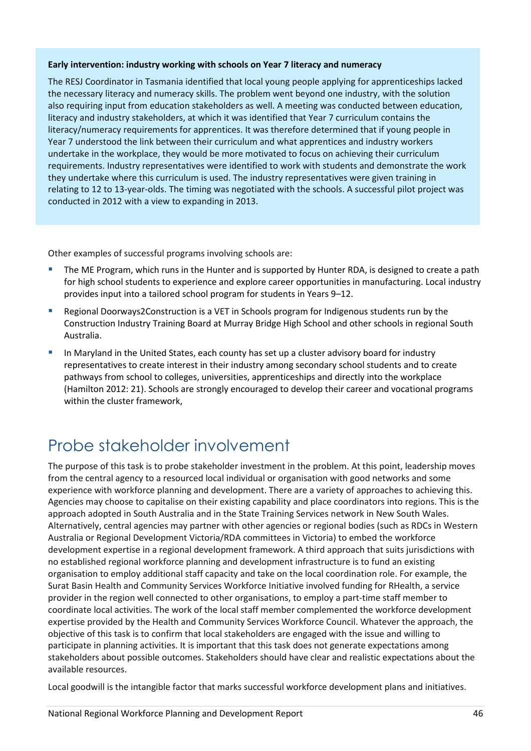**Early intervention: industry working with schools on Year 7 literacy and numeracy**

The RESJ Coordinator in Tasmania identified that local young people applying for apprenticeships lacked the necessary literacy and numeracy skills. The problem went beyond one industry, with the solution also requiring input from education stakeholders as well. A meeting was conducted between education, literacy and industry stakeholders, at which it was identified that Year 7 curriculum contains the literacy/numeracy requirements for apprentices. It was therefore determined that if young people in Year 7 understood the link between their curriculum and what apprentices and industry workers undertake in the workplace, they would be more motivated to focus on achieving their curriculum requirements. Industry representatives were identified to work with students and demonstrate the work they undertake where this curriculum is used. The industry representatives were given training in relating to 12 to 13-year-olds. The timing was negotiated with the schools. A successful pilot project was conducted in 2012 with a view to expanding in 2013.

Other examples of successful programs involving schools are:

- The ME Program, which runs in the Hunter and is supported by Hunter RDA, is designed to create a path for high school students to experience and explore career opportunities in manufacturing. Local industry provides input into a tailored school program for students in Years 9–12.
- Regional Doorways2Construction is a VET in Schools program for Indigenous students run by the Construction Industry Training Board at Murray Bridge High School and other schools in regional South Australia.
- In Maryland in the United States, each county has set up a cluster advisory board for industry representatives to create interest in their industry among secondary school students and to create pathways from school to colleges, universities, apprenticeships and directly into the workplace (Hamilton 2012: 21). Schools are strongly encouraged to develop their career and vocational programs within the cluster framework,

# Probe stakeholder involvement

The purpose of this task is to probe stakeholder investment in the problem. At this point, leadership moves from the central agency to a resourced local individual or organisation with good networks and some experience with workforce planning and development. There are a variety of approaches to achieving this. Agencies may choose to capitalise on their existing capability and place coordinators into regions. This is the approach adopted in South Australia and in the State Training Services network in New South Wales. Alternatively, central agencies may partner with other agencies or regional bodies (such as RDCs in Western Australia or Regional Development Victoria/RDA committees in Victoria) to embed the workforce development expertise in a regional development framework. A third approach that suits jurisdictions with no established regional workforce planning and development infrastructure is to fund an existing organisation to employ additional staff capacity and take on the local coordination role. For example, the Surat Basin Health and Community Services Workforce Initiative involved funding for RHealth, a service provider in the region well connected to other organisations, to employ a part-time staff member to coordinate local activities. The work of the local staff member complemented the workforce development expertise provided by the Health and Community Services Workforce Council. Whatever the approach, the objective of this task is to confirm that local stakeholders are engaged with the issue and willing to participate in planning activities. It is important that this task does not generate expectations among stakeholders about possible outcomes. Stakeholders should have clear and realistic expectations about the available resources.

Local goodwill is the intangible factor that marks successful workforce development plans and initiatives.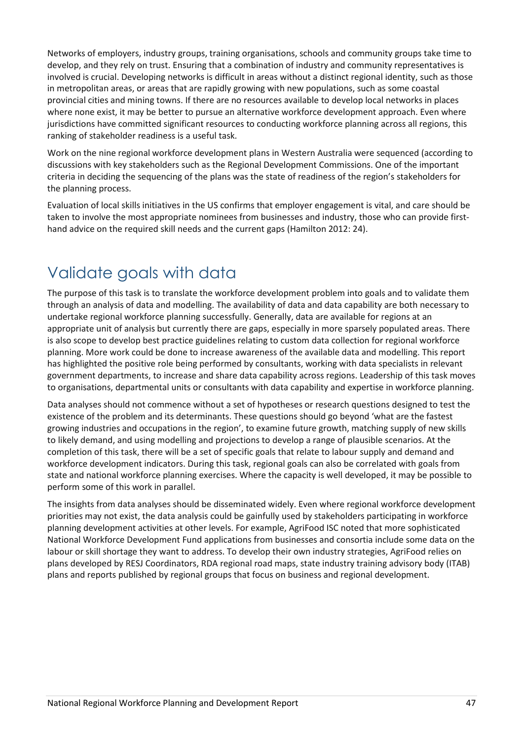Networks of employers, industry groups, training organisations, schools and community groups take time to develop, and they rely on trust. Ensuring that a combination of industry and community representatives is involved is crucial. Developing networks is difficult in areas without a distinct regional identity, such as those in metropolitan areas, or areas that are rapidly growing with new populations, such as some coastal provincial cities and mining towns. If there are no resources available to develop local networks in places where none exist, it may be better to pursue an alternative workforce development approach. Even where jurisdictions have committed significant resources to conducting workforce planning across all regions, this ranking of stakeholder readiness is a useful task.

Work on the nine regional workforce development plans in Western Australia were sequenced (according to discussions with key stakeholders such as the Regional Development Commissions. One of the important criteria in deciding the sequencing of the plans was the state of readiness of the region's stakeholders for the planning process.

Evaluation of local skills initiatives in the US confirms that employer engagement is vital, and care should be taken to involve the most appropriate nominees from businesses and industry, those who can provide first-hand advice on the required skill needs and the current gaps (Hamilton 2012: 24).

# Validate goals with data

The purpose of this task is to translate the workforce development problem into goals and to validate them through an analysis of data and modelling. The availability of data and data capability are both necessary to undertake regional workforce planning successfully. Generally, data are available for regions at an appropriate unit of analysis but currently there are gaps, especially in more sparsely populated areas. There is also scope to develop best practice guidelines relating to custom data collection for regional workforce planning. More work could be done to increase awareness of the available data and modelling. This report has highlighted the positive role being performed by consultants, working with data specialists in relevant government departments, to increase and share data capability across regions. Leadership of this task moves to organisations, departmental units or consultants with data capability and expertise in workforce planning.

Data analyses should not commence without a set of hypotheses or research questions designed to test the existence of the problem and its determinants. These questions should go beyond 'what are the fastest growing industries and occupations in the region', to examine future growth, matching supply of new skills to likely demand, and using modelling and projections to develop a range of plausible scenarios. At the completion of this task, there will be a set of specific goals that relate to labour supply and demand and workforce development indicators. During this task, regional goals can also be correlated with goals from state and national workforce planning exercises. Where the capacity is well developed, it may be possible to perform some of this work in parallel.

The insights from data analyses should be disseminated widely. Even where regional workforce development priorities may not exist, the data analysis could be gainfully used by stakeholders participating in workforce planning development activities at other levels. For example, AgriFood ISC noted that more sophisticated National Workforce Development Fund applications from businesses and consortia include some data on the labour or skill shortage they want to address. To develop their own industry strategies, AgriFood relies on plans developed by RESJ Coordinators, RDA regional road maps, state industry training advisory body (ITAB) plans and reports published by regional groups that focus on business and regional development.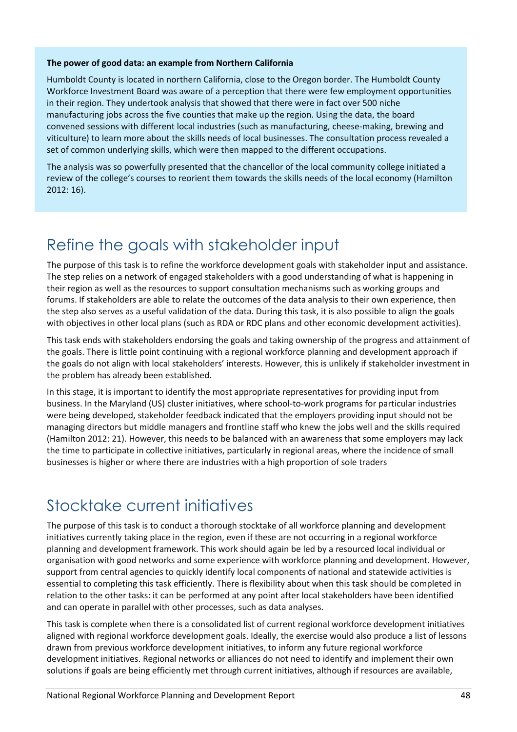**The power of good data: an example from Northern California**

Humboldt County is located in northern California, close to the Oregon border. The Humboldt County Workforce Investment Board was aware of a perception that there were few employment opportunities in their region. They undertook analysis that showed that there were in fact over 500 niche manufacturing jobs across the five counties that make up the region. Using the data, the board convened sessions with different local industries (such as manufacturing, cheese-making, brewing and viticulture) to learn more about the skills needs of local businesses. The consultation process revealed a set of common underlying skills, which were then mapped to the different occupations.

The analysis was so powerfully presented that the chancellor of the local community college initiated a review of the college's courses to reorient them towards the skills needs of the local economy (Hamilton 2012: 16).

## Refine the goals with stakeholder input

The purpose of this task is to refine the workforce development goals with stakeholder input and assistance. The step relies on a network of engaged stakeholders with a good understanding of what is happening in their region as well as the resources to support consultation mechanisms such as working groups and forums. If stakeholders are able to relate the outcomes of the data analysis to their own experience, then the step also serves as a useful validation of the data. During this task, it is also possible to align the goals with objectives in other local plans (such as RDA or RDC plans and other economic development activities).

This task ends with stakeholders endorsing the goals and taking ownership of the progress and attainment of the goals. There is little point continuing with a regional workforce planning and development approach if the goals do not align with local stakeholders' interests. However, this is unlikely if stakeholder investment in the problem has already been established.

In this stage, it is important to identify the most appropriate representatives for providing input from business. In the Maryland (US) cluster initiatives, where school-to-work programs for particular industries were being developed, stakeholder feedback indicated that the employers providing input should not be managing directors but middle managers and frontline staff who knew the jobs well and the skills required (Hamilton 2012: 21). However, this needs to be balanced with an awareness that some employers may lack the time to participate in collective initiatives, particularly in regional areas, where the incidence of small businesses is higher or where there are industries with a high proportion of sole traders

## Stocktake current initiatives

The purpose of this task is to conduct a thorough stocktake of all workforce planning and development initiatives currently taking place in the region, even if these are not occurring in a regional workforce planning and development framework. This work should again be led by a resourced local individual or organisation with good networks and some experience with workforce planning and development. However, support from central agencies to quickly identify local components of national and statewide activities is essential to completing this task efficiently. There is flexibility about when this task should be completed in relation to the other tasks: it can be performed at any point after local stakeholders have been identified and can operate in parallel with other processes, such as data analyses.

This task is complete when there is a consolidated list of current regional workforce development initiatives aligned with regional workforce development goals. Ideally, the exercise would also produce a list of lessons drawn from previous workforce development initiatives, to inform any future regional workforce development initiatives. Regional networks or alliances do not need to identify and implement their own solutions if goals are being efficiently met through current initiatives, although if resources are available,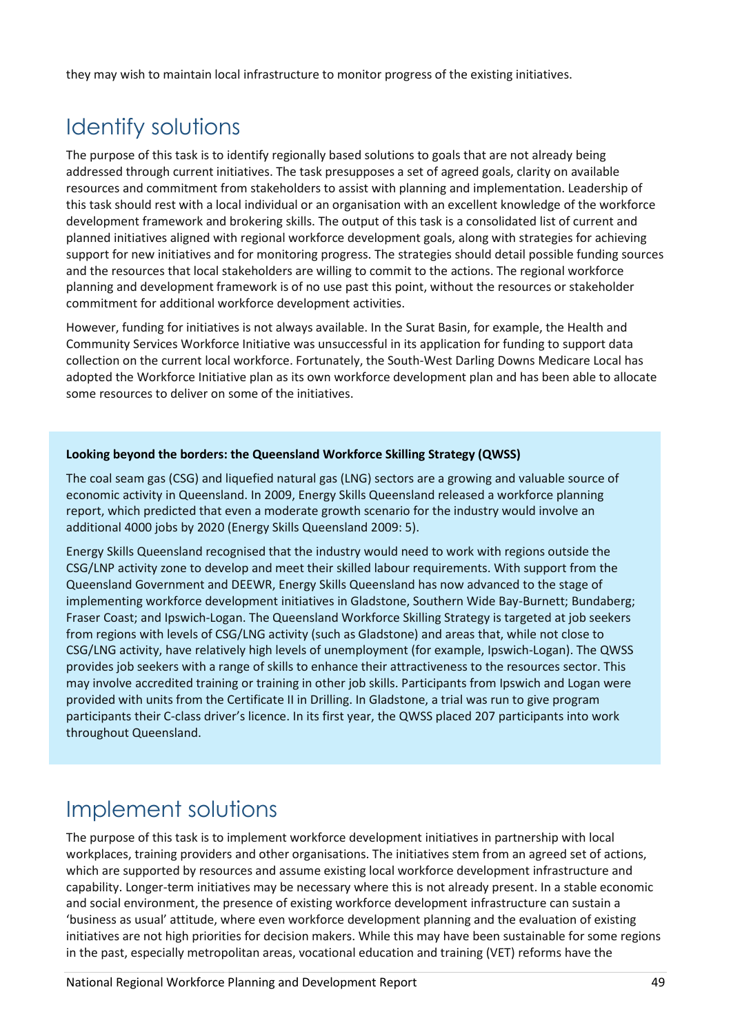they may wish to maintain local infrastructure to monitor progress of the existing initiatives.

## Identify solutions

The purpose of this task is to identify regionally based solutions to goals that are not already being addressed through current initiatives. The task presupposes a set of agreed goals, clarity on available resources and commitment from stakeholders to assist with planning and implementation. Leadership of this task should rest with a local individual or an organisation with an excellent knowledge of the workforce development framework and brokering skills. The output of this task is a consolidated list of current and planned initiatives aligned with regional workforce development goals, along with strategies for achieving support for new initiatives and for monitoring progress. The strategies should detail possible funding sources and the resources that local stakeholders are willing to commit to the actions. The regional workforce planning and development framework is of no use past this point, without the resources or stakeholder commitment for additional workforce development activities.

However, funding for initiatives is not always available. In the Surat Basin, for example, the Health and Community Services Workforce Initiative was unsuccessful in its application for funding to support data collection on the current local workforce. Fortunately, the South-West Darling Downs Medicare Local has adopted the Workforce Initiative plan as its own workforce development plan and has been able to allocate some resources to deliver on some of the initiatives.

**Looking beyond the borders: the Queensland Workforce Skilling Strategy (QWSS)**

The coal seam gas (CSG) and liquefied natural gas (LNG) sectors are a growing and valuable source of economic activity in Queensland. In 2009, Energy Skills Queensland released a workforce planning report, which predicted that even a moderate growth scenario for the industry would involve an additional 4000 jobs by 2020 (Energy Skills Queensland 2009: 5).

Energy Skills Queensland recognised that the industry would need to work with regions outside the CSG/LNP activity zone to develop and meet their skilled labour requirements. With support from the Queensland Government and DEEWR, Energy Skills Queensland has now advanced to the stage of implementing workforce development initiatives in Gladstone, Southern Wide Bay-Burnett; Bundaberg; Fraser Coast; and Ipswich-Logan. The Queensland Workforce Skilling Strategy is targeted at job seekers from regions with levels of CSG/LNG activity (such as Gladstone) and areas that, while not close to CSG/LNG activity, have relatively high levels of unemployment (for example, Ipswich-Logan). The QWSS provides job seekers with a range of skills to enhance their attractiveness to the resources sector. This may involve accredited training or training in other job skills. Participants from Ipswich and Logan were provided with units from the Certificate II in Drilling. In Gladstone, a trial was run to give program participants their C-class driver's licence. In its first year, the QWSS placed 207 participants into work throughout Queensland.

## Implement solutions

The purpose of this task is to implement workforce development initiatives in partnership with local workplaces, training providers and other organisations. The initiatives stem from an agreed set of actions, which are supported by resources and assume existing local workforce development infrastructure and capability. Longer-term initiatives may be necessary where this is not already present. In a stable economic and social environment, the presence of existing workforce development infrastructure can sustain a 'business as usual' attitude, where even workforce development planning and the evaluation of existing initiatives are not high priorities for decision makers. While this may have been sustainable for some regions in the past, especially metropolitan areas, vocational education and training (VET) reforms have the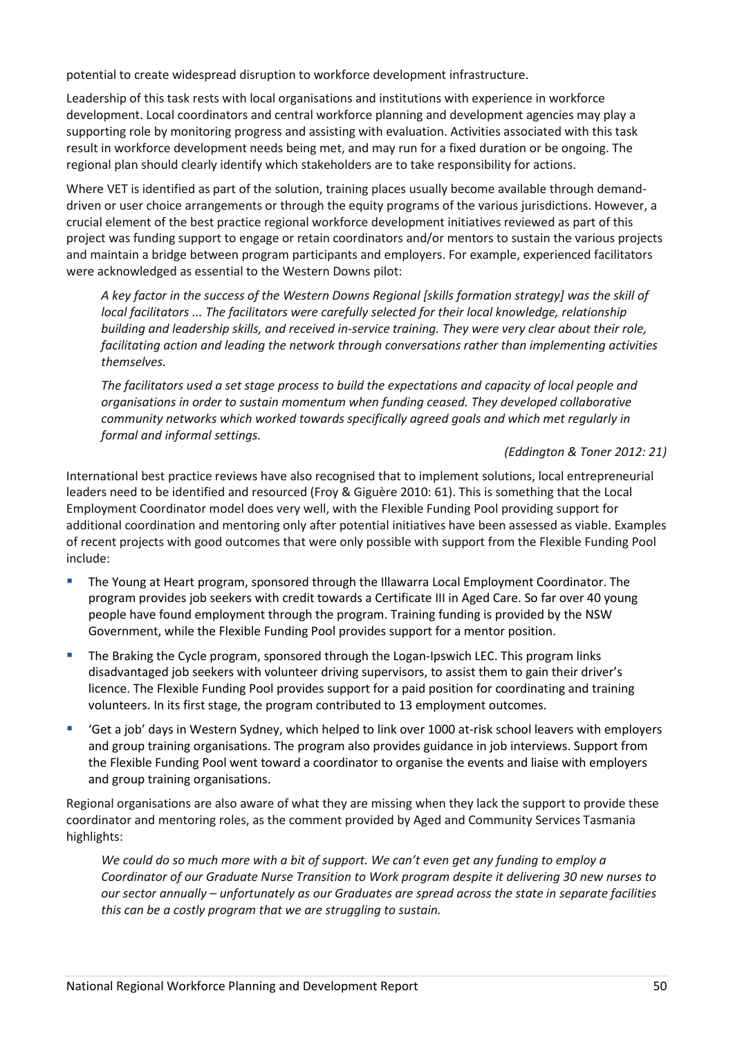potential to create widespread disruption to workforce development infrastructure.

Leadership of this task rests with local organisations and institutions with experience in workforce development. Local coordinators and central workforce planning and development agencies may play a supporting role by monitoring progress and assisting with evaluation. Activities associated with this task result in workforce development needs being met, and may run for a fixed duration or be ongoing. The regional plan should clearly identify which stakeholders are to take responsibility for actions.

Where VET is identified as part of the solution, training places usually become available through demand-driven or user choice arrangements or through the equity programs of the various jurisdictions. However, a crucial element of the best practice regional workforce development initiatives reviewed as part of this project was funding support to engage or retain coordinators and/or mentors to sustain the various projects and maintain a bridge between program participants and employers. For example, experienced facilitators were acknowledged as essential to the Western Downs pilot:

> *A key factor in the success of the Western Downs Regional [skills formation strategy] was the skill of local facilitators ... The facilitators were carefully selected for their local knowledge, relationship building and leadership skills, and received in-service training. They were very clear about their role, facilitating action and leading the network through conversations rather than implementing activities themselves.*
>
> *The facilitators used a set stage process to build the expectations and capacity of local people and organisations in order to sustain momentum when funding ceased. They developed collaborative community networks which worked towards specifically agreed goals and which met regularly in formal and informal settings.*
>
> *(Eddington & Toner 2012: 21)*

International best practice reviews have also recognised that to implement solutions, local entrepreneurial leaders need to be identified and resourced (Froy & Giguère 2010: 61). This is something that the Local Employment Coordinator model does very well, with the Flexible Funding Pool providing support for additional coordination and mentoring only after potential initiatives have been assessed as viable. Examples of recent projects with good outcomes that were only possible with support from the Flexible Funding Pool include:

- The Young at Heart program, sponsored through the Illawarra Local Employment Coordinator. The program provides job seekers with credit towards a Certificate III in Aged Care. So far over 40 young people have found employment through the program. Training funding is provided by the NSW Government, while the Flexible Funding Pool provides support for a mentor position.
- The Braking the Cycle program, sponsored through the Logan-Ipswich LEC. This program links disadvantaged job seekers with volunteer driving supervisors, to assist them to gain their driver's licence. The Flexible Funding Pool provides support for a paid position for coordinating and training volunteers. In its first stage, the program contributed to 13 employment outcomes.
- 'Get a job' days in Western Sydney, which helped to link over 1000 at-risk school leavers with employers and group training organisations. The program also provides guidance in job interviews. Support from the Flexible Funding Pool went toward a coordinator to organise the events and liaise with employers and group training organisations.

Regional organisations are also aware of what they are missing when they lack the support to provide these coordinator and mentoring roles, as the comment provided by Aged and Community Services Tasmania highlights:

> *We could do so much more with a bit of support. We can't even get any funding to employ a Coordinator of our Graduate Nurse Transition to Work program despite it delivering 30 new nurses to our sector annually – unfortunately as our Graduates are spread across the state in separate facilities this can be a costly program that we are struggling to sustain.*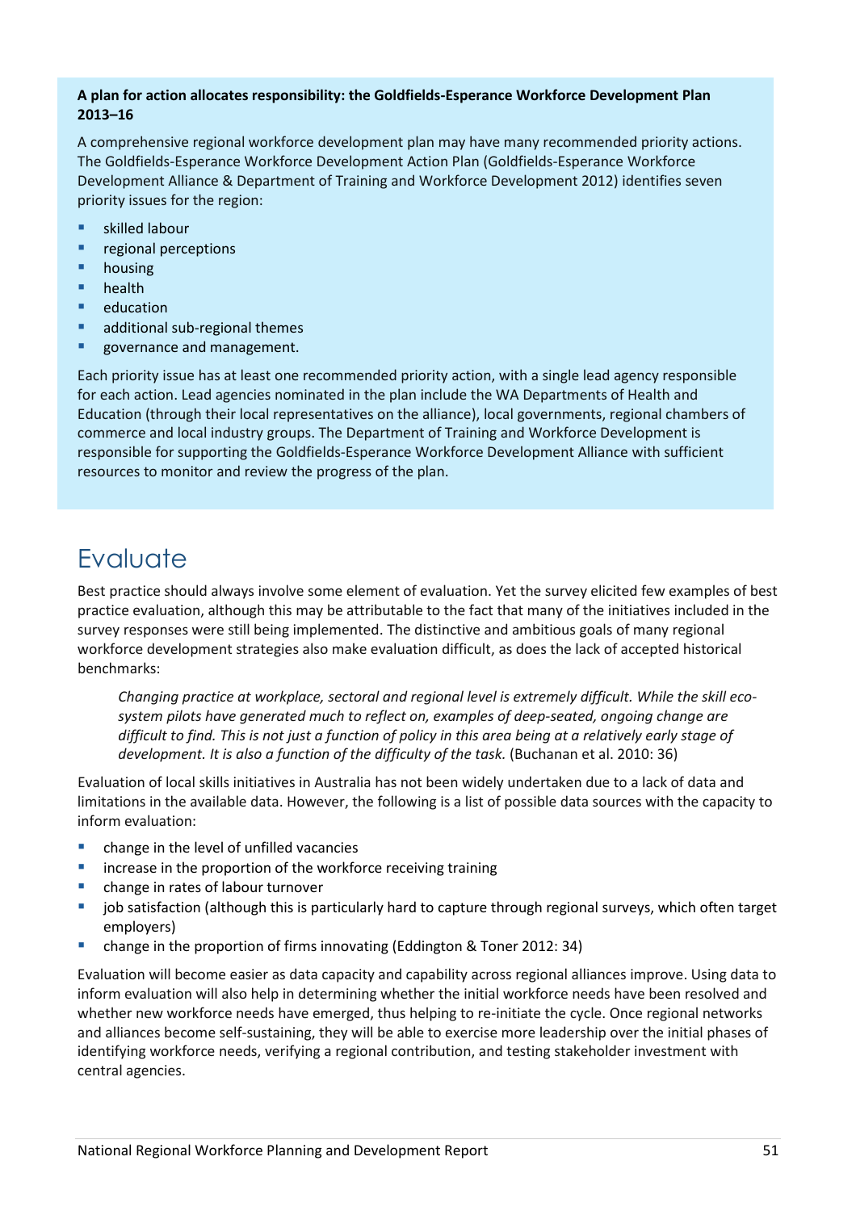**A plan for action allocates responsibility: the Goldfields-Esperance Workforce Development Plan 2013–16**

A comprehensive regional workforce development plan may have many recommended priority actions. The Goldfields-Esperance Workforce Development Action Plan (Goldfields-Esperance Workforce Development Alliance & Department of Training and Workforce Development 2012) identifies seven priority issues for the region:

- skilled labour
- regional perceptions
- housing
- health
- education
- additional sub-regional themes
- governance and management.

Each priority issue has at least one recommended priority action, with a single lead agency responsible for each action. Lead agencies nominated in the plan include the WA Departments of Health and Education (through their local representatives on the alliance), local governments, regional chambers of commerce and local industry groups. The Department of Training and Workforce Development is responsible for supporting the Goldfields-Esperance Workforce Development Alliance with sufficient resources to monitor and review the progress of the plan.

# Evaluate

Best practice should always involve some element of evaluation. Yet the survey elicited few examples of best practice evaluation, although this may be attributable to the fact that many of the initiatives included in the survey responses were still being implemented. The distinctive and ambitious goals of many regional workforce development strategies also make evaluation difficult, as does the lack of accepted historical benchmarks:

> *Changing practice at workplace, sectoral and regional level is extremely difficult. While the skill eco-system pilots have generated much to reflect on, examples of deep-seated, ongoing change are difficult to find. This is not just a function of policy in this area being at a relatively early stage of development. It is also a function of the difficulty of the task.* (Buchanan et al. 2010: 36)

Evaluation of local skills initiatives in Australia has not been widely undertaken due to a lack of data and limitations in the available data. However, the following is a list of possible data sources with the capacity to inform evaluation:

- change in the level of unfilled vacancies
- increase in the proportion of the workforce receiving training
- change in rates of labour turnover
- job satisfaction (although this is particularly hard to capture through regional surveys, which often target employers)
- change in the proportion of firms innovating (Eddington & Toner 2012: 34)

Evaluation will become easier as data capacity and capability across regional alliances improve. Using data to inform evaluation will also help in determining whether the initial workforce needs have been resolved and whether new workforce needs have emerged, thus helping to re-initiate the cycle. Once regional networks and alliances become self-sustaining, they will be able to exercise more leadership over the initial phases of identifying workforce needs, verifying a regional contribution, and testing stakeholder investment with central agencies.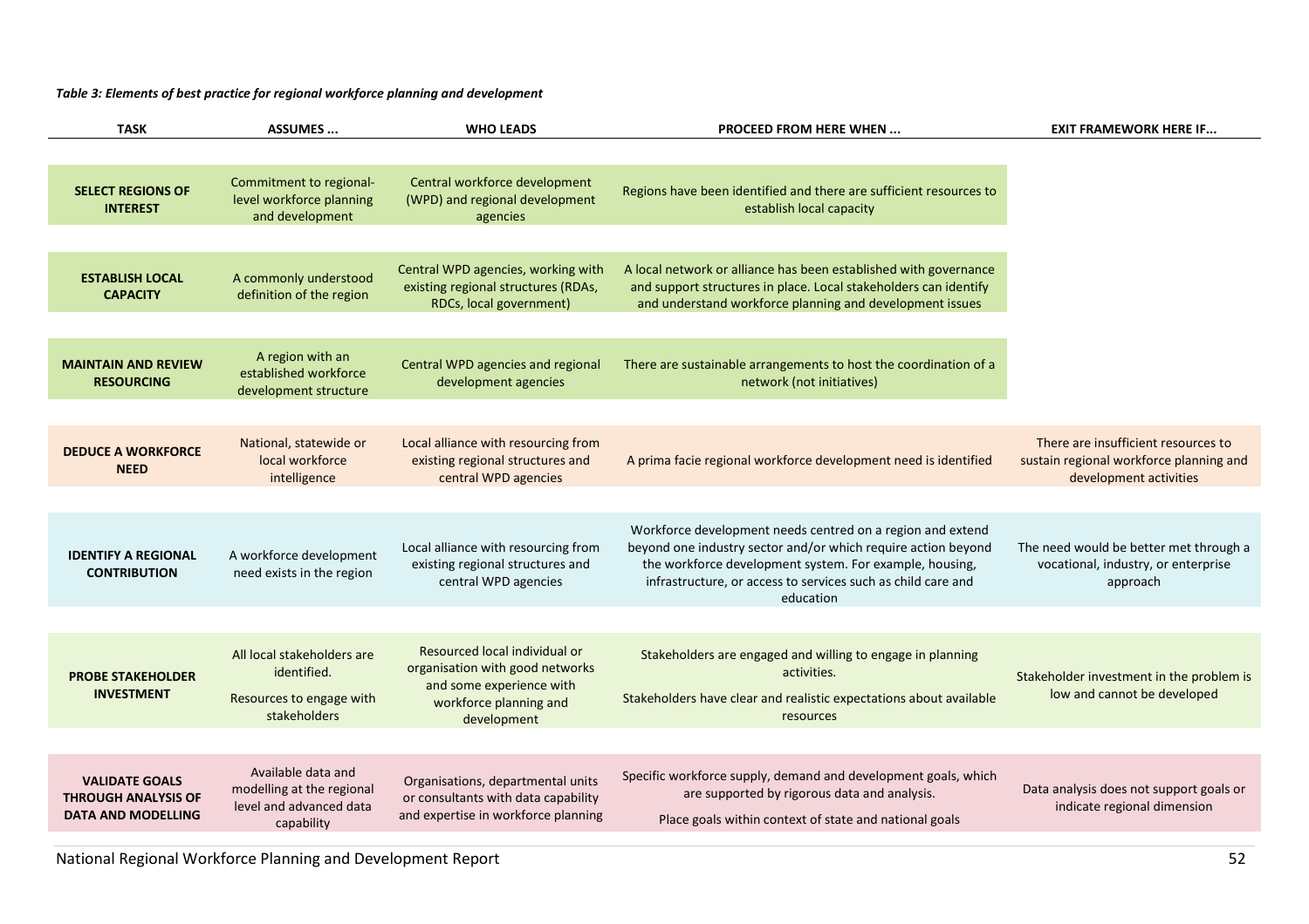*Table 3: Elements of best practice for regional workforce planning and development*

| TASK | ASSUMES ... | WHO LEADS | PROCEED FROM HERE WHEN ... | EXIT FRAMEWORK HERE IF... |
|---|---|---|---|---|
| **SELECT REGIONS OF INTEREST** | Commitment to regional-level workforce planning and development | Central workforce development (WPD) and regional development agencies | Regions have been identified and there are sufficient resources to establish local capacity | |
| **ESTABLISH LOCAL CAPACITY** | A commonly understood definition of the region | Central WPD agencies, working with existing regional structures (RDAs, RDCs, local government) | A local network or alliance has been established with governance and support structures in place. Local stakeholders can identify and understand workforce planning and development issues | |
| **MAINTAIN AND REVIEW RESOURCING** | A region with an established workforce development structure | Central WPD agencies and regional development agencies | There are sustainable arrangements to host the coordination of a network (not initiatives) | |
| **DEDUCE A WORKFORCE NEED** | National, statewide or local workforce intelligence | Local alliance with resourcing from existing regional structures and central WPD agencies | A prima facie regional workforce development need is identified | There are insufficient resources to sustain regional workforce planning and development activities |
| **IDENTIFY A REGIONAL CONTRIBUTION** | A workforce development need exists in the region | Local alliance with resourcing from existing regional structures and central WPD agencies | Workforce development needs centred on a region and extend beyond one industry sector and/or which require action beyond the workforce development system. For example, housing, infrastructure, or access to services such as child care and education | The need would be better met through a vocational, industry, or enterprise approach |
| **PROBE STAKEHOLDER INVESTMENT** | All local stakeholders are identified.<br><br>Resources to engage with stakeholders | Resourced local individual or organisation with good networks and some experience with workforce planning and development | Stakeholders are engaged and willing to engage in planning activities.<br><br>Stakeholders have clear and realistic expectations about available resources | Stakeholder investment in the problem is low and cannot be developed |
| **VALIDATE GOALS THROUGH ANALYSIS OF DATA AND MODELLING** | Available data and modelling at the regional level and advanced data capability | Organisations, departmental units or consultants with data capability and expertise in workforce planning | Specific workforce supply, demand and development goals, which are supported by rigorous data and analysis.<br><br>Place goals within context of state and national goals | Data analysis does not support goals or indicate regional dimension |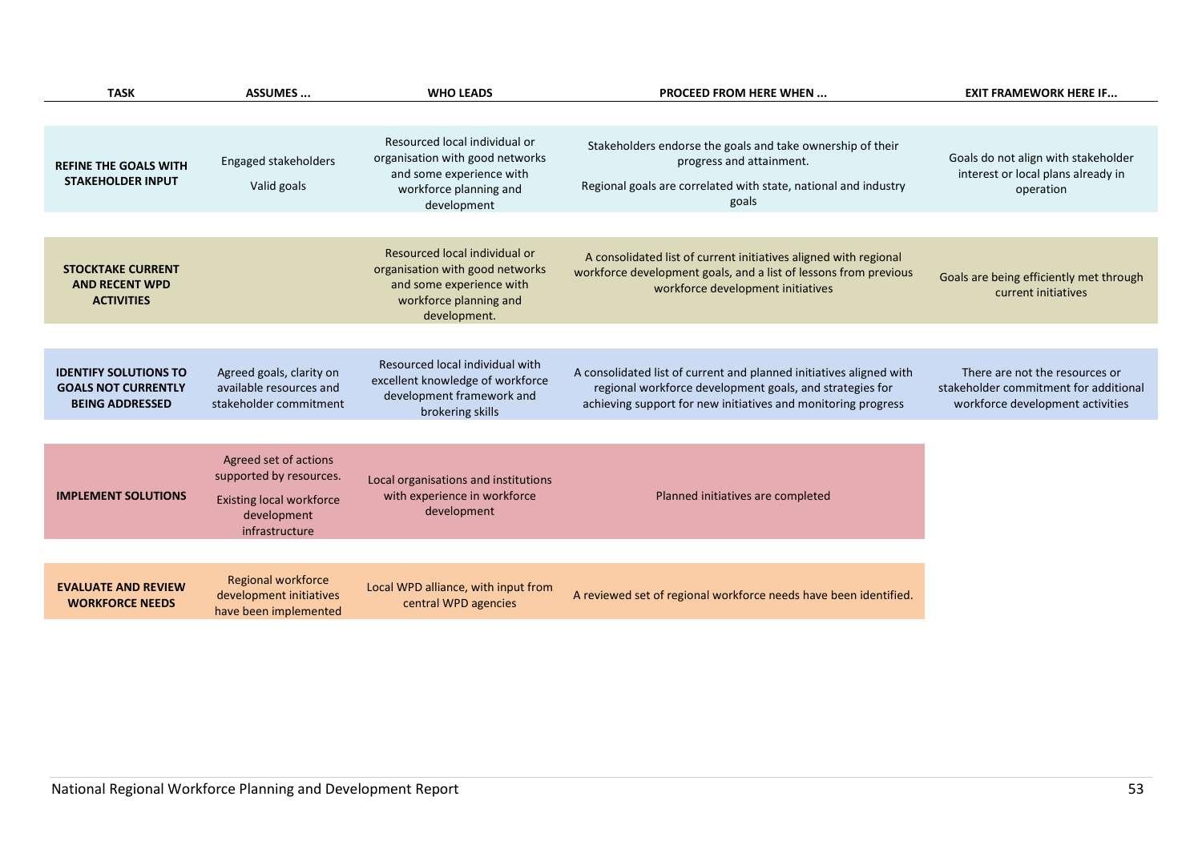| TASK | ASSUMES ... | WHO LEADS | PROCEED FROM HERE WHEN ... | EXIT FRAMEWORK HERE IF... |
|---|---|---|---|---|
| **REFINE THE GOALS WITH STAKEHOLDER INPUT** | Engaged stakeholders<br><br>Valid goals | Resourced local individual or organisation with good networks and some experience with workforce planning and development | Stakeholders endorse the goals and take ownership of their progress and attainment.<br><br>Regional goals are correlated with state, national and industry goals | Goals do not align with stakeholder interest or local plans already in operation |
| **STOCKTAKE CURRENT AND RECENT WPD ACTIVITIES** | | Resourced local individual or organisation with good networks and some experience with workforce planning and development. | A consolidated list of current initiatives aligned with regional workforce development goals, and a list of lessons from previous workforce development initiatives | Goals are being efficiently met through current initiatives |
| **IDENTIFY SOLUTIONS TO GOALS NOT CURRENTLY BEING ADDRESSED** | Agreed goals, clarity on available resources and stakeholder commitment | Resourced local individual with excellent knowledge of workforce development framework and brokering skills | A consolidated list of current and planned initiatives aligned with regional workforce development goals, and strategies for achieving support for new initiatives and monitoring progress | There are not the resources or stakeholder commitment for additional workforce development activities |
| **IMPLEMENT SOLUTIONS** | Agreed set of actions supported by resources.<br><br>Existing local workforce development infrastructure | Local organisations and institutions with experience in workforce development | Planned initiatives are completed | |
| **EVALUATE AND REVIEW WORKFORCE NEEDS** | Regional workforce development initiatives have been implemented | Local WPD alliance, with input from central WPD agencies | A reviewed set of regional workforce needs have been identified. | |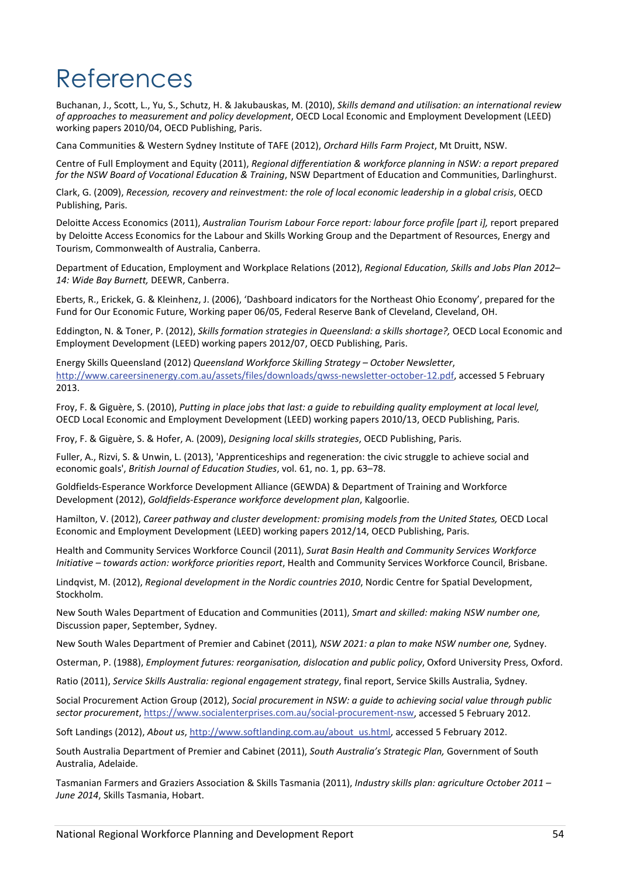# References

Buchanan, J., Scott, L., Yu, S., Schutz, H. & Jakubauskas, M. (2010), *Skills demand and utilisation: an international review of approaches to measurement and policy development*, OECD Local Economic and Employment Development (LEED) working papers 2010/04, OECD Publishing, Paris.

Cana Communities & Western Sydney Institute of TAFE (2012), *Orchard Hills Farm Project*, Mt Druitt, NSW.

Centre of Full Employment and Equity (2011), *Regional differentiation & workforce planning in NSW: a report prepared for the NSW Board of Vocational Education & Training*, NSW Department of Education and Communities, Darlinghurst.

Clark, G. (2009), *Recession, recovery and reinvestment: the role of local economic leadership in a global crisis*, OECD Publishing, Paris.

Deloitte Access Economics (2011), *Australian Tourism Labour Force report: labour force profile [part i],* report prepared by Deloitte Access Economics for the Labour and Skills Working Group and the Department of Resources, Energy and Tourism, Commonwealth of Australia, Canberra.

Department of Education, Employment and Workplace Relations (2012), *Regional Education, Skills and Jobs Plan 2012–14: Wide Bay Burnett,* DEEWR, Canberra.

Eberts, R., Erickek, G. & Kleinhenz, J. (2006), 'Dashboard indicators for the Northeast Ohio Economy', prepared for the Fund for Our Economic Future, Working paper 06/05, Federal Reserve Bank of Cleveland, Cleveland, OH.

Eddington, N. & Toner, P. (2012), *Skills formation strategies in Queensland: a skills shortage?,* OECD Local Economic and Employment Development (LEED) working papers 2012/07, OECD Publishing, Paris.

Energy Skills Queensland (2012) *Queensland Workforce Skilling Strategy – October Newsletter*, http://www.careersinenergy.com.au/assets/files/downloads/qwss-newsletter-october-12.pdf, accessed 5 February 2013.

Froy, F. & Giguère, S. (2010), *Putting in place jobs that last: a guide to rebuilding quality employment at local level,* OECD Local Economic and Employment Development (LEED) working papers 2010/13, OECD Publishing, Paris.

Froy, F. & Giguère, S. & Hofer, A. (2009), *Designing local skills strategies*, OECD Publishing, Paris.

Fuller, A., Rizvi, S. & Unwin, L. (2013), 'Apprenticeships and regeneration: the civic struggle to achieve social and economic goals', *British Journal of Education Studies*, vol. 61, no. 1, pp. 63–78.

Goldfields-Esperance Workforce Development Alliance (GEWDA) & Department of Training and Workforce Development (2012), *Goldfields-Esperance workforce development plan*, Kalgoorlie.

Hamilton, V. (2012), *Career pathway and cluster development: promising models from the United States,* OECD Local Economic and Employment Development (LEED) working papers 2012/14, OECD Publishing, Paris.

Health and Community Services Workforce Council (2011), *Surat Basin Health and Community Services Workforce Initiative – towards action: workforce priorities report*, Health and Community Services Workforce Council, Brisbane.

Lindqvist, M. (2012), *Regional development in the Nordic countries 2010*, Nordic Centre for Spatial Development, Stockholm.

New South Wales Department of Education and Communities (2011), *Smart and skilled: making NSW number one,* Discussion paper, September, Sydney.

New South Wales Department of Premier and Cabinet (2011)*, NSW 2021: a plan to make NSW number one,* Sydney.

Osterman, P. (1988), *Employment futures: reorganisation, dislocation and public policy*, Oxford University Press, Oxford.

Ratio (2011), *Service Skills Australia: regional engagement strategy*, final report, Service Skills Australia, Sydney.

Social Procurement Action Group (2012), *Social procurement in NSW: a guide to achieving social value through public sector procurement*, https://www.socialenterprises.com.au/social-procurement-nsw, accessed 5 February 2012.

Soft Landings (2012), *About us*, http://www.softlanding.com.au/about_us.html, accessed 5 February 2012.

South Australia Department of Premier and Cabinet (2011), *South Australia's Strategic Plan,* Government of South Australia, Adelaide.

Tasmanian Farmers and Graziers Association & Skills Tasmania (2011), *Industry skills plan: agriculture October 2011 – June 2014*, Skills Tasmania, Hobart.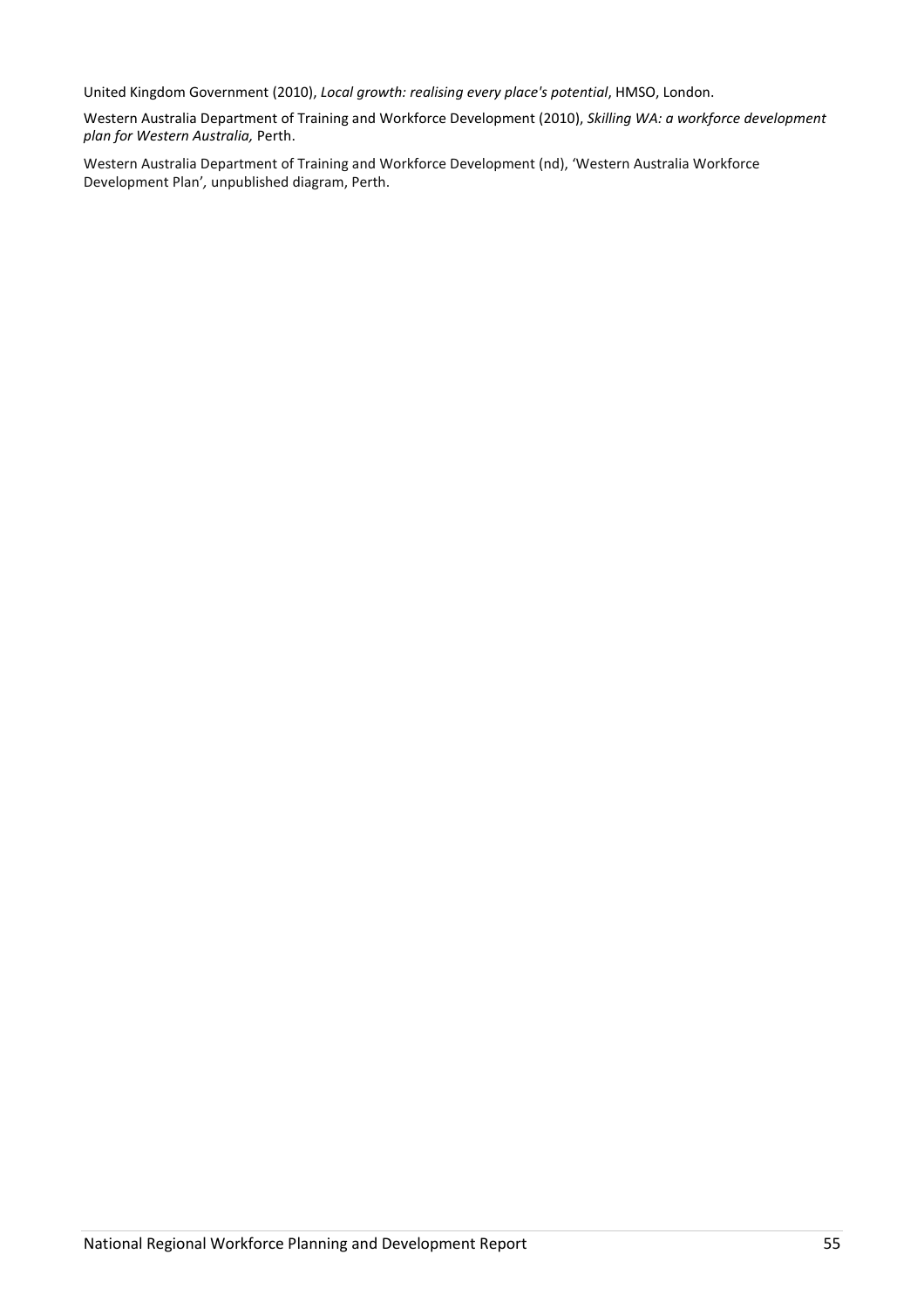United Kingdom Government (2010), *Local growth: realising every place's potential*, HMSO, London.

Western Australia Department of Training and Workforce Development (2010), *Skilling WA: a workforce development plan for Western Australia,* Perth.

Western Australia Department of Training and Workforce Development (nd), 'Western Australia Workforce Development Plan', unpublished diagram, Perth.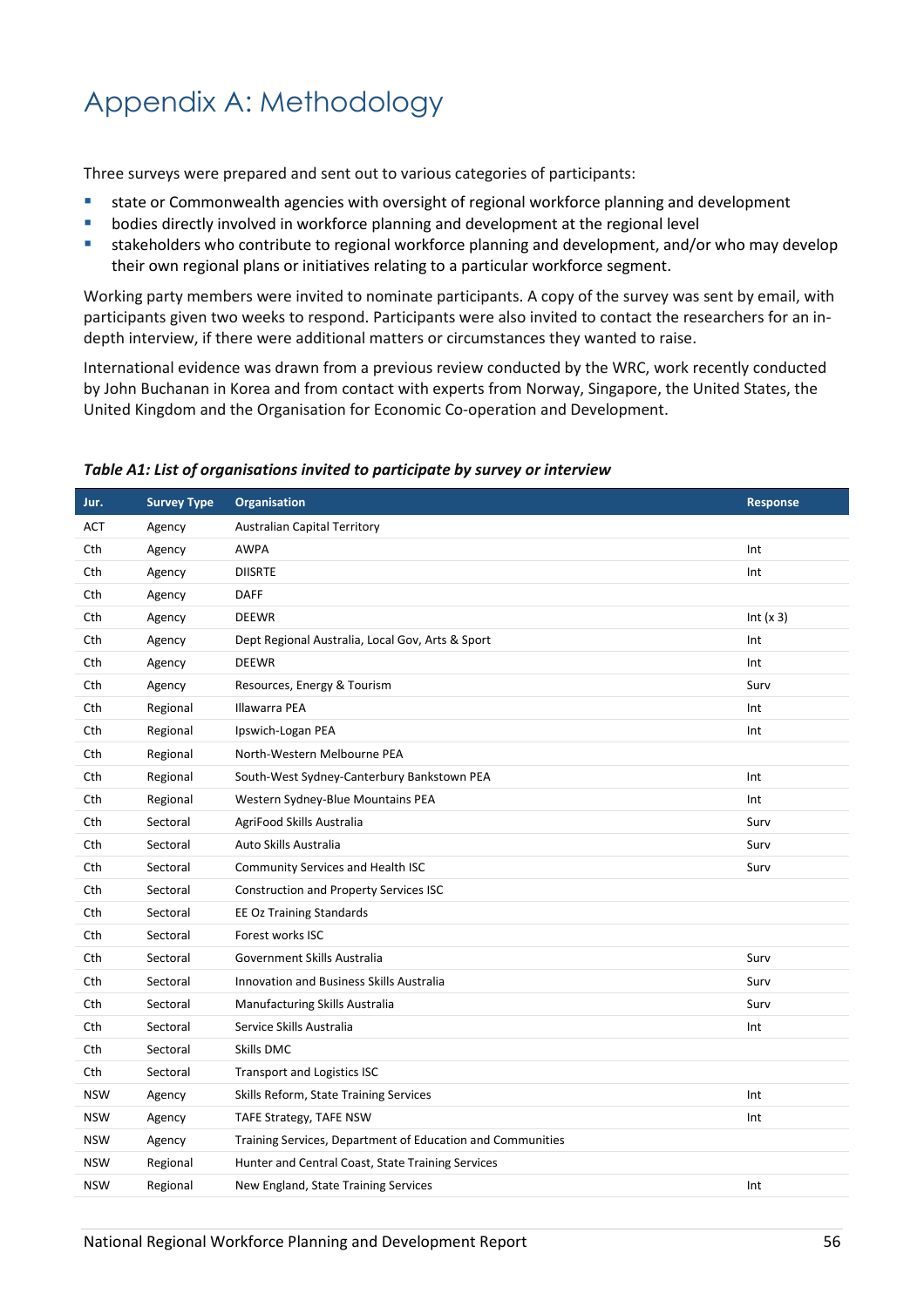# Appendix A: Methodology

Three surveys were prepared and sent out to various categories of participants:

- state or Commonwealth agencies with oversight of regional workforce planning and development
- bodies directly involved in workforce planning and development at the regional level
- stakeholders who contribute to regional workforce planning and development, and/or who may develop their own regional plans or initiatives relating to a particular workforce segment.

Working party members were invited to nominate participants. A copy of the survey was sent by email, with participants given two weeks to respond. Participants were also invited to contact the researchers for an in-depth interview, if there were additional matters or circumstances they wanted to raise.

International evidence was drawn from a previous review conducted by the WRC, work recently conducted by John Buchanan in Korea and from contact with experts from Norway, Singapore, the United States, the United Kingdom and the Organisation for Economic Co-operation and Development.

***Table A1: List of organisations invited to participate by survey or interview***

| Jur. | Survey Type | Organisation | Response |
|---|---|---|---|
| ACT | Agency | Australian Capital Territory | |
| Cth | Agency | AWPA | Int |
| Cth | Agency | DIISRTE | Int |
| Cth | Agency | DAFF | |
| Cth | Agency | DEEWR | Int (x 3) |
| Cth | Agency | Dept Regional Australia, Local Gov, Arts & Sport | Int |
| Cth | Agency | DEEWR | Int |
| Cth | Agency | Resources, Energy & Tourism | Surv |
| Cth | Regional | Illawarra PEA | Int |
| Cth | Regional | Ipswich-Logan PEA | Int |
| Cth | Regional | North-Western Melbourne PEA | |
| Cth | Regional | South-West Sydney-Canterbury Bankstown PEA | Int |
| Cth | Regional | Western Sydney-Blue Mountains PEA | Int |
| Cth | Sectoral | AgriFood Skills Australia | Surv |
| Cth | Sectoral | Auto Skills Australia | Surv |
| Cth | Sectoral | Community Services and Health ISC | Surv |
| Cth | Sectoral | Construction and Property Services ISC | |
| Cth | Sectoral | EE Oz Training Standards | |
| Cth | Sectoral | Forest works ISC | |
| Cth | Sectoral | Government Skills Australia | Surv |
| Cth | Sectoral | Innovation and Business Skills Australia | Surv |
| Cth | Sectoral | Manufacturing Skills Australia | Surv |
| Cth | Sectoral | Service Skills Australia | Int |
| Cth | Sectoral | Skills DMC | |
| Cth | Sectoral | Transport and Logistics ISC | |
| NSW | Agency | Skills Reform, State Training Services | Int |
| NSW | Agency | TAFE Strategy, TAFE NSW | Int |
| NSW | Agency | Training Services, Department of Education and Communities | |
| NSW | Regional | Hunter and Central Coast, State Training Services | |
| NSW | Regional | New England, State Training Services | Int |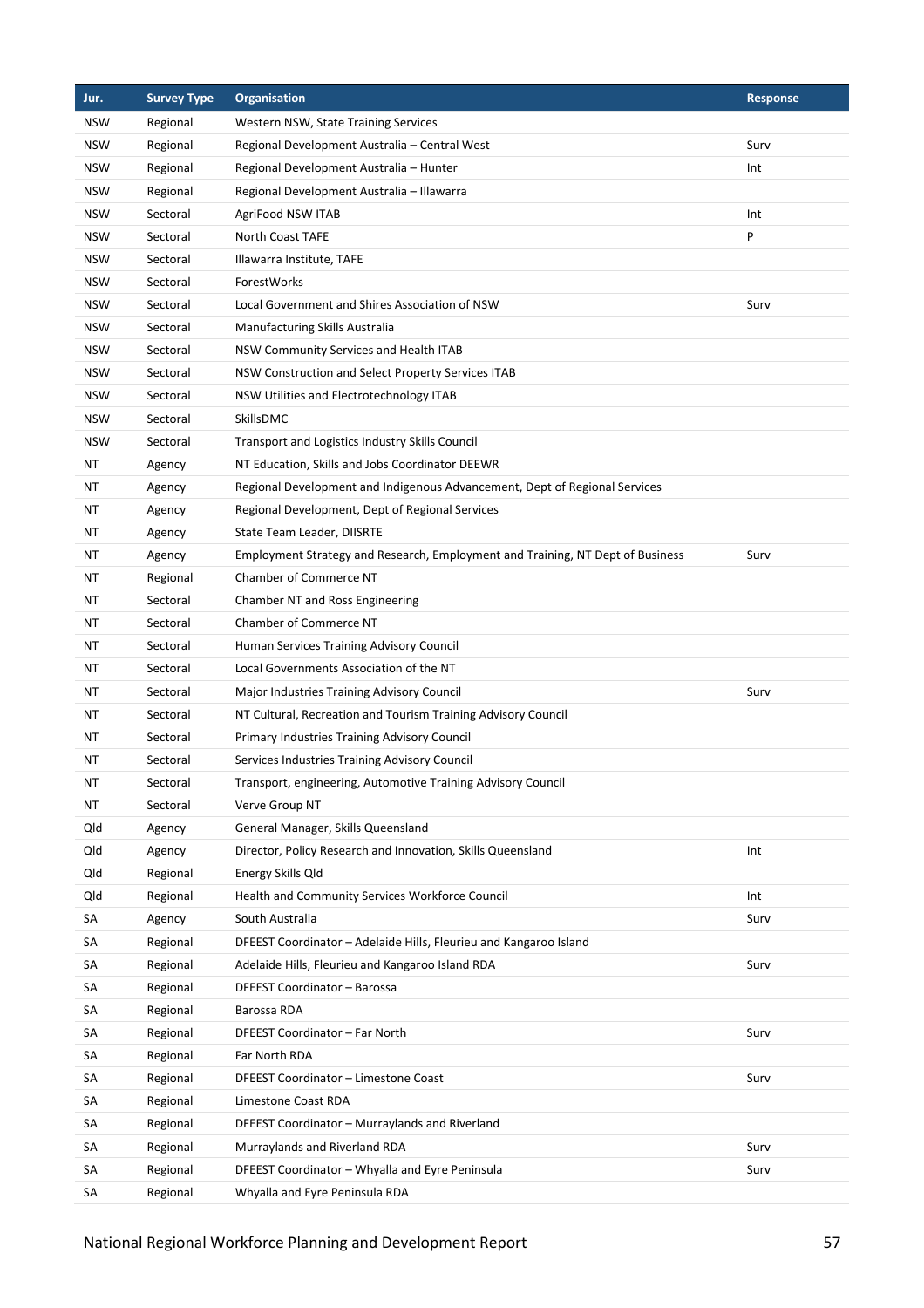| Jur. | Survey Type | Organisation | Response |
|---|---|---|---|
| NSW | Regional | Western NSW, State Training Services | |
| NSW | Regional | Regional Development Australia – Central West | Surv |
| NSW | Regional | Regional Development Australia – Hunter | Int |
| NSW | Regional | Regional Development Australia – Illawarra | |
| NSW | Sectoral | AgriFood NSW ITAB | Int |
| NSW | Sectoral | North Coast TAFE | P |
| NSW | Sectoral | Illawarra Institute, TAFE | |
| NSW | Sectoral | ForestWorks | |
| NSW | Sectoral | Local Government and Shires Association of NSW | Surv |
| NSW | Sectoral | Manufacturing Skills Australia | |
| NSW | Sectoral | NSW Community Services and Health ITAB | |
| NSW | Sectoral | NSW Construction and Select Property Services ITAB | |
| NSW | Sectoral | NSW Utilities and Electrotechnology ITAB | |
| NSW | Sectoral | SkillsDMC | |
| NSW | Sectoral | Transport and Logistics Industry Skills Council | |
| NT | Agency | NT Education, Skills and Jobs Coordinator DEEWR | |
| NT | Agency | Regional Development and Indigenous Advancement, Dept of Regional Services | |
| NT | Agency | Regional Development, Dept of Regional Services | |
| NT | Agency | State Team Leader, DIISRTE | |
| NT | Agency | Employment Strategy and Research, Employment and Training, NT Dept of Business | Surv |
| NT | Regional | Chamber of Commerce NT | |
| NT | Sectoral | Chamber NT and Ross Engineering | |
| NT | Sectoral | Chamber of Commerce NT | |
| NT | Sectoral | Human Services Training Advisory Council | |
| NT | Sectoral | Local Governments Association of the NT | |
| NT | Sectoral | Major Industries Training Advisory Council | Surv |
| NT | Sectoral | NT Cultural, Recreation and Tourism Training Advisory Council | |
| NT | Sectoral | Primary Industries Training Advisory Council | |
| NT | Sectoral | Services Industries Training Advisory Council | |
| NT | Sectoral | Transport, engineering, Automotive Training Advisory Council | |
| NT | Sectoral | Verve Group NT | |
| Qld | Agency | General Manager, Skills Queensland | |
| Qld | Agency | Director, Policy Research and Innovation, Skills Queensland | Int |
| Qld | Regional | Energy Skills Qld | |
| Qld | Regional | Health and Community Services Workforce Council | Int |
| SA | Agency | South Australia | Surv |
| SA | Regional | DFEEST Coordinator – Adelaide Hills, Fleurieu and Kangaroo Island | |
| SA | Regional | Adelaide Hills, Fleurieu and Kangaroo Island RDA | Surv |
| SA | Regional | DFEEST Coordinator – Barossa | |
| SA | Regional | Barossa RDA | |
| SA | Regional | DFEEST Coordinator – Far North | Surv |
| SA | Regional | Far North RDA | |
| SA | Regional | DFEEST Coordinator – Limestone Coast | Surv |
| SA | Regional | Limestone Coast RDA | |
| SA | Regional | DFEEST Coordinator – Murraylands and Riverland | |
| SA | Regional | Murraylands and Riverland RDA | Surv |
| SA | Regional | DFEEST Coordinator – Whyalla and Eyre Peninsula | Surv |
| SA | Regional | Whyalla and Eyre Peninsula RDA | |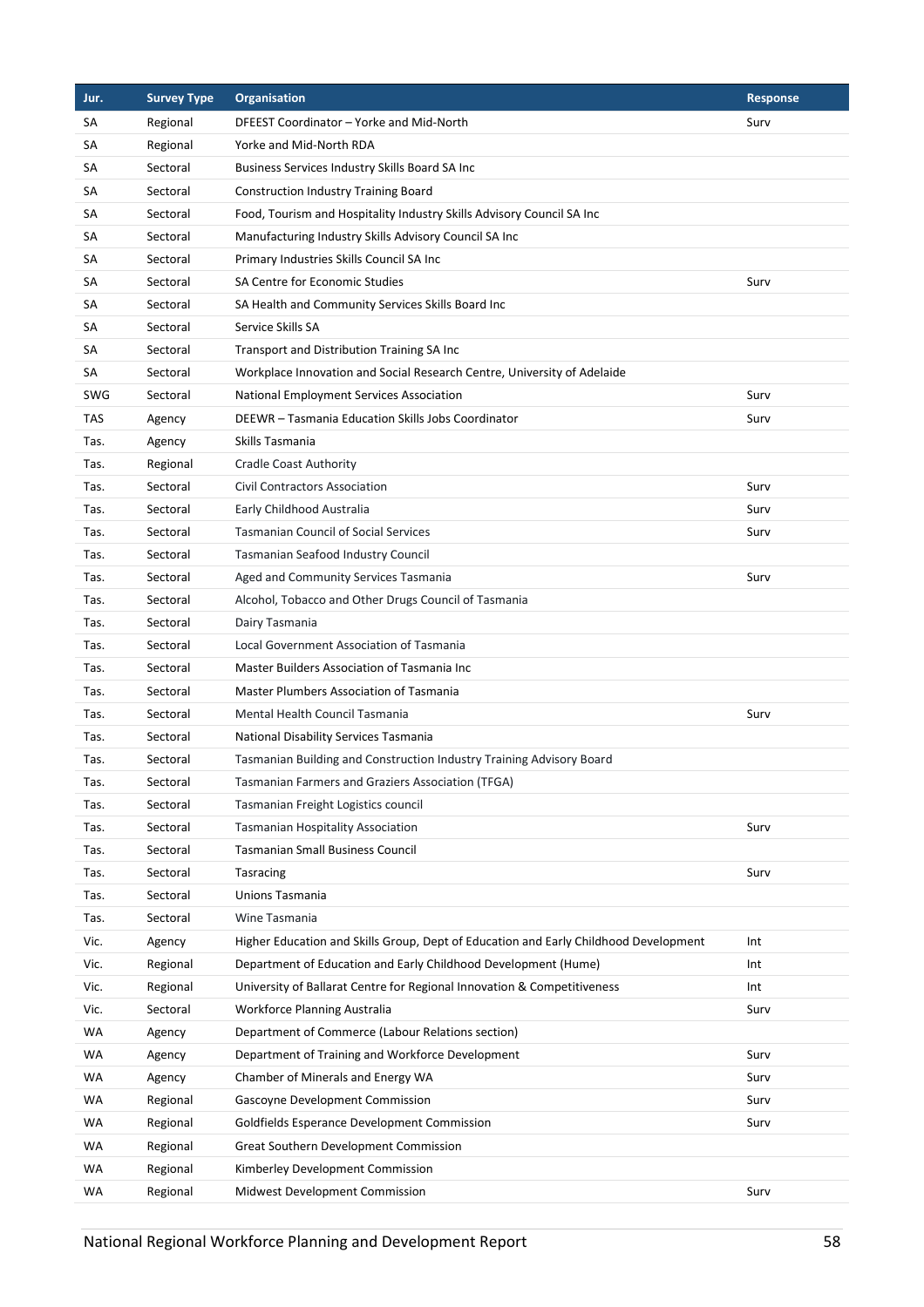| Jur. | Survey Type | Organisation | Response |
|---|---|---|---|
| SA | Regional | DFEEST Coordinator – Yorke and Mid-North | Surv |
| SA | Regional | Yorke and Mid-North RDA | |
| SA | Sectoral | Business Services Industry Skills Board SA Inc | |
| SA | Sectoral | Construction Industry Training Board | |
| SA | Sectoral | Food, Tourism and Hospitality Industry Skills Advisory Council SA Inc | |
| SA | Sectoral | Manufacturing Industry Skills Advisory Council SA Inc | |
| SA | Sectoral | Primary Industries Skills Council SA Inc | |
| SA | Sectoral | SA Centre for Economic Studies | Surv |
| SA | Sectoral | SA Health and Community Services Skills Board Inc | |
| SA | Sectoral | Service Skills SA | |
| SA | Sectoral | Transport and Distribution Training SA Inc | |
| SA | Sectoral | Workplace Innovation and Social Research Centre, University of Adelaide | |
| SWG | Sectoral | National Employment Services Association | Surv |
| TAS | Agency | DEEWR – Tasmania Education Skills Jobs Coordinator | Surv |
| Tas. | Agency | Skills Tasmania | |
| Tas. | Regional | Cradle Coast Authority | |
| Tas. | Sectoral | Civil Contractors Association | Surv |
| Tas. | Sectoral | Early Childhood Australia | Surv |
| Tas. | Sectoral | Tasmanian Council of Social Services | Surv |
| Tas. | Sectoral | Tasmanian Seafood Industry Council | |
| Tas. | Sectoral | Aged and Community Services Tasmania | Surv |
| Tas. | Sectoral | Alcohol, Tobacco and Other Drugs Council of Tasmania | |
| Tas. | Sectoral | Dairy Tasmania | |
| Tas. | Sectoral | Local Government Association of Tasmania | |
| Tas. | Sectoral | Master Builders Association of Tasmania Inc | |
| Tas. | Sectoral | Master Plumbers Association of Tasmania | |
| Tas. | Sectoral | Mental Health Council Tasmania | Surv |
| Tas. | Sectoral | National Disability Services Tasmania | |
| Tas. | Sectoral | Tasmanian Building and Construction Industry Training Advisory Board | |
| Tas. | Sectoral | Tasmanian Farmers and Graziers Association (TFGA) | |
| Tas. | Sectoral | Tasmanian Freight Logistics council | |
| Tas. | Sectoral | Tasmanian Hospitality Association | Surv |
| Tas. | Sectoral | Tasmanian Small Business Council | |
| Tas. | Sectoral | Tasracing | Surv |
| Tas. | Sectoral | Unions Tasmania | |
| Tas. | Sectoral | Wine Tasmania | |
| Vic. | Agency | Higher Education and Skills Group, Dept of Education and Early Childhood Development | Int |
| Vic. | Regional | Department of Education and Early Childhood Development (Hume) | Int |
| Vic. | Regional | University of Ballarat Centre for Regional Innovation & Competitiveness | Int |
| Vic. | Sectoral | Workforce Planning Australia | Surv |
| WA | Agency | Department of Commerce (Labour Relations section) | |
| WA | Agency | Department of Training and Workforce Development | Surv |
| WA | Agency | Chamber of Minerals and Energy WA | Surv |
| WA | Regional | Gascoyne Development Commission | Surv |
| WA | Regional | Goldfields Esperance Development Commission | Surv |
| WA | Regional | Great Southern Development Commission | |
| WA | Regional | Kimberley Development Commission | |
| WA | Regional | Midwest Development Commission | Surv |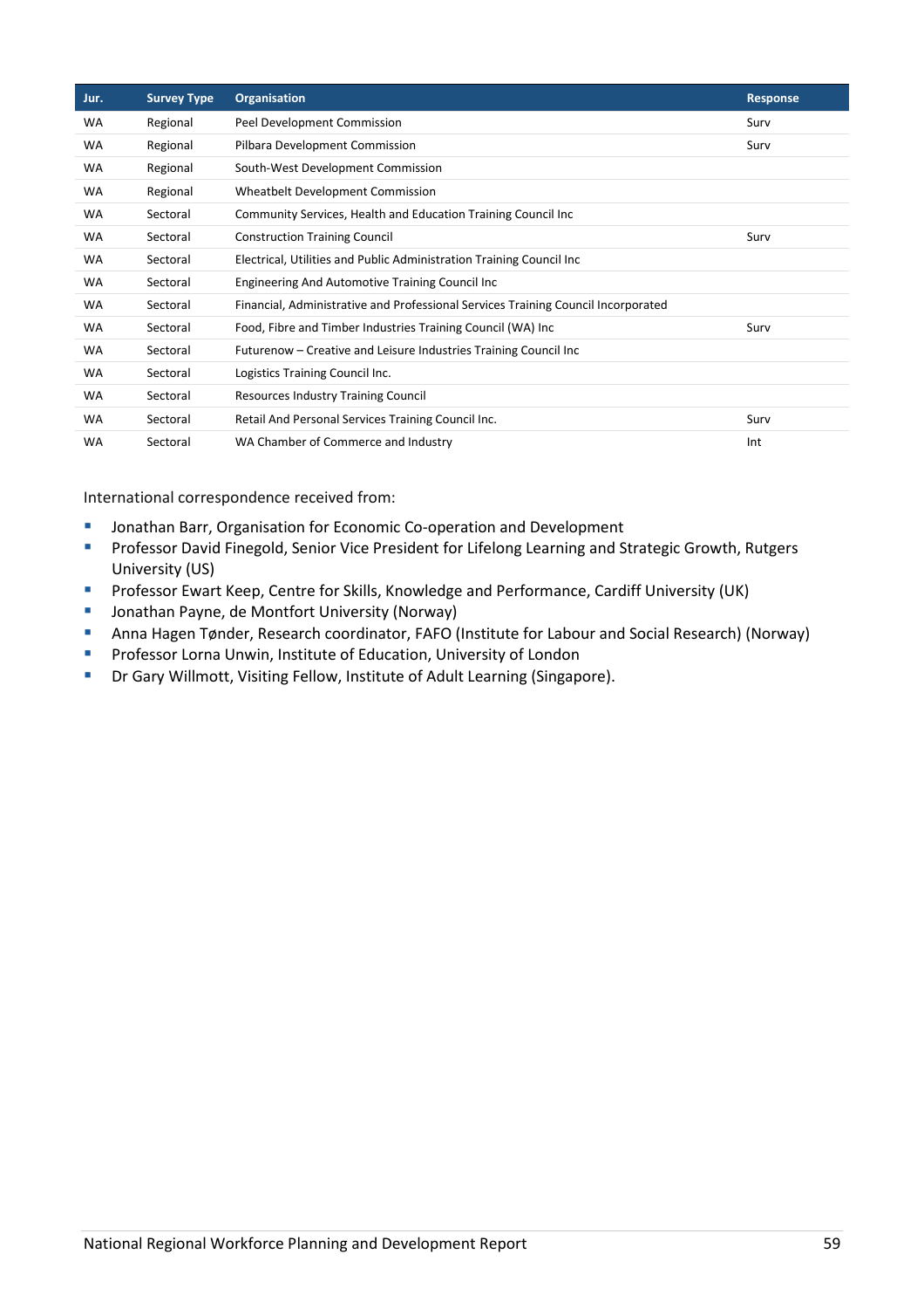| Jur. | Survey Type | Organisation | Response |
|---|---|---|---|
| WA | Regional | Peel Development Commission | Surv |
| WA | Regional | Pilbara Development Commission | Surv |
| WA | Regional | South-West Development Commission | |
| WA | Regional | Wheatbelt Development Commission | |
| WA | Sectoral | Community Services, Health and Education Training Council Inc | |
| WA | Sectoral | Construction Training Council | Surv |
| WA | Sectoral | Electrical, Utilities and Public Administration Training Council Inc | |
| WA | Sectoral | Engineering And Automotive Training Council Inc | |
| WA | Sectoral | Financial, Administrative and Professional Services Training Council Incorporated | |
| WA | Sectoral | Food, Fibre and Timber Industries Training Council (WA) Inc | Surv |
| WA | Sectoral | Futurenow – Creative and Leisure Industries Training Council Inc | |
| WA | Sectoral | Logistics Training Council Inc. | |
| WA | Sectoral | Resources Industry Training Council | |
| WA | Sectoral | Retail And Personal Services Training Council Inc. | Surv |
| WA | Sectoral | WA Chamber of Commerce and Industry | Int |

International correspondence received from:

- Jonathan Barr, Organisation for Economic Co-operation and Development
- Professor David Finegold, Senior Vice President for Lifelong Learning and Strategic Growth, Rutgers University (US)
- Professor Ewart Keep, Centre for Skills, Knowledge and Performance, Cardiff University (UK)
- Jonathan Payne, de Montfort University (Norway)
- Anna Hagen Tønder, Research coordinator, FAFO (Institute for Labour and Social Research) (Norway)
- Professor Lorna Unwin, Institute of Education, University of London
- Dr Gary Willmott, Visiting Fellow, Institute of Adult Learning (Singapore).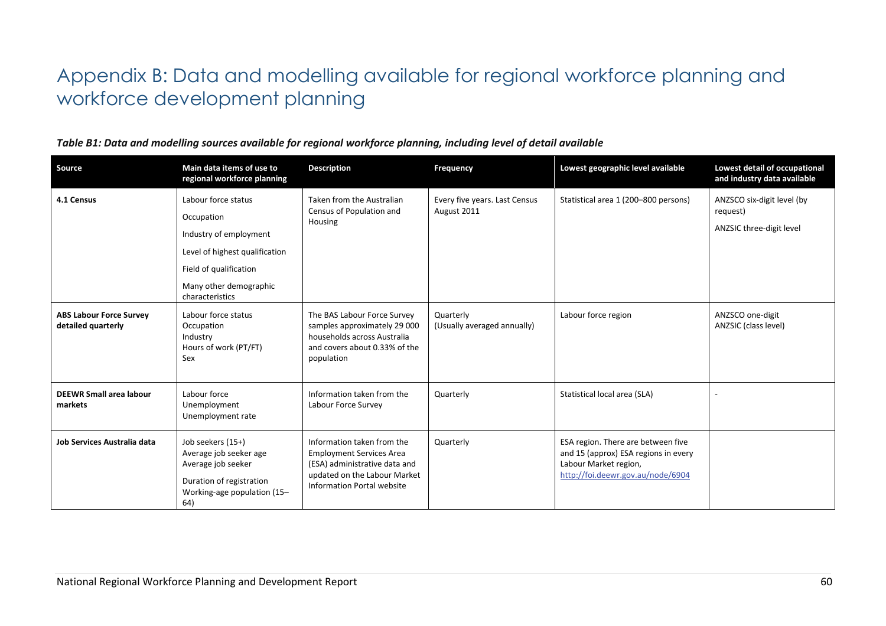# Appendix B: Data and modelling available for regional workforce planning and workforce development planning

***Table B1: Data and modelling sources available for regional workforce planning, including level of detail available***

| Source | Main data items of use to regional workforce planning | Description | Frequency | Lowest geographic level available | Lowest detail of occupational and industry data available |
|---|---|---|---|---|---|
| **4.1 Census** | Labour force status<br>Occupation<br>Industry of employment<br>Level of highest qualification<br>Field of qualification<br>Many other demographic characteristics | Taken from the Australian Census of Population and Housing | Every five years. Last Census August 2011 | Statistical area 1 (200–800 persons) | ANZSCO six-digit level (by request)<br>ANZSIC three-digit level |
| **ABS Labour Force Survey detailed quarterly** | Labour force status<br>Occupation<br>Industry<br>Hours of work (PT/FT)<br>Sex | The BAS Labour Force Survey samples approximately 29 000 households across Australia and covers about 0.33% of the population | Quarterly<br>(Usually averaged annually) | Labour force region | ANZSCO one-digit<br>ANZSIC (class level) |
| **DEEWR Small area labour markets** | Labour force<br>Unemployment<br>Unemployment rate | Information taken from the Labour Force Survey | Quarterly | Statistical local area (SLA) | - |
| **Job Services Australia data** | Job seekers (15+)<br>Average job seeker age<br>Average job seeker<br>Duration of registration<br>Working-age population (15–64) | Information taken from the Employment Services Area (ESA) administrative data and updated on the Labour Market Information Portal website | Quarterly | ESA region. There are between five and 15 (approx) ESA regions in every Labour Market region, http://foi.deewr.gov.au/node/6904 | |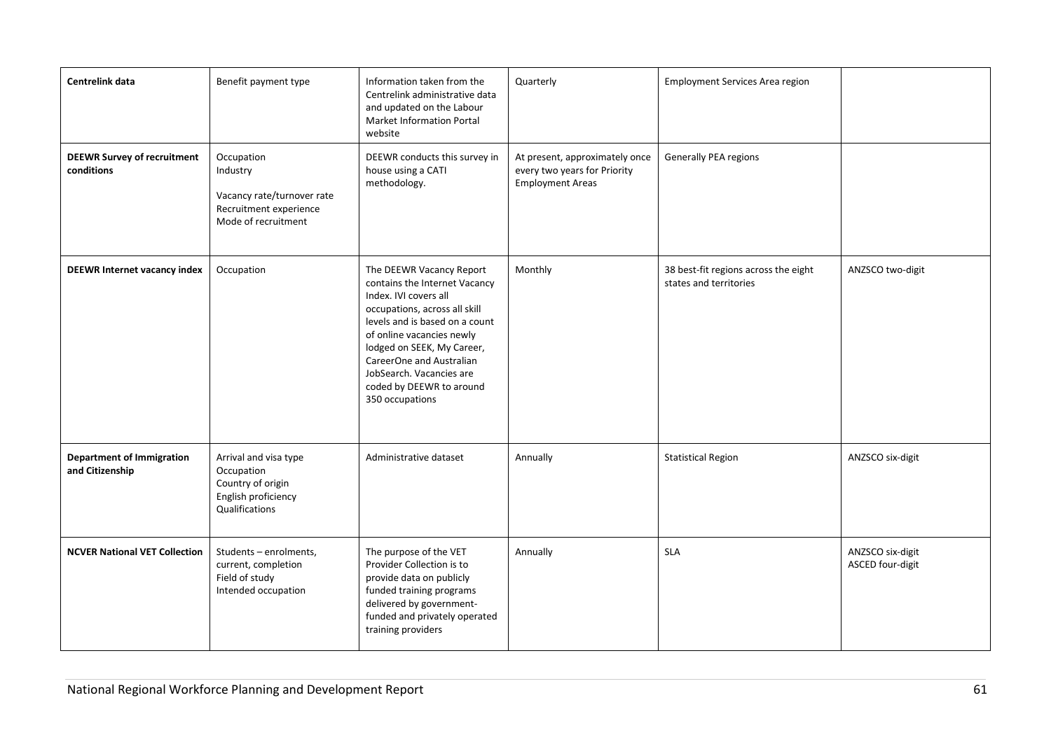| | | | | | |
|---|---|---|---|---|---|
| **Centrelink data** | Benefit payment type | Information taken from the Centrelink administrative data and updated on the Labour Market Information Portal website | Quarterly | Employment Services Area region | |
| **DEEWR Survey of recruitment conditions** | Occupation<br>Industry<br><br>Vacancy rate/turnover rate<br>Recruitment experience<br>Mode of recruitment | DEEWR conducts this survey in house using a CATI methodology. | At present, approximately once every two years for Priority Employment Areas | Generally PEA regions | |
| **DEEWR Internet vacancy index** | Occupation | The DEEWR Vacancy Report contains the Internet Vacancy Index. IVI covers all occupations, across all skill levels and is based on a count of online vacancies newly lodged on SEEK, My Career, CareerOne and Australian JobSearch. Vacancies are coded by DEEWR to around 350 occupations | Monthly | 38 best-fit regions across the eight states and territories | ANZSCO two-digit |
| **Department of Immigration and Citizenship** | Arrival and visa type<br>Occupation<br>Country of origin<br>English proficiency<br>Qualifications | Administrative dataset | Annually | Statistical Region | ANZSCO six-digit |
| **NCVER National VET Collection** | Students – enrolments, current, completion<br>Field of study<br>Intended occupation | The purpose of the VET Provider Collection is to provide data on publicly funded training programs delivered by government-funded and privately operated training providers | Annually | SLA | ANZSCO six-digit<br>ASCED four-digit |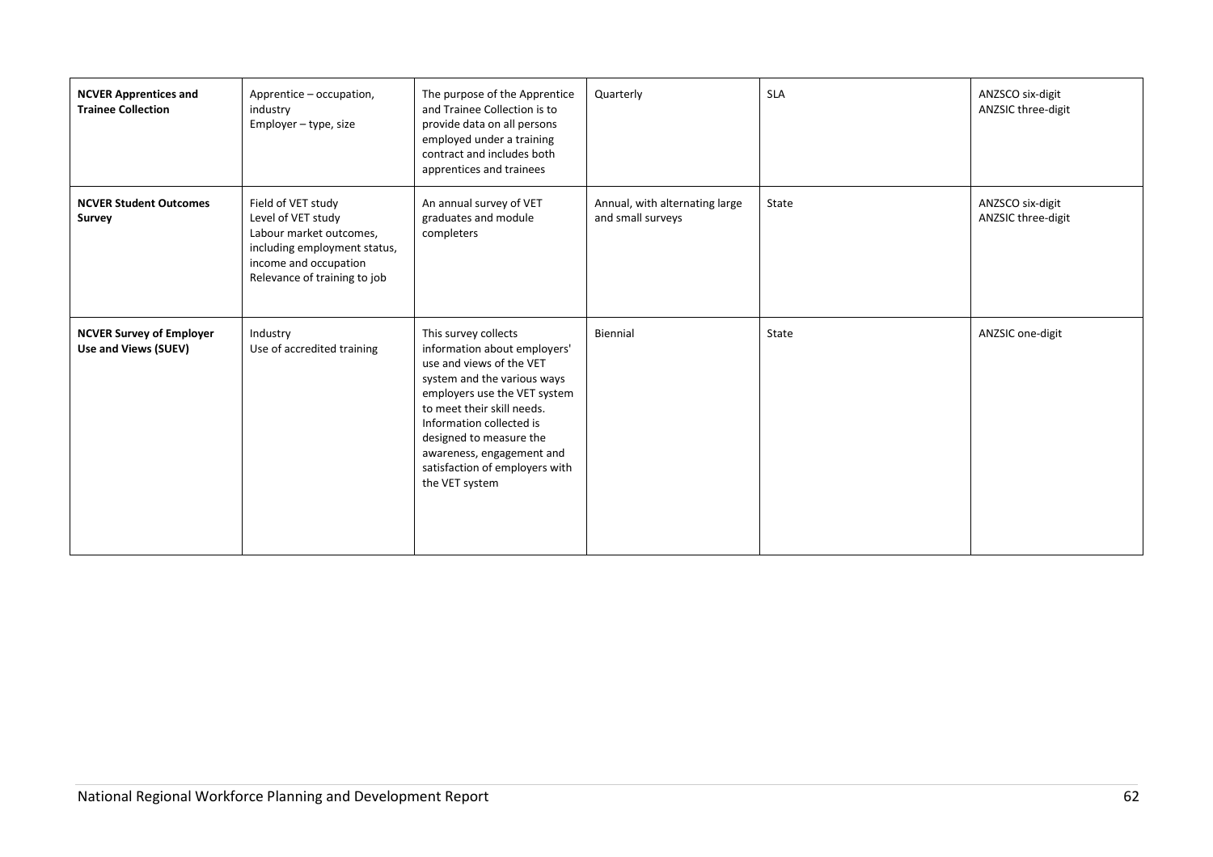| | | | | | |
|---|---|---|---|---|---|
| **NCVER Apprentices and Trainee Collection** | Apprentice – occupation, industry<br>Employer – type, size | The purpose of the Apprentice and Trainee Collection is to provide data on all persons employed under a training contract and includes both apprentices and trainees | Quarterly | SLA | ANZSCO six-digit<br>ANZSIC three-digit |
| **NCVER Student Outcomes Survey** | Field of VET study<br>Level of VET study<br>Labour market outcomes, including employment status, income and occupation<br>Relevance of training to job | An annual survey of VET graduates and module completers | Annual, with alternating large and small surveys | State | ANZSCO six-digit<br>ANZSIC three-digit |
| **NCVER Survey of Employer Use and Views (SUEV)** | Industry<br>Use of accredited training | This survey collects information about employers' use and views of the VET system and the various ways employers use the VET system to meet their skill needs. Information collected is designed to measure the awareness, engagement and satisfaction of employers with the VET system | Biennial | State | ANZSIC one-digit |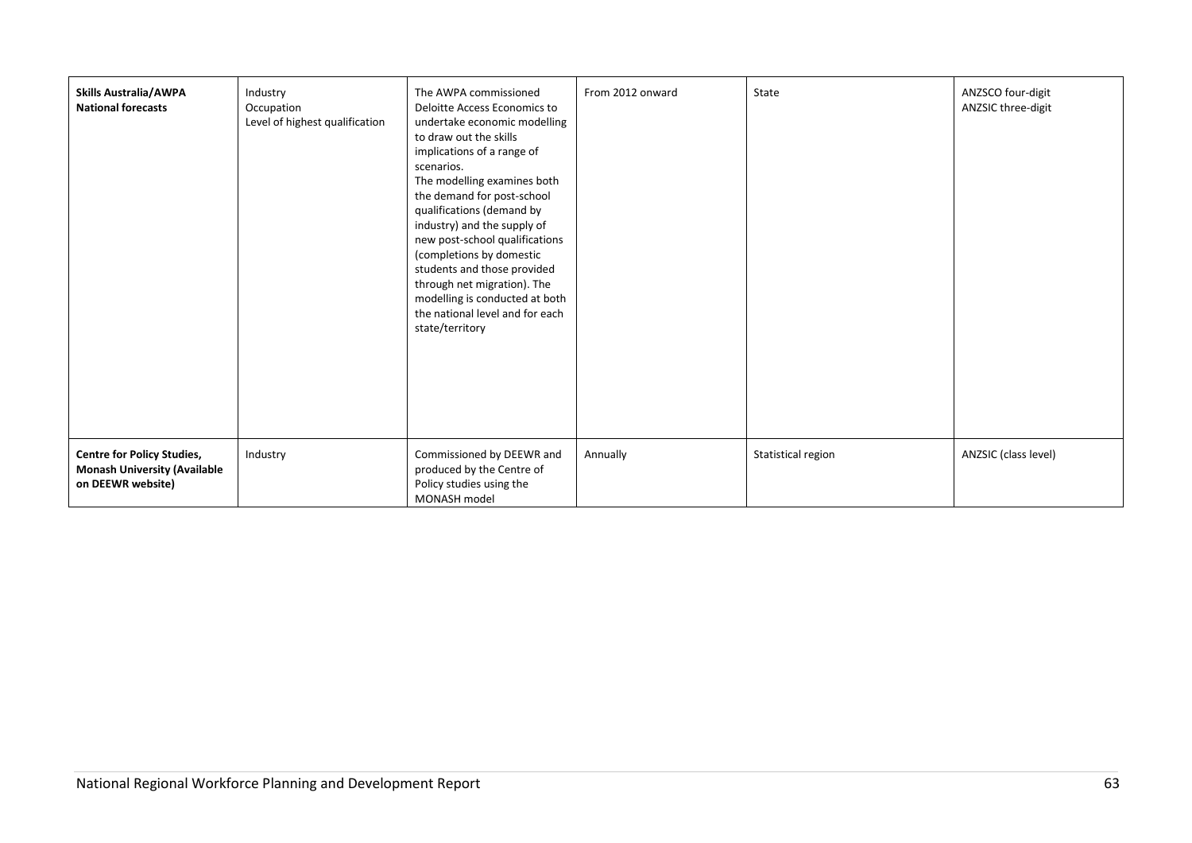| | | | | | |
|---|---|---|---|---|---|
| **Skills Australia/AWPA National forecasts** | Industry<br>Occupation<br>Level of highest qualification | The AWPA commissioned Deloitte Access Economics to undertake economic modelling to draw out the skills implications of a range of scenarios.<br>The modelling examines both the demand for post-school qualifications (demand by industry) and the supply of new post-school qualifications (completions by domestic students and those provided through net migration). The modelling is conducted at both the national level and for each state/territory | From 2012 onward | State | ANZSCO four-digit<br>ANZSIC three-digit |
| **Centre for Policy Studies, Monash University (Available on DEEWR website)** | Industry | Commissioned by DEEWR and produced by the Centre of Policy studies using the MONASH model | Annually | Statistical region | ANZSIC (class level) |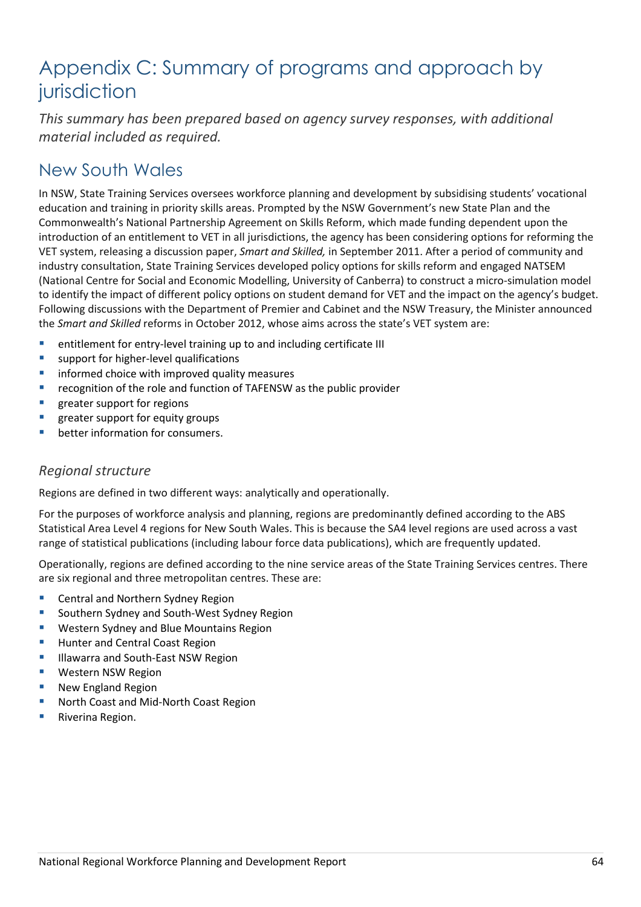# Appendix C: Summary of programs and approach by jurisdiction

*This summary has been prepared based on agency survey responses, with additional material included as required.*

## New South Wales

In NSW, State Training Services oversees workforce planning and development by subsidising students' vocational education and training in priority skills areas. Prompted by the NSW Government's new State Plan and the Commonwealth's National Partnership Agreement on Skills Reform, which made funding dependent upon the introduction of an entitlement to VET in all jurisdictions, the agency has been considering options for reforming the VET system, releasing a discussion paper, *Smart and Skilled,* in September 2011. After a period of community and industry consultation, State Training Services developed policy options for skills reform and engaged NATSEM (National Centre for Social and Economic Modelling, University of Canberra) to construct a micro-simulation model to identify the impact of different policy options on student demand for VET and the impact on the agency's budget. Following discussions with the Department of Premier and Cabinet and the NSW Treasury, the Minister announced the *Smart and Skilled* reforms in October 2012, whose aims across the state's VET system are:

- entitlement for entry-level training up to and including certificate III
- support for higher-level qualifications
- informed choice with improved quality measures
- recognition of the role and function of TAFENSW as the public provider
- greater support for regions
- greater support for equity groups
- better information for consumers.

### *Regional structure*

Regions are defined in two different ways: analytically and operationally.

For the purposes of workforce analysis and planning, regions are predominantly defined according to the ABS Statistical Area Level 4 regions for New South Wales. This is because the SA4 level regions are used across a vast range of statistical publications (including labour force data publications), which are frequently updated.

Operationally, regions are defined according to the nine service areas of the State Training Services centres. There are six regional and three metropolitan centres. These are:

- Central and Northern Sydney Region
- Southern Sydney and South-West Sydney Region
- Western Sydney and Blue Mountains Region
- Hunter and Central Coast Region
- Illawarra and South-East NSW Region
- Western NSW Region
- New England Region
- North Coast and Mid-North Coast Region
- Riverina Region.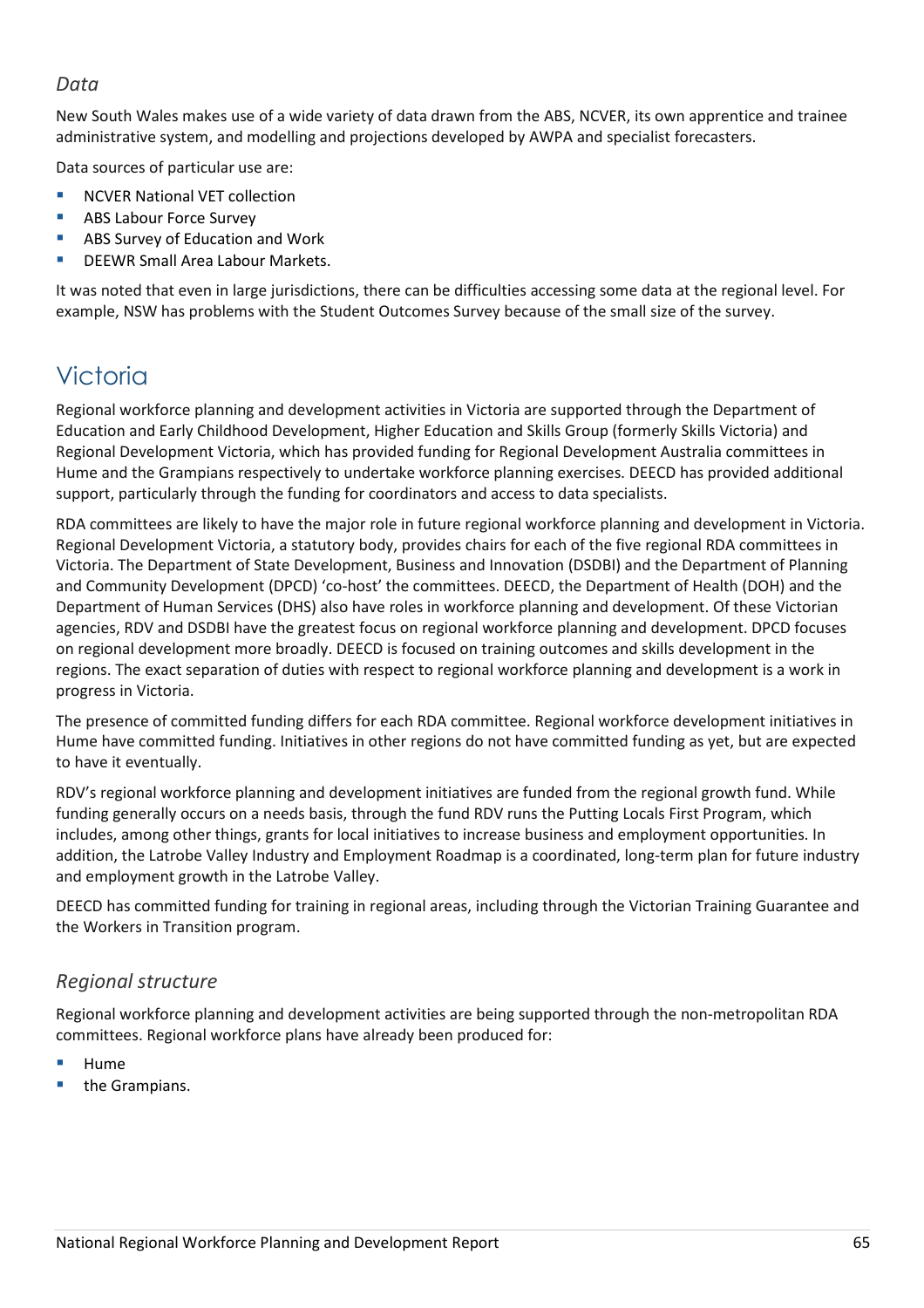### *Data*

New South Wales makes use of a wide variety of data drawn from the ABS, NCVER, its own apprentice and trainee administrative system, and modelling and projections developed by AWPA and specialist forecasters.

Data sources of particular use are:

- NCVER National VET collection
- ABS Labour Force Survey
- ABS Survey of Education and Work
- DEEWR Small Area Labour Markets.

It was noted that even in large jurisdictions, there can be difficulties accessing some data at the regional level. For example, NSW has problems with the Student Outcomes Survey because of the small size of the survey.

## Victoria

Regional workforce planning and development activities in Victoria are supported through the Department of Education and Early Childhood Development, Higher Education and Skills Group (formerly Skills Victoria) and Regional Development Victoria, which has provided funding for Regional Development Australia committees in Hume and the Grampians respectively to undertake workforce planning exercises. DEECD has provided additional support, particularly through the funding for coordinators and access to data specialists.

RDA committees are likely to have the major role in future regional workforce planning and development in Victoria. Regional Development Victoria, a statutory body, provides chairs for each of the five regional RDA committees in Victoria. The Department of State Development, Business and Innovation (DSDBI) and the Department of Planning and Community Development (DPCD) 'co-host' the committees. DEECD, the Department of Health (DOH) and the Department of Human Services (DHS) also have roles in workforce planning and development. Of these Victorian agencies, RDV and DSDBI have the greatest focus on regional workforce planning and development. DPCD focuses on regional development more broadly. DEECD is focused on training outcomes and skills development in the regions. The exact separation of duties with respect to regional workforce planning and development is a work in progress in Victoria.

The presence of committed funding differs for each RDA committee. Regional workforce development initiatives in Hume have committed funding. Initiatives in other regions do not have committed funding as yet, but are expected to have it eventually.

RDV's regional workforce planning and development initiatives are funded from the regional growth fund. While funding generally occurs on a needs basis, through the fund RDV runs the Putting Locals First Program, which includes, among other things, grants for local initiatives to increase business and employment opportunities. In addition, the Latrobe Valley Industry and Employment Roadmap is a coordinated, long-term plan for future industry and employment growth in the Latrobe Valley.

DEECD has committed funding for training in regional areas, including through the Victorian Training Guarantee and the Workers in Transition program.

### *Regional structure*

Regional workforce planning and development activities are being supported through the non-metropolitan RDA committees. Regional workforce plans have already been produced for:

- Hume
- the Grampians.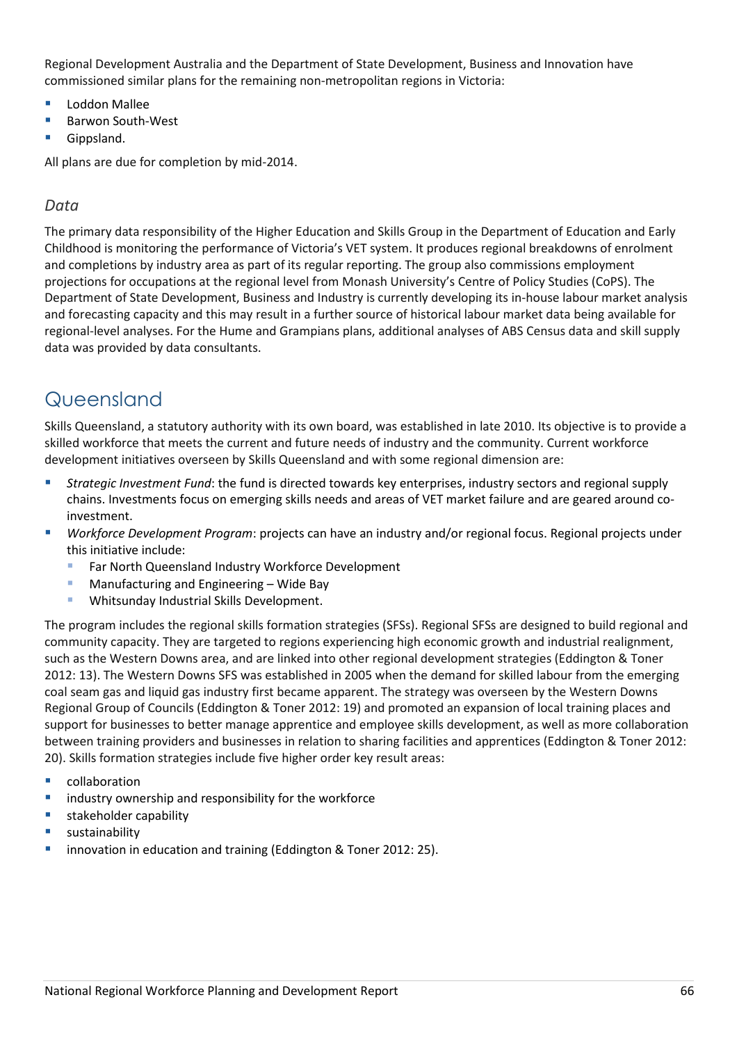Regional Development Australia and the Department of State Development, Business and Innovation have commissioned similar plans for the remaining non-metropolitan regions in Victoria:

- Loddon Mallee
- Barwon South-West
- Gippsland.

All plans are due for completion by mid-2014.

### *Data*

The primary data responsibility of the Higher Education and Skills Group in the Department of Education and Early Childhood is monitoring the performance of Victoria's VET system. It produces regional breakdowns of enrolment and completions by industry area as part of its regular reporting. The group also commissions employment projections for occupations at the regional level from Monash University's Centre of Policy Studies (CoPS). The Department of State Development, Business and Industry is currently developing its in-house labour market analysis and forecasting capacity and this may result in a further source of historical labour market data being available for regional-level analyses. For the Hume and Grampians plans, additional analyses of ABS Census data and skill supply data was provided by data consultants.

## Queensland

Skills Queensland, a statutory authority with its own board, was established in late 2010. Its objective is to provide a skilled workforce that meets the current and future needs of industry and the community. Current workforce development initiatives overseen by Skills Queensland and with some regional dimension are:

- *Strategic Investment Fund*: the fund is directed towards key enterprises, industry sectors and regional supply chains. Investments focus on emerging skills needs and areas of VET market failure and are geared around co-investment.
- *Workforce Development Program*: projects can have an industry and/or regional focus. Regional projects under this initiative include:
  - Far North Queensland Industry Workforce Development
  - Manufacturing and Engineering – Wide Bay
  - Whitsunday Industrial Skills Development.

The program includes the regional skills formation strategies (SFSs). Regional SFSs are designed to build regional and community capacity. They are targeted to regions experiencing high economic growth and industrial realignment, such as the Western Downs area, and are linked into other regional development strategies (Eddington & Toner 2012: 13). The Western Downs SFS was established in 2005 when the demand for skilled labour from the emerging coal seam gas and liquid gas industry first became apparent. The strategy was overseen by the Western Downs Regional Group of Councils (Eddington & Toner 2012: 19) and promoted an expansion of local training places and support for businesses to better manage apprentice and employee skills development, as well as more collaboration between training providers and businesses in relation to sharing facilities and apprentices (Eddington & Toner 2012: 20). Skills formation strategies include five higher order key result areas:

- collaboration
- industry ownership and responsibility for the workforce
- stakeholder capability
- sustainability
- innovation in education and training (Eddington & Toner 2012: 25).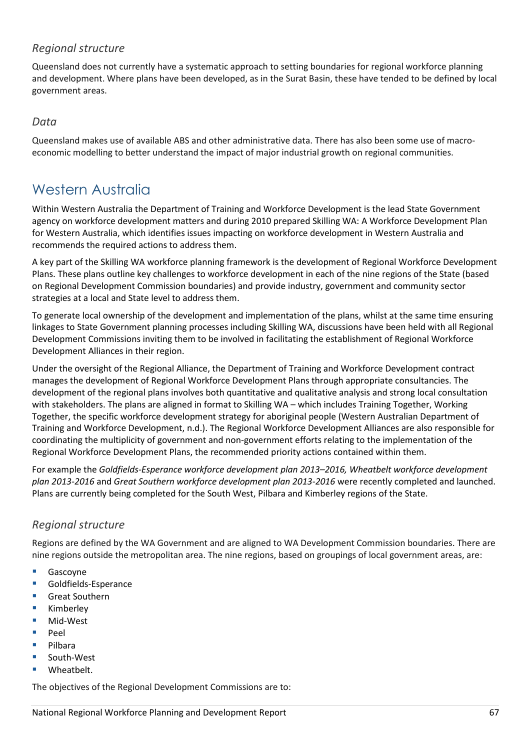### *Regional structure*

Queensland does not currently have a systematic approach to setting boundaries for regional workforce planning and development. Where plans have been developed, as in the Surat Basin, these have tended to be defined by local government areas.

### *Data*

Queensland makes use of available ABS and other administrative data. There has also been some use of macro-economic modelling to better understand the impact of major industrial growth on regional communities.

## Western Australia

Within Western Australia the Department of Training and Workforce Development is the lead State Government agency on workforce development matters and during 2010 prepared Skilling WA: A Workforce Development Plan for Western Australia, which identifies issues impacting on workforce development in Western Australia and recommends the required actions to address them.

A key part of the Skilling WA workforce planning framework is the development of Regional Workforce Development Plans. These plans outline key challenges to workforce development in each of the nine regions of the State (based on Regional Development Commission boundaries) and provide industry, government and community sector strategies at a local and State level to address them.

To generate local ownership of the development and implementation of the plans, whilst at the same time ensuring linkages to State Government planning processes including Skilling WA, discussions have been held with all Regional Development Commissions inviting them to be involved in facilitating the establishment of Regional Workforce Development Alliances in their region.

Under the oversight of the Regional Alliance, the Department of Training and Workforce Development contract manages the development of Regional Workforce Development Plans through appropriate consultancies. The development of the regional plans involves both quantitative and qualitative analysis and strong local consultation with stakeholders. The plans are aligned in format to Skilling WA – which includes Training Together, Working Together, the specific workforce development strategy for aboriginal people (Western Australian Department of Training and Workforce Development, n.d.). The Regional Workforce Development Alliances are also responsible for coordinating the multiplicity of government and non-government efforts relating to the implementation of the Regional Workforce Development Plans, the recommended priority actions contained within them.

For example the *Goldfields-Esperance workforce development plan 2013–2016, Wheatbelt workforce development plan 2013-2016* and *Great Southern workforce development plan 2013-2016* were recently completed and launched. Plans are currently being completed for the South West, Pilbara and Kimberley regions of the State.

### *Regional structure*

Regions are defined by the WA Government and are aligned to WA Development Commission boundaries. There are nine regions outside the metropolitan area. The nine regions, based on groupings of local government areas, are:

- Gascoyne
- Goldfields-Esperance
- Great Southern
- Kimberley
- Mid-West
- Peel
- Pilbara
- South-West
- Wheatbelt.

The objectives of the Regional Development Commissions are to: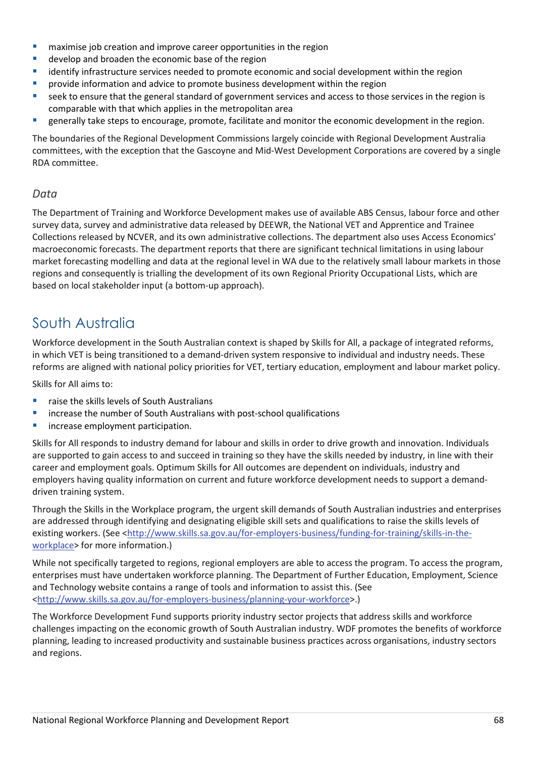- maximise job creation and improve career opportunities in the region
- develop and broaden the economic base of the region
- identify infrastructure services needed to promote economic and social development within the region
- provide information and advice to promote business development within the region
- seek to ensure that the general standard of government services and access to those services in the region is comparable with that which applies in the metropolitan area
- generally take steps to encourage, promote, facilitate and monitor the economic development in the region.

The boundaries of the Regional Development Commissions largely coincide with Regional Development Australia committees, with the exception that the Gascoyne and Mid-West Development Corporations are covered by a single RDA committee.

### *Data*

The Department of Training and Workforce Development makes use of available ABS Census, labour force and other survey data, survey and administrative data released by DEEWR, the National VET and Apprentice and Trainee Collections released by NCVER, and its own administrative collections. The department also uses Access Economics' macroeconomic forecasts. The department reports that there are significant technical limitations in using labour market forecasting modelling and data at the regional level in WA due to the relatively small labour markets in those regions and consequently is trialling the development of its own Regional Priority Occupational Lists, which are based on local stakeholder input (a bottom-up approach).

## South Australia

Workforce development in the South Australian context is shaped by Skills for All, a package of integrated reforms, in which VET is being transitioned to a demand-driven system responsive to individual and industry needs. These reforms are aligned with national policy priorities for VET, tertiary education, employment and labour market policy.

Skills for All aims to:

- raise the skills levels of South Australians
- increase the number of South Australians with post-school qualifications
- increase employment participation.

Skills for All responds to industry demand for labour and skills in order to drive growth and innovation. Individuals are supported to gain access to and succeed in training so they have the skills needed by industry, in line with their career and employment goals. Optimum Skills for All outcomes are dependent on individuals, industry and employers having quality information on current and future workforce development needs to support a demand-driven training system.

Through the Skills in the Workplace program, the urgent skill demands of South Australian industries and enterprises are addressed through identifying and designating eligible skill sets and qualifications to raise the skills levels of existing workers. (See <http://www.skills.sa.gov.au/for-employers-business/funding-for-training/skills-in-the-workplace> for more information.)

While not specifically targeted to regions, regional employers are able to access the program. To access the program, enterprises must have undertaken workforce planning. The Department of Further Education, Employment, Science and Technology website contains a range of tools and information to assist this. (See <http://www.skills.sa.gov.au/for-employers-business/planning-your-workforce>.)

The Workforce Development Fund supports priority industry sector projects that address skills and workforce challenges impacting on the economic growth of South Australian industry. WDF promotes the benefits of workforce planning, leading to increased productivity and sustainable business practices across organisations, industry sectors and regions.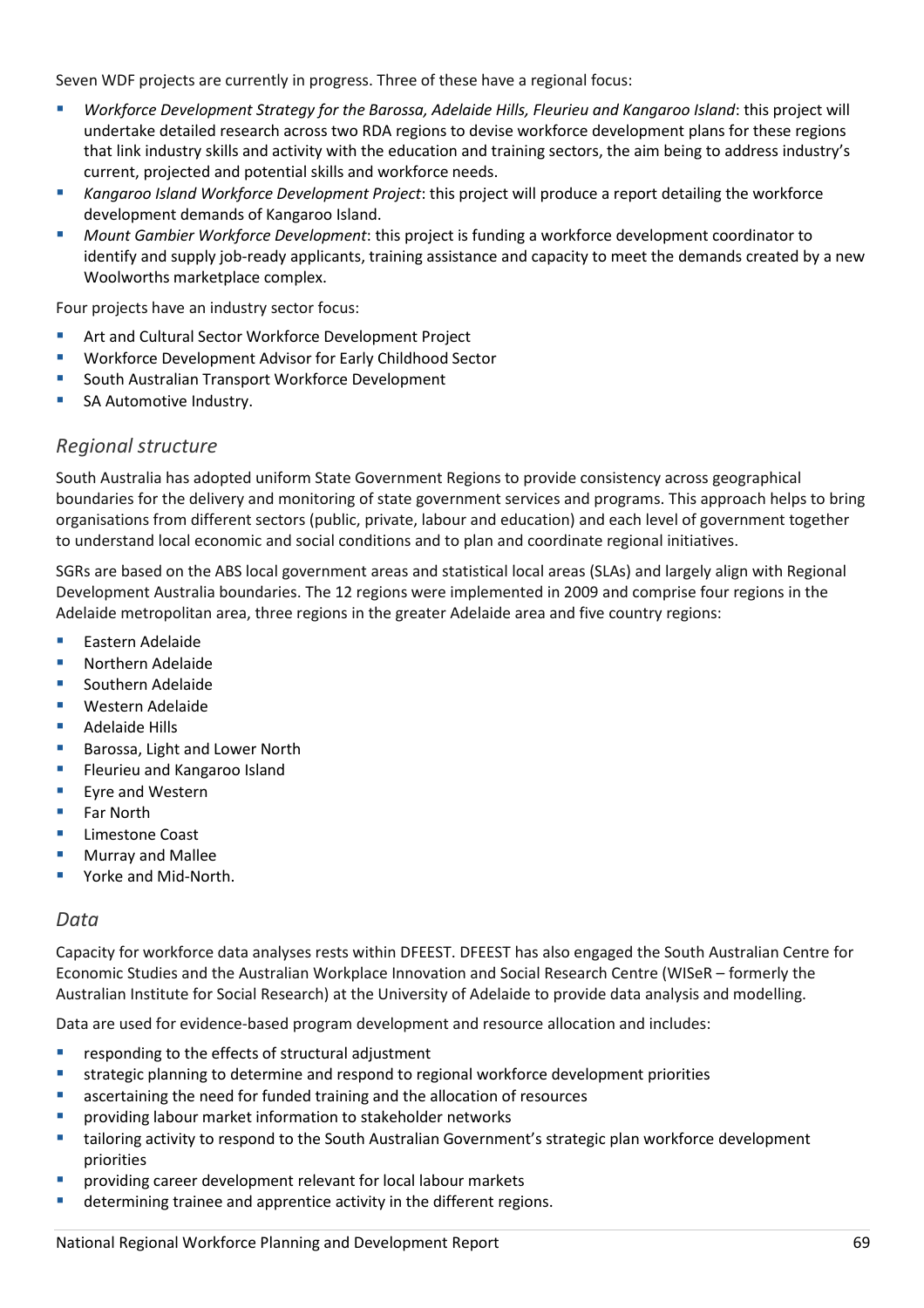Seven WDF projects are currently in progress. Three of these have a regional focus:

- *Workforce Development Strategy for the Barossa, Adelaide Hills, Fleurieu and Kangaroo Island*: this project will undertake detailed research across two RDA regions to devise workforce development plans for these regions that link industry skills and activity with the education and training sectors, the aim being to address industry's current, projected and potential skills and workforce needs.
- *Kangaroo Island Workforce Development Project*: this project will produce a report detailing the workforce development demands of Kangaroo Island.
- *Mount Gambier Workforce Development*: this project is funding a workforce development coordinator to identify and supply job-ready applicants, training assistance and capacity to meet the demands created by a new Woolworths marketplace complex.

Four projects have an industry sector focus:

- Art and Cultural Sector Workforce Development Project
- Workforce Development Advisor for Early Childhood Sector
- South Australian Transport Workforce Development
- SA Automotive Industry.

## *Regional structure*

South Australia has adopted uniform State Government Regions to provide consistency across geographical boundaries for the delivery and monitoring of state government services and programs. This approach helps to bring organisations from different sectors (public, private, labour and education) and each level of government together to understand local economic and social conditions and to plan and coordinate regional initiatives.

SGRs are based on the ABS local government areas and statistical local areas (SLAs) and largely align with Regional Development Australia boundaries. The 12 regions were implemented in 2009 and comprise four regions in the Adelaide metropolitan area, three regions in the greater Adelaide area and five country regions:

- Eastern Adelaide
- Northern Adelaide
- Southern Adelaide
- Western Adelaide
- Adelaide Hills
- Barossa, Light and Lower North
- Fleurieu and Kangaroo Island
- Eyre and Western
- Far North
- Limestone Coast
- Murray and Mallee
- Yorke and Mid-North.

## *Data*

Capacity for workforce data analyses rests within DFEEST. DFEEST has also engaged the South Australian Centre for Economic Studies and the Australian Workplace Innovation and Social Research Centre (WISeR – formerly the Australian Institute for Social Research) at the University of Adelaide to provide data analysis and modelling.

Data are used for evidence-based program development and resource allocation and includes:

- responding to the effects of structural adjustment
- strategic planning to determine and respond to regional workforce development priorities
- ascertaining the need for funded training and the allocation of resources
- providing labour market information to stakeholder networks
- tailoring activity to respond to the South Australian Government's strategic plan workforce development priorities
- providing career development relevant for local labour markets
- determining trainee and apprentice activity in the different regions.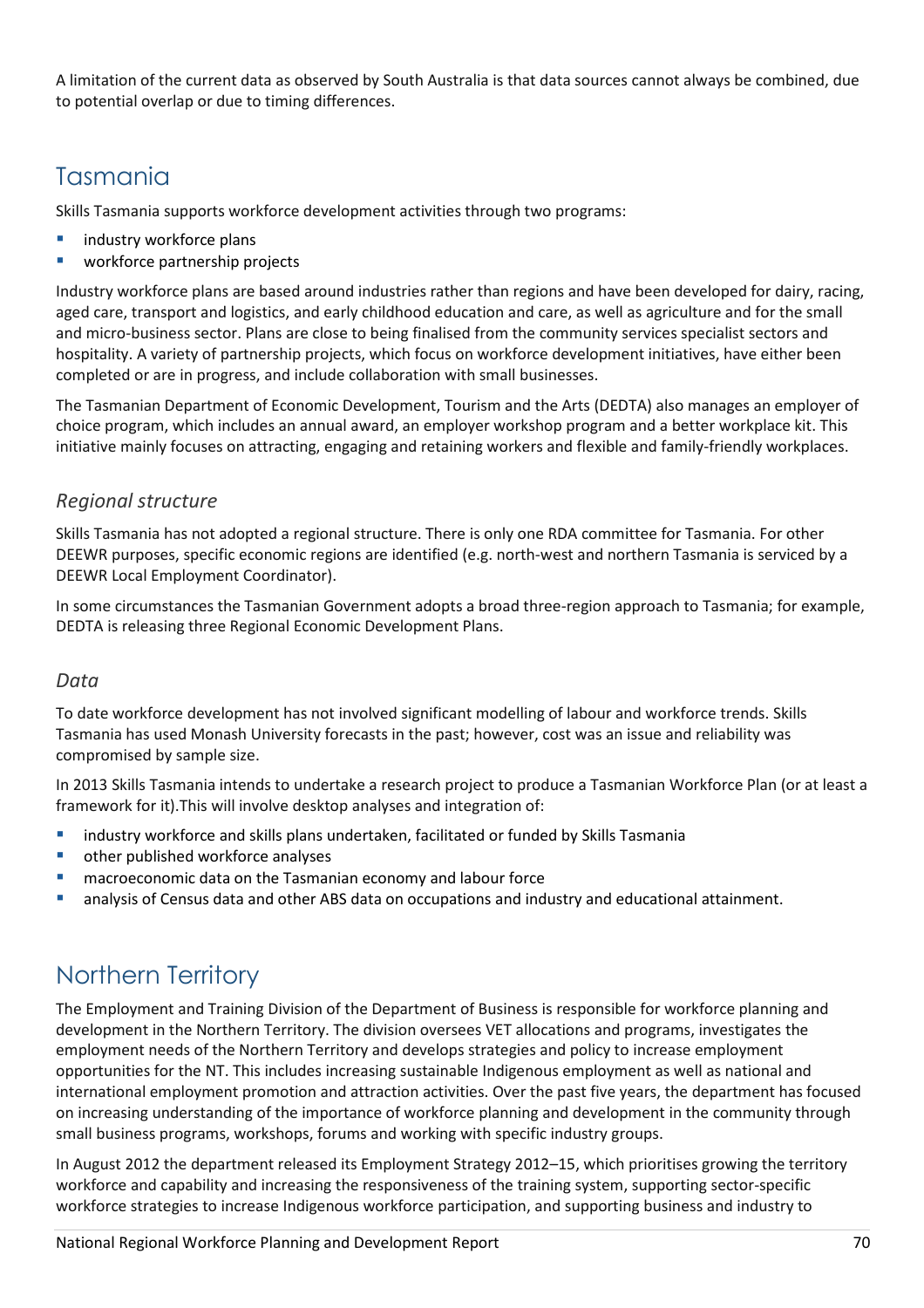A limitation of the current data as observed by South Australia is that data sources cannot always be combined, due to potential overlap or due to timing differences.

## Tasmania

Skills Tasmania supports workforce development activities through two programs:

- industry workforce plans
- workforce partnership projects

Industry workforce plans are based around industries rather than regions and have been developed for dairy, racing, aged care, transport and logistics, and early childhood education and care, as well as agriculture and for the small and micro-business sector. Plans are close to being finalised from the community services specialist sectors and hospitality. A variety of partnership projects, which focus on workforce development initiatives, have either been completed or are in progress, and include collaboration with small businesses.

The Tasmanian Department of Economic Development, Tourism and the Arts (DEDTA) also manages an employer of choice program, which includes an annual award, an employer workshop program and a better workplace kit. This initiative mainly focuses on attracting, engaging and retaining workers and flexible and family-friendly workplaces.

### *Regional structure*

Skills Tasmania has not adopted a regional structure. There is only one RDA committee for Tasmania. For other DEEWR purposes, specific economic regions are identified (e.g. north-west and northern Tasmania is serviced by a DEEWR Local Employment Coordinator).

In some circumstances the Tasmanian Government adopts a broad three-region approach to Tasmania; for example, DEDTA is releasing three Regional Economic Development Plans.

### *Data*

To date workforce development has not involved significant modelling of labour and workforce trends. Skills Tasmania has used Monash University forecasts in the past; however, cost was an issue and reliability was compromised by sample size.

In 2013 Skills Tasmania intends to undertake a research project to produce a Tasmanian Workforce Plan (or at least a framework for it).This will involve desktop analyses and integration of:

- industry workforce and skills plans undertaken, facilitated or funded by Skills Tasmania
- other published workforce analyses
- macroeconomic data on the Tasmanian economy and labour force
- analysis of Census data and other ABS data on occupations and industry and educational attainment.

## Northern Territory

The Employment and Training Division of the Department of Business is responsible for workforce planning and development in the Northern Territory. The division oversees VET allocations and programs, investigates the employment needs of the Northern Territory and develops strategies and policy to increase employment opportunities for the NT. This includes increasing sustainable Indigenous employment as well as national and international employment promotion and attraction activities. Over the past five years, the department has focused on increasing understanding of the importance of workforce planning and development in the community through small business programs, workshops, forums and working with specific industry groups.

In August 2012 the department released its Employment Strategy 2012–15, which prioritises growing the territory workforce and capability and increasing the responsiveness of the training system, supporting sector-specific workforce strategies to increase Indigenous workforce participation, and supporting business and industry to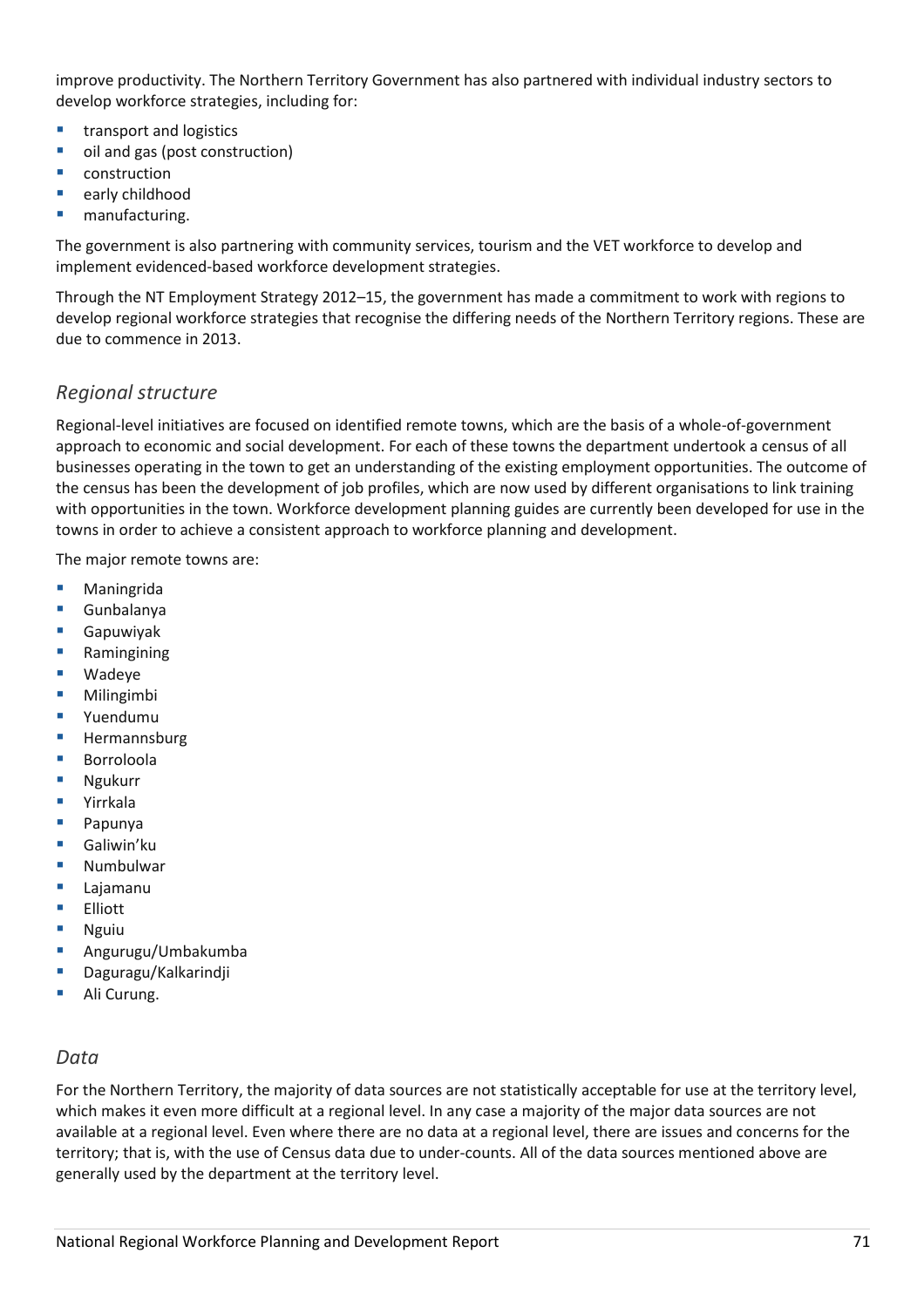improve productivity. The Northern Territory Government has also partnered with individual industry sectors to develop workforce strategies, including for:

- transport and logistics
- oil and gas (post construction)
- construction
- early childhood
- manufacturing.

The government is also partnering with community services, tourism and the VET workforce to develop and implement evidenced-based workforce development strategies.

Through the NT Employment Strategy 2012–15, the government has made a commitment to work with regions to develop regional workforce strategies that recognise the differing needs of the Northern Territory regions. These are due to commence in 2013.

### *Regional structure*

Regional-level initiatives are focused on identified remote towns, which are the basis of a whole-of-government approach to economic and social development. For each of these towns the department undertook a census of all businesses operating in the town to get an understanding of the existing employment opportunities. The outcome of the census has been the development of job profiles, which are now used by different organisations to link training with opportunities in the town. Workforce development planning guides are currently been developed for use in the towns in order to achieve a consistent approach to workforce planning and development.

The major remote towns are:

- Maningrida
- Gunbalanya
- Gapuwiyak
- Ramingining
- Wadeye
- Milingimbi
- Yuendumu
- Hermannsburg
- Borroloola
- Ngukurr
- Yirrkala
- Papunya
- Galiwin'ku
- Numbulwar
- Lajamanu
- Elliott
- Nguiu
- Angurugu/Umbakumba
- Daguragu/Kalkarindji
- Ali Curung.

### *Data*

For the Northern Territory, the majority of data sources are not statistically acceptable for use at the territory level, which makes it even more difficult at a regional level. In any case a majority of the major data sources are not available at a regional level. Even where there are no data at a regional level, there are issues and concerns for the territory; that is, with the use of Census data due to under-counts. All of the data sources mentioned above are generally used by the department at the territory level.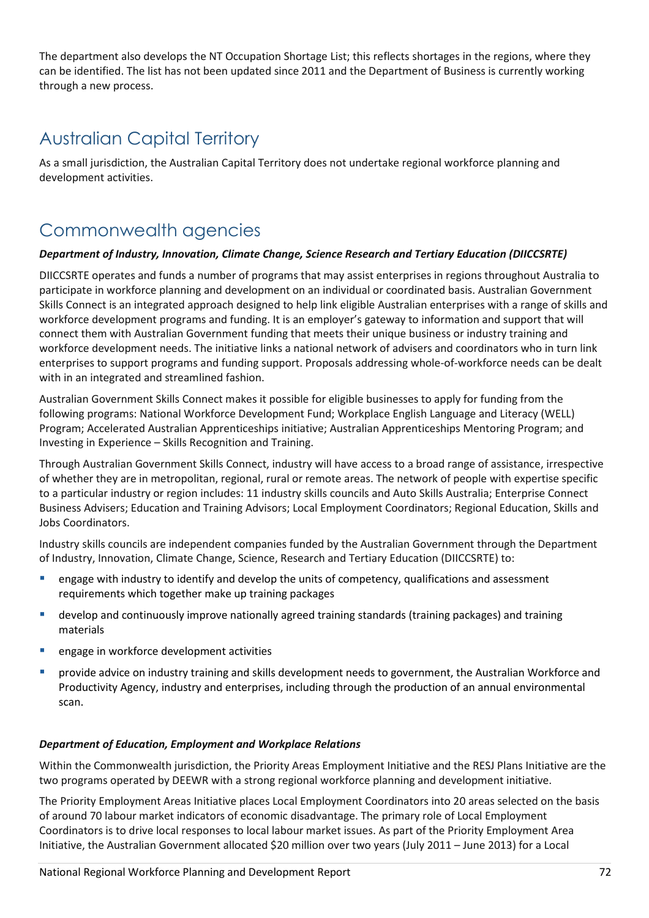The department also develops the NT Occupation Shortage List; this reflects shortages in the regions, where they can be identified. The list has not been updated since 2011 and the Department of Business is currently working through a new process.

## Australian Capital Territory

As a small jurisdiction, the Australian Capital Territory does not undertake regional workforce planning and development activities.

## Commonwealth agencies

***Department of Industry, Innovation, Climate Change, Science Research and Tertiary Education (DIICCSRTE)***

DIICCSRTE operates and funds a number of programs that may assist enterprises in regions throughout Australia to participate in workforce planning and development on an individual or coordinated basis. Australian Government Skills Connect is an integrated approach designed to help link eligible Australian enterprises with a range of skills and workforce development programs and funding. It is an employer's gateway to information and support that will connect them with Australian Government funding that meets their unique business or industry training and workforce development needs. The initiative links a national network of advisers and coordinators who in turn link enterprises to support programs and funding support. Proposals addressing whole-of-workforce needs can be dealt with in an integrated and streamlined fashion.

Australian Government Skills Connect makes it possible for eligible businesses to apply for funding from the following programs: National Workforce Development Fund; Workplace English Language and Literacy (WELL) Program; Accelerated Australian Apprenticeships initiative; Australian Apprenticeships Mentoring Program; and Investing in Experience – Skills Recognition and Training.

Through Australian Government Skills Connect, industry will have access to a broad range of assistance, irrespective of whether they are in metropolitan, regional, rural or remote areas. The network of people with expertise specific to a particular industry or region includes: 11 industry skills councils and Auto Skills Australia; Enterprise Connect Business Advisers; Education and Training Advisors; Local Employment Coordinators; Regional Education, Skills and Jobs Coordinators.

Industry skills councils are independent companies funded by the Australian Government through the Department of Industry, Innovation, Climate Change, Science, Research and Tertiary Education (DIICCSRTE) to:

- engage with industry to identify and develop the units of competency, qualifications and assessment requirements which together make up training packages
- develop and continuously improve nationally agreed training standards (training packages) and training materials
- engage in workforce development activities
- provide advice on industry training and skills development needs to government, the Australian Workforce and Productivity Agency, industry and enterprises, including through the production of an annual environmental scan.

***Department of Education, Employment and Workplace Relations***

Within the Commonwealth jurisdiction, the Priority Areas Employment Initiative and the RESJ Plans Initiative are the two programs operated by DEEWR with a strong regional workforce planning and development initiative.

The Priority Employment Areas Initiative places Local Employment Coordinators into 20 areas selected on the basis of around 70 labour market indicators of economic disadvantage. The primary role of Local Employment Coordinators is to drive local responses to local labour market issues. As part of the Priority Employment Area Initiative, the Australian Government allocated $20 million over two years (July 2011 – June 2013) for a Local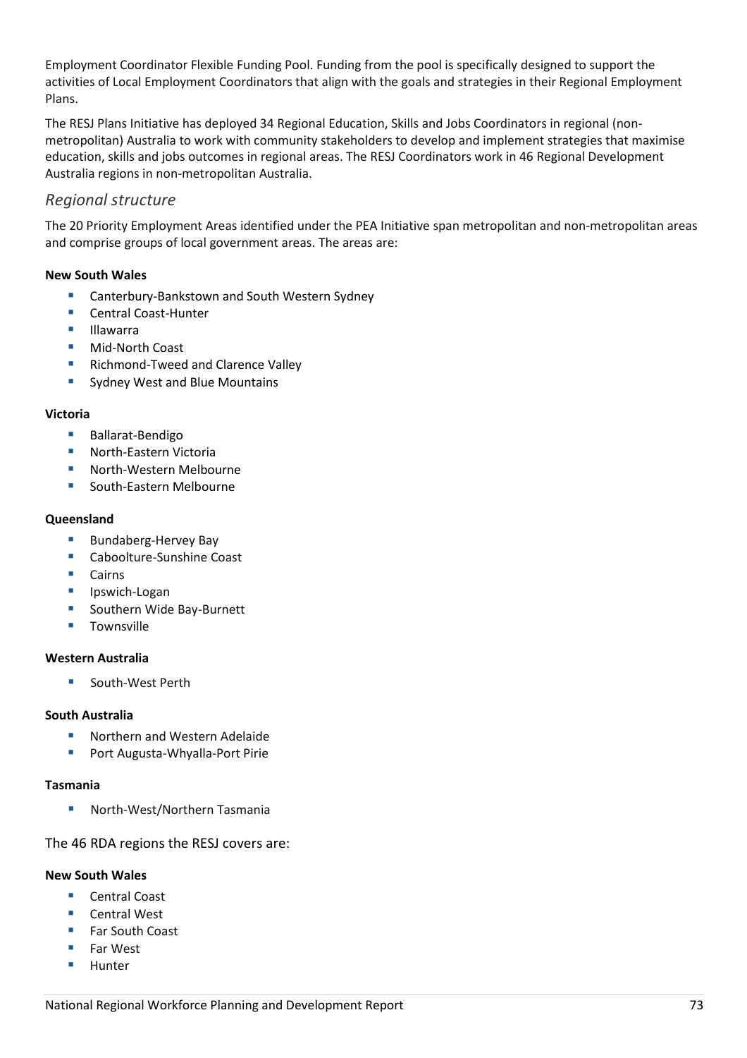Employment Coordinator Flexible Funding Pool. Funding from the pool is specifically designed to support the activities of Local Employment Coordinators that align with the goals and strategies in their Regional Employment Plans.

The RESJ Plans Initiative has deployed 34 Regional Education, Skills and Jobs Coordinators in regional (non-metropolitan) Australia to work with community stakeholders to develop and implement strategies that maximise education, skills and jobs outcomes in regional areas. The RESJ Coordinators work in 46 Regional Development Australia regions in non-metropolitan Australia.

### *Regional structure*

The 20 Priority Employment Areas identified under the PEA Initiative span metropolitan and non-metropolitan areas and comprise groups of local government areas. The areas are:

**New South Wales**

- Canterbury-Bankstown and South Western Sydney
- Central Coast-Hunter
- Illawarra
- Mid-North Coast
- Richmond-Tweed and Clarence Valley
- Sydney West and Blue Mountains

**Victoria**

- Ballarat-Bendigo
- North-Eastern Victoria
- North-Western Melbourne
- South-Eastern Melbourne

**Queensland**

- Bundaberg-Hervey Bay
- Caboolture-Sunshine Coast
- Cairns
- Ipswich-Logan
- Southern Wide Bay-Burnett
- Townsville

**Western Australia**

- South-West Perth

**South Australia**

- Northern and Western Adelaide
- Port Augusta-Whyalla-Port Pirie

**Tasmania**

- North-West/Northern Tasmania

The 46 RDA regions the RESJ covers are:

**New South Wales**

- Central Coast
- Central West
- Far South Coast
- Far West
- Hunter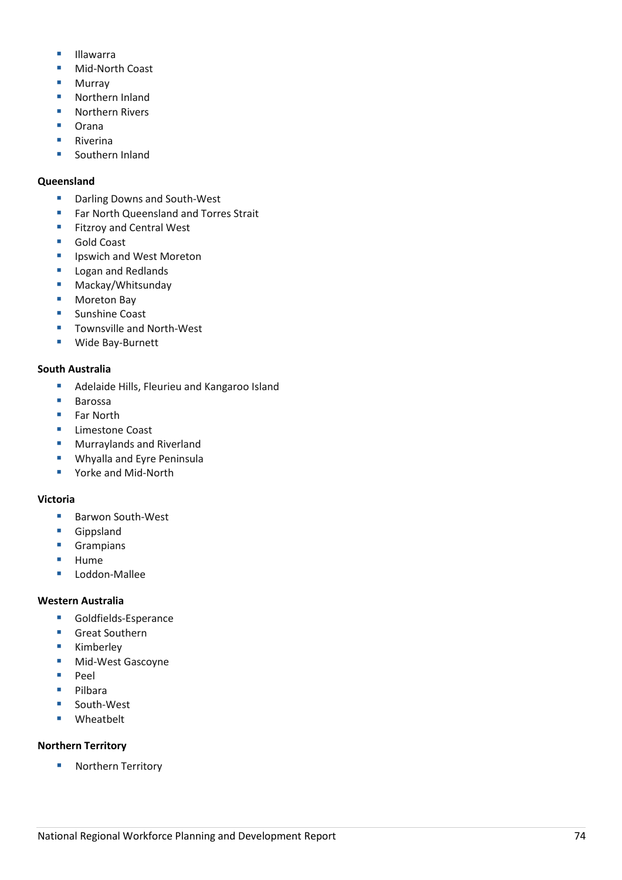- Illawarra
- Mid-North Coast
- Murray
- Northern Inland
- Northern Rivers
- Orana
- Riverina
- Southern Inland

**Queensland**

- Darling Downs and South-West
- Far North Queensland and Torres Strait
- Fitzroy and Central West
- Gold Coast
- Ipswich and West Moreton
- Logan and Redlands
- Mackay/Whitsunday
- Moreton Bay
- Sunshine Coast
- Townsville and North-West
- Wide Bay-Burnett

**South Australia**

- Adelaide Hills, Fleurieu and Kangaroo Island
- Barossa
- Far North
- Limestone Coast
- Murraylands and Riverland
- Whyalla and Eyre Peninsula
- Yorke and Mid-North

**Victoria**

- Barwon South-West
- Gippsland
- Grampians
- Hume
- Loddon-Mallee

**Western Australia**

- Goldfields-Esperance
- Great Southern
- Kimberley
- Mid-West Gascoyne
- Peel
- Pilbara
- South-West
- Wheatbelt

**Northern Territory**

- Northern Territory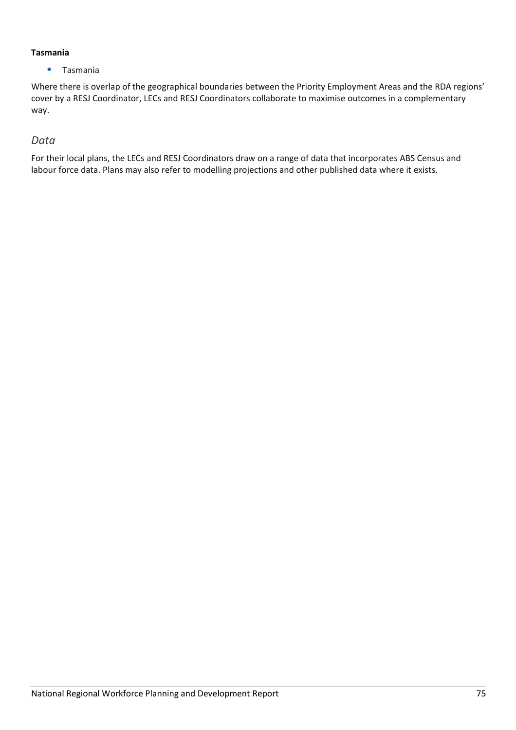**Tasmania**

- Tasmania

Where there is overlap of the geographical boundaries between the Priority Employment Areas and the RDA regions' cover by a RESJ Coordinator, LECs and RESJ Coordinators collaborate to maximise outcomes in a complementary way.

## *Data*

For their local plans, the LECs and RESJ Coordinators draw on a range of data that incorporates ABS Census and labour force data. Plans may also refer to modelling projections and other published data where it exists.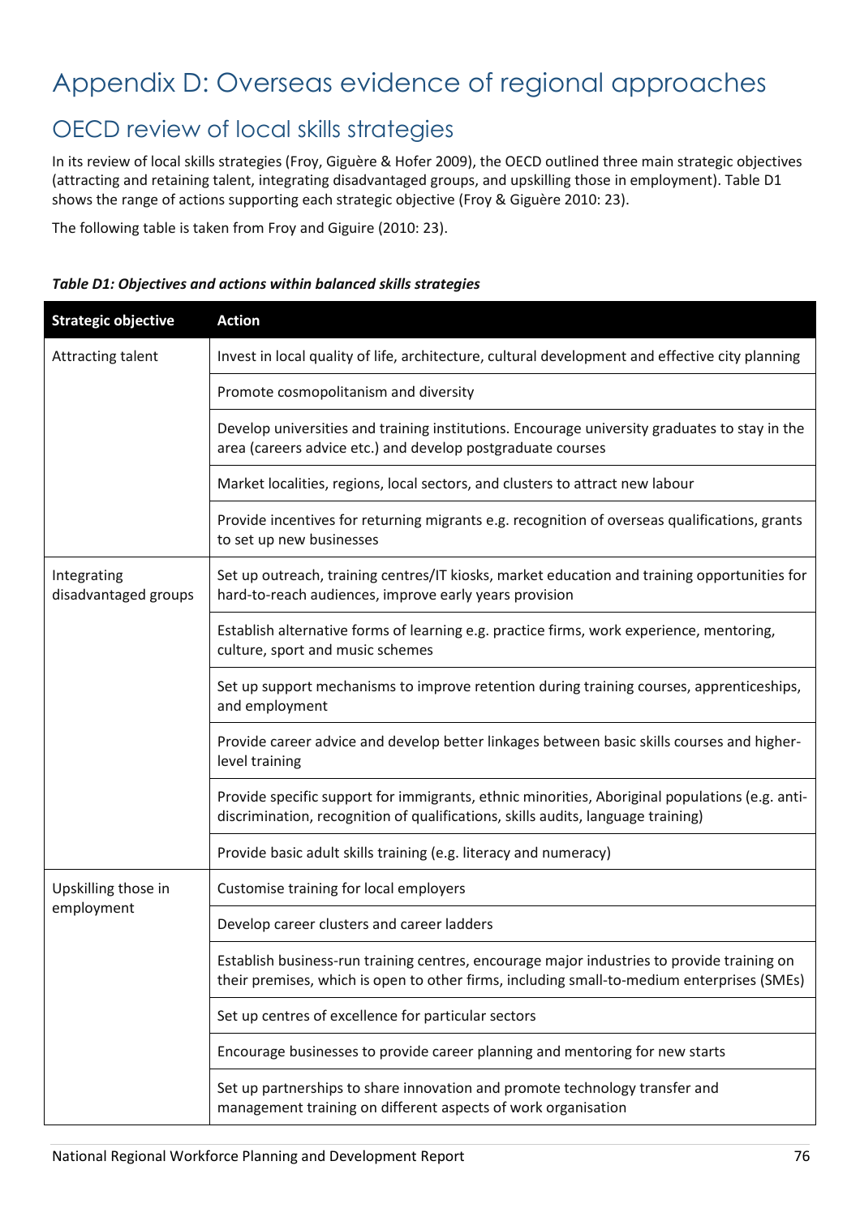# Appendix D: Overseas evidence of regional approaches

## OECD review of local skills strategies

In its review of local skills strategies (Froy, Giguère & Hofer 2009), the OECD outlined three main strategic objectives (attracting and retaining talent, integrating disadvantaged groups, and upskilling those in employment). Table D1 shows the range of actions supporting each strategic objective (Froy & Giguère 2010: 23).

The following table is taken from Froy and Giguire (2010: 23).

***Table D1: Objectives and actions within balanced skills strategies***

| Strategic objective | Action |
|---|---|
| Attracting talent | Invest in local quality of life, architecture, cultural development and effective city planning |
| | Promote cosmopolitanism and diversity |
| | Develop universities and training institutions. Encourage university graduates to stay in the area (careers advice etc.) and develop postgraduate courses |
| | Market localities, regions, local sectors, and clusters to attract new labour |
| | Provide incentives for returning migrants e.g. recognition of overseas qualifications, grants to set up new businesses |
| Integrating disadvantaged groups | Set up outreach, training centres/IT kiosks, market education and training opportunities for hard-to-reach audiences, improve early years provision |
| | Establish alternative forms of learning e.g. practice firms, work experience, mentoring, culture, sport and music schemes |
| | Set up support mechanisms to improve retention during training courses, apprenticeships, and employment |
| | Provide career advice and develop better linkages between basic skills courses and higher-level training |
| | Provide specific support for immigrants, ethnic minorities, Aboriginal populations (e.g. anti-discrimination, recognition of qualifications, skills audits, language training) |
| | Provide basic adult skills training (e.g. literacy and numeracy) |
| Upskilling those in employment | Customise training for local employers |
| | Develop career clusters and career ladders |
| | Establish business-run training centres, encourage major industries to provide training on their premises, which is open to other firms, including small-to-medium enterprises (SMEs) |
| | Set up centres of excellence for particular sectors |
| | Encourage businesses to provide career planning and mentoring for new starts |
| | Set up partnerships to share innovation and promote technology transfer and management training on different aspects of work organisation |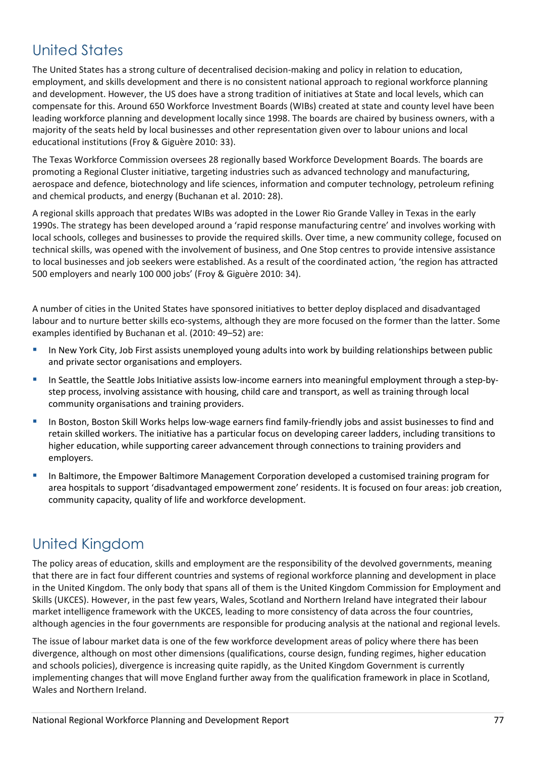## United States

The United States has a strong culture of decentralised decision-making and policy in relation to education, employment, and skills development and there is no consistent national approach to regional workforce planning and development. However, the US does have a strong tradition of initiatives at State and local levels, which can compensate for this. Around 650 Workforce Investment Boards (WIBs) created at state and county level have been leading workforce planning and development locally since 1998. The boards are chaired by business owners, with a majority of the seats held by local businesses and other representation given over to labour unions and local educational institutions (Froy & Giguère 2010: 33).

The Texas Workforce Commission oversees 28 regionally based Workforce Development Boards. The boards are promoting a Regional Cluster initiative, targeting industries such as advanced technology and manufacturing, aerospace and defence, biotechnology and life sciences, information and computer technology, petroleum refining and chemical products, and energy (Buchanan et al. 2010: 28).

A regional skills approach that predates WIBs was adopted in the Lower Rio Grande Valley in Texas in the early 1990s. The strategy has been developed around a 'rapid response manufacturing centre' and involves working with local schools, colleges and businesses to provide the required skills. Over time, a new community college, focused on technical skills, was opened with the involvement of business, and One Stop centres to provide intensive assistance to local businesses and job seekers were established. As a result of the coordinated action, 'the region has attracted 500 employers and nearly 100 000 jobs' (Froy & Giguère 2010: 34).

A number of cities in the United States have sponsored initiatives to better deploy displaced and disadvantaged labour and to nurture better skills eco-systems, although they are more focused on the former than the latter. Some examples identified by Buchanan et al. (2010: 49–52) are:

- In New York City, Job First assists unemployed young adults into work by building relationships between public and private sector organisations and employers.
- In Seattle, the Seattle Jobs Initiative assists low-income earners into meaningful employment through a step-by-step process, involving assistance with housing, child care and transport, as well as training through local community organisations and training providers.
- In Boston, Boston Skill Works helps low-wage earners find family-friendly jobs and assist businesses to find and retain skilled workers. The initiative has a particular focus on developing career ladders, including transitions to higher education, while supporting career advancement through connections to training providers and employers.
- In Baltimore, the Empower Baltimore Management Corporation developed a customised training program for area hospitals to support 'disadvantaged empowerment zone' residents. It is focused on four areas: job creation, community capacity, quality of life and workforce development.

## United Kingdom

The policy areas of education, skills and employment are the responsibility of the devolved governments, meaning that there are in fact four different countries and systems of regional workforce planning and development in place in the United Kingdom. The only body that spans all of them is the United Kingdom Commission for Employment and Skills (UKCES). However, in the past few years, Wales, Scotland and Northern Ireland have integrated their labour market intelligence framework with the UKCES, leading to more consistency of data across the four countries, although agencies in the four governments are responsible for producing analysis at the national and regional levels.

The issue of labour market data is one of the few workforce development areas of policy where there has been divergence, although on most other dimensions (qualifications, course design, funding regimes, higher education and schools policies), divergence is increasing quite rapidly, as the United Kingdom Government is currently implementing changes that will move England further away from the qualification framework in place in Scotland, Wales and Northern Ireland.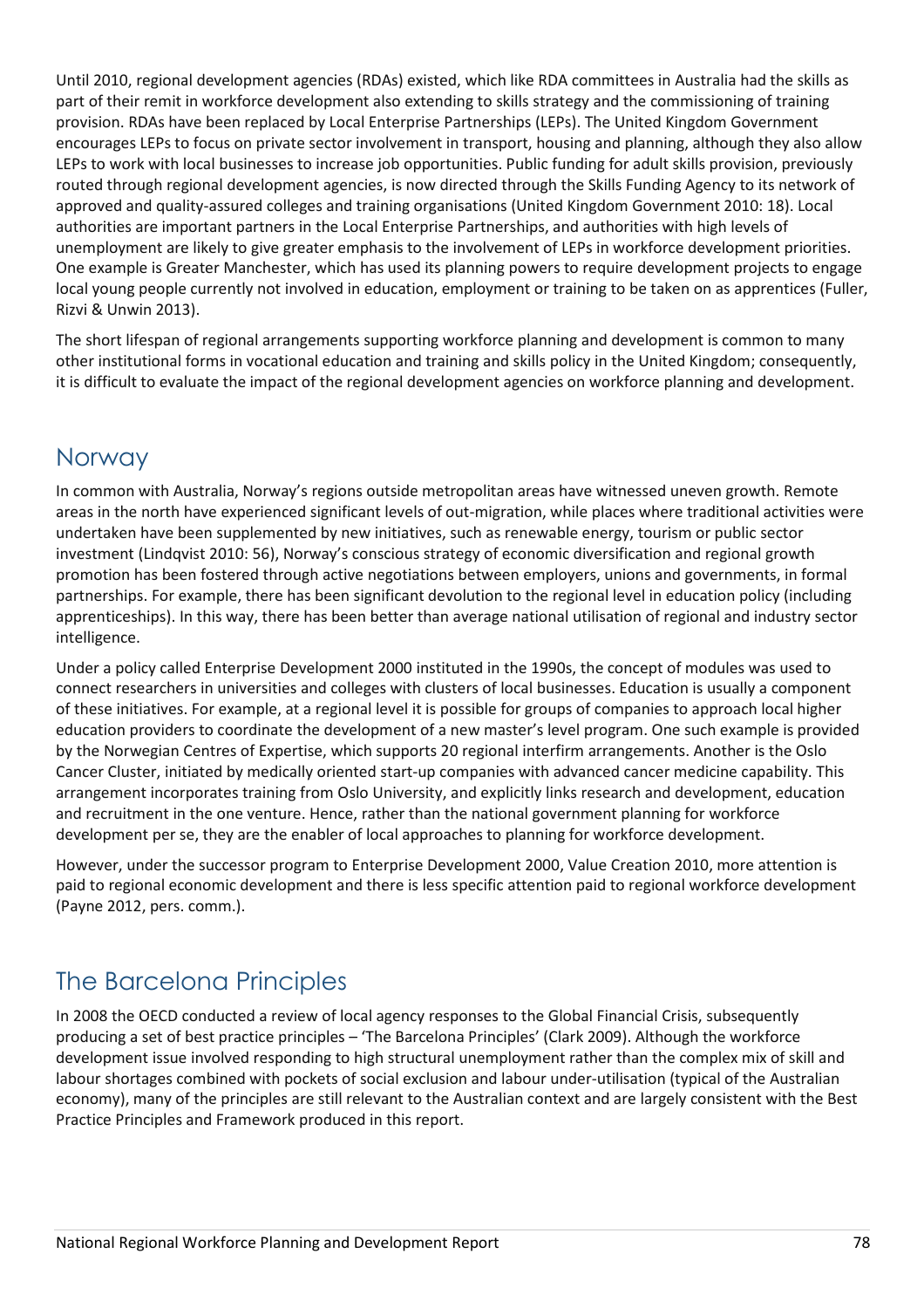Until 2010, regional development agencies (RDAs) existed, which like RDA committees in Australia had the skills as part of their remit in workforce development also extending to skills strategy and the commissioning of training provision. RDAs have been replaced by Local Enterprise Partnerships (LEPs). The United Kingdom Government encourages LEPs to focus on private sector involvement in transport, housing and planning, although they also allow LEPs to work with local businesses to increase job opportunities. Public funding for adult skills provision, previously routed through regional development agencies, is now directed through the Skills Funding Agency to its network of approved and quality-assured colleges and training organisations (United Kingdom Government 2010: 18). Local authorities are important partners in the Local Enterprise Partnerships, and authorities with high levels of unemployment are likely to give greater emphasis to the involvement of LEPs in workforce development priorities. One example is Greater Manchester, which has used its planning powers to require development projects to engage local young people currently not involved in education, employment or training to be taken on as apprentices (Fuller, Rizvi & Unwin 2013).

The short lifespan of regional arrangements supporting workforce planning and development is common to many other institutional forms in vocational education and training and skills policy in the United Kingdom; consequently, it is difficult to evaluate the impact of the regional development agencies on workforce planning and development.

## Norway

In common with Australia, Norway's regions outside metropolitan areas have witnessed uneven growth. Remote areas in the north have experienced significant levels of out-migration, while places where traditional activities were undertaken have been supplemented by new initiatives, such as renewable energy, tourism or public sector investment (Lindqvist 2010: 56), Norway's conscious strategy of economic diversification and regional growth promotion has been fostered through active negotiations between employers, unions and governments, in formal partnerships. For example, there has been significant devolution to the regional level in education policy (including apprenticeships). In this way, there has been better than average national utilisation of regional and industry sector intelligence.

Under a policy called Enterprise Development 2000 instituted in the 1990s, the concept of modules was used to connect researchers in universities and colleges with clusters of local businesses. Education is usually a component of these initiatives. For example, at a regional level it is possible for groups of companies to approach local higher education providers to coordinate the development of a new master's level program. One such example is provided by the Norwegian Centres of Expertise, which supports 20 regional interfirm arrangements. Another is the Oslo Cancer Cluster, initiated by medically oriented start-up companies with advanced cancer medicine capability. This arrangement incorporates training from Oslo University, and explicitly links research and development, education and recruitment in the one venture. Hence, rather than the national government planning for workforce development per se, they are the enabler of local approaches to planning for workforce development.

However, under the successor program to Enterprise Development 2000, Value Creation 2010, more attention is paid to regional economic development and there is less specific attention paid to regional workforce development (Payne 2012, pers. comm.).

## The Barcelona Principles

In 2008 the OECD conducted a review of local agency responses to the Global Financial Crisis, subsequently producing a set of best practice principles – 'The Barcelona Principles' (Clark 2009). Although the workforce development issue involved responding to high structural unemployment rather than the complex mix of skill and labour shortages combined with pockets of social exclusion and labour under-utilisation (typical of the Australian economy), many of the principles are still relevant to the Australian context and are largely consistent with the Best Practice Principles and Framework produced in this report.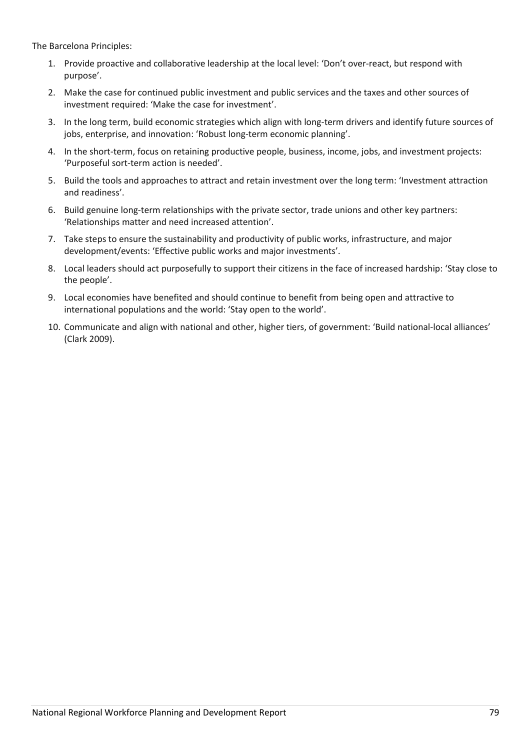The Barcelona Principles:

1. Provide proactive and collaborative leadership at the local level: 'Don't over-react, but respond with purpose'.
2. Make the case for continued public investment and public services and the taxes and other sources of investment required: 'Make the case for investment'.
3. In the long term, build economic strategies which align with long-term drivers and identify future sources of jobs, enterprise, and innovation: 'Robust long-term economic planning'.
4. In the short-term, focus on retaining productive people, business, income, jobs, and investment projects: 'Purposeful sort-term action is needed'.
5. Build the tools and approaches to attract and retain investment over the long term: 'Investment attraction and readiness'.
6. Build genuine long-term relationships with the private sector, trade unions and other key partners: 'Relationships matter and need increased attention'.
7. Take steps to ensure the sustainability and productivity of public works, infrastructure, and major development/events: 'Effective public works and major investments'.
8. Local leaders should act purposefully to support their citizens in the face of increased hardship: 'Stay close to the people'.
9. Local economies have benefited and should continue to benefit from being open and attractive to international populations and the world: 'Stay open to the world'.
10. Communicate and align with national and other, higher tiers, of government: 'Build national-local alliances' (Clark 2009).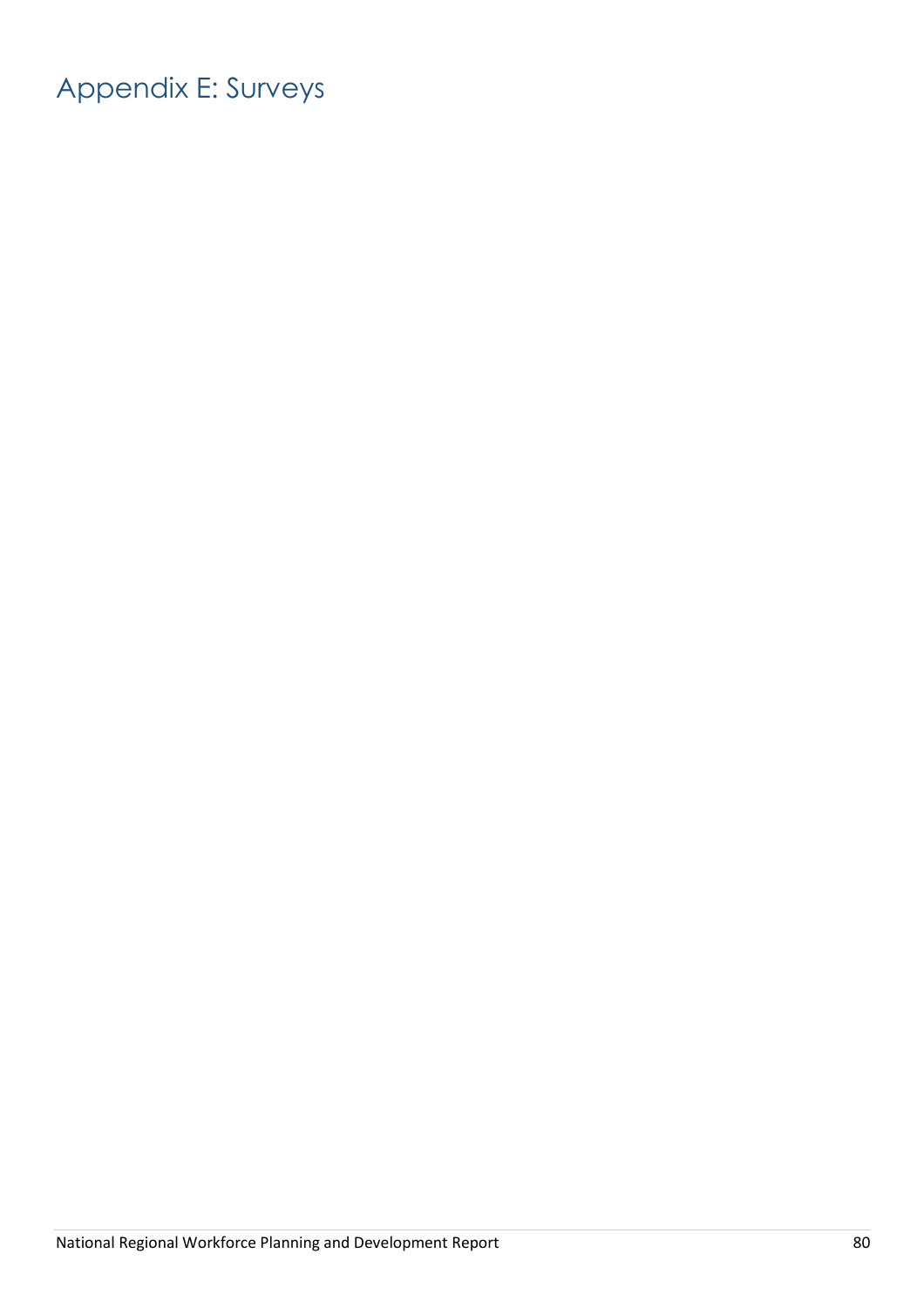# Appendix E: Surveys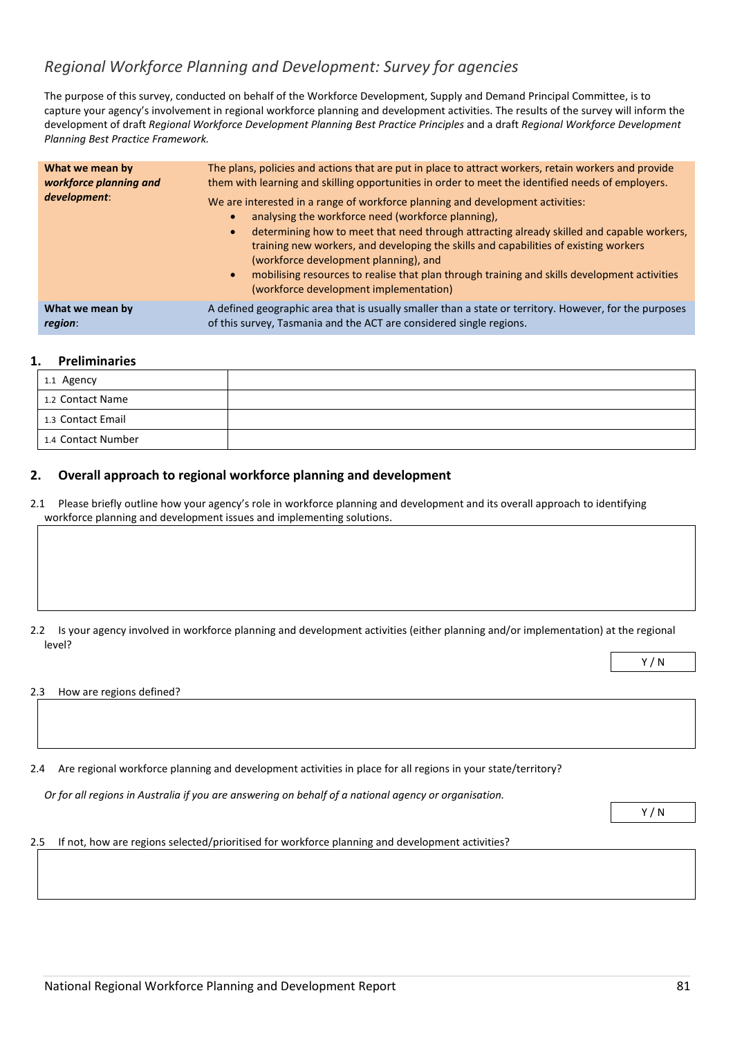*Regional Workforce Planning and Development: Survey for agencies*

The purpose of this survey, conducted on behalf of the Workforce Development, Supply and Demand Principal Committee, is to capture your agency's involvement in regional workforce planning and development activities. The results of the survey will inform the development of draft *Regional Workforce Development Planning Best Practice Principles* and a draft *Regional Workforce Development Planning Best Practice Framework.*

| | |
|---|---|
| **What we mean by *workforce planning and development*:** | The plans, policies and actions that are put in place to attract workers, retain workers and provide them with learning and skilling opportunities in order to meet the identified needs of employers.<br><br>We are interested in a range of workforce planning and development activities:<br>• analysing the workforce need (workforce planning),<br>• determining how to meet that need through attracting already skilled and capable workers, training new workers, and developing the skills and capabilities of existing workers (workforce development planning), and<br>• mobilising resources to realise that plan through training and skills development activities (workforce development implementation) |
| **What we mean by *region*:** | A defined geographic area that is usually smaller than a state or territory. However, for the purposes of this survey, Tasmania and the ACT are considered single regions. |

## 1. Preliminaries

| | |
|---|---|
| 1.1 Agency | |
| 1.2 Contact Name | |
| 1.3 Contact Email | |
| 1.4 Contact Number | |

## 2. Overall approach to regional workforce planning and development

2.1 Please briefly outline how your agency's role in workforce planning and development and its overall approach to identifying workforce planning and development issues and implementing solutions.

2.2 Is your agency involved in workforce planning and development activities (either planning and/or implementation) at the regional level?

Y / N

2.3 How are regions defined?

2.4 Are regional workforce planning and development activities in place for all regions in your state/territory?

*Or for all regions in Australia if you are answering on behalf of a national agency or organisation.*

Y / N

2.5 If not, how are regions selected/prioritised for workforce planning and development activities?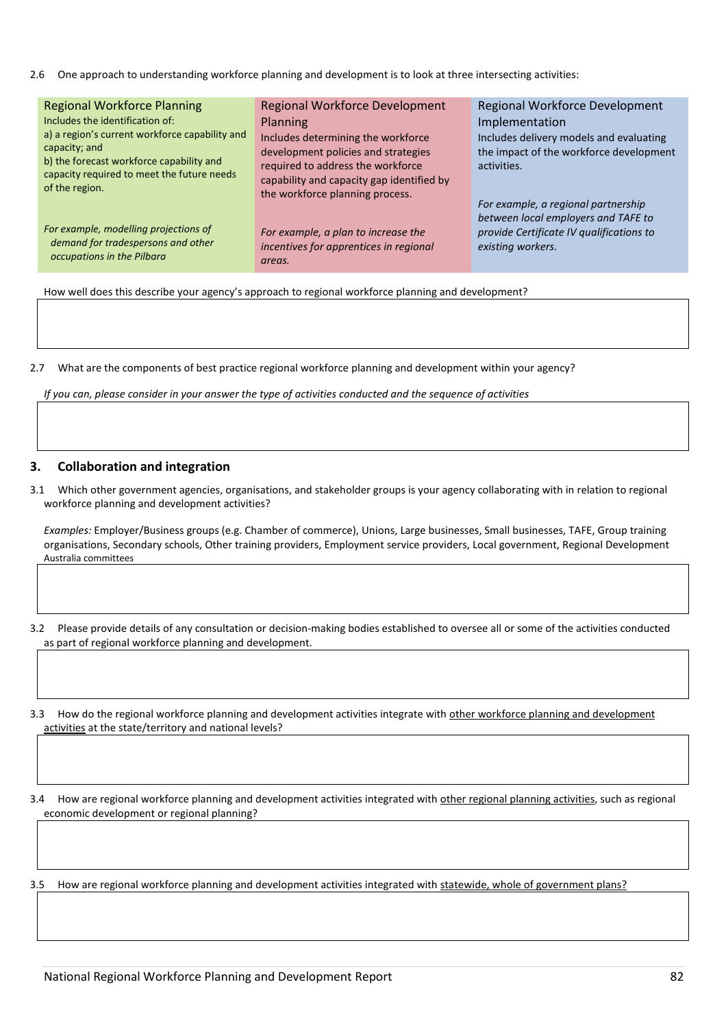2.6 One approach to understanding workforce planning and development is to look at three intersecting activities:

| Regional Workforce Planning | Regional Workforce Development Planning | Regional Workforce Development Implementation |
|---|---|---|
| Includes the identification of:<br>a) a region's current workforce capability and capacity; and<br>b) the forecast workforce capability and capacity required to meet the future needs of the region. | Includes determining the workforce development policies and strategies required to address the workforce capability and capacity gap identified by the workforce planning process. | Includes delivery models and evaluating the impact of the workforce development activities. |
| *For example, modelling projections of demand for tradespersons and other occupations in the Pilbara* | *For example, a plan to increase the incentives for apprentices in regional areas.* | *For example, a regional partnership between local employers and TAFE to provide Certificate IV qualifications to existing workers.* |

How well does this describe your agency's approach to regional workforce planning and development?

2.7 What are the components of best practice regional workforce planning and development within your agency?

*If you can, please consider in your answer the type of activities conducted and the sequence of activities*

## 3. Collaboration and integration

3.1 Which other government agencies, organisations, and stakeholder groups is your agency collaborating with in relation to regional workforce planning and development activities?

*Examples:* Employer/Business groups (e.g. Chamber of commerce), Unions, Large businesses, Small businesses, TAFE, Group training organisations, Secondary schools, Other training providers, Employment service providers, Local government, Regional Development Australia committees

3.2 Please provide details of any consultation or decision-making bodies established to oversee all or some of the activities conducted as part of regional workforce planning and development.

3.3 How do the regional workforce planning and development activities integrate with other workforce planning and development activities at the state/territory and national levels?

3.4 How are regional workforce planning and development activities integrated with other regional planning activities, such as regional economic development or regional planning?

3.5 How are regional workforce planning and development activities integrated with statewide, whole of government plans?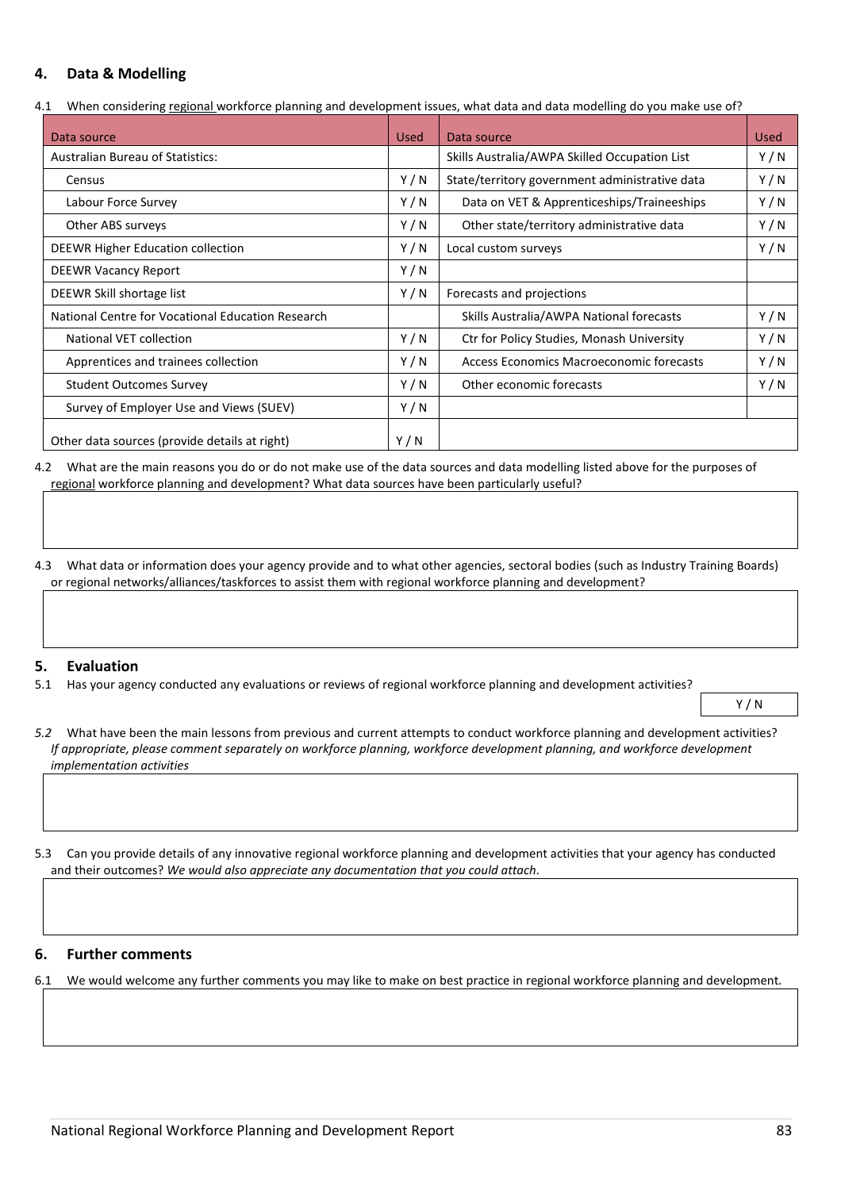## 4. Data & Modelling

4.1 When considering regional workforce planning and development issues, what data and data modelling do you make use of?

| Data source | Used | Data source | Used |
|---|---|---|---|
| Australian Bureau of Statistics: | | Skills Australia/AWPA Skilled Occupation List | Y / N |
| Census | Y / N | State/territory government administrative data | Y / N |
| Labour Force Survey | Y / N | Data on VET & Apprenticeships/Traineeships | Y / N |
| Other ABS surveys | Y / N | Other state/territory administrative data | Y / N |
| DEEWR Higher Education collection | Y / N | Local custom surveys | Y / N |
| DEEWR Vacancy Report | Y / N | | |
| DEEWR Skill shortage list | Y / N | Forecasts and projections | |
| National Centre for Vocational Education Research | | Skills Australia/AWPA National forecasts | Y / N |
| National VET collection | Y / N | Ctr for Policy Studies, Monash University | Y / N |
| Apprentices and trainees collection | Y / N | Access Economics Macroeconomic forecasts | Y / N |
| Student Outcomes Survey | Y / N | Other economic forecasts | Y / N |
| Survey of Employer Use and Views (SUEV) | Y / N | | |
| Other data sources (provide details at right) | Y / N | | |

4.2 What are the main reasons you do or do not make use of the data sources and data modelling listed above for the purposes of regional workforce planning and development? What data sources have been particularly useful?

4.3 What data or information does your agency provide and to what other agencies, sectoral bodies (such as Industry Training Boards) or regional networks/alliances/taskforces to assist them with regional workforce planning and development?

## 5. Evaluation

5.1 Has your agency conducted any evaluations or reviews of regional workforce planning and development activities?

Y / N

*5.2* What have been the main lessons from previous and current attempts to conduct workforce planning and development activities? *If appropriate, please comment separately on workforce planning, workforce development planning, and workforce development implementation activities*

5.3 Can you provide details of any innovative regional workforce planning and development activities that your agency has conducted and their outcomes? *We would also appreciate any documentation that you could attach*.

## 6. Further comments

6.1 We would welcome any further comments you may like to make on best practice in regional workforce planning and development.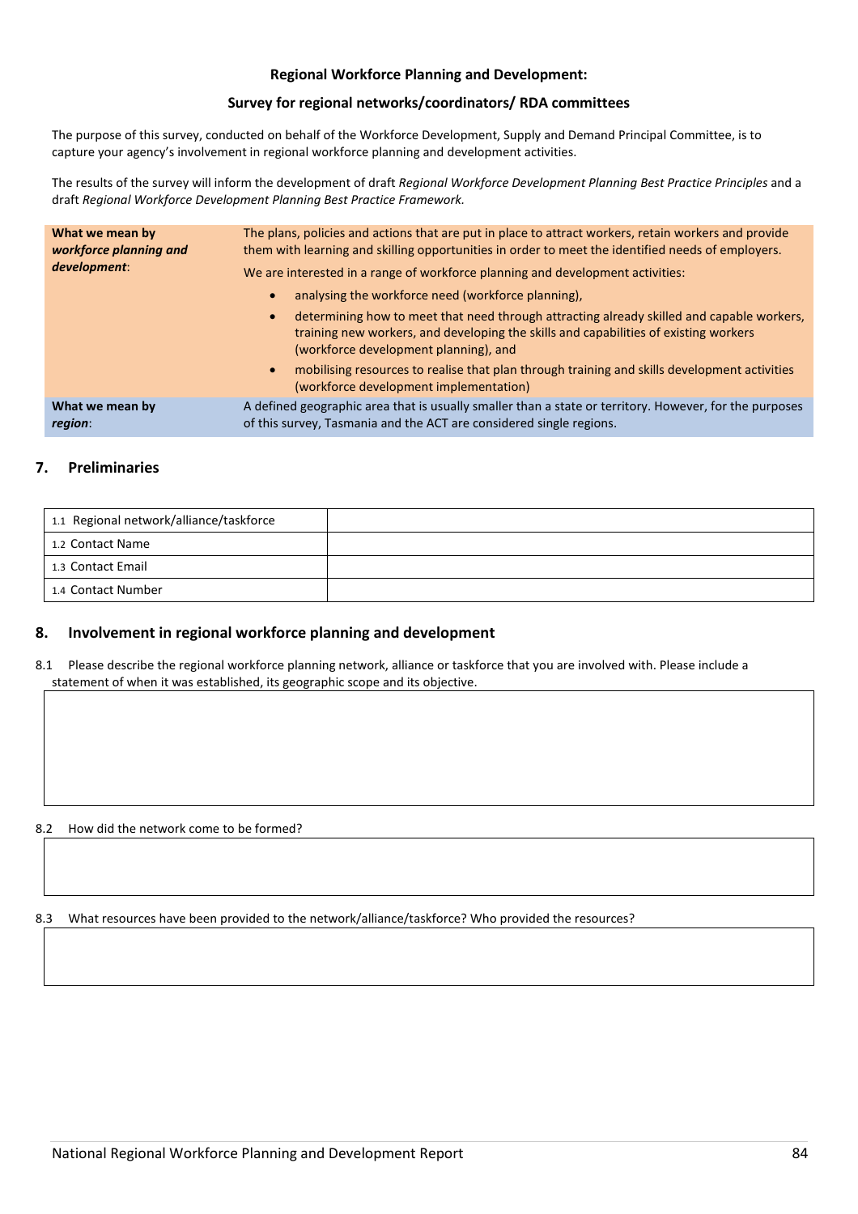**Regional Workforce Planning and Development:**

**Survey for regional networks/coordinators/ RDA committees**

The purpose of this survey, conducted on behalf of the Workforce Development, Supply and Demand Principal Committee, is to capture your agency's involvement in regional workforce planning and development activities.

The results of the survey will inform the development of draft *Regional Workforce Development Planning Best Practice Principles* and a draft *Regional Workforce Development Planning Best Practice Framework.*

| | |
|---|---|
| **What we mean by *workforce planning and development*:** | The plans, policies and actions that are put in place to attract workers, retain workers and provide them with learning and skilling opportunities in order to meet the identified needs of employers.<br>We are interested in a range of workforce planning and development activities:<br>• analysing the workforce need (workforce planning),<br>• determining how to meet that need through attracting already skilled and capable workers, training new workers, and developing the skills and capabilities of existing workers (workforce development planning), and<br>• mobilising resources to realise that plan through training and skills development activities (workforce development implementation) |
| **What we mean by *region*:** | A defined geographic area that is usually smaller than a state or territory. However, for the purposes of this survey, Tasmania and the ACT are considered single regions. |

## 7. Preliminaries

| | |
|---|---|
| 1.1 Regional network/alliance/taskforce | |
| 1.2 Contact Name | |
| 1.3 Contact Email | |
| 1.4 Contact Number | |

## 8. Involvement in regional workforce planning and development

8.1 Please describe the regional workforce planning network, alliance or taskforce that you are involved with. Please include a statement of when it was established, its geographic scope and its objective.

8.2 How did the network come to be formed?

8.3 What resources have been provided to the network/alliance/taskforce? Who provided the resources?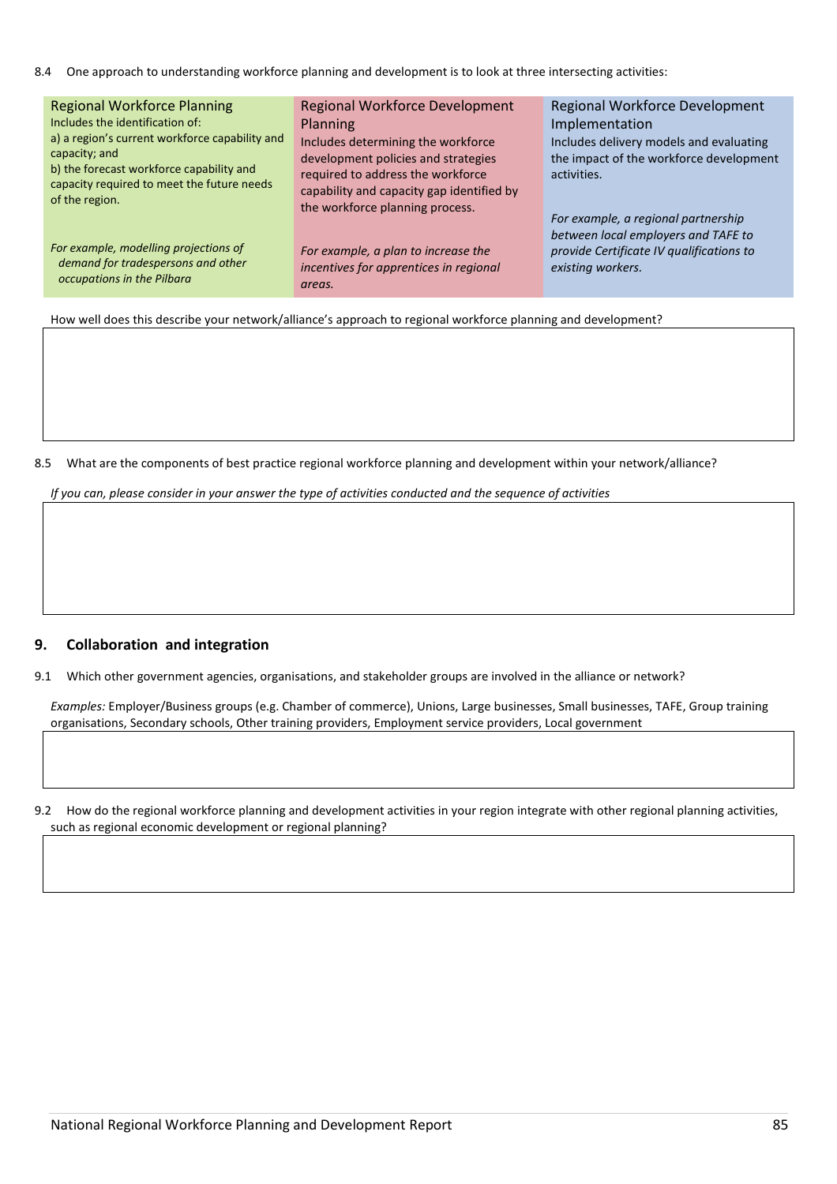8.4 One approach to understanding workforce planning and development is to look at three intersecting activities:

| Regional Workforce Planning | Regional Workforce Development Planning | Regional Workforce Development Implementation |
|---|---|---|
| Includes the identification of:<br>a) a region's current workforce capability and capacity; and<br>b) the forecast workforce capability and capacity required to meet the future needs of the region. | Includes determining the workforce development policies and strategies required to address the workforce capability and capacity gap identified by the workforce planning process. | Includes delivery models and evaluating the impact of the workforce development activities. |
| *For example, modelling projections of demand for tradespersons and other occupations in the Pilbara* | *For example, a plan to increase the incentives for apprentices in regional areas.* | *For example, a regional partnership between local employers and TAFE to provide Certificate IV qualifications to existing workers.* |

How well does this describe your network/alliance's approach to regional workforce planning and development?

8.5 What are the components of best practice regional workforce planning and development within your network/alliance?

*If you can, please consider in your answer the type of activities conducted and the sequence of activities*

## 9. Collaboration and integration

9.1 Which other government agencies, organisations, and stakeholder groups are involved in the alliance or network?

*Examples:* Employer/Business groups (e.g. Chamber of commerce), Unions, Large businesses, Small businesses, TAFE, Group training organisations, Secondary schools, Other training providers, Employment service providers, Local government

9.2 How do the regional workforce planning and development activities in your region integrate with other regional planning activities, such as regional economic development or regional planning?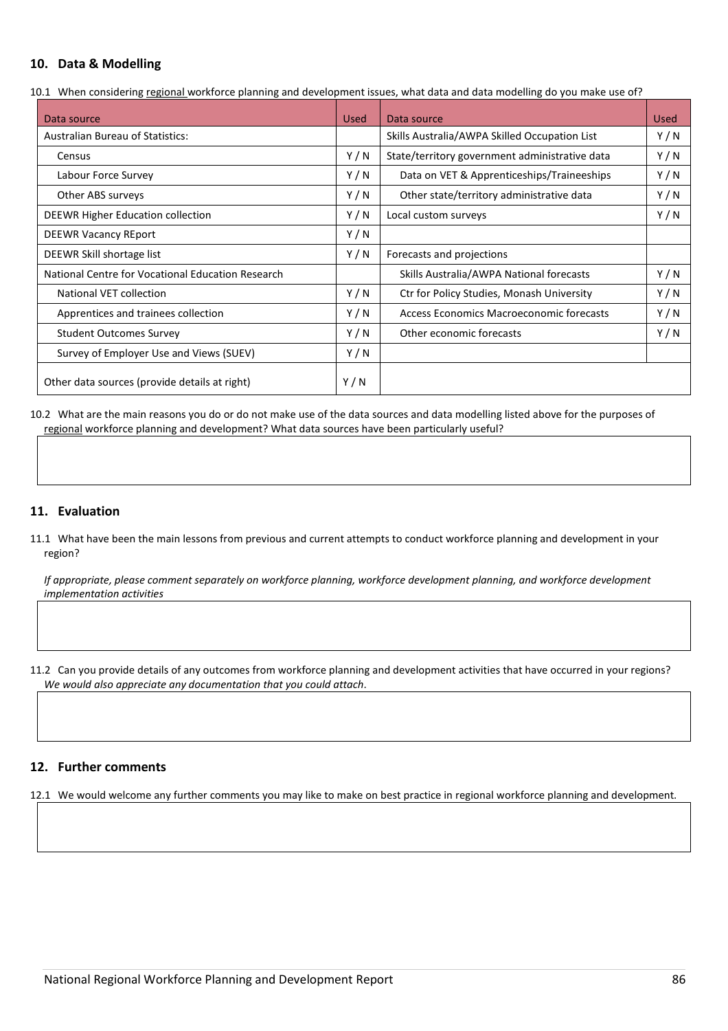## 10. Data & Modelling

10.1 When considering regional workforce planning and development issues, what data and data modelling do you make use of?

| Data source | Used | Data source | Used |
|---|---|---|---|
| Australian Bureau of Statistics: | | Skills Australia/AWPA Skilled Occupation List | Y / N |
| Census | Y / N | State/territory government administrative data | Y / N |
| Labour Force Survey | Y / N | Data on VET & Apprenticeships/Traineeships | Y / N |
| Other ABS surveys | Y / N | Other state/territory administrative data | Y / N |
| DEEWR Higher Education collection | Y / N | Local custom surveys | Y / N |
| DEEWR Vacancy REport | Y / N | | |
| DEEWR Skill shortage list | Y / N | Forecasts and projections | |
| National Centre for Vocational Education Research | | Skills Australia/AWPA National forecasts | Y / N |
| National VET collection | Y / N | Ctr for Policy Studies, Monash University | Y / N |
| Apprentices and trainees collection | Y / N | Access Economics Macroeconomic forecasts | Y / N |
| Student Outcomes Survey | Y / N | Other economic forecasts | Y / N |
| Survey of Employer Use and Views (SUEV) | Y / N | | |
| Other data sources (provide details at right) | Y / N | | |

10.2 What are the main reasons you do or do not make use of the data sources and data modelling listed above for the purposes of regional workforce planning and development? What data sources have been particularly useful?

## 11. Evaluation

11.1 What have been the main lessons from previous and current attempts to conduct workforce planning and development in your region?

*If appropriate, please comment separately on workforce planning, workforce development planning, and workforce development implementation activities*

11.2 Can you provide details of any outcomes from workforce planning and development activities that have occurred in your regions? *We would also appreciate any documentation that you could attach*.

## 12. Further comments

12.1 We would welcome any further comments you may like to make on best practice in regional workforce planning and development.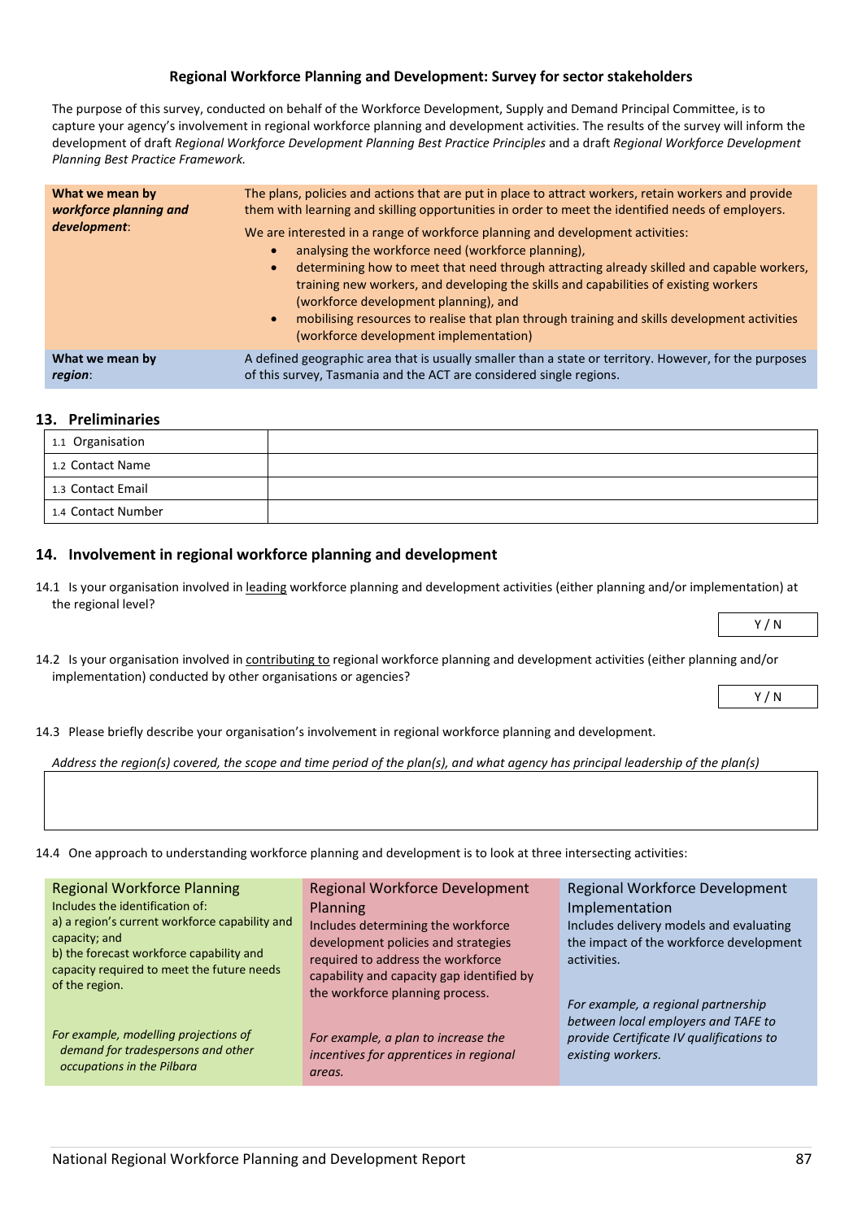### Regional Workforce Planning and Development: Survey for sector stakeholders

The purpose of this survey, conducted on behalf of the Workforce Development, Supply and Demand Principal Committee, is to capture your agency's involvement in regional workforce planning and development activities. The results of the survey will inform the development of draft *Regional Workforce Development Planning Best Practice Principles* and a draft *Regional Workforce Development Planning Best Practice Framework.*

| | |
|---|---|
| **What we mean by *workforce planning and development*:** | The plans, policies and actions that are put in place to attract workers, retain workers and provide them with learning and skilling opportunities in order to meet the identified needs of employers.<br><br>We are interested in a range of workforce planning and development activities:<br>• analysing the workforce need (workforce planning),<br>• determining how to meet that need through attracting already skilled and capable workers, training new workers, and developing the skills and capabilities of existing workers (workforce development planning), and<br>• mobilising resources to realise that plan through training and skills development activities (workforce development implementation) |
| **What we mean by *region*:** | A defined geographic area that is usually smaller than a state or territory. However, for the purposes of this survey, Tasmania and the ACT are considered single regions. |

## 13. Preliminaries

| | |
|---|---|
| 1.1 Organisation | |
| 1.2 Contact Name | |
| 1.3 Contact Email | |
| 1.4 Contact Number | |

## 14. Involvement in regional workforce planning and development

14.1 Is your organisation involved in <u>leading</u> workforce planning and development activities (either planning and/or implementation) at the regional level?

Y / N

14.2 Is your organisation involved in <u>contributing to</u> regional workforce planning and development activities (either planning and/or implementation) conducted by other organisations or agencies?

Y / N

14.3 Please briefly describe your organisation's involvement in regional workforce planning and development.

*Address the region(s) covered, the scope and time period of the plan(s), and what agency has principal leadership of the plan(s)*

| |
|---|
| |

14.4 One approach to understanding workforce planning and development is to look at three intersecting activities:

| Regional Workforce Planning | Regional Workforce Development Planning | Regional Workforce Development Implementation |
|---|---|---|
| Includes the identification of:<br>a) a region's current workforce capability and capacity; and<br>b) the forecast workforce capability and capacity required to meet the future needs of the region.<br><br>*For example, modelling projections of demand for tradespersons and other occupations in the Pilbara* | Includes determining the workforce development policies and strategies required to address the workforce capability and capacity gap identified by the workforce planning process.<br><br>*For example, a plan to increase the incentives for apprentices in regional areas.* | Includes delivery models and evaluating the impact of the workforce development activities.<br><br>*For example, a regional partnership between local employers and TAFE to provide Certificate IV qualifications to existing workers.* |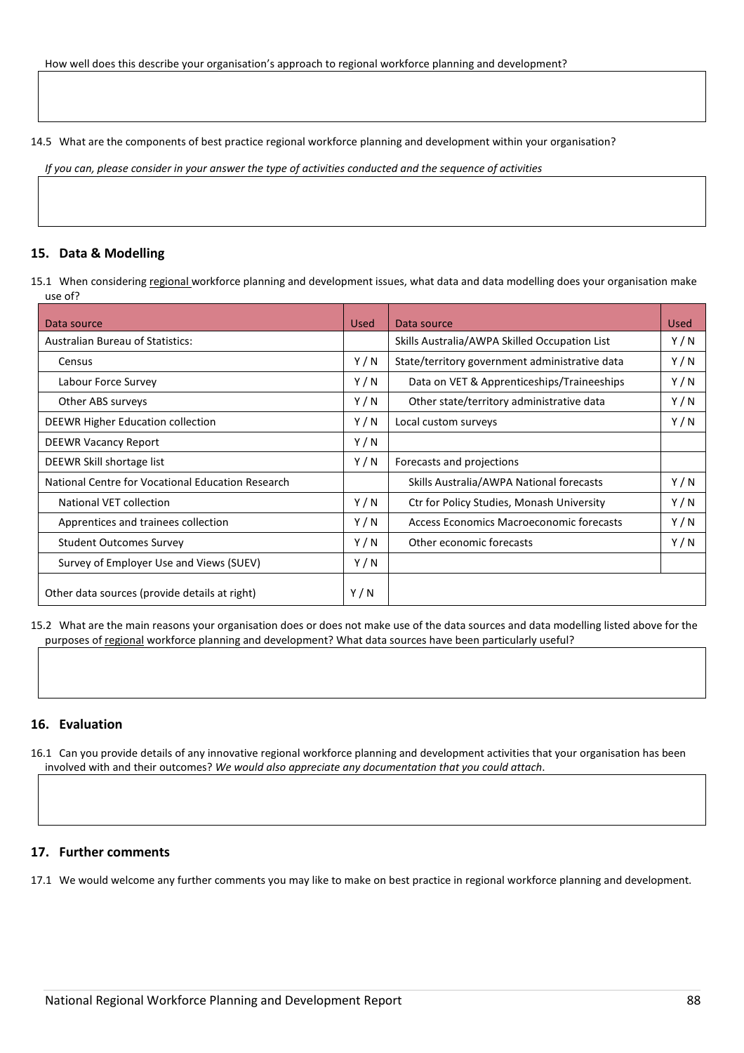How well does this describe your organisation's approach to regional workforce planning and development?

14.5 What are the components of best practice regional workforce planning and development within your organisation?

*If you can, please consider in your answer the type of activities conducted and the sequence of activities*

## 15. Data & Modelling

15.1 When considering regional workforce planning and development issues, what data and data modelling does your organisation make use of?

| Data source | Used | Data source | Used |
|---|---|---|---|
| Australian Bureau of Statistics: | | Skills Australia/AWPA Skilled Occupation List | Y / N |
| Census | Y / N | State/territory government administrative data | Y / N |
| Labour Force Survey | Y / N | Data on VET & Apprenticeships/Traineeships | Y / N |
| Other ABS surveys | Y / N | Other state/territory administrative data | Y / N |
| DEEWR Higher Education collection | Y / N | Local custom surveys | Y / N |
| DEEWR Vacancy Report | Y / N | | |
| DEEWR Skill shortage list | Y / N | Forecasts and projections | |
| National Centre for Vocational Education Research | | Skills Australia/AWPA National forecasts | Y / N |
| National VET collection | Y / N | Ctr for Policy Studies, Monash University | Y / N |
| Apprentices and trainees collection | Y / N | Access Economics Macroeconomic forecasts | Y / N |
| Student Outcomes Survey | Y / N | Other economic forecasts | Y / N |
| Survey of Employer Use and Views (SUEV) | Y / N | | |
| Other data sources (provide details at right) | Y / N | | |

15.2 What are the main reasons your organisation does or does not make use of the data sources and data modelling listed above for the purposes of regional workforce planning and development? What data sources have been particularly useful?

## 16. Evaluation

16.1 Can you provide details of any innovative regional workforce planning and development activities that your organisation has been involved with and their outcomes? *We would also appreciate any documentation that you could attach*.

## 17. Further comments

17.1 We would welcome any further comments you may like to make on best practice in regional workforce planning and development.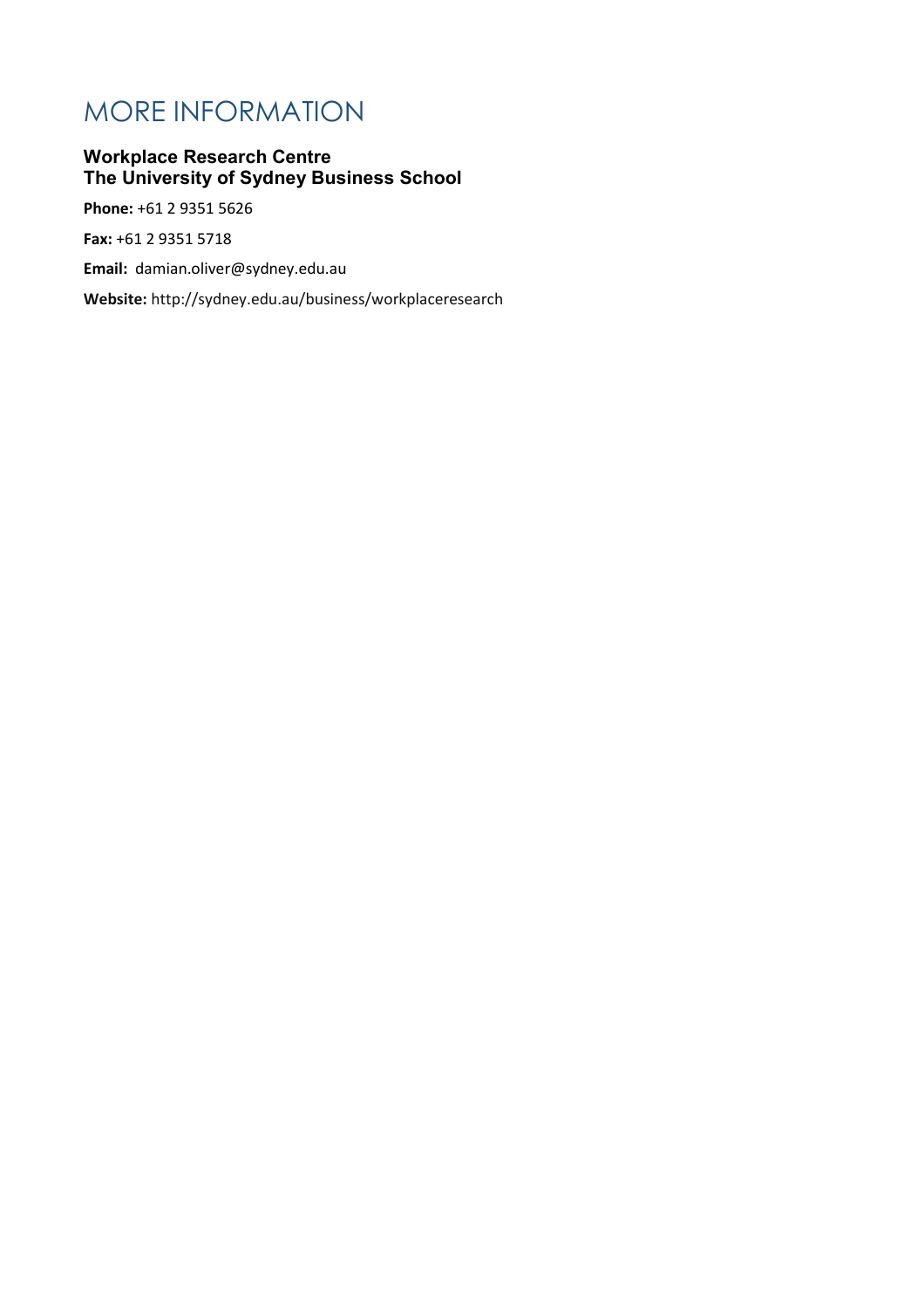# MORE INFORMATION

**Workplace Research Centre**
**The University of Sydney Business School**

**Phone:** +61 2 9351 5626

**Fax:** +61 2 9351 5718

**Email:** damian.oliver@sydney.edu.au

**Website:** http://sydney.edu.au/business/workplaceresearch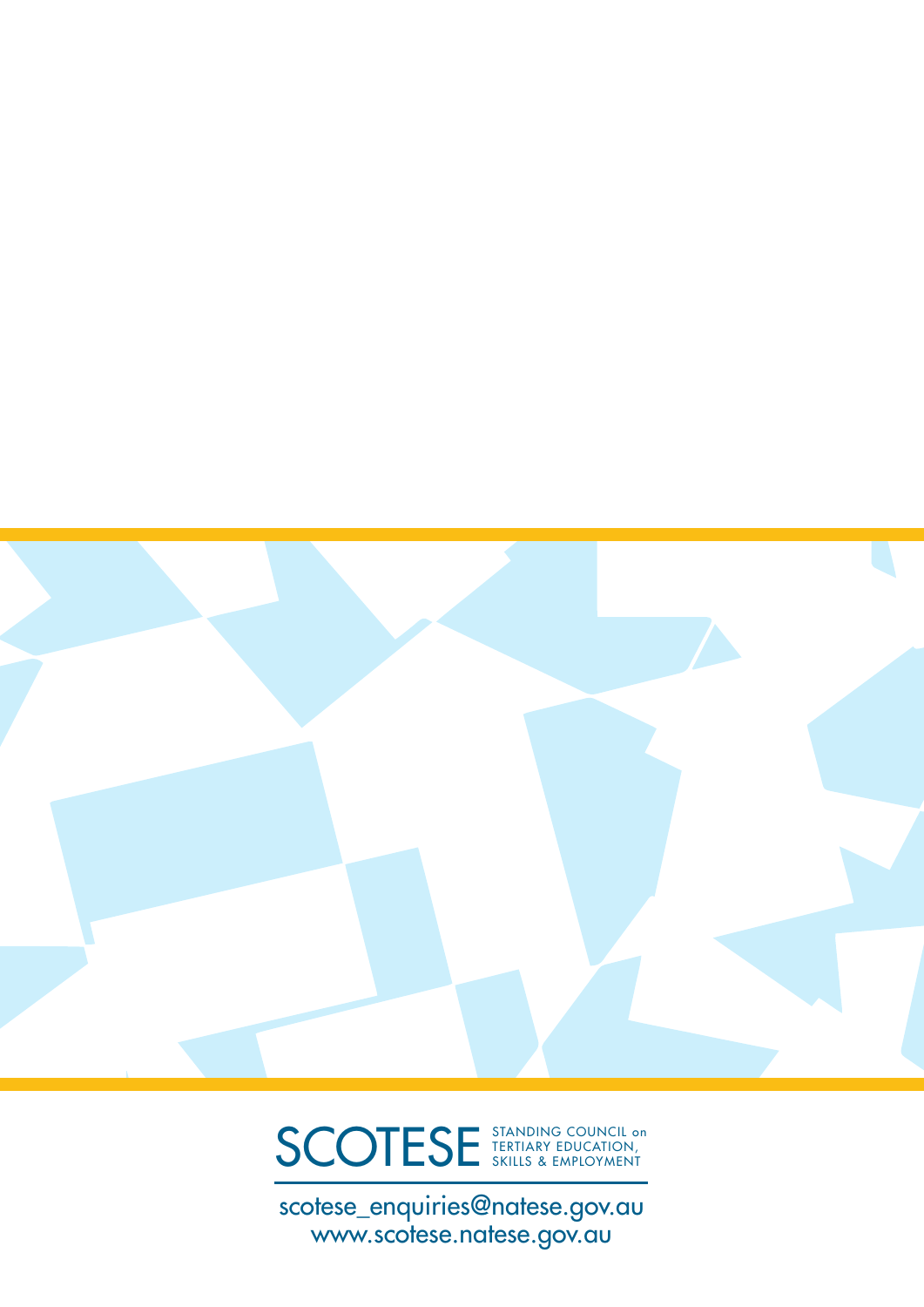SCOTESE STANDING COUNCIL on TERTIARY EDUCATION, SKILLS & EMPLOYMENT

scotese_enquiries@natese.gov.au
www.scotese.natese.gov.au